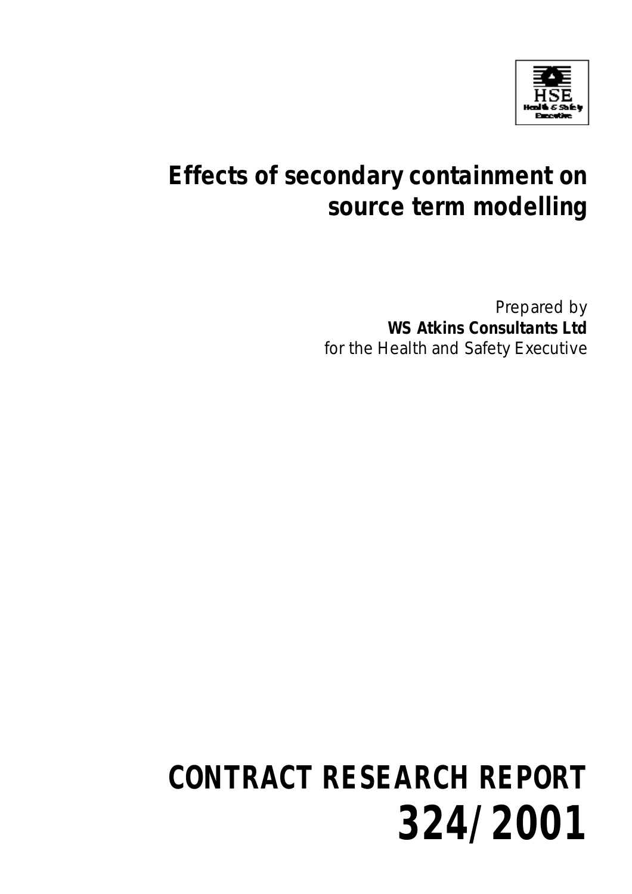HSE

Health & Safety Executive

# Effects of secondary containment on source term modelling

Prepared by
**WS Atkins Consultants Ltd**
for the Health and Safety Executive

# CONTRACT RESEARCH REPORT 324/2001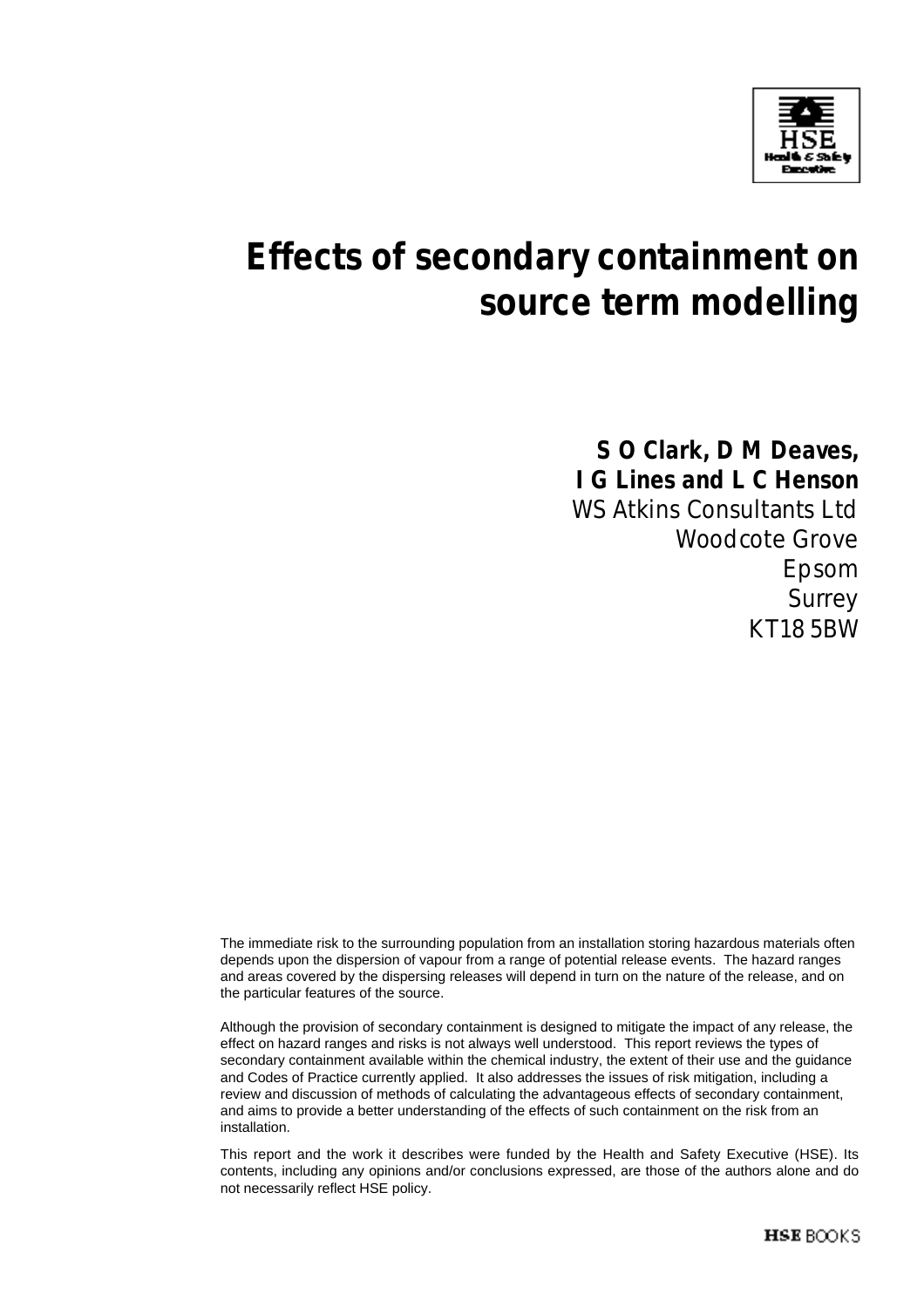# Effects of secondary containment on source term modelling

**S O Clark, D M Deaves,**
**I G Lines and L C Henson**
WS Atkins Consultants Ltd
Woodcote Grove
Epsom
Surrey
KT18 5BW

The immediate risk to the surrounding population from an installation storing hazardous materials often depends upon the dispersion of vapour from a range of potential release events. The hazard ranges and areas covered by the dispersing releases will depend in turn on the nature of the release, and on the particular features of the source.

Although the provision of secondary containment is designed to mitigate the impact of any release, the effect on hazard ranges and risks is not always well understood. This report reviews the types of secondary containment available within the chemical industry, the extent of their use and the guidance and Codes of Practice currently applied. It also addresses the issues of risk mitigation, including a review and discussion of methods of calculating the advantageous effects of secondary containment, and aims to provide a better understanding of the effects of such containment on the risk from an installation.

This report and the work it describes were funded by the Health and Safety Executive (HSE). Its contents, including any opinions and/or conclusions expressed, are those of the authors alone and do not necessarily reflect HSE policy.

**HSE** BOOKS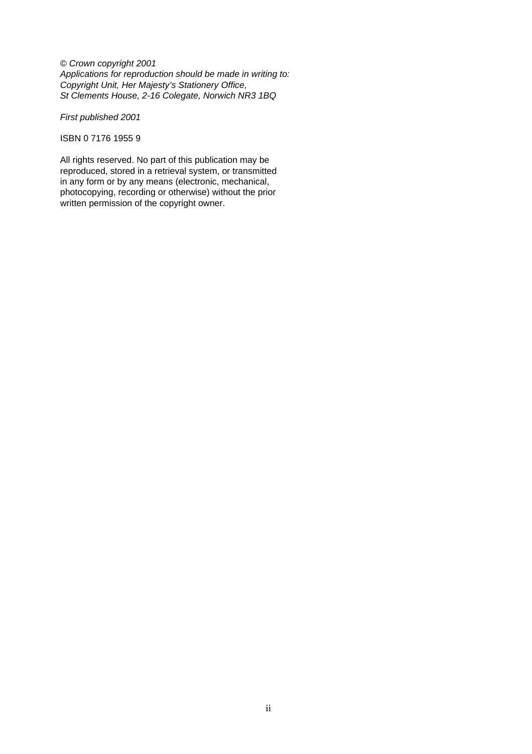*© Crown copyright 2001*
*Applications for reproduction should be made in writing to:*
*Copyright Unit, Her Majesty's Stationery Office,*
*St Clements House, 2-16 Colegate, Norwich NR3 1BQ*

*First published 2001*

ISBN 0 7176 1955 9

All rights reserved. No part of this publication may be reproduced, stored in a retrieval system, or transmitted in any form or by any means (electronic, mechanical, photocopying, recording or otherwise) without the prior written permission of the copyright owner.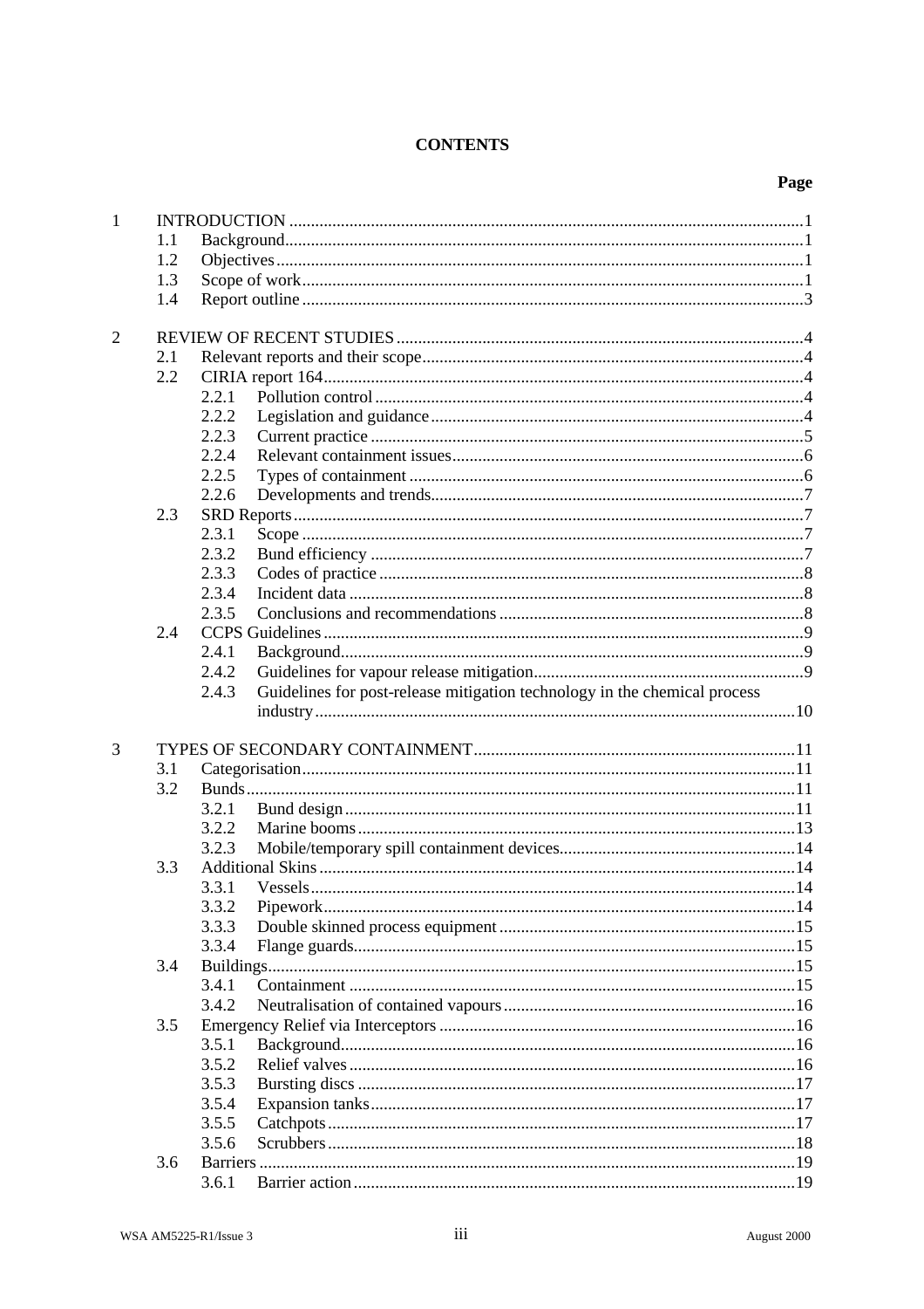# CONTENTS

| | | | Page |
|---|---|---|---|
| 1 | INTRODUCTION | | 1 |
| | 1.1 | Background | 1 |
| | 1.2 | Objectives | 1 |
| | 1.3 | Scope of work | 1 |
| | 1.4 | Report outline | 3 |
| 2 | REVIEW OF RECENT STUDIES | | 4 |
| | 2.1 | Relevant reports and their scope | 4 |
| | 2.2 | CIRIA report 164 | 4 |
| | | 2.2.1 Pollution control | 4 |
| | | 2.2.2 Legislation and guidance | 4 |
| | | 2.2.3 Current practice | 5 |
| | | 2.2.4 Relevant containment issues | 6 |
| | | 2.2.5 Types of containment | 6 |
| | | 2.2.6 Developments and trends | 7 |
| | 2.3 | SRD Reports | 7 |
| | | 2.3.1 Scope | 7 |
| | | 2.3.2 Bund efficiency | 7 |
| | | 2.3.3 Codes of practice | 8 |
| | | 2.3.4 Incident data | 8 |
| | | 2.3.5 Conclusions and recommendations | 8 |
| | 2.4 | CCPS Guidelines | 9 |
| | | 2.4.1 Background | 9 |
| | | 2.4.2 Guidelines for vapour release mitigation | 9 |
| | | 2.4.3 Guidelines for post-release mitigation technology in the chemical process industry | 10 |
| 3 | TYPES OF SECONDARY CONTAINMENT | | 11 |
| | 3.1 | Categorisation | 11 |
| | 3.2 | Bunds | 11 |
| | | 3.2.1 Bund design | 11 |
| | | 3.2.2 Marine booms | 13 |
| | | 3.2.3 Mobile/temporary spill containment devices | 14 |
| | 3.3 | Additional Skins | 14 |
| | | 3.3.1 Vessels | 14 |
| | | 3.3.2 Pipework | 14 |
| | | 3.3.3 Double skinned process equipment | 15 |
| | | 3.3.4 Flange guards | 15 |
| | 3.4 | Buildings | 15 |
| | | 3.4.1 Containment | 15 |
| | | 3.4.2 Neutralisation of contained vapours | 16 |
| | 3.5 | Emergency Relief via Interceptors | 16 |
| | | 3.5.1 Background | 16 |
| | | 3.5.2 Relief valves | 16 |
| | | 3.5.3 Bursting discs | 17 |
| | | 3.5.4 Expansion tanks | 17 |
| | | 3.5.5 Catchpots | 17 |
| | | 3.5.6 Scrubbers | 18 |
| | 3.6 | Barriers | 19 |
| | | 3.6.1 Barrier action | 19 |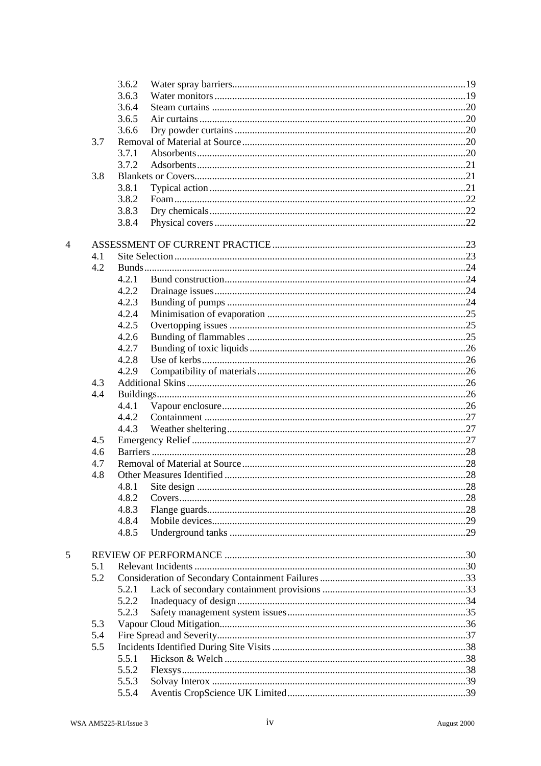3.6.2 Water spray barriers ... 19
3.6.3 Water monitors ... 19
3.6.4 Steam curtains ... 20
3.6.5 Air curtains ... 20
3.6.6 Dry powder curtains ... 20

3.7 Removal of Material at Source ... 20
3.7.1 Absorbents ... 20
3.7.2 Adsorbents ... 21

3.8 Blankets or Covers ... 21
3.8.1 Typical action ... 21
3.8.2 Foam ... 22
3.8.3 Dry chemicals ... 22
3.8.4 Physical covers ... 22

4 ASSESSMENT OF CURRENT PRACTICE ... 23

4.1 Site Selection ... 23

4.2 Bunds ... 24
4.2.1 Bund construction ... 24
4.2.2 Drainage issues ... 24
4.2.3 Bunding of pumps ... 24
4.2.4 Minimisation of evaporation ... 25
4.2.5 Overtopping issues ... 25
4.2.6 Bunding of flammables ... 25
4.2.7 Bunding of toxic liquids ... 26
4.2.8 Use of kerbs ... 26
4.2.9 Compatibility of materials ... 26

4.3 Additional Skins ... 26

4.4 Buildings ... 26
4.4.1 Vapour enclosure ... 26
4.4.2 Containment ... 27
4.4.3 Weather sheltering ... 27

4.5 Emergency Relief ... 27

4.6 Barriers ... 28

4.7 Removal of Material at Source ... 28

4.8 Other Measures Identified ... 28
4.8.1 Site design ... 28
4.8.2 Covers ... 28
4.8.3 Flange guards ... 28
4.8.4 Mobile devices ... 29
4.8.5 Underground tanks ... 29

5 REVIEW OF PERFORMANCE ... 30

5.1 Relevant Incidents ... 30

5.2 Consideration of Secondary Containment Failures ... 33
5.2.1 Lack of secondary containment provisions ... 33
5.2.2 Inadequacy of design ... 34
5.2.3 Safety management system issues ... 35

5.3 Vapour Cloud Mitigation ... 36

5.4 Fire Spread and Severity ... 37

5.5 Incidents Identified During Site Visits ... 38
5.5.1 Hickson & Welch ... 38
5.5.2 Flexsys ... 38
5.5.3 Solvay Interox ... 39
5.5.4 Aventis CropScience UK Limited ... 39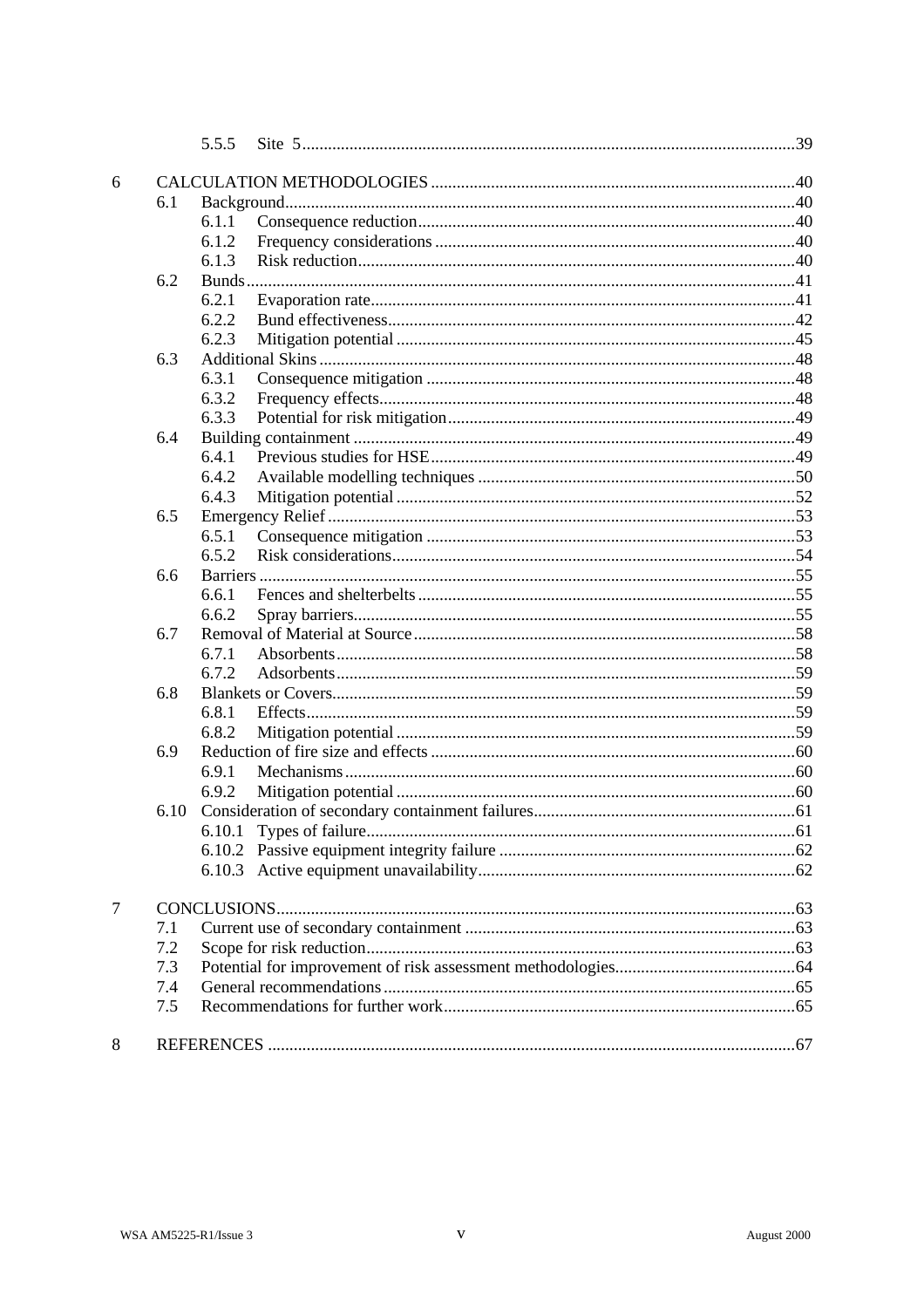5.5.5 Site 5 ........................................................................ 39

6 CALCULATION METHODOLOGIES ........................................................................ 40
- 6.1 Background ........................................................................ 40
  - 6.1.1 Consequence reduction ........................................................................ 40
  - 6.1.2 Frequency considerations ........................................................................ 40
  - 6.1.3 Risk reduction ........................................................................ 40
- 6.2 Bunds ........................................................................ 41
  - 6.2.1 Evaporation rate ........................................................................ 41
  - 6.2.2 Bund effectiveness ........................................................................ 42
  - 6.2.3 Mitigation potential ........................................................................ 45
- 6.3 Additional Skins ........................................................................ 48
  - 6.3.1 Consequence mitigation ........................................................................ 48
  - 6.3.2 Frequency effects ........................................................................ 48
  - 6.3.3 Potential for risk mitigation ........................................................................ 49
- 6.4 Building containment ........................................................................ 49
  - 6.4.1 Previous studies for HSE ........................................................................ 49
  - 6.4.2 Available modelling techniques ........................................................................ 50
  - 6.4.3 Mitigation potential ........................................................................ 52
- 6.5 Emergency Relief ........................................................................ 53
  - 6.5.1 Consequence mitigation ........................................................................ 53
  - 6.5.2 Risk considerations ........................................................................ 54
- 6.6 Barriers ........................................................................ 55
  - 6.6.1 Fences and shelterbelts ........................................................................ 55
  - 6.6.2 Spray barriers ........................................................................ 55
- 6.7 Removal of Material at Source ........................................................................ 58
  - 6.7.1 Absorbents ........................................................................ 58
  - 6.7.2 Adsorbents ........................................................................ 59
- 6.8 Blankets or Covers ........................................................................ 59
  - 6.8.1 Effects ........................................................................ 59
  - 6.8.2 Mitigation potential ........................................................................ 59
- 6.9 Reduction of fire size and effects ........................................................................ 60
  - 6.9.1 Mechanisms ........................................................................ 60
  - 6.9.2 Mitigation potential ........................................................................ 60
- 6.10 Consideration of secondary containment failures ........................................................................ 61
  - 6.10.1 Types of failure ........................................................................ 61
  - 6.10.2 Passive equipment integrity failure ........................................................................ 62
  - 6.10.3 Active equipment unavailability ........................................................................ 62

7 CONCLUSIONS ........................................................................ 63
- 7.1 Current use of secondary containment ........................................................................ 63
- 7.2 Scope for risk reduction ........................................................................ 63
- 7.3 Potential for improvement of risk assessment methodologies ........................................................................ 64
- 7.4 General recommendations ........................................................................ 65
- 7.5 Recommendations for further work ........................................................................ 65

8 REFERENCES ........................................................................ 67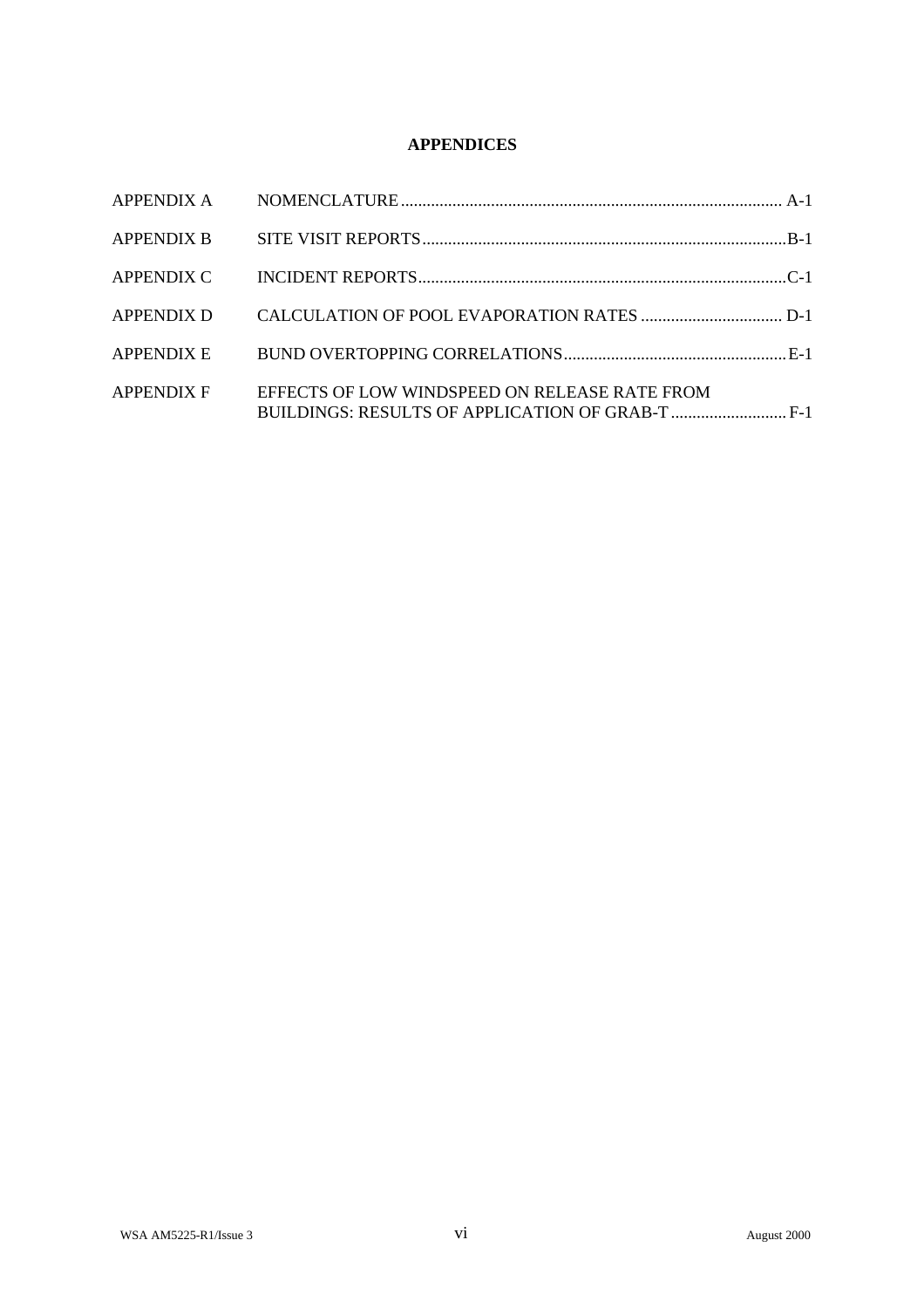**APPENDICES**

| | | |
|---|---|---|
| APPENDIX A | NOMENCLATURE | A-1 |
| APPENDIX B | SITE VISIT REPORTS | B-1 |
| APPENDIX C | INCIDENT REPORTS | C-1 |
| APPENDIX D | CALCULATION OF POOL EVAPORATION RATES | D-1 |
| APPENDIX E | BUND OVERTOPPING CORRELATIONS | E-1 |
| APPENDIX F | EFFECTS OF LOW WINDSPEED ON RELEASE RATE FROM BUILDINGS: RESULTS OF APPLICATION OF GRAB-T | F-1 |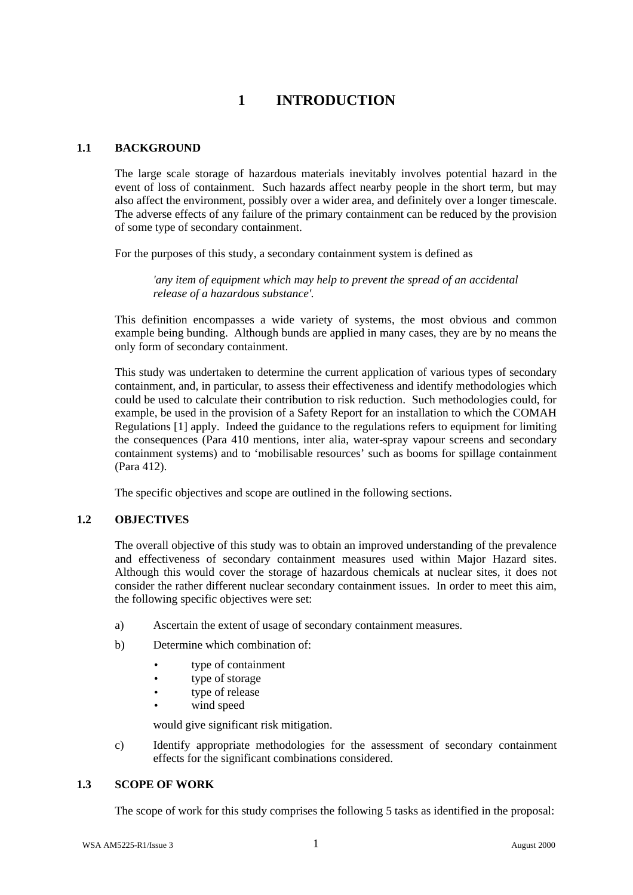# 1 INTRODUCTION

## 1.1 BACKGROUND

The large scale storage of hazardous materials inevitably involves potential hazard in the event of loss of containment. Such hazards affect nearby people in the short term, but may also affect the environment, possibly over a wider area, and definitely over a longer timescale. The adverse effects of any failure of the primary containment can be reduced by the provision of some type of secondary containment.

For the purposes of this study, a secondary containment system is defined as

> *'any item of equipment which may help to prevent the spread of an accidental release of a hazardous substance'.*

This definition encompasses a wide variety of systems, the most obvious and common example being bunding. Although bunds are applied in many cases, they are by no means the only form of secondary containment.

This study was undertaken to determine the current application of various types of secondary containment, and, in particular, to assess their effectiveness and identify methodologies which could be used to calculate their contribution to risk reduction. Such methodologies could, for example, be used in the provision of a Safety Report for an installation to which the COMAH Regulations [1] apply. Indeed the guidance to the regulations refers to equipment for limiting the consequences (Para 410 mentions, inter alia, water-spray vapour screens and secondary containment systems) and to 'mobilisable resources' such as booms for spillage containment (Para 412).

The specific objectives and scope are outlined in the following sections.

## 1.2 OBJECTIVES

The overall objective of this study was to obtain an improved understanding of the prevalence and effectiveness of secondary containment measures used within Major Hazard sites. Although this would cover the storage of hazardous chemicals at nuclear sites, it does not consider the rather different nuclear secondary containment issues. In order to meet this aim, the following specific objectives were set:

a) Ascertain the extent of usage of secondary containment measures.

b) Determine which combination of:

   - type of containment
   - type of storage
   - type of release
   - wind speed

   would give significant risk mitigation.

c) Identify appropriate methodologies for the assessment of secondary containment effects for the significant combinations considered.

## 1.3 SCOPE OF WORK

The scope of work for this study comprises the following 5 tasks as identified in the proposal: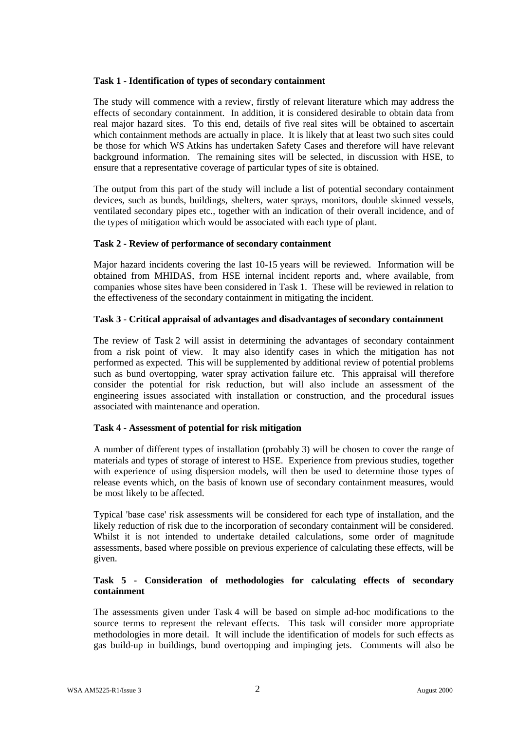**Task 1 - Identification of types of secondary containment**

The study will commence with a review, firstly of relevant literature which may address the effects of secondary containment. In addition, it is considered desirable to obtain data from real major hazard sites. To this end, details of five real sites will be obtained to ascertain which containment methods are actually in place. It is likely that at least two such sites could be those for which WS Atkins has undertaken Safety Cases and therefore will have relevant background information. The remaining sites will be selected, in discussion with HSE, to ensure that a representative coverage of particular types of site is obtained.

The output from this part of the study will include a list of potential secondary containment devices, such as bunds, buildings, shelters, water sprays, monitors, double skinned vessels, ventilated secondary pipes etc., together with an indication of their overall incidence, and of the types of mitigation which would be associated with each type of plant.

**Task 2 - Review of performance of secondary containment**

Major hazard incidents covering the last 10-15 years will be reviewed. Information will be obtained from MHIDAS, from HSE internal incident reports and, where available, from companies whose sites have been considered in Task 1. These will be reviewed in relation to the effectiveness of the secondary containment in mitigating the incident.

**Task 3 - Critical appraisal of advantages and disadvantages of secondary containment**

The review of Task 2 will assist in determining the advantages of secondary containment from a risk point of view. It may also identify cases in which the mitigation has not performed as expected. This will be supplemented by additional review of potential problems such as bund overtopping, water spray activation failure etc. This appraisal will therefore consider the potential for risk reduction, but will also include an assessment of the engineering issues associated with installation or construction, and the procedural issues associated with maintenance and operation.

**Task 4 - Assessment of potential for risk mitigation**

A number of different types of installation (probably 3) will be chosen to cover the range of materials and types of storage of interest to HSE. Experience from previous studies, together with experience of using dispersion models, will then be used to determine those types of release events which, on the basis of known use of secondary containment measures, would be most likely to be affected.

Typical 'base case' risk assessments will be considered for each type of installation, and the likely reduction of risk due to the incorporation of secondary containment will be considered. Whilst it is not intended to undertake detailed calculations, some order of magnitude assessments, based where possible on previous experience of calculating these effects, will be given.

**Task 5 - Consideration of methodologies for calculating effects of secondary containment**

The assessments given under Task 4 will be based on simple ad-hoc modifications to the source terms to represent the relevant effects. This task will consider more appropriate methodologies in more detail. It will include the identification of models for such effects as gas build-up in buildings, bund overtopping and impinging jets. Comments will also be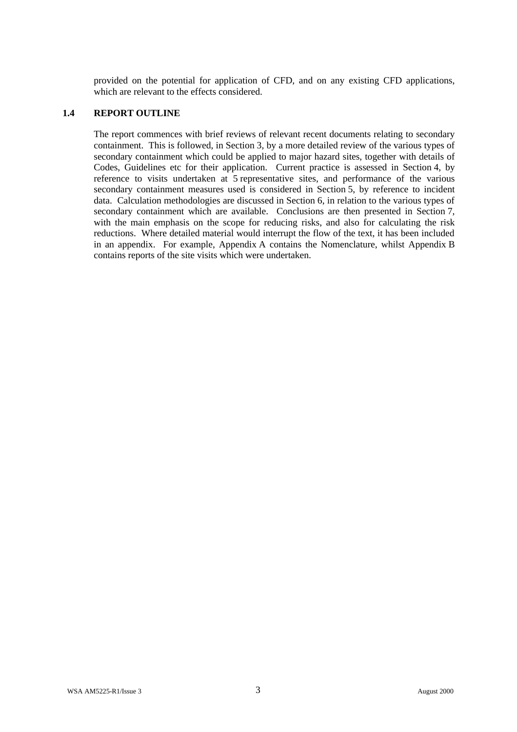provided on the potential for application of CFD, and on any existing CFD applications, which are relevant to the effects considered.

## 1.4 REPORT OUTLINE

The report commences with brief reviews of relevant recent documents relating to secondary containment. This is followed, in Section 3, by a more detailed review of the various types of secondary containment which could be applied to major hazard sites, together with details of Codes, Guidelines etc for their application. Current practice is assessed in Section 4, by reference to visits undertaken at 5 representative sites, and performance of the various secondary containment measures used is considered in Section 5, by reference to incident data. Calculation methodologies are discussed in Section 6, in relation to the various types of secondary containment which are available. Conclusions are then presented in Section 7, with the main emphasis on the scope for reducing risks, and also for calculating the risk reductions. Where detailed material would interrupt the flow of the text, it has been included in an appendix. For example, Appendix A contains the Nomenclature, whilst Appendix B contains reports of the site visits which were undertaken.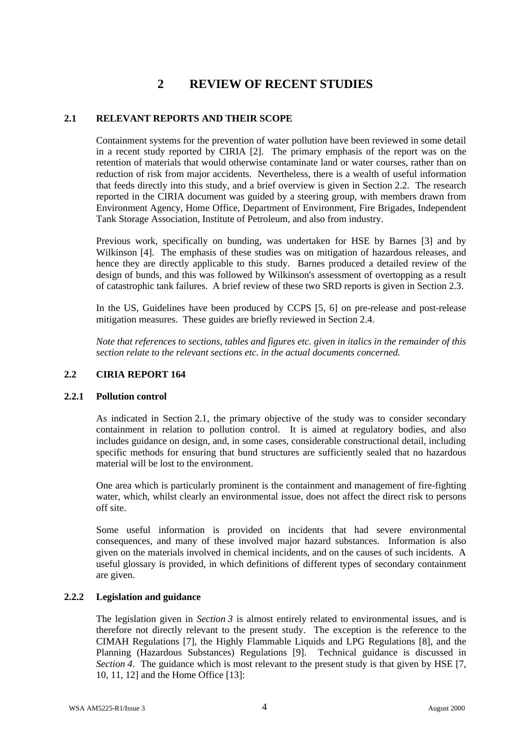# 2 REVIEW OF RECENT STUDIES

## 2.1 RELEVANT REPORTS AND THEIR SCOPE

Containment systems for the prevention of water pollution have been reviewed in some detail in a recent study reported by CIRIA [2]. The primary emphasis of the report was on the retention of materials that would otherwise contaminate land or water courses, rather than on reduction of risk from major accidents. Nevertheless, there is a wealth of useful information that feeds directly into this study, and a brief overview is given in Section 2.2. The research reported in the CIRIA document was guided by a steering group, with members drawn from Environment Agency, Home Office, Department of Environment, Fire Brigades, Independent Tank Storage Association, Institute of Petroleum, and also from industry.

Previous work, specifically on bunding, was undertaken for HSE by Barnes [3] and by Wilkinson [4]. The emphasis of these studies was on mitigation of hazardous releases, and hence they are directly applicable to this study. Barnes produced a detailed review of the design of bunds, and this was followed by Wilkinson's assessment of overtopping as a result of catastrophic tank failures. A brief review of these two SRD reports is given in Section 2.3.

In the US, Guidelines have been produced by CCPS [5, 6] on pre-release and post-release mitigation measures. These guides are briefly reviewed in Section 2.4.

*Note that references to sections, tables and figures etc. given in italics in the remainder of this section relate to the relevant sections etc. in the actual documents concerned.*

## 2.2 CIRIA REPORT 164

### 2.2.1 Pollution control

As indicated in Section 2.1, the primary objective of the study was to consider secondary containment in relation to pollution control. It is aimed at regulatory bodies, and also includes guidance on design, and, in some cases, considerable constructional detail, including specific methods for ensuring that bund structures are sufficiently sealed that no hazardous material will be lost to the environment.

One area which is particularly prominent is the containment and management of fire-fighting water, which, whilst clearly an environmental issue, does not affect the direct risk to persons off site.

Some useful information is provided on incidents that had severe environmental consequences, and many of these involved major hazard substances. Information is also given on the materials involved in chemical incidents, and on the causes of such incidents. A useful glossary is provided, in which definitions of different types of secondary containment are given.

### 2.2.2 Legislation and guidance

The legislation given in *Section 3* is almost entirely related to environmental issues, and is therefore not directly relevant to the present study. The exception is the reference to the CIMAH Regulations [7], the Highly Flammable Liquids and LPG Regulations [8], and the Planning (Hazardous Substances) Regulations [9]. Technical guidance is discussed in *Section 4*. The guidance which is most relevant to the present study is that given by HSE [7, 10, 11, 12] and the Home Office [13]: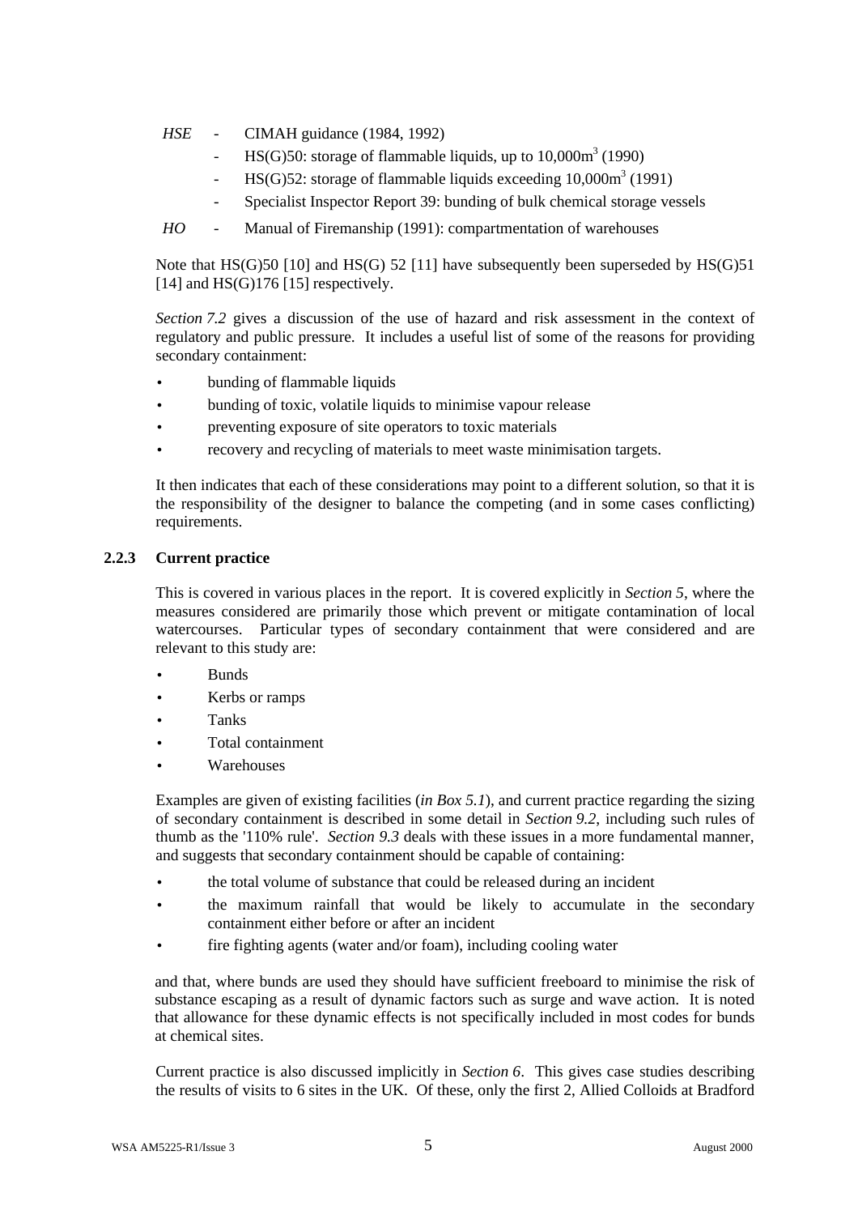*HSE* - CIMAH guidance (1984, 1992)

- HS(G)50: storage of flammable liquids, up to 10,000m$^3$ (1990)
- HS(G)52: storage of flammable liquids exceeding 10,000m$^3$ (1991)
- Specialist Inspector Report 39: bunding of bulk chemical storage vessels

*HO* - Manual of Firemanship (1991): compartmentation of warehouses

Note that HS(G)50 [10] and HS(G) 52 [11] have subsequently been superseded by HS(G)51 [14] and HS(G)176 [15] respectively.

*Section 7.2* gives a discussion of the use of hazard and risk assessment in the context of regulatory and public pressure. It includes a useful list of some of the reasons for providing secondary containment:

- bunding of flammable liquids
- bunding of toxic, volatile liquids to minimise vapour release
- preventing exposure of site operators to toxic materials
- recovery and recycling of materials to meet waste minimisation targets.

It then indicates that each of these considerations may point to a different solution, so that it is the responsibility of the designer to balance the competing (and in some cases conflicting) requirements.

### 2.2.3 Current practice

This is covered in various places in the report. It is covered explicitly in *Section 5*, where the measures considered are primarily those which prevent or mitigate contamination of local watercourses. Particular types of secondary containment that were considered and are relevant to this study are:

- Bunds
- Kerbs or ramps
- Tanks
- Total containment
- Warehouses

Examples are given of existing facilities (*in Box 5.1*), and current practice regarding the sizing of secondary containment is described in some detail in *Section 9.2*, including such rules of thumb as the '110% rule'. *Section 9.3* deals with these issues in a more fundamental manner, and suggests that secondary containment should be capable of containing:

- the total volume of substance that could be released during an incident
- the maximum rainfall that would be likely to accumulate in the secondary containment either before or after an incident
- fire fighting agents (water and/or foam), including cooling water

and that, where bunds are used they should have sufficient freeboard to minimise the risk of substance escaping as a result of dynamic factors such as surge and wave action. It is noted that allowance for these dynamic effects is not specifically included in most codes for bunds at chemical sites.

Current practice is also discussed implicitly in *Section 6*. This gives case studies describing the results of visits to 6 sites in the UK. Of these, only the first 2, Allied Colloids at Bradford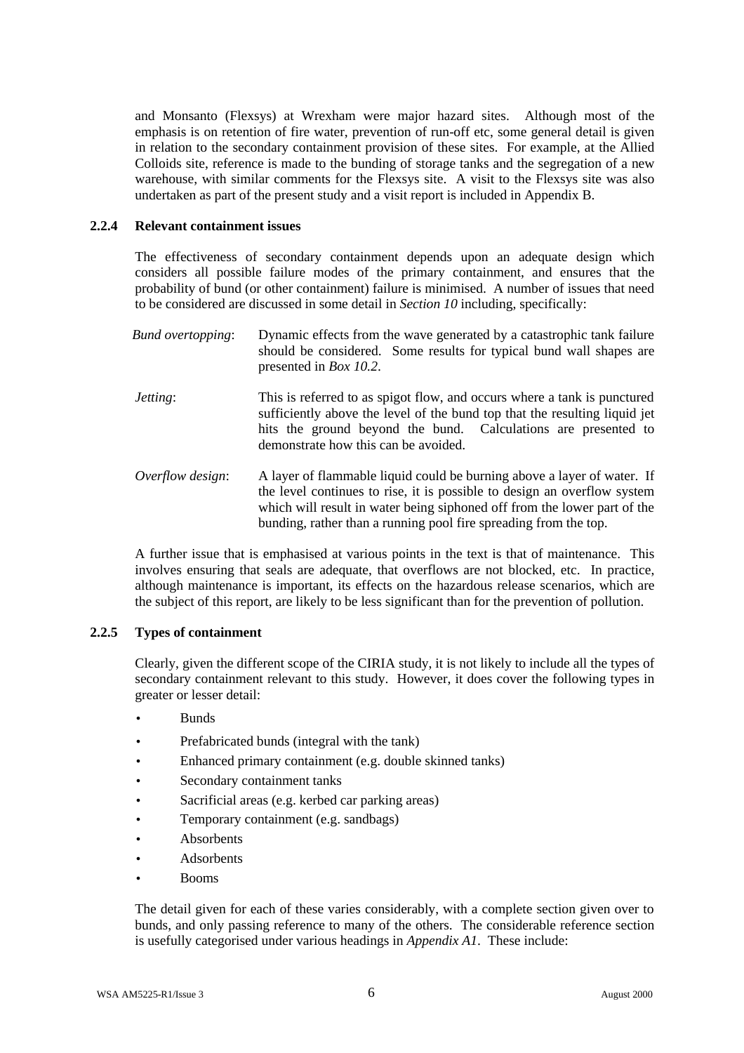and Monsanto (Flexsys) at Wrexham were major hazard sites. Although most of the emphasis is on retention of fire water, prevention of run-off etc, some general detail is given in relation to the secondary containment provision of these sites. For example, at the Allied Colloids site, reference is made to the bunding of storage tanks and the segregation of a new warehouse, with similar comments for the Flexsys site. A visit to the Flexsys site was also undertaken as part of the present study and a visit report is included in Appendix B.

### 2.2.4 Relevant containment issues

The effectiveness of secondary containment depends upon an adequate design which considers all possible failure modes of the primary containment, and ensures that the probability of bund (or other containment) failure is minimised. A number of issues that need to be considered are discussed in some detail in *Section 10* including, specifically:

*Bund overtopping*: Dynamic effects from the wave generated by a catastrophic tank failure should be considered. Some results for typical bund wall shapes are presented in *Box 10.2*.

*Jetting*: This is referred to as spigot flow, and occurs where a tank is punctured sufficiently above the level of the bund top that the resulting liquid jet hits the ground beyond the bund. Calculations are presented to demonstrate how this can be avoided.

*Overflow design*: A layer of flammable liquid could be burning above a layer of water. If the level continues to rise, it is possible to design an overflow system which will result in water being siphoned off from the lower part of the bunding, rather than a running pool fire spreading from the top.

A further issue that is emphasised at various points in the text is that of maintenance. This involves ensuring that seals are adequate, that overflows are not blocked, etc. In practice, although maintenance is important, its effects on the hazardous release scenarios, which are the subject of this report, are likely to be less significant than for the prevention of pollution.

### 2.2.5 Types of containment

Clearly, given the different scope of the CIRIA study, it is not likely to include all the types of secondary containment relevant to this study. However, it does cover the following types in greater or lesser detail:

- Bunds
- Prefabricated bunds (integral with the tank)
- Enhanced primary containment (e.g. double skinned tanks)
- Secondary containment tanks
- Sacrificial areas (e.g. kerbed car parking areas)
- Temporary containment (e.g. sandbags)
- Absorbents
- Adsorbents
- Booms

The detail given for each of these varies considerably, with a complete section given over to bunds, and only passing reference to many of the others. The considerable reference section is usefully categorised under various headings in *Appendix A1*. These include: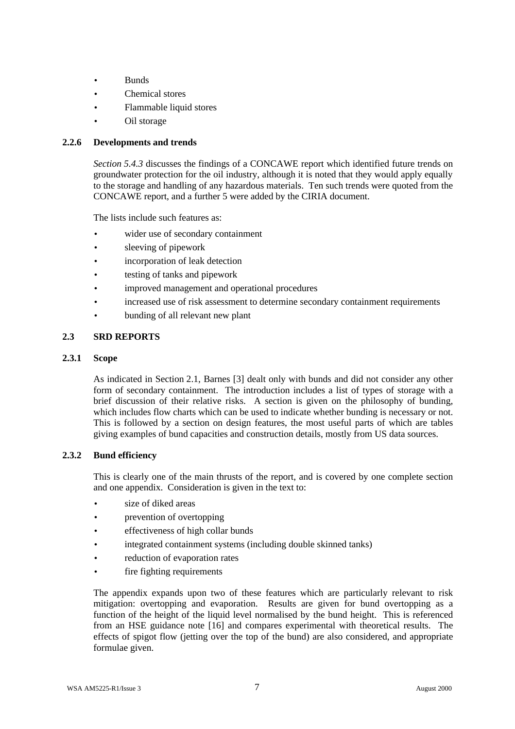- Bunds
- Chemical stores
- Flammable liquid stores
- Oil storage

### 2.2.6 Developments and trends

*Section 5.4.3* discusses the findings of a CONCAWE report which identified future trends on groundwater protection for the oil industry, although it is noted that they would apply equally to the storage and handling of any hazardous materials. Ten such trends were quoted from the CONCAWE report, and a further 5 were added by the CIRIA document.

The lists include such features as:

- wider use of secondary containment
- sleeving of pipework
- incorporation of leak detection
- testing of tanks and pipework
- improved management and operational procedures
- increased use of risk assessment to determine secondary containment requirements
- bunding of all relevant new plant

## 2.3 SRD REPORTS

### 2.3.1 Scope

As indicated in Section 2.1, Barnes [3] dealt only with bunds and did not consider any other form of secondary containment. The introduction includes a list of types of storage with a brief discussion of their relative risks. A section is given on the philosophy of bunding, which includes flow charts which can be used to indicate whether bunding is necessary or not. This is followed by a section on design features, the most useful parts of which are tables giving examples of bund capacities and construction details, mostly from US data sources.

### 2.3.2 Bund efficiency

This is clearly one of the main thrusts of the report, and is covered by one complete section and one appendix. Consideration is given in the text to:

- size of diked areas
- prevention of overtopping
- effectiveness of high collar bunds
- integrated containment systems (including double skinned tanks)
- reduction of evaporation rates
- fire fighting requirements

The appendix expands upon two of these features which are particularly relevant to risk mitigation: overtopping and evaporation. Results are given for bund overtopping as a function of the height of the liquid level normalised by the bund height. This is referenced from an HSE guidance note [16] and compares experimental with theoretical results. The effects of spigot flow (jetting over the top of the bund) are also considered, and appropriate formulae given.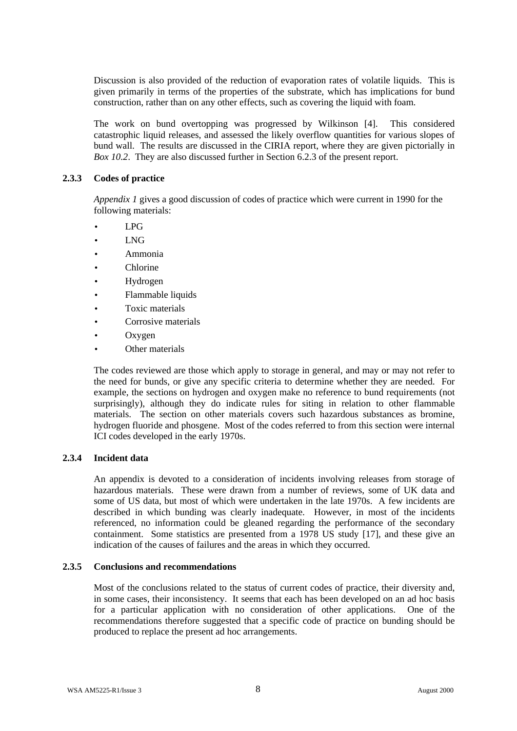Discussion is also provided of the reduction of evaporation rates of volatile liquids. This is given primarily in terms of the properties of the substrate, which has implications for bund construction, rather than on any other effects, such as covering the liquid with foam.

The work on bund overtopping was progressed by Wilkinson [4]. This considered catastrophic liquid releases, and assessed the likely overflow quantities for various slopes of bund wall. The results are discussed in the CIRIA report, where they are given pictorially in *Box 10.2*. They are also discussed further in Section 6.2.3 of the present report.

### 2.3.3 Codes of practice

*Appendix 1* gives a good discussion of codes of practice which were current in 1990 for the following materials:

- LPG
- LNG
- Ammonia
- Chlorine
- Hydrogen
- Flammable liquids
- Toxic materials
- Corrosive materials
- Oxygen
- Other materials

The codes reviewed are those which apply to storage in general, and may or may not refer to the need for bunds, or give any specific criteria to determine whether they are needed. For example, the sections on hydrogen and oxygen make no reference to bund requirements (not surprisingly), although they do indicate rules for siting in relation to other flammable materials. The section on other materials covers such hazardous substances as bromine, hydrogen fluoride and phosgene. Most of the codes referred to from this section were internal ICI codes developed in the early 1970s.

### 2.3.4 Incident data

An appendix is devoted to a consideration of incidents involving releases from storage of hazardous materials. These were drawn from a number of reviews, some of UK data and some of US data, but most of which were undertaken in the late 1970s. A few incidents are described in which bunding was clearly inadequate. However, in most of the incidents referenced, no information could be gleaned regarding the performance of the secondary containment. Some statistics are presented from a 1978 US study [17], and these give an indication of the causes of failures and the areas in which they occurred.

### 2.3.5 Conclusions and recommendations

Most of the conclusions related to the status of current codes of practice, their diversity and, in some cases, their inconsistency. It seems that each has been developed on an ad hoc basis for a particular application with no consideration of other applications. One of the recommendations therefore suggested that a specific code of practice on bunding should be produced to replace the present ad hoc arrangements.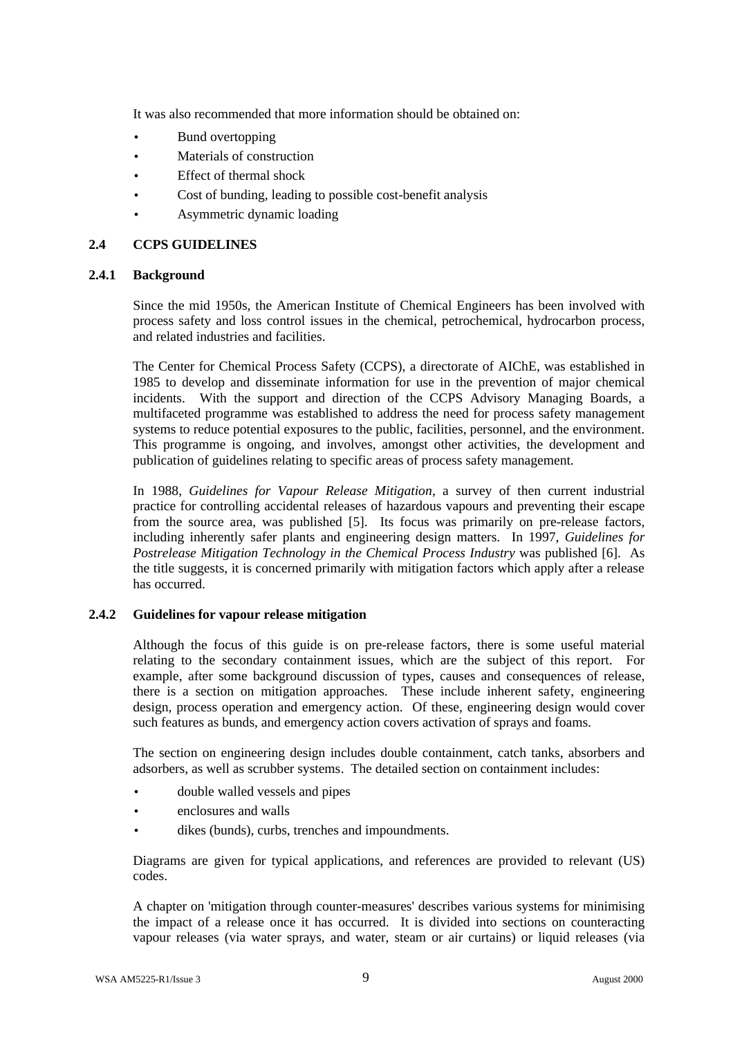It was also recommended that more information should be obtained on:

- Bund overtopping
- Materials of construction
- Effect of thermal shock
- Cost of bunding, leading to possible cost-benefit analysis
- Asymmetric dynamic loading

## 2.4 CCPS GUIDELINES

### 2.4.1 Background

Since the mid 1950s, the American Institute of Chemical Engineers has been involved with process safety and loss control issues in the chemical, petrochemical, hydrocarbon process, and related industries and facilities.

The Center for Chemical Process Safety (CCPS), a directorate of AIChE, was established in 1985 to develop and disseminate information for use in the prevention of major chemical incidents. With the support and direction of the CCPS Advisory Managing Boards, a multifaceted programme was established to address the need for process safety management systems to reduce potential exposures to the public, facilities, personnel, and the environment. This programme is ongoing, and involves, amongst other activities, the development and publication of guidelines relating to specific areas of process safety management.

In 1988, *Guidelines for Vapour Release Mitigation*, a survey of then current industrial practice for controlling accidental releases of hazardous vapours and preventing their escape from the source area, was published [5]. Its focus was primarily on pre-release factors, including inherently safer plants and engineering design matters. In 1997, *Guidelines for Postrelease Mitigation Technology in the Chemical Process Industry* was published [6]. As the title suggests, it is concerned primarily with mitigation factors which apply after a release has occurred.

### 2.4.2 Guidelines for vapour release mitigation

Although the focus of this guide is on pre-release factors, there is some useful material relating to the secondary containment issues, which are the subject of this report. For example, after some background discussion of types, causes and consequences of release, there is a section on mitigation approaches. These include inherent safety, engineering design, process operation and emergency action. Of these, engineering design would cover such features as bunds, and emergency action covers activation of sprays and foams.

The section on engineering design includes double containment, catch tanks, absorbers and adsorbers, as well as scrubber systems. The detailed section on containment includes:

- double walled vessels and pipes
- enclosures and walls
- dikes (bunds), curbs, trenches and impoundments.

Diagrams are given for typical applications, and references are provided to relevant (US) codes.

A chapter on 'mitigation through counter-measures' describes various systems for minimising the impact of a release once it has occurred. It is divided into sections on counteracting vapour releases (via water sprays, and water, steam or air curtains) or liquid releases (via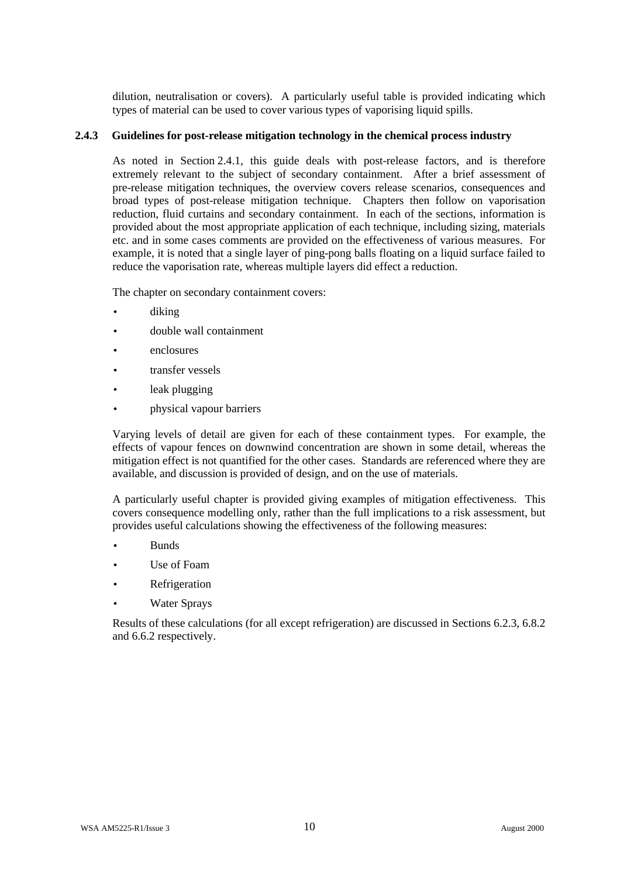dilution, neutralisation or covers). A particularly useful table is provided indicating which types of material can be used to cover various types of vaporising liquid spills.

### 2.4.3 Guidelines for post-release mitigation technology in the chemical process industry

As noted in Section 2.4.1, this guide deals with post-release factors, and is therefore extremely relevant to the subject of secondary containment. After a brief assessment of pre-release mitigation techniques, the overview covers release scenarios, consequences and broad types of post-release mitigation technique. Chapters then follow on vaporisation reduction, fluid curtains and secondary containment. In each of the sections, information is provided about the most appropriate application of each technique, including sizing, materials etc. and in some cases comments are provided on the effectiveness of various measures. For example, it is noted that a single layer of ping-pong balls floating on a liquid surface failed to reduce the vaporisation rate, whereas multiple layers did effect a reduction.

The chapter on secondary containment covers:

- diking
- double wall containment
- enclosures
- transfer vessels
- leak plugging
- physical vapour barriers

Varying levels of detail are given for each of these containment types. For example, the effects of vapour fences on downwind concentration are shown in some detail, whereas the mitigation effect is not quantified for the other cases. Standards are referenced where they are available, and discussion is provided of design, and on the use of materials.

A particularly useful chapter is provided giving examples of mitigation effectiveness. This covers consequence modelling only, rather than the full implications to a risk assessment, but provides useful calculations showing the effectiveness of the following measures:

- Bunds
- Use of Foam
- Refrigeration
- Water Sprays

Results of these calculations (for all except refrigeration) are discussed in Sections 6.2.3, 6.8.2 and 6.6.2 respectively.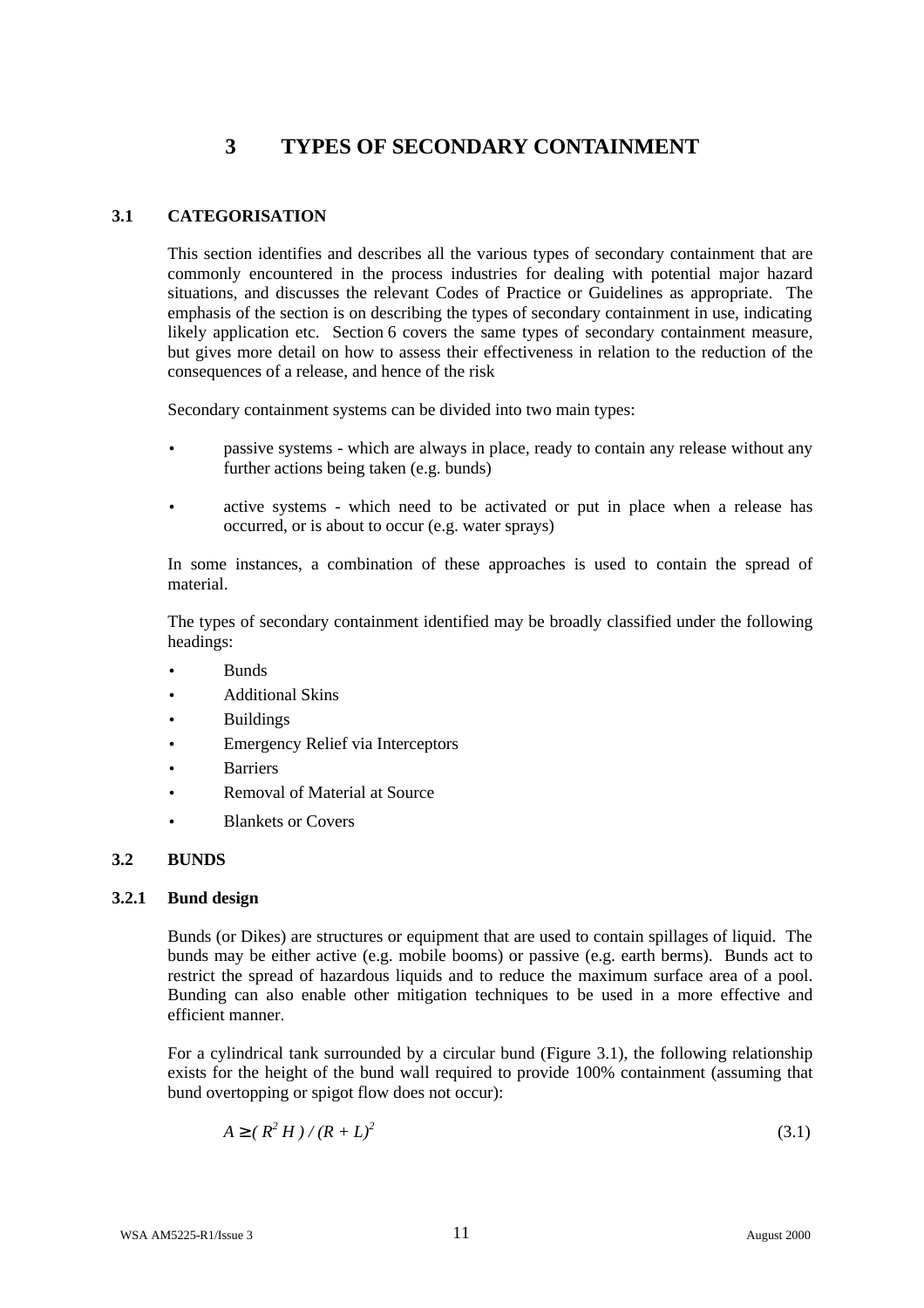# 3 TYPES OF SECONDARY CONTAINMENT

## 3.1 CATEGORISATION

This section identifies and describes all the various types of secondary containment that are commonly encountered in the process industries for dealing with potential major hazard situations, and discusses the relevant Codes of Practice or Guidelines as appropriate. The emphasis of the section is on describing the types of secondary containment in use, indicating likely application etc. Section 6 covers the same types of secondary containment measure, but gives more detail on how to assess their effectiveness in relation to the reduction of the consequences of a release, and hence of the risk

Secondary containment systems can be divided into two main types:

- passive systems - which are always in place, ready to contain any release without any further actions being taken (e.g. bunds)
- active systems - which need to be activated or put in place when a release has occurred, or is about to occur (e.g. water sprays)

In some instances, a combination of these approaches is used to contain the spread of material.

The types of secondary containment identified may be broadly classified under the following headings:

- Bunds
- Additional Skins
- Buildings
- Emergency Relief via Interceptors
- Barriers
- Removal of Material at Source
- Blankets or Covers

## 3.2 BUNDS

### 3.2.1 Bund design

Bunds (or Dikes) are structures or equipment that are used to contain spillages of liquid. The bunds may be either active (e.g. mobile booms) or passive (e.g. earth berms). Bunds act to restrict the spread of hazardous liquids and to reduce the maximum surface area of a pool. Bunding can also enable other mitigation techniques to be used in a more effective and efficient manner.

For a cylindrical tank surrounded by a circular bund (Figure 3.1), the following relationship exists for the height of the bund wall required to provide 100% containment (assuming that bund overtopping or spigot flow does not occur):

$$A \geq ( R^2 H ) / (R + L)^2 \tag{3.1}$$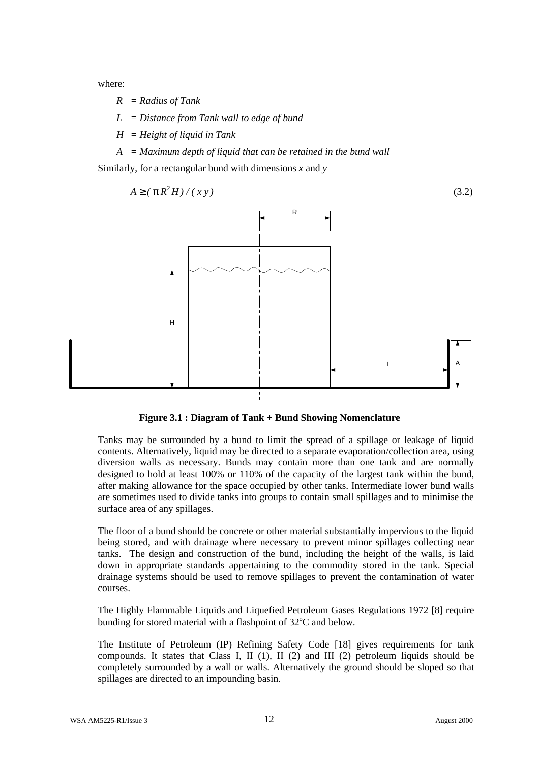where:

*R* = *Radius of Tank*

*L* = *Distance from Tank wall to edge of bund*

*H* = *Height of liquid in Tank*

*A* = *Maximum depth of liquid that can be retained in the bund wall*

Similarly, for a rectangular bund with dimensions *x* and *y*

$$A \geq (\pi R^2 H) / (x\, y) \tag{3.2}$$

**Figure 3.1 : Diagram of Tank + Bund Showing Nomenclature**

Tanks may be surrounded by a bund to limit the spread of a spillage or leakage of liquid contents. Alternatively, liquid may be directed to a separate evaporation/collection area, using diversion walls as necessary. Bunds may contain more than one tank and are normally designed to hold at least 100% or 110% of the capacity of the largest tank within the bund, after making allowance for the space occupied by other tanks. Intermediate lower bund walls are sometimes used to divide tanks into groups to contain small spillages and to minimise the surface area of any spillages.

The floor of a bund should be concrete or other material substantially impervious to the liquid being stored, and with drainage where necessary to prevent minor spillages collecting near tanks. The design and construction of the bund, including the height of the walls, is laid down in appropriate standards appertaining to the commodity stored in the tank. Special drainage systems should be used to remove spillages to prevent the contamination of water courses.

The Highly Flammable Liquids and Liquefied Petroleum Gases Regulations 1972 [8] require bunding for stored material with a flashpoint of 32°C and below.

The Institute of Petroleum (IP) Refining Safety Code [18] gives requirements for tank compounds. It states that Class I, II (1), II (2) and III (2) petroleum liquids should be completely surrounded by a wall or walls. Alternatively the ground should be sloped so that spillages are directed to an impounding basin.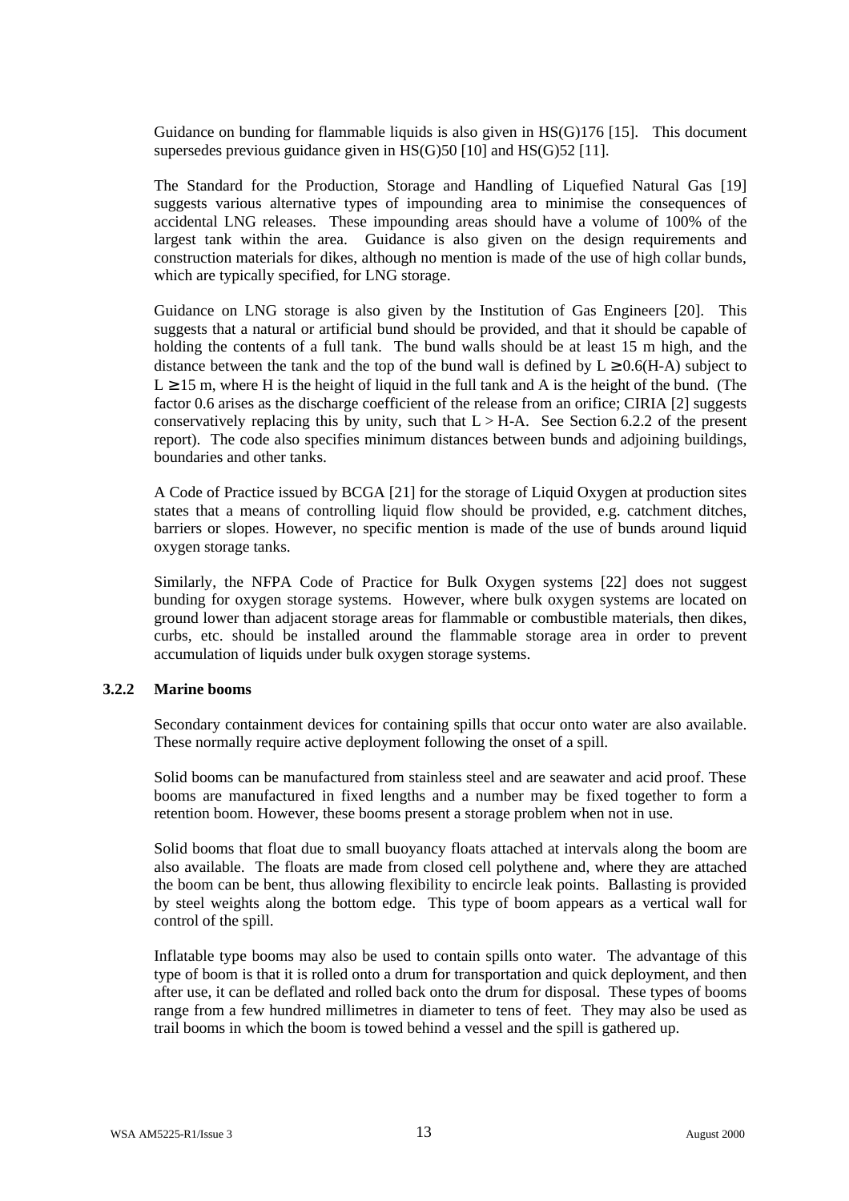Guidance on bunding for flammable liquids is also given in HS(G)176 [15]. This document supersedes previous guidance given in HS(G)50 [10] and HS(G)52 [11].

The Standard for the Production, Storage and Handling of Liquefied Natural Gas [19] suggests various alternative types of impounding area to minimise the consequences of accidental LNG releases. These impounding areas should have a volume of 100% of the largest tank within the area. Guidance is also given on the design requirements and construction materials for dikes, although no mention is made of the use of high collar bunds, which are typically specified, for LNG storage.

Guidance on LNG storage is also given by the Institution of Gas Engineers [20]. This suggests that a natural or artificial bund should be provided, and that it should be capable of holding the contents of a full tank. The bund walls should be at least 15 m high, and the distance between the tank and the top of the bund wall is defined by $L \geq 0.6(H\text{-}A)$ subject to $L \geq 15$ m, where H is the height of liquid in the full tank and A is the height of the bund. (The factor 0.6 arises as the discharge coefficient of the release from an orifice; CIRIA [2] suggests conservatively replacing this by unity, such that $L > H\text{-}A$. See Section 6.2.2 of the present report). The code also specifies minimum distances between bunds and adjoining buildings, boundaries and other tanks.

A Code of Practice issued by BCGA [21] for the storage of Liquid Oxygen at production sites states that a means of controlling liquid flow should be provided, e.g. catchment ditches, barriers or slopes. However, no specific mention is made of the use of bunds around liquid oxygen storage tanks.

Similarly, the NFPA Code of Practice for Bulk Oxygen systems [22] does not suggest bunding for oxygen storage systems. However, where bulk oxygen systems are located on ground lower than adjacent storage areas for flammable or combustible materials, then dikes, curbs, etc. should be installed around the flammable storage area in order to prevent accumulation of liquids under bulk oxygen storage systems.

### 3.2.2 Marine booms

Secondary containment devices for containing spills that occur onto water are also available. These normally require active deployment following the onset of a spill.

Solid booms can be manufactured from stainless steel and are seawater and acid proof. These booms are manufactured in fixed lengths and a number may be fixed together to form a retention boom. However, these booms present a storage problem when not in use.

Solid booms that float due to small buoyancy floats attached at intervals along the boom are also available. The floats are made from closed cell polythene and, where they are attached the boom can be bent, thus allowing flexibility to encircle leak points. Ballasting is provided by steel weights along the bottom edge. This type of boom appears as a vertical wall for control of the spill.

Inflatable type booms may also be used to contain spills onto water. The advantage of this type of boom is that it is rolled onto a drum for transportation and quick deployment, and then after use, it can be deflated and rolled back onto the drum for disposal. These types of booms range from a few hundred millimetres in diameter to tens of feet. They may also be used as trail booms in which the boom is towed behind a vessel and the spill is gathered up.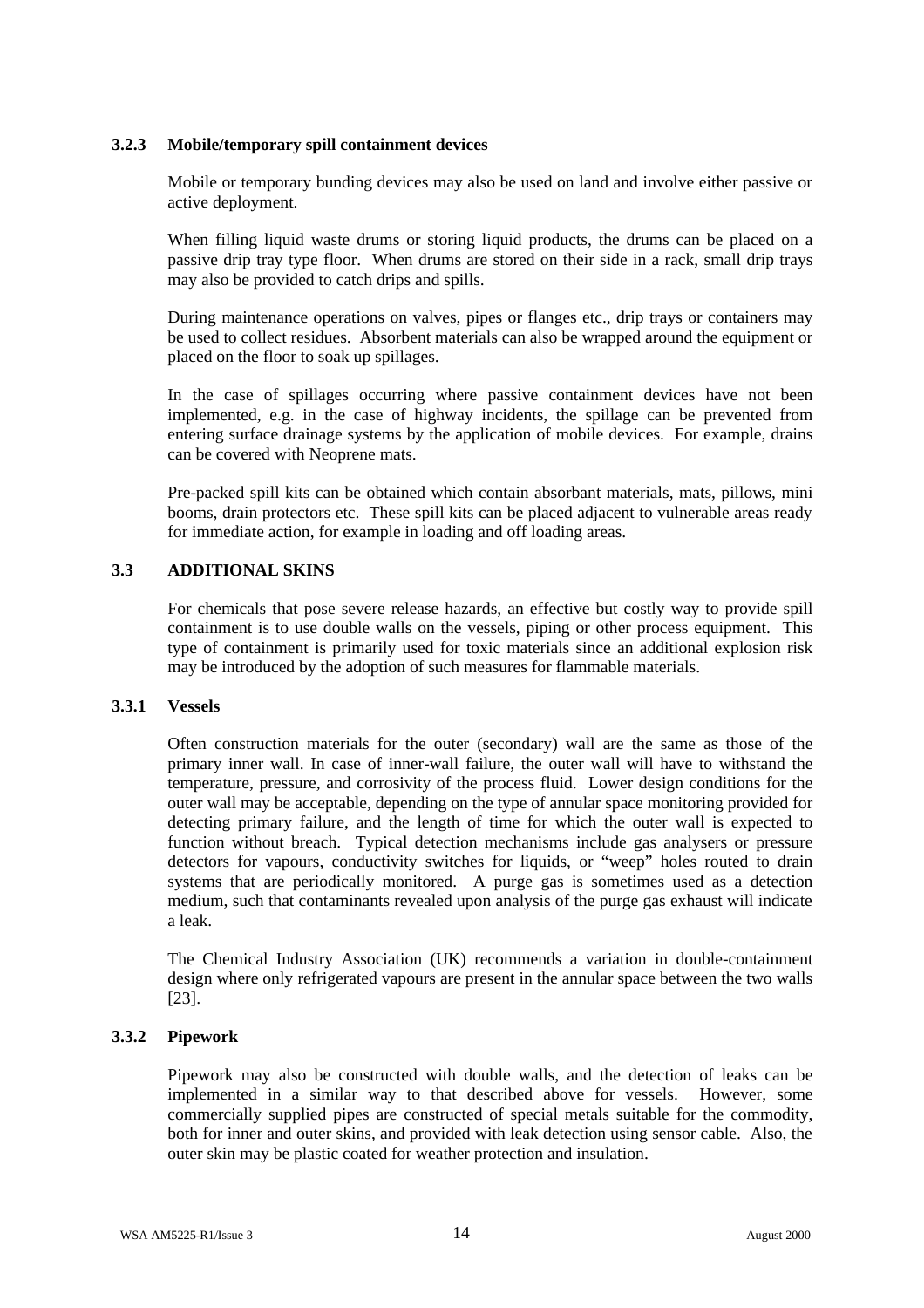### 3.2.3 Mobile/temporary spill containment devices

Mobile or temporary bunding devices may also be used on land and involve either passive or active deployment.

When filling liquid waste drums or storing liquid products, the drums can be placed on a passive drip tray type floor. When drums are stored on their side in a rack, small drip trays may also be provided to catch drips and spills.

During maintenance operations on valves, pipes or flanges etc., drip trays or containers may be used to collect residues. Absorbent materials can also be wrapped around the equipment or placed on the floor to soak up spillages.

In the case of spillages occurring where passive containment devices have not been implemented, e.g. in the case of highway incidents, the spillage can be prevented from entering surface drainage systems by the application of mobile devices. For example, drains can be covered with Neoprene mats.

Pre-packed spill kits can be obtained which contain absorbant materials, mats, pillows, mini booms, drain protectors etc. These spill kits can be placed adjacent to vulnerable areas ready for immediate action, for example in loading and off loading areas.

## 3.3 ADDITIONAL SKINS

For chemicals that pose severe release hazards, an effective but costly way to provide spill containment is to use double walls on the vessels, piping or other process equipment. This type of containment is primarily used for toxic materials since an additional explosion risk may be introduced by the adoption of such measures for flammable materials.

### 3.3.1 Vessels

Often construction materials for the outer (secondary) wall are the same as those of the primary inner wall. In case of inner-wall failure, the outer wall will have to withstand the temperature, pressure, and corrosivity of the process fluid. Lower design conditions for the outer wall may be acceptable, depending on the type of annular space monitoring provided for detecting primary failure, and the length of time for which the outer wall is expected to function without breach. Typical detection mechanisms include gas analysers or pressure detectors for vapours, conductivity switches for liquids, or "weep" holes routed to drain systems that are periodically monitored. A purge gas is sometimes used as a detection medium, such that contaminants revealed upon analysis of the purge gas exhaust will indicate a leak.

The Chemical Industry Association (UK) recommends a variation in double-containment design where only refrigerated vapours are present in the annular space between the two walls [23].

### 3.3.2 Pipework

Pipework may also be constructed with double walls, and the detection of leaks can be implemented in a similar way to that described above for vessels. However, some commercially supplied pipes are constructed of special metals suitable for the commodity, both for inner and outer skins, and provided with leak detection using sensor cable. Also, the outer skin may be plastic coated for weather protection and insulation.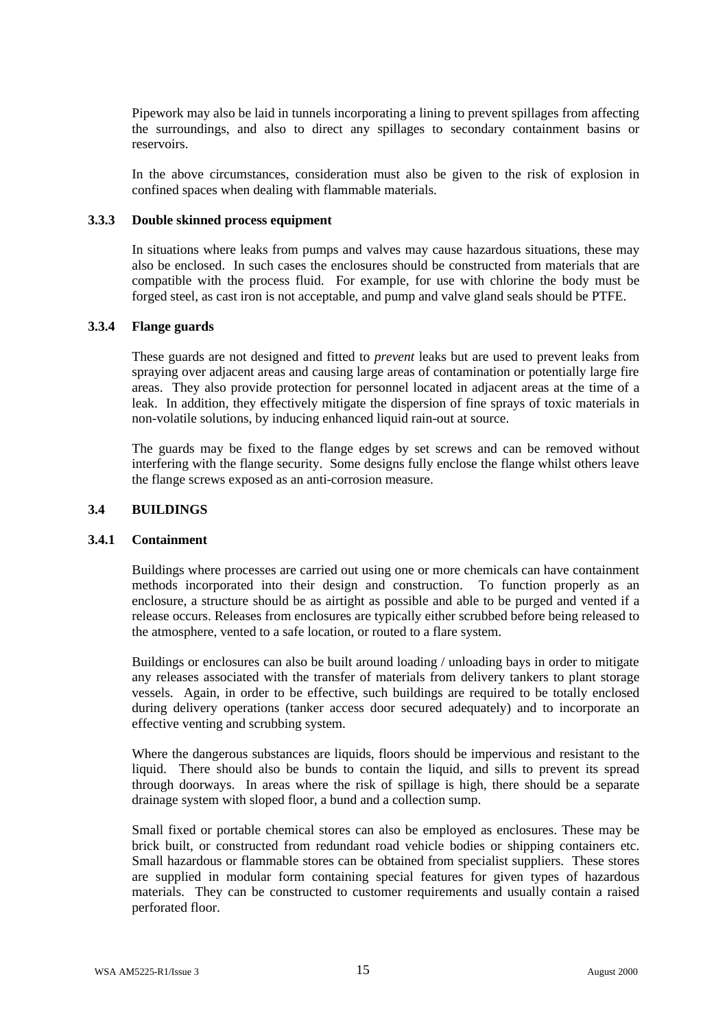Pipework may also be laid in tunnels incorporating a lining to prevent spillages from affecting the surroundings, and also to direct any spillages to secondary containment basins or reservoirs.

In the above circumstances, consideration must also be given to the risk of explosion in confined spaces when dealing with flammable materials.

### 3.3.3 Double skinned process equipment

In situations where leaks from pumps and valves may cause hazardous situations, these may also be enclosed. In such cases the enclosures should be constructed from materials that are compatible with the process fluid. For example, for use with chlorine the body must be forged steel, as cast iron is not acceptable, and pump and valve gland seals should be PTFE.

### 3.3.4 Flange guards

These guards are not designed and fitted to *prevent* leaks but are used to prevent leaks from spraying over adjacent areas and causing large areas of contamination or potentially large fire areas. They also provide protection for personnel located in adjacent areas at the time of a leak. In addition, they effectively mitigate the dispersion of fine sprays of toxic materials in non-volatile solutions, by inducing enhanced liquid rain-out at source.

The guards may be fixed to the flange edges by set screws and can be removed without interfering with the flange security. Some designs fully enclose the flange whilst others leave the flange screws exposed as an anti-corrosion measure.

## 3.4 BUILDINGS

### 3.4.1 Containment

Buildings where processes are carried out using one or more chemicals can have containment methods incorporated into their design and construction. To function properly as an enclosure, a structure should be as airtight as possible and able to be purged and vented if a release occurs. Releases from enclosures are typically either scrubbed before being released to the atmosphere, vented to a safe location, or routed to a flare system.

Buildings or enclosures can also be built around loading / unloading bays in order to mitigate any releases associated with the transfer of materials from delivery tankers to plant storage vessels. Again, in order to be effective, such buildings are required to be totally enclosed during delivery operations (tanker access door secured adequately) and to incorporate an effective venting and scrubbing system.

Where the dangerous substances are liquids, floors should be impervious and resistant to the liquid. There should also be bunds to contain the liquid, and sills to prevent its spread through doorways. In areas where the risk of spillage is high, there should be a separate drainage system with sloped floor, a bund and a collection sump.

Small fixed or portable chemical stores can also be employed as enclosures. These may be brick built, or constructed from redundant road vehicle bodies or shipping containers etc. Small hazardous or flammable stores can be obtained from specialist suppliers. These stores are supplied in modular form containing special features for given types of hazardous materials. They can be constructed to customer requirements and usually contain a raised perforated floor.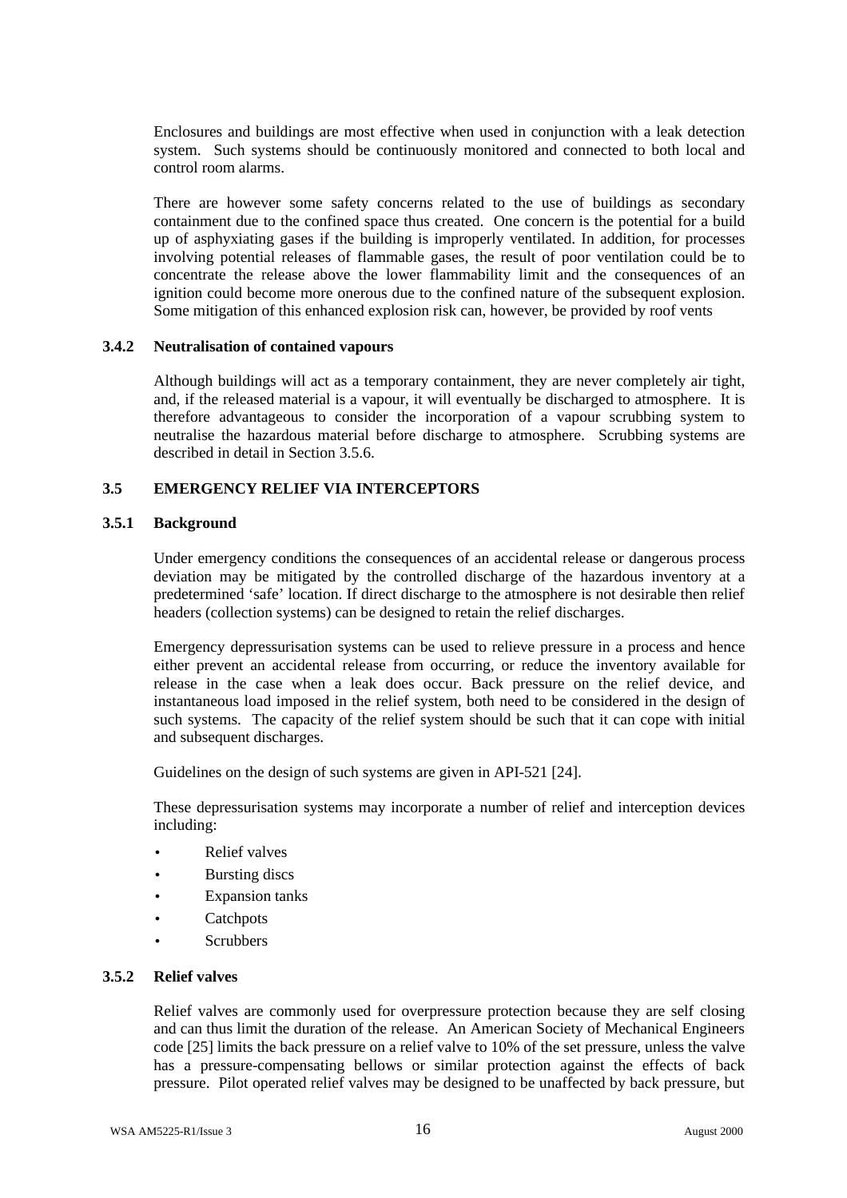Enclosures and buildings are most effective when used in conjunction with a leak detection system. Such systems should be continuously monitored and connected to both local and control room alarms.

There are however some safety concerns related to the use of buildings as secondary containment due to the confined space thus created. One concern is the potential for a build up of asphyxiating gases if the building is improperly ventilated. In addition, for processes involving potential releases of flammable gases, the result of poor ventilation could be to concentrate the release above the lower flammability limit and the consequences of an ignition could become more onerous due to the confined nature of the subsequent explosion. Some mitigation of this enhanced explosion risk can, however, be provided by roof vents

### 3.4.2 Neutralisation of contained vapours

Although buildings will act as a temporary containment, they are never completely air tight, and, if the released material is a vapour, it will eventually be discharged to atmosphere. It is therefore advantageous to consider the incorporation of a vapour scrubbing system to neutralise the hazardous material before discharge to atmosphere. Scrubbing systems are described in detail in Section 3.5.6.

## 3.5 EMERGENCY RELIEF VIA INTERCEPTORS

### 3.5.1 Background

Under emergency conditions the consequences of an accidental release or dangerous process deviation may be mitigated by the controlled discharge of the hazardous inventory at a predetermined 'safe' location. If direct discharge to the atmosphere is not desirable then relief headers (collection systems) can be designed to retain the relief discharges.

Emergency depressurisation systems can be used to relieve pressure in a process and hence either prevent an accidental release from occurring, or reduce the inventory available for release in the case when a leak does occur. Back pressure on the relief device, and instantaneous load imposed in the relief system, both need to be considered in the design of such systems. The capacity of the relief system should be such that it can cope with initial and subsequent discharges.

Guidelines on the design of such systems are given in API-521 [24].

These depressurisation systems may incorporate a number of relief and interception devices including:

- Relief valves
- Bursting discs
- Expansion tanks
- Catchpots
- Scrubbers

### 3.5.2 Relief valves

Relief valves are commonly used for overpressure protection because they are self closing and can thus limit the duration of the release. An American Society of Mechanical Engineers code [25] limits the back pressure on a relief valve to 10% of the set pressure, unless the valve has a pressure-compensating bellows or similar protection against the effects of back pressure. Pilot operated relief valves may be designed to be unaffected by back pressure, but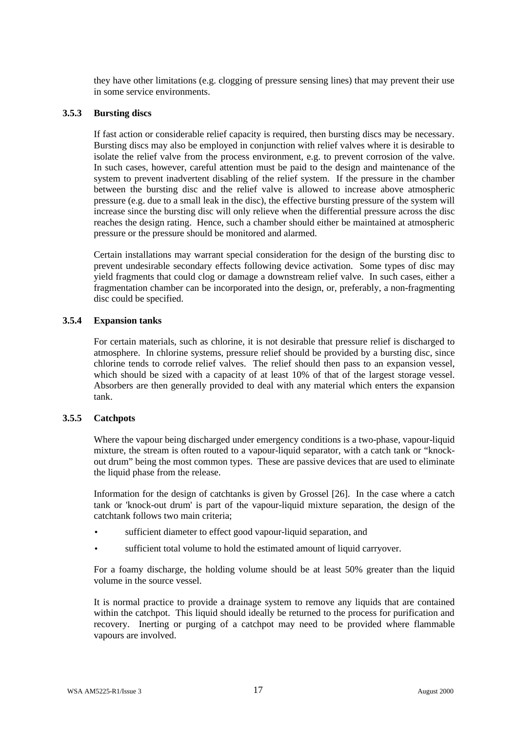they have other limitations (e.g. clogging of pressure sensing lines) that may prevent their use in some service environments.

### 3.5.3 Bursting discs

If fast action or considerable relief capacity is required, then bursting discs may be necessary. Bursting discs may also be employed in conjunction with relief valves where it is desirable to isolate the relief valve from the process environment, e.g. to prevent corrosion of the valve. In such cases, however, careful attention must be paid to the design and maintenance of the system to prevent inadvertent disabling of the relief system. If the pressure in the chamber between the bursting disc and the relief valve is allowed to increase above atmospheric pressure (e.g. due to a small leak in the disc), the effective bursting pressure of the system will increase since the bursting disc will only relieve when the differential pressure across the disc reaches the design rating. Hence, such a chamber should either be maintained at atmospheric pressure or the pressure should be monitored and alarmed.

Certain installations may warrant special consideration for the design of the bursting disc to prevent undesirable secondary effects following device activation. Some types of disc may yield fragments that could clog or damage a downstream relief valve. In such cases, either a fragmentation chamber can be incorporated into the design, or, preferably, a non-fragmenting disc could be specified.

### 3.5.4 Expansion tanks

For certain materials, such as chlorine, it is not desirable that pressure relief is discharged to atmosphere. In chlorine systems, pressure relief should be provided by a bursting disc, since chlorine tends to corrode relief valves. The relief should then pass to an expansion vessel, which should be sized with a capacity of at least 10% of that of the largest storage vessel. Absorbers are then generally provided to deal with any material which enters the expansion tank.

### 3.5.5 Catchpots

Where the vapour being discharged under emergency conditions is a two-phase, vapour-liquid mixture, the stream is often routed to a vapour-liquid separator, with a catch tank or "knock-out drum" being the most common types. These are passive devices that are used to eliminate the liquid phase from the release.

Information for the design of catchtanks is given by Grossel [26]. In the case where a catch tank or 'knock-out drum' is part of the vapour-liquid mixture separation, the design of the catchtank follows two main criteria;

- sufficient diameter to effect good vapour-liquid separation, and
- sufficient total volume to hold the estimated amount of liquid carryover.

For a foamy discharge, the holding volume should be at least 50% greater than the liquid volume in the source vessel.

It is normal practice to provide a drainage system to remove any liquids that are contained within the catchpot. This liquid should ideally be returned to the process for purification and recovery. Inerting or purging of a catchpot may need to be provided where flammable vapours are involved.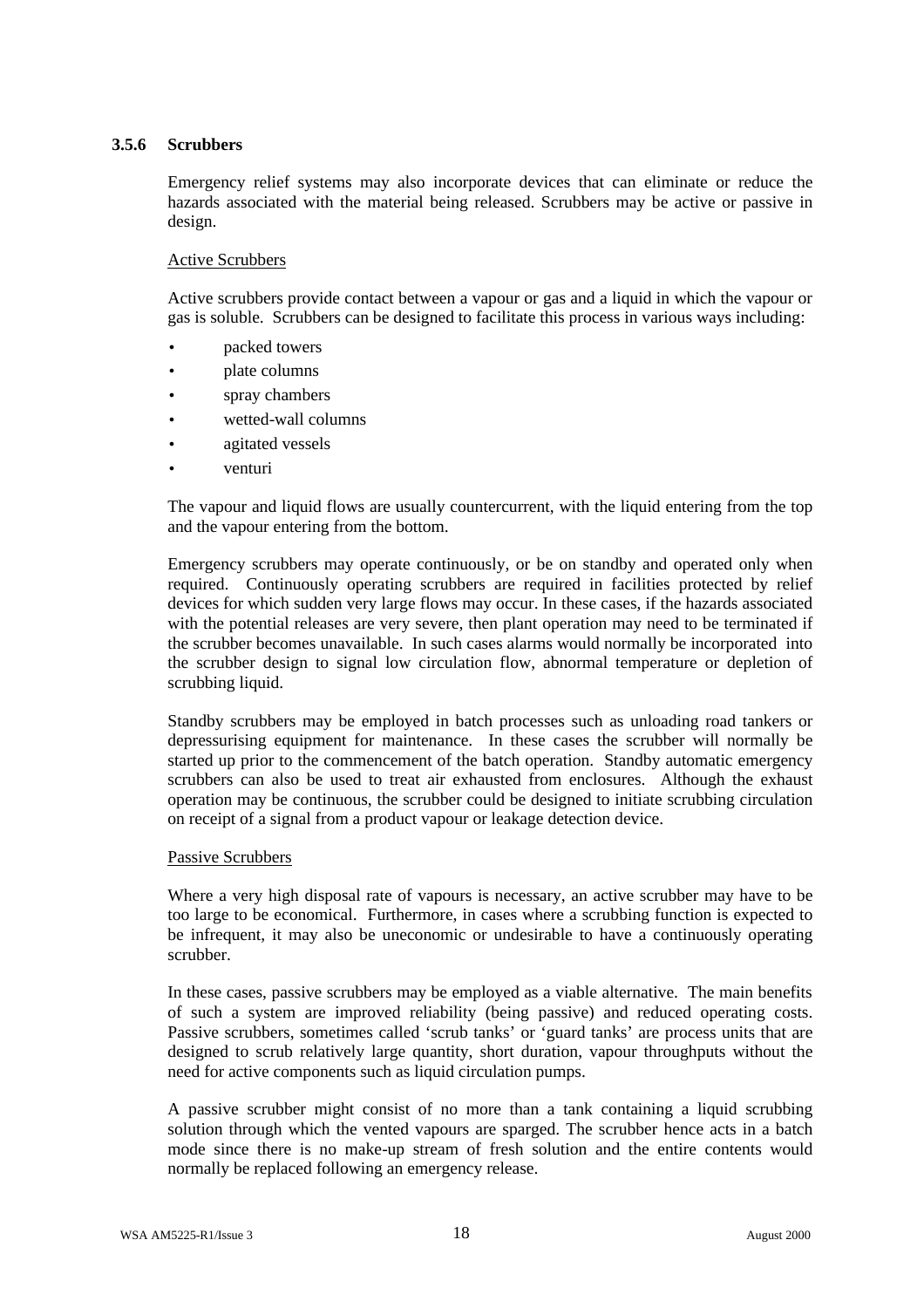### 3.5.6 Scrubbers

Emergency relief systems may also incorporate devices that can eliminate or reduce the hazards associated with the material being released. Scrubbers may be active or passive in design.

Active Scrubbers

Active scrubbers provide contact between a vapour or gas and a liquid in which the vapour or gas is soluble. Scrubbers can be designed to facilitate this process in various ways including:

- packed towers
- plate columns
- spray chambers
- wetted-wall columns
- agitated vessels
- venturi

The vapour and liquid flows are usually countercurrent, with the liquid entering from the top and the vapour entering from the bottom.

Emergency scrubbers may operate continuously, or be on standby and operated only when required. Continuously operating scrubbers are required in facilities protected by relief devices for which sudden very large flows may occur. In these cases, if the hazards associated with the potential releases are very severe, then plant operation may need to be terminated if the scrubber becomes unavailable. In such cases alarms would normally be incorporated into the scrubber design to signal low circulation flow, abnormal temperature or depletion of scrubbing liquid.

Standby scrubbers may be employed in batch processes such as unloading road tankers or depressurising equipment for maintenance. In these cases the scrubber will normally be started up prior to the commencement of the batch operation. Standby automatic emergency scrubbers can also be used to treat air exhausted from enclosures. Although the exhaust operation may be continuous, the scrubber could be designed to initiate scrubbing circulation on receipt of a signal from a product vapour or leakage detection device.

Passive Scrubbers

Where a very high disposal rate of vapours is necessary, an active scrubber may have to be too large to be economical. Furthermore, in cases where a scrubbing function is expected to be infrequent, it may also be uneconomic or undesirable to have a continuously operating scrubber.

In these cases, passive scrubbers may be employed as a viable alternative. The main benefits of such a system are improved reliability (being passive) and reduced operating costs. Passive scrubbers, sometimes called 'scrub tanks' or 'guard tanks' are process units that are designed to scrub relatively large quantity, short duration, vapour throughputs without the need for active components such as liquid circulation pumps.

A passive scrubber might consist of no more than a tank containing a liquid scrubbing solution through which the vented vapours are sparged. The scrubber hence acts in a batch mode since there is no make-up stream of fresh solution and the entire contents would normally be replaced following an emergency release.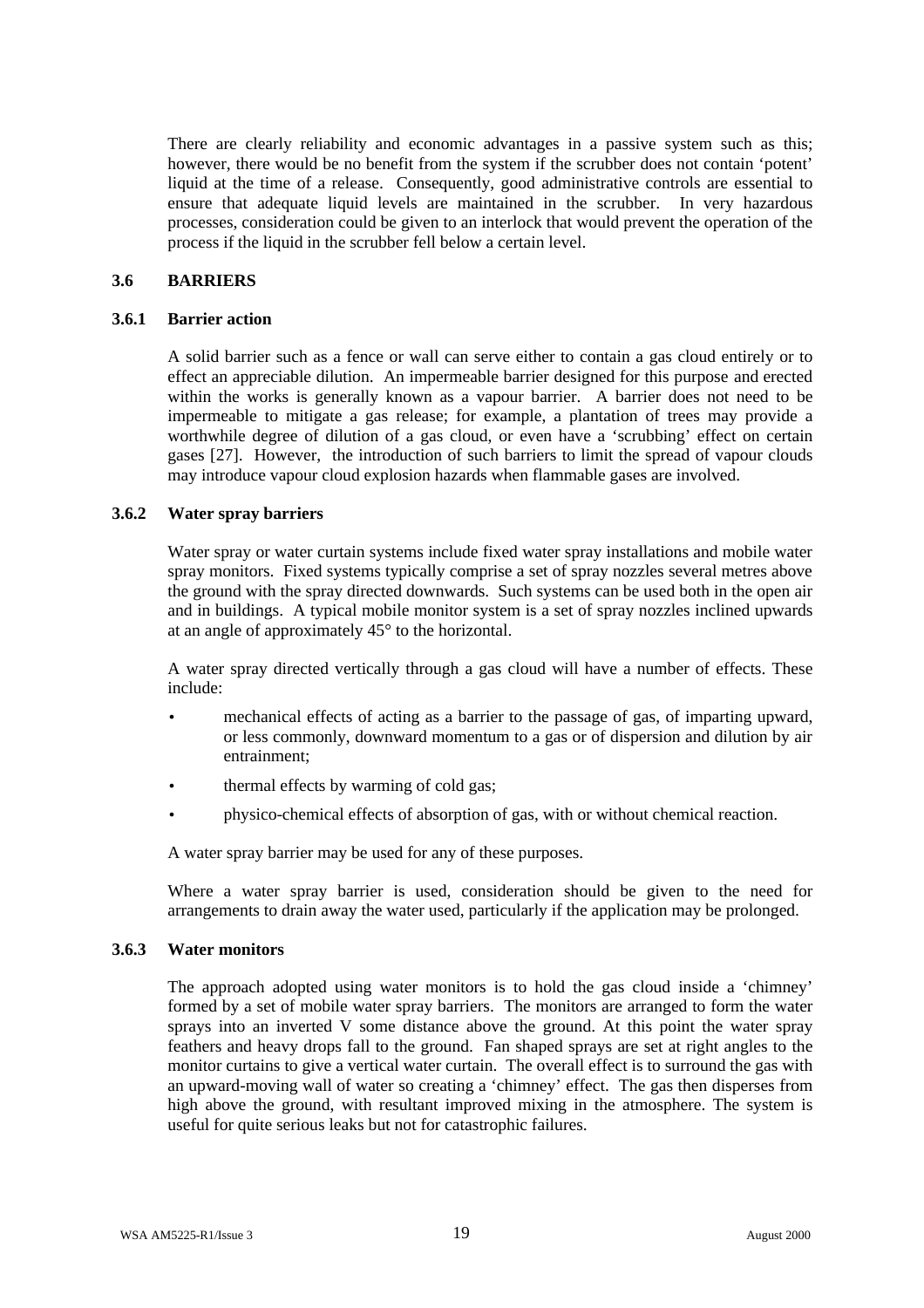There are clearly reliability and economic advantages in a passive system such as this; however, there would be no benefit from the system if the scrubber does not contain 'potent' liquid at the time of a release. Consequently, good administrative controls are essential to ensure that adequate liquid levels are maintained in the scrubber. In very hazardous processes, consideration could be given to an interlock that would prevent the operation of the process if the liquid in the scrubber fell below a certain level.

## 3.6 BARRIERS

### 3.6.1 Barrier action

A solid barrier such as a fence or wall can serve either to contain a gas cloud entirely or to effect an appreciable dilution. An impermeable barrier designed for this purpose and erected within the works is generally known as a vapour barrier. A barrier does not need to be impermeable to mitigate a gas release; for example, a plantation of trees may provide a worthwhile degree of dilution of a gas cloud, or even have a 'scrubbing' effect on certain gases [27]. However, the introduction of such barriers to limit the spread of vapour clouds may introduce vapour cloud explosion hazards when flammable gases are involved.

### 3.6.2 Water spray barriers

Water spray or water curtain systems include fixed water spray installations and mobile water spray monitors. Fixed systems typically comprise a set of spray nozzles several metres above the ground with the spray directed downwards. Such systems can be used both in the open air and in buildings. A typical mobile monitor system is a set of spray nozzles inclined upwards at an angle of approximately 45° to the horizontal.

A water spray directed vertically through a gas cloud will have a number of effects. These include:

- mechanical effects of acting as a barrier to the passage of gas, of imparting upward, or less commonly, downward momentum to a gas or of dispersion and dilution by air entrainment;
- thermal effects by warming of cold gas;
- physico-chemical effects of absorption of gas, with or without chemical reaction.

A water spray barrier may be used for any of these purposes.

Where a water spray barrier is used, consideration should be given to the need for arrangements to drain away the water used, particularly if the application may be prolonged.

### 3.6.3 Water monitors

The approach adopted using water monitors is to hold the gas cloud inside a 'chimney' formed by a set of mobile water spray barriers. The monitors are arranged to form the water sprays into an inverted V some distance above the ground. At this point the water spray feathers and heavy drops fall to the ground. Fan shaped sprays are set at right angles to the monitor curtains to give a vertical water curtain. The overall effect is to surround the gas with an upward-moving wall of water so creating a 'chimney' effect. The gas then disperses from high above the ground, with resultant improved mixing in the atmosphere. The system is useful for quite serious leaks but not for catastrophic failures.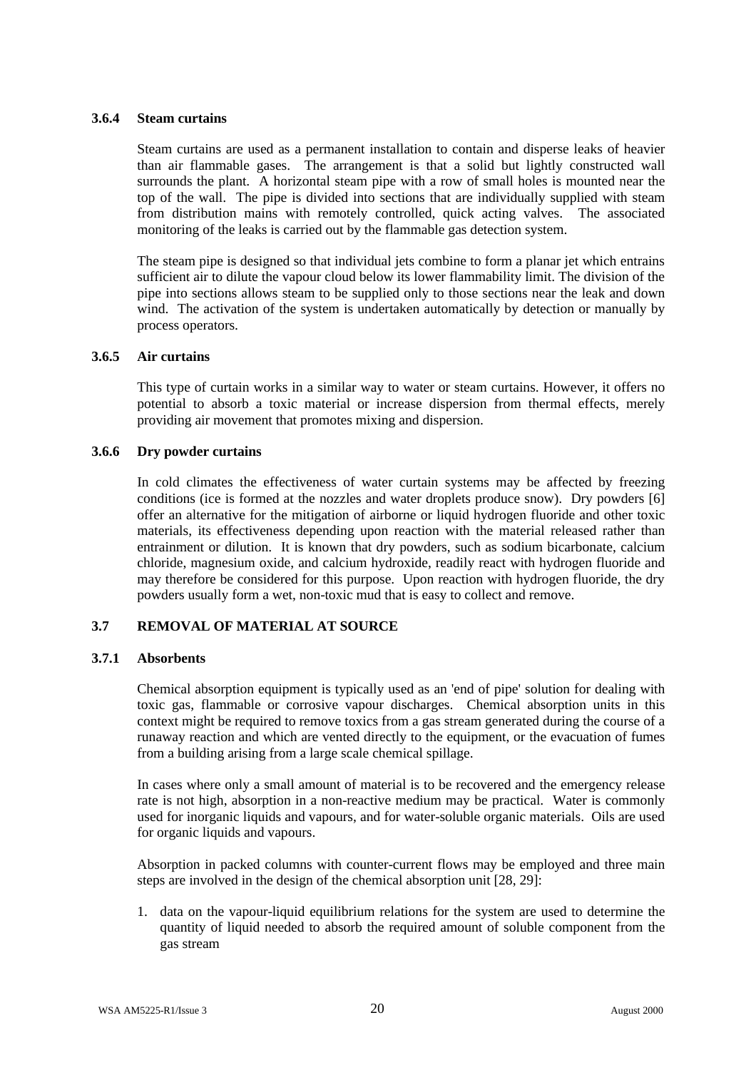### 3.6.4 Steam curtains

Steam curtains are used as a permanent installation to contain and disperse leaks of heavier than air flammable gases. The arrangement is that a solid but lightly constructed wall surrounds the plant. A horizontal steam pipe with a row of small holes is mounted near the top of the wall. The pipe is divided into sections that are individually supplied with steam from distribution mains with remotely controlled, quick acting valves. The associated monitoring of the leaks is carried out by the flammable gas detection system.

The steam pipe is designed so that individual jets combine to form a planar jet which entrains sufficient air to dilute the vapour cloud below its lower flammability limit. The division of the pipe into sections allows steam to be supplied only to those sections near the leak and down wind. The activation of the system is undertaken automatically by detection or manually by process operators.

### 3.6.5 Air curtains

This type of curtain works in a similar way to water or steam curtains. However, it offers no potential to absorb a toxic material or increase dispersion from thermal effects, merely providing air movement that promotes mixing and dispersion.

### 3.6.6 Dry powder curtains

In cold climates the effectiveness of water curtain systems may be affected by freezing conditions (ice is formed at the nozzles and water droplets produce snow). Dry powders [6] offer an alternative for the mitigation of airborne or liquid hydrogen fluoride and other toxic materials, its effectiveness depending upon reaction with the material released rather than entrainment or dilution. It is known that dry powders, such as sodium bicarbonate, calcium chloride, magnesium oxide, and calcium hydroxide, readily react with hydrogen fluoride and may therefore be considered for this purpose. Upon reaction with hydrogen fluoride, the dry powders usually form a wet, non-toxic mud that is easy to collect and remove.

## 3.7 REMOVAL OF MATERIAL AT SOURCE

### 3.7.1 Absorbents

Chemical absorption equipment is typically used as an 'end of pipe' solution for dealing with toxic gas, flammable or corrosive vapour discharges. Chemical absorption units in this context might be required to remove toxics from a gas stream generated during the course of a runaway reaction and which are vented directly to the equipment, or the evacuation of fumes from a building arising from a large scale chemical spillage.

In cases where only a small amount of material is to be recovered and the emergency release rate is not high, absorption in a non-reactive medium may be practical. Water is commonly used for inorganic liquids and vapours, and for water-soluble organic materials. Oils are used for organic liquids and vapours.

Absorption in packed columns with counter-current flows may be employed and three main steps are involved in the design of the chemical absorption unit [28, 29]:

1. data on the vapour-liquid equilibrium relations for the system are used to determine the quantity of liquid needed to absorb the required amount of soluble component from the gas stream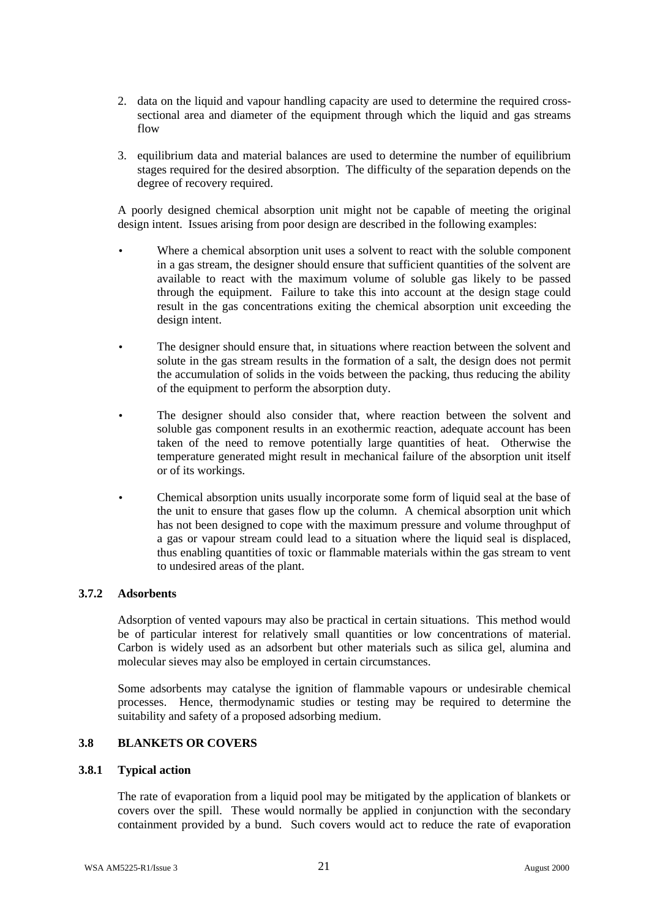2. data on the liquid and vapour handling capacity are used to determine the required cross-sectional area and diameter of the equipment through which the liquid and gas streams flow

3. equilibrium data and material balances are used to determine the number of equilibrium stages required for the desired absorption. The difficulty of the separation depends on the degree of recovery required.

A poorly designed chemical absorption unit might not be capable of meeting the original design intent. Issues arising from poor design are described in the following examples:

- Where a chemical absorption unit uses a solvent to react with the soluble component in a gas stream, the designer should ensure that sufficient quantities of the solvent are available to react with the maximum volume of soluble gas likely to be passed through the equipment. Failure to take this into account at the design stage could result in the gas concentrations exiting the chemical absorption unit exceeding the design intent.

- The designer should ensure that, in situations where reaction between the solvent and solute in the gas stream results in the formation of a salt, the design does not permit the accumulation of solids in the voids between the packing, thus reducing the ability of the equipment to perform the absorption duty.

- The designer should also consider that, where reaction between the solvent and soluble gas component results in an exothermic reaction, adequate account has been taken of the need to remove potentially large quantities of heat. Otherwise the temperature generated might result in mechanical failure of the absorption unit itself or of its workings.

- Chemical absorption units usually incorporate some form of liquid seal at the base of the unit to ensure that gases flow up the column. A chemical absorption unit which has not been designed to cope with the maximum pressure and volume throughput of a gas or vapour stream could lead to a situation where the liquid seal is displaced, thus enabling quantities of toxic or flammable materials within the gas stream to vent to undesired areas of the plant.

### 3.7.2 Adsorbents

Adsorption of vented vapours may also be practical in certain situations. This method would be of particular interest for relatively small quantities or low concentrations of material. Carbon is widely used as an adsorbent but other materials such as silica gel, alumina and molecular sieves may also be employed in certain circumstances.

Some adsorbents may catalyse the ignition of flammable vapours or undesirable chemical processes. Hence, thermodynamic studies or testing may be required to determine the suitability and safety of a proposed adsorbing medium.

## 3.8 BLANKETS OR COVERS

### 3.8.1 Typical action

The rate of evaporation from a liquid pool may be mitigated by the application of blankets or covers over the spill. These would normally be applied in conjunction with the secondary containment provided by a bund. Such covers would act to reduce the rate of evaporation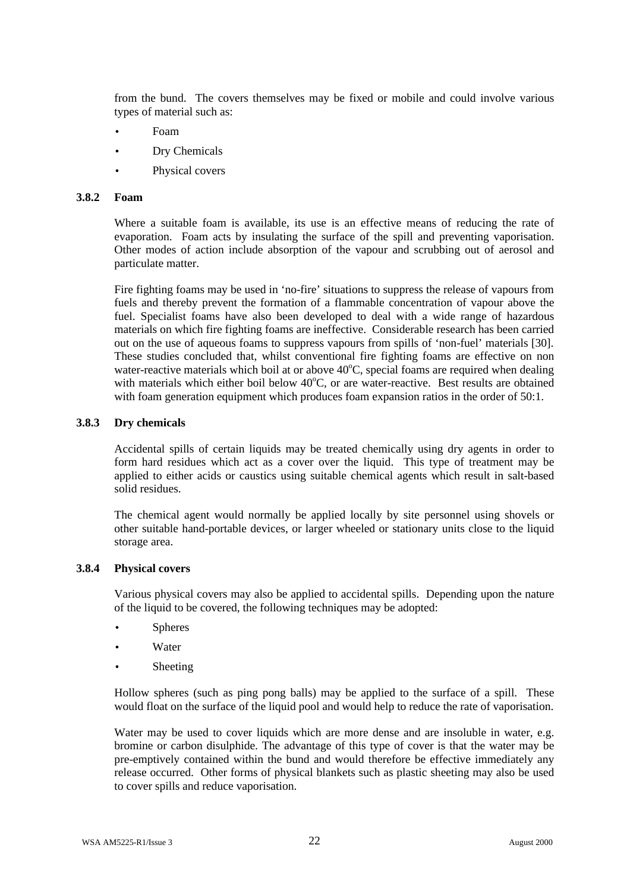from the bund. The covers themselves may be fixed or mobile and could involve various types of material such as:

- Foam
- Dry Chemicals
- Physical covers

### 3.8.2 Foam

Where a suitable foam is available, its use is an effective means of reducing the rate of evaporation. Foam acts by insulating the surface of the spill and preventing vaporisation. Other modes of action include absorption of the vapour and scrubbing out of aerosol and particulate matter.

Fire fighting foams may be used in 'no-fire' situations to suppress the release of vapours from fuels and thereby prevent the formation of a flammable concentration of vapour above the fuel. Specialist foams have also been developed to deal with a wide range of hazardous materials on which fire fighting foams are ineffective. Considerable research has been carried out on the use of aqueous foams to suppress vapours from spills of 'non-fuel' materials [30]. These studies concluded that, whilst conventional fire fighting foams are effective on non water-reactive materials which boil at or above 40°C, special foams are required when dealing with materials which either boil below 40°C, or are water-reactive. Best results are obtained with foam generation equipment which produces foam expansion ratios in the order of 50:1.

### 3.8.3 Dry chemicals

Accidental spills of certain liquids may be treated chemically using dry agents in order to form hard residues which act as a cover over the liquid. This type of treatment may be applied to either acids or caustics using suitable chemical agents which result in salt-based solid residues.

The chemical agent would normally be applied locally by site personnel using shovels or other suitable hand-portable devices, or larger wheeled or stationary units close to the liquid storage area.

### 3.8.4 Physical covers

Various physical covers may also be applied to accidental spills. Depending upon the nature of the liquid to be covered, the following techniques may be adopted:

- Spheres
- Water
- Sheeting

Hollow spheres (such as ping pong balls) may be applied to the surface of a spill. These would float on the surface of the liquid pool and would help to reduce the rate of vaporisation.

Water may be used to cover liquids which are more dense and are insoluble in water, e.g. bromine or carbon disulphide. The advantage of this type of cover is that the water may be pre-emptively contained within the bund and would therefore be effective immediately any release occurred. Other forms of physical blankets such as plastic sheeting may also be used to cover spills and reduce vaporisation.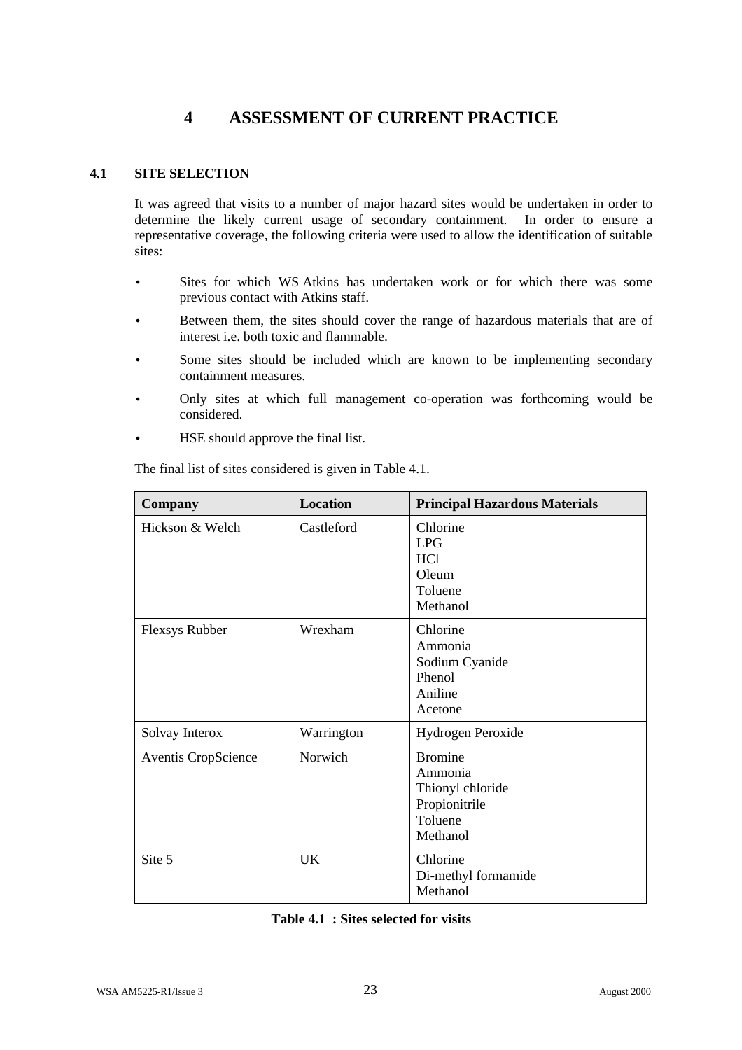# 4 ASSESSMENT OF CURRENT PRACTICE

## 4.1 SITE SELECTION

It was agreed that visits to a number of major hazard sites would be undertaken in order to determine the likely current usage of secondary containment. In order to ensure a representative coverage, the following criteria were used to allow the identification of suitable sites:

- Sites for which WS Atkins has undertaken work or for which there was some previous contact with Atkins staff.
- Between them, the sites should cover the range of hazardous materials that are of interest i.e. both toxic and flammable.
- Some sites should be included which are known to be implementing secondary containment measures.
- Only sites at which full management co-operation was forthcoming would be considered.
- HSE should approve the final list.

The final list of sites considered is given in Table 4.1.

| Company | Location | Principal Hazardous Materials |
|---|---|---|
| Hickson & Welch | Castleford | Chlorine<br>LPG<br>HCl<br>Oleum<br>Toluene<br>Methanol |
| Flexsys Rubber | Wrexham | Chlorine<br>Ammonia<br>Sodium Cyanide<br>Phenol<br>Aniline<br>Acetone |
| Solvay Interox | Warrington | Hydrogen Peroxide |
| Aventis CropScience | Norwich | Bromine<br>Ammonia<br>Thionyl chloride<br>Propionitrile<br>Toluene<br>Methanol |
| Site 5 | UK | Chlorine<br>Di-methyl formamide<br>Methanol |

**Table 4.1 : Sites selected for visits**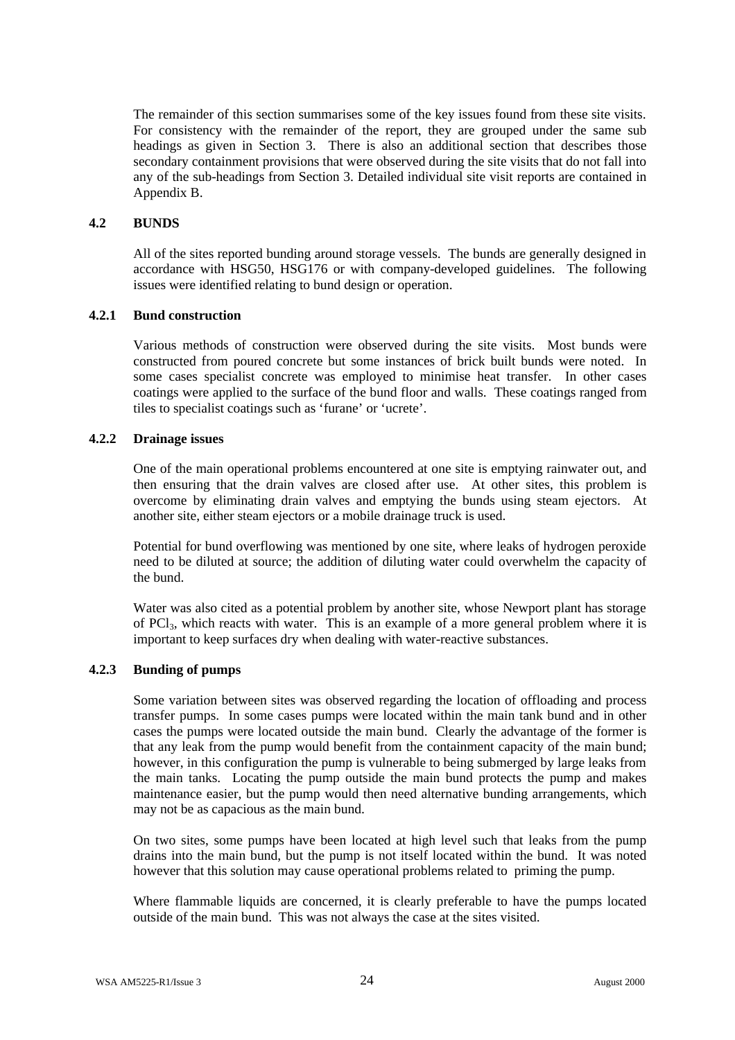The remainder of this section summarises some of the key issues found from these site visits. For consistency with the remainder of the report, they are grouped under the same sub headings as given in Section 3. There is also an additional section that describes those secondary containment provisions that were observed during the site visits that do not fall into any of the sub-headings from Section 3. Detailed individual site visit reports are contained in Appendix B.

## 4.2 BUNDS

All of the sites reported bunding around storage vessels. The bunds are generally designed in accordance with HSG50, HSG176 or with company-developed guidelines. The following issues were identified relating to bund design or operation.

### 4.2.1 Bund construction

Various methods of construction were observed during the site visits. Most bunds were constructed from poured concrete but some instances of brick built bunds were noted. In some cases specialist concrete was employed to minimise heat transfer. In other cases coatings were applied to the surface of the bund floor and walls. These coatings ranged from tiles to specialist coatings such as 'furane' or 'ucrete'.

### 4.2.2 Drainage issues

One of the main operational problems encountered at one site is emptying rainwater out, and then ensuring that the drain valves are closed after use. At other sites, this problem is overcome by eliminating drain valves and emptying the bunds using steam ejectors. At another site, either steam ejectors or a mobile drainage truck is used.

Potential for bund overflowing was mentioned by one site, where leaks of hydrogen peroxide need to be diluted at source; the addition of diluting water could overwhelm the capacity of the bund.

Water was also cited as a potential problem by another site, whose Newport plant has storage of $PCl_3$, which reacts with water. This is an example of a more general problem where it is important to keep surfaces dry when dealing with water-reactive substances.

### 4.2.3 Bunding of pumps

Some variation between sites was observed regarding the location of offloading and process transfer pumps. In some cases pumps were located within the main tank bund and in other cases the pumps were located outside the main bund. Clearly the advantage of the former is that any leak from the pump would benefit from the containment capacity of the main bund; however, in this configuration the pump is vulnerable to being submerged by large leaks from the main tanks. Locating the pump outside the main bund protects the pump and makes maintenance easier, but the pump would then need alternative bunding arrangements, which may not be as capacious as the main bund.

On two sites, some pumps have been located at high level such that leaks from the pump drains into the main bund, but the pump is not itself located within the bund. It was noted however that this solution may cause operational problems related to priming the pump.

Where flammable liquids are concerned, it is clearly preferable to have the pumps located outside of the main bund. This was not always the case at the sites visited.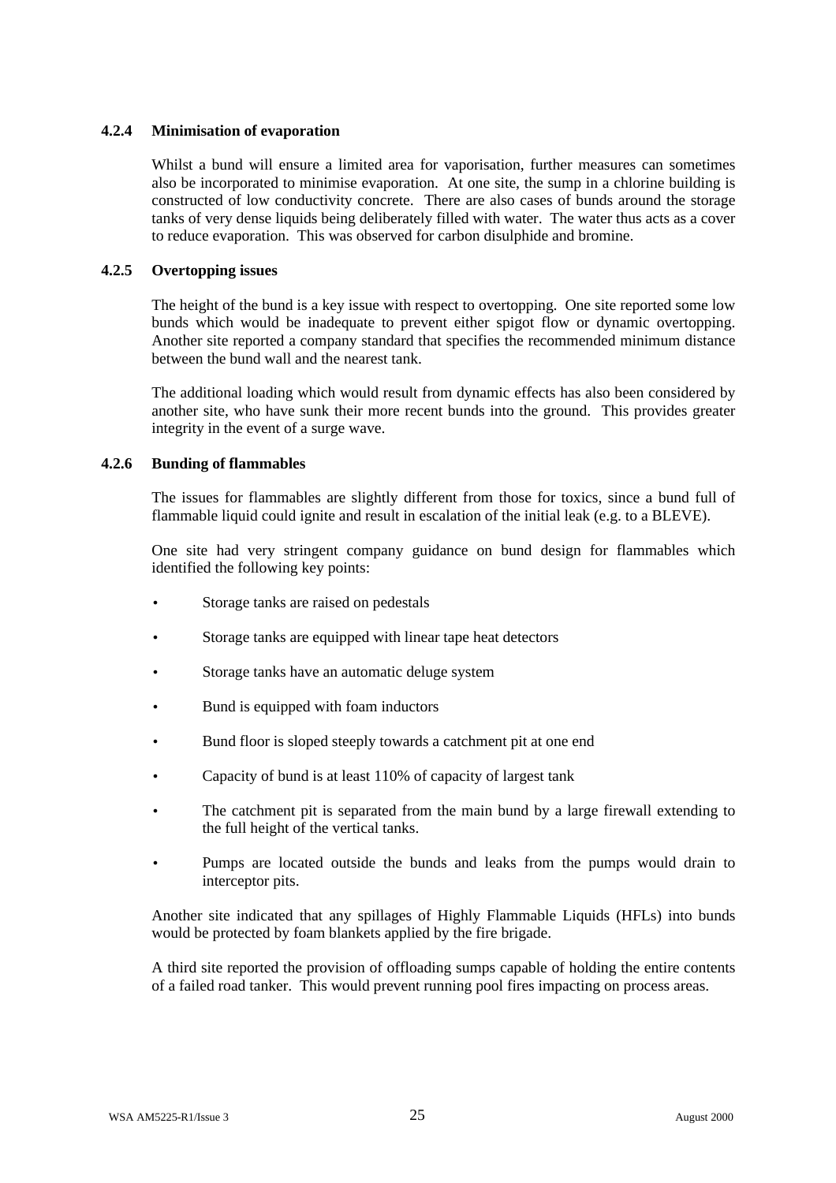#### 4.2.4 Minimisation of evaporation

Whilst a bund will ensure a limited area for vaporisation, further measures can sometimes also be incorporated to minimise evaporation. At one site, the sump in a chlorine building is constructed of low conductivity concrete. There are also cases of bunds around the storage tanks of very dense liquids being deliberately filled with water. The water thus acts as a cover to reduce evaporation. This was observed for carbon disulphide and bromine.

#### 4.2.5 Overtopping issues

The height of the bund is a key issue with respect to overtopping. One site reported some low bunds which would be inadequate to prevent either spigot flow or dynamic overtopping. Another site reported a company standard that specifies the recommended minimum distance between the bund wall and the nearest tank.

The additional loading which would result from dynamic effects has also been considered by another site, who have sunk their more recent bunds into the ground. This provides greater integrity in the event of a surge wave.

#### 4.2.6 Bunding of flammables

The issues for flammables are slightly different from those for toxics, since a bund full of flammable liquid could ignite and result in escalation of the initial leak (e.g. to a BLEVE).

One site had very stringent company guidance on bund design for flammables which identified the following key points:

- Storage tanks are raised on pedestals
- Storage tanks are equipped with linear tape heat detectors
- Storage tanks have an automatic deluge system
- Bund is equipped with foam inductors
- Bund floor is sloped steeply towards a catchment pit at one end
- Capacity of bund is at least 110% of capacity of largest tank
- The catchment pit is separated from the main bund by a large firewall extending to the full height of the vertical tanks.
- Pumps are located outside the bunds and leaks from the pumps would drain to interceptor pits.

Another site indicated that any spillages of Highly Flammable Liquids (HFLs) into bunds would be protected by foam blankets applied by the fire brigade.

A third site reported the provision of offloading sumps capable of holding the entire contents of a failed road tanker. This would prevent running pool fires impacting on process areas.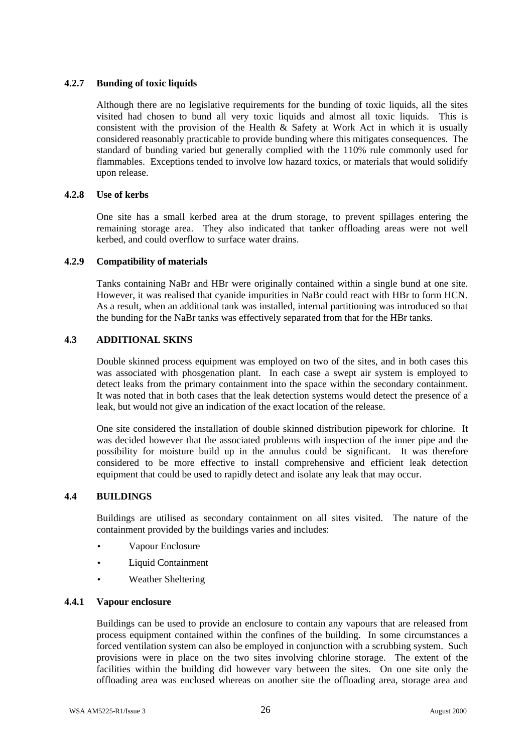### 4.2.7 Bunding of toxic liquids

Although there are no legislative requirements for the bunding of toxic liquids, all the sites visited had chosen to bund all very toxic liquids and almost all toxic liquids. This is consistent with the provision of the Health & Safety at Work Act in which it is usually considered reasonably practicable to provide bunding where this mitigates consequences. The standard of bunding varied but generally complied with the 110% rule commonly used for flammables. Exceptions tended to involve low hazard toxics, or materials that would solidify upon release.

### 4.2.8 Use of kerbs

One site has a small kerbed area at the drum storage, to prevent spillages entering the remaining storage area. They also indicated that tanker offloading areas were not well kerbed, and could overflow to surface water drains.

### 4.2.9 Compatibility of materials

Tanks containing NaBr and HBr were originally contained within a single bund at one site. However, it was realised that cyanide impurities in NaBr could react with HBr to form HCN. As a result, when an additional tank was installed, internal partitioning was introduced so that the bunding for the NaBr tanks was effectively separated from that for the HBr tanks.

## 4.3 ADDITIONAL SKINS

Double skinned process equipment was employed on two of the sites, and in both cases this was associated with phosgenation plant. In each case a swept air system is employed to detect leaks from the primary containment into the space within the secondary containment. It was noted that in both cases that the leak detection systems would detect the presence of a leak, but would not give an indication of the exact location of the release.

One site considered the installation of double skinned distribution pipework for chlorine. It was decided however that the associated problems with inspection of the inner pipe and the possibility for moisture build up in the annulus could be significant. It was therefore considered to be more effective to install comprehensive and efficient leak detection equipment that could be used to rapidly detect and isolate any leak that may occur.

## 4.4 BUILDINGS

Buildings are utilised as secondary containment on all sites visited. The nature of the containment provided by the buildings varies and includes:

- Vapour Enclosure
- Liquid Containment
- Weather Sheltering

### 4.4.1 Vapour enclosure

Buildings can be used to provide an enclosure to contain any vapours that are released from process equipment contained within the confines of the building. In some circumstances a forced ventilation system can also be employed in conjunction with a scrubbing system. Such provisions were in place on the two sites involving chlorine storage. The extent of the facilities within the building did however vary between the sites. On one site only the offloading area was enclosed whereas on another site the offloading area, storage area and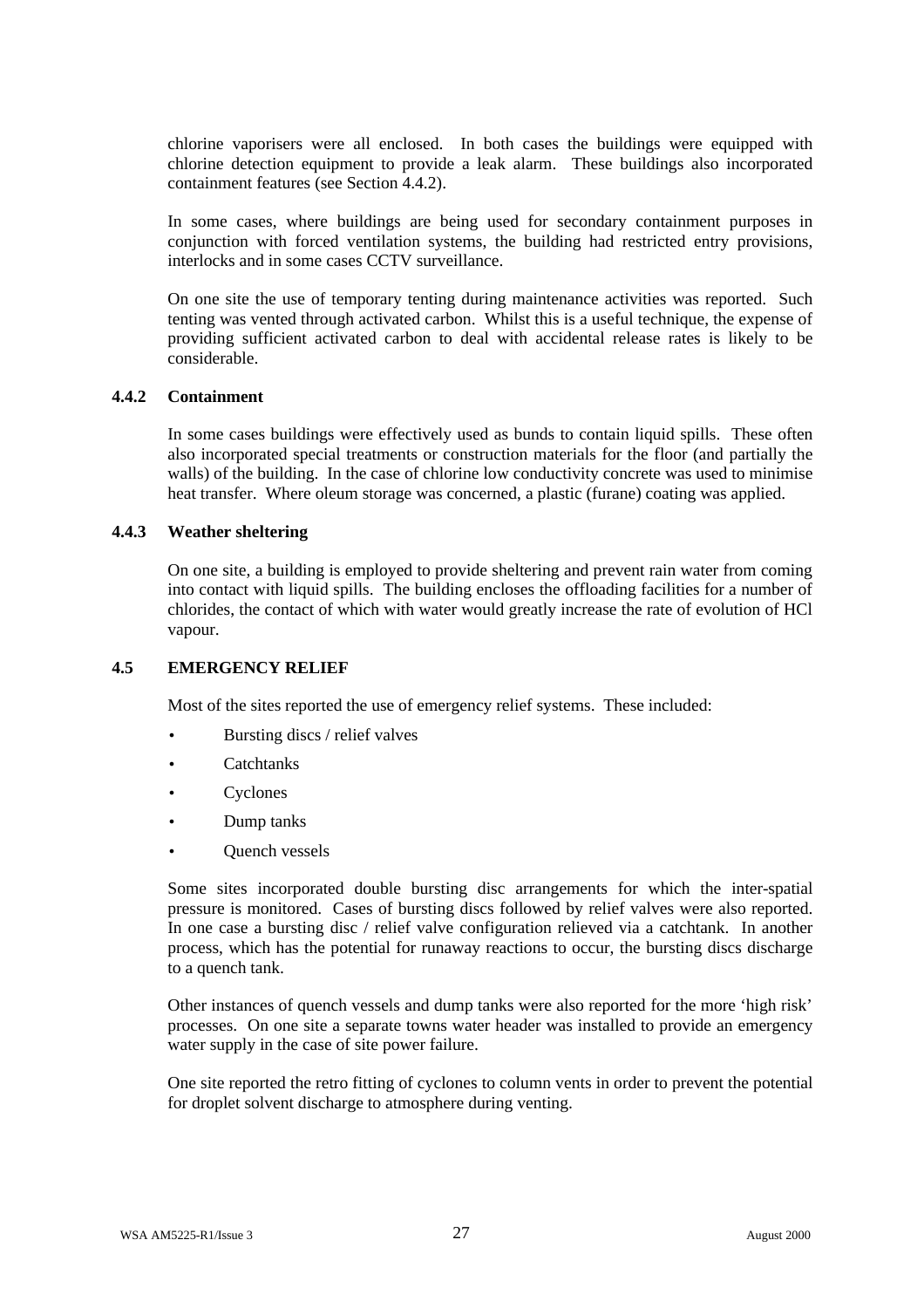chlorine vaporisers were all enclosed. In both cases the buildings were equipped with chlorine detection equipment to provide a leak alarm. These buildings also incorporated containment features (see Section 4.4.2).

In some cases, where buildings are being used for secondary containment purposes in conjunction with forced ventilation systems, the building had restricted entry provisions, interlocks and in some cases CCTV surveillance.

On one site the use of temporary tenting during maintenance activities was reported. Such tenting was vented through activated carbon. Whilst this is a useful technique, the expense of providing sufficient activated carbon to deal with accidental release rates is likely to be considerable.

### 4.4.2 Containment

In some cases buildings were effectively used as bunds to contain liquid spills. These often also incorporated special treatments or construction materials for the floor (and partially the walls) of the building. In the case of chlorine low conductivity concrete was used to minimise heat transfer. Where oleum storage was concerned, a plastic (furane) coating was applied.

### 4.4.3 Weather sheltering

On one site, a building is employed to provide sheltering and prevent rain water from coming into contact with liquid spills. The building encloses the offloading facilities for a number of chlorides, the contact of which with water would greatly increase the rate of evolution of HCl vapour.

## 4.5 EMERGENCY RELIEF

Most of the sites reported the use of emergency relief systems. These included:

- Bursting discs / relief valves
- Catchtanks
- Cyclones
- Dump tanks
- Quench vessels

Some sites incorporated double bursting disc arrangements for which the inter-spatial pressure is monitored. Cases of bursting discs followed by relief valves were also reported. In one case a bursting disc / relief valve configuration relieved via a catchtank. In another process, which has the potential for runaway reactions to occur, the bursting discs discharge to a quench tank.

Other instances of quench vessels and dump tanks were also reported for the more 'high risk' processes. On one site a separate towns water header was installed to provide an emergency water supply in the case of site power failure.

One site reported the retro fitting of cyclones to column vents in order to prevent the potential for droplet solvent discharge to atmosphere during venting.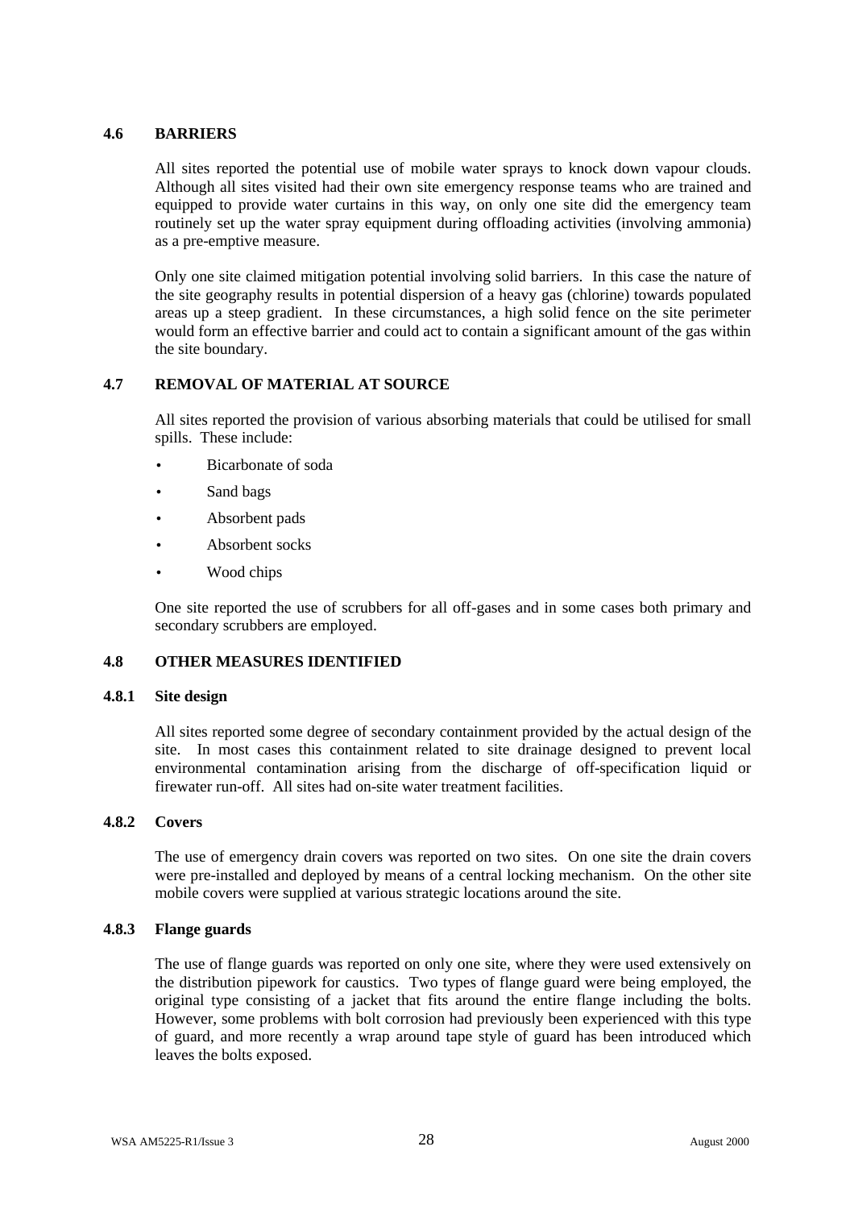## 4.6 BARRIERS

All sites reported the potential use of mobile water sprays to knock down vapour clouds. Although all sites visited had their own site emergency response teams who are trained and equipped to provide water curtains in this way, on only one site did the emergency team routinely set up the water spray equipment during offloading activities (involving ammonia) as a pre-emptive measure.

Only one site claimed mitigation potential involving solid barriers. In this case the nature of the site geography results in potential dispersion of a heavy gas (chlorine) towards populated areas up a steep gradient. In these circumstances, a high solid fence on the site perimeter would form an effective barrier and could act to contain a significant amount of the gas within the site boundary.

## 4.7 REMOVAL OF MATERIAL AT SOURCE

All sites reported the provision of various absorbing materials that could be utilised for small spills. These include:

- Bicarbonate of soda
- Sand bags
- Absorbent pads
- Absorbent socks
- Wood chips

One site reported the use of scrubbers for all off-gases and in some cases both primary and secondary scrubbers are employed.

## 4.8 OTHER MEASURES IDENTIFIED

### 4.8.1 Site design

All sites reported some degree of secondary containment provided by the actual design of the site. In most cases this containment related to site drainage designed to prevent local environmental contamination arising from the discharge of off-specification liquid or firewater run-off. All sites had on-site water treatment facilities.

### 4.8.2 Covers

The use of emergency drain covers was reported on two sites. On one site the drain covers were pre-installed and deployed by means of a central locking mechanism. On the other site mobile covers were supplied at various strategic locations around the site.

### 4.8.3 Flange guards

The use of flange guards was reported on only one site, where they were used extensively on the distribution pipework for caustics. Two types of flange guard were being employed, the original type consisting of a jacket that fits around the entire flange including the bolts. However, some problems with bolt corrosion had previously been experienced with this type of guard, and more recently a wrap around tape style of guard has been introduced which leaves the bolts exposed.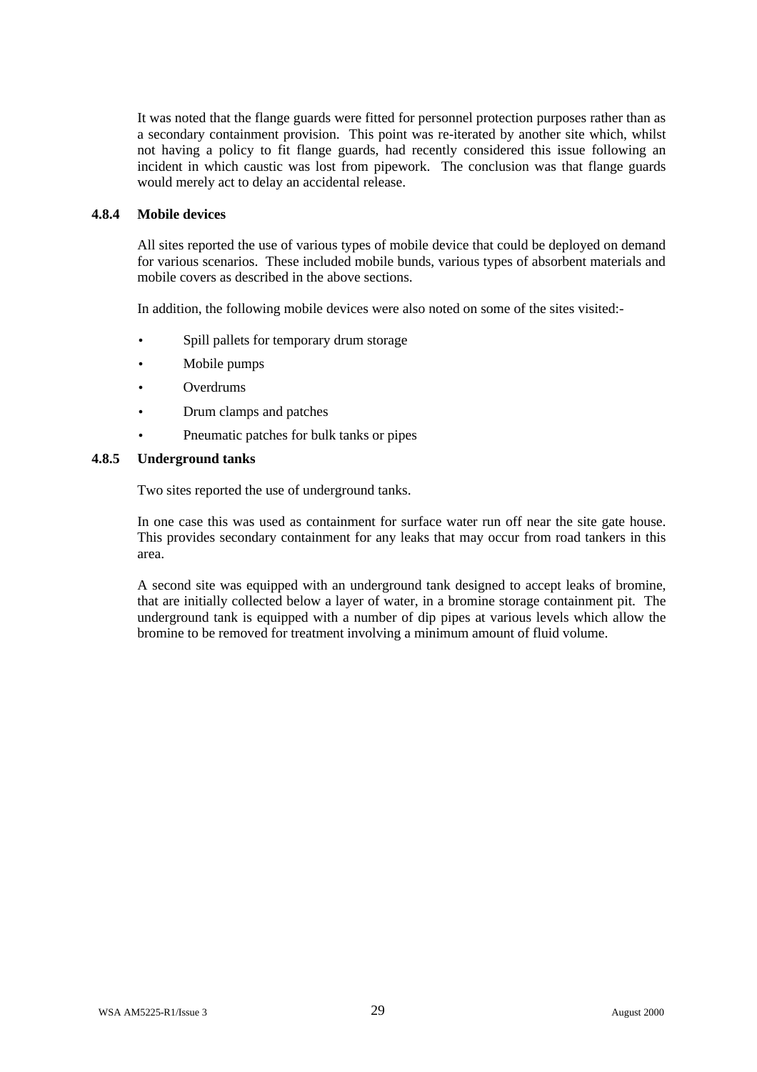It was noted that the flange guards were fitted for personnel protection purposes rather than as a secondary containment provision. This point was re-iterated by another site which, whilst not having a policy to fit flange guards, had recently considered this issue following an incident in which caustic was lost from pipework. The conclusion was that flange guards would merely act to delay an accidental release.

#### 4.8.4 Mobile devices

All sites reported the use of various types of mobile device that could be deployed on demand for various scenarios. These included mobile bunds, various types of absorbent materials and mobile covers as described in the above sections.

In addition, the following mobile devices were also noted on some of the sites visited:-

- Spill pallets for temporary drum storage
- Mobile pumps
- Overdrums
- Drum clamps and patches
- Pneumatic patches for bulk tanks or pipes

#### 4.8.5 Underground tanks

Two sites reported the use of underground tanks.

In one case this was used as containment for surface water run off near the site gate house. This provides secondary containment for any leaks that may occur from road tankers in this area.

A second site was equipped with an underground tank designed to accept leaks of bromine, that are initially collected below a layer of water, in a bromine storage containment pit. The underground tank is equipped with a number of dip pipes at various levels which allow the bromine to be removed for treatment involving a minimum amount of fluid volume.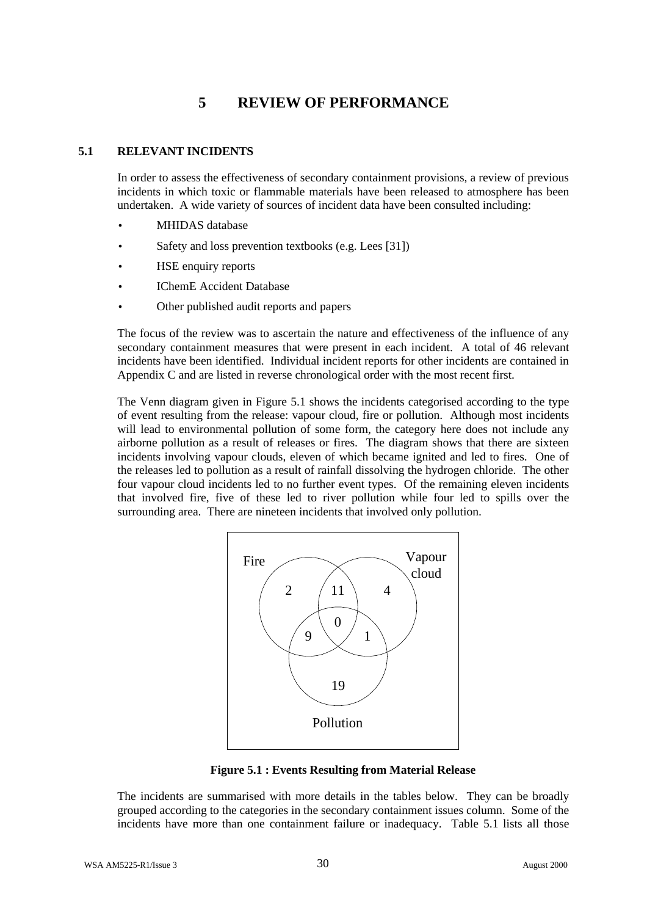# 5 REVIEW OF PERFORMANCE

## 5.1 RELEVANT INCIDENTS

In order to assess the effectiveness of secondary containment provisions, a review of previous incidents in which toxic or flammable materials have been released to atmosphere has been undertaken. A wide variety of sources of incident data have been consulted including:

- MHIDAS database
- Safety and loss prevention textbooks (e.g. Lees [31])
- HSE enquiry reports
- IChemE Accident Database
- Other published audit reports and papers

The focus of the review was to ascertain the nature and effectiveness of the influence of any secondary containment measures that were present in each incident. A total of 46 relevant incidents have been identified. Individual incident reports for other incidents are contained in Appendix C and are listed in reverse chronological order with the most recent first.

The Venn diagram given in Figure 5.1 shows the incidents categorised according to the type of event resulting from the release: vapour cloud, fire or pollution. Although most incidents will lead to environmental pollution of some form, the category here does not include any airborne pollution as a result of releases or fires. The diagram shows that there are sixteen incidents involving vapour clouds, eleven of which became ignited and led to fires. One of the releases led to pollution as a result of rainfall dissolving the hydrogen chloride. The other four vapour cloud incidents led to no further event types. Of the remaining eleven incidents that involved fire, five of these led to river pollution while four led to spills over the surrounding area. There are nineteen incidents that involved only pollution.

| Region | Number of incidents |
|---|---|
| Fire only | 2 |
| Fire and Vapour cloud | 11 |
| Vapour cloud only | 4 |
| Fire, Vapour cloud and Pollution | 0 |
| Fire and Pollution | 9 |
| Vapour cloud and Pollution | 1 |
| Pollution only | 19 |

**Figure 5.1 : Events Resulting from Material Release**

The incidents are summarised with more details in the tables below. They can be broadly grouped according to the categories in the secondary containment issues column. Some of the incidents have more than one containment failure or inadequacy. Table 5.1 lists all those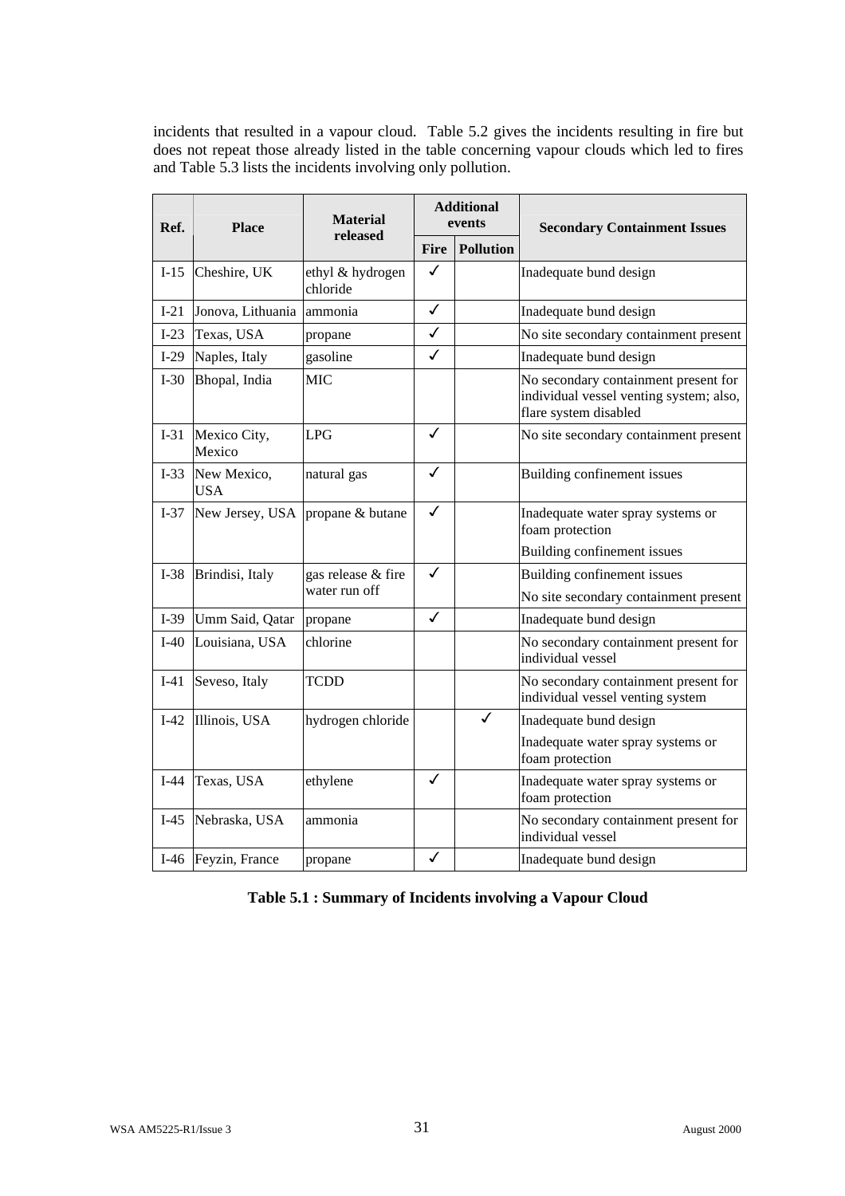incidents that resulted in a vapour cloud. Table 5.2 gives the incidents resulting in fire but does not repeat those already listed in the table concerning vapour clouds which led to fires and Table 5.3 lists the incidents involving only pollution.

| Ref. | Place | Material released | Additional events | | Secondary Containment Issues |
|---|---|---|---|---|---|
| | | | Fire | Pollution | |
| I-15 | Cheshire, UK | ethyl & hydrogen chloride | ✓ | | Inadequate bund design |
| I-21 | Jonova, Lithuania | ammonia | ✓ | | Inadequate bund design |
| I-23 | Texas, USA | propane | ✓ | | No site secondary containment present |
| I-29 | Naples, Italy | gasoline | ✓ | | Inadequate bund design |
| I-30 | Bhopal, India | MIC | | | No secondary containment present for individual vessel venting system; also, flare system disabled |
| I-31 | Mexico City, Mexico | LPG | ✓ | | No site secondary containment present |
| I-33 | New Mexico, USA | natural gas | ✓ | | Building confinement issues |
| I-37 | New Jersey, USA | propane & butane | ✓ | | Inadequate water spray systems or foam protection<br>Building confinement issues |
| I-38 | Brindisi, Italy | gas release & fire water run off | ✓ | | Building confinement issues<br>No site secondary containment present |
| I-39 | Umm Said, Qatar | propane | ✓ | | Inadequate bund design |
| I-40 | Louisiana, USA | chlorine | | | No secondary containment present for individual vessel |
| I-41 | Seveso, Italy | TCDD | | | No secondary containment present for individual vessel venting system |
| I-42 | Illinois, USA | hydrogen chloride | | ✓ | Inadequate bund design<br>Inadequate water spray systems or foam protection |
| I-44 | Texas, USA | ethylene | ✓ | | Inadequate water spray systems or foam protection |
| I-45 | Nebraska, USA | ammonia | | | No secondary containment present for individual vessel |
| I-46 | Feyzin, France | propane | ✓ | | Inadequate bund design |

**Table 5.1 : Summary of Incidents involving a Vapour Cloud**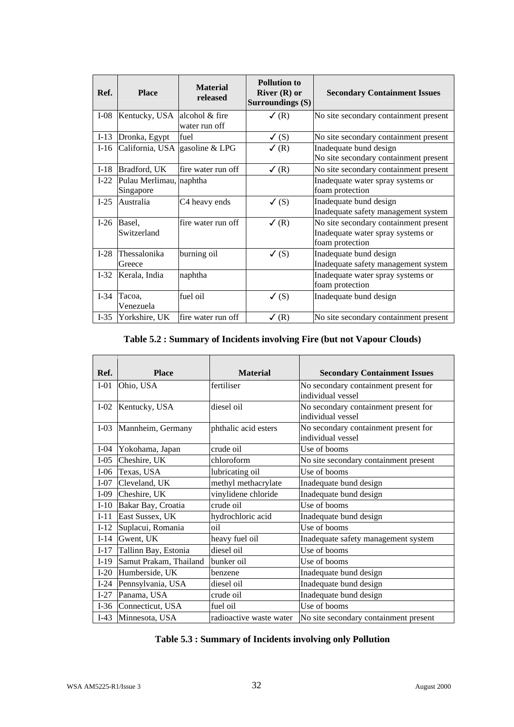| Ref. | Place | Material released | Pollution to River (R) or Surroundings (S) | Secondary Containment Issues |
|---|---|---|---|---|
| I-08 | Kentucky, USA | alcohol & fire water run off | ✓ (R) | No site secondary containment present |
| I-13 | Dronka, Egypt | fuel | ✓ (S) | No site secondary containment present |
| I-16 | California, USA | gasoline & LPG | ✓ (R) | Inadequate bund design<br>No site secondary containment present |
| I-18 | Bradford, UK | fire water run off | ✓ (R) | No site secondary containment present |
| I-22 | Pulau Merlimau, Singapore | naphtha | | Inadequate water spray systems or foam protection |
| I-25 | Australia | C4 heavy ends | ✓ (S) | Inadequate bund design<br>Inadequate safety management system |
| I-26 | Basel, Switzerland | fire water run off | ✓ (R) | No site secondary containment present<br>Inadequate water spray systems or foam protection |
| I-28 | Thessalonika Greece | burning oil | ✓ (S) | Inadequate bund design<br>Inadequate safety management system |
| I-32 | Kerala, India | naphtha | | Inadequate water spray systems or foam protection |
| I-34 | Tacoa, Venezuela | fuel oil | ✓ (S) | Inadequate bund design |
| I-35 | Yorkshire, UK | fire water run off | ✓ (R) | No site secondary containment present |

**Table 5.2 : Summary of Incidents involving Fire (but not Vapour Clouds)**

| Ref. | Place | Material | Secondary Containment Issues |
|---|---|---|---|
| I-01 | Ohio, USA | fertiliser | No secondary containment present for individual vessel |
| I-02 | Kentucky, USA | diesel oil | No secondary containment present for individual vessel |
| I-03 | Mannheim, Germany | phthalic acid esters | No secondary containment present for individual vessel |
| I-04 | Yokohama, Japan | crude oil | Use of booms |
| I-05 | Cheshire, UK | chloroform | No site secondary containment present |
| I-06 | Texas, USA | lubricating oil | Use of booms |
| I-07 | Cleveland, UK | methyl methacrylate | Inadequate bund design |
| I-09 | Cheshire, UK | vinylidene chloride | Inadequate bund design |
| I-10 | Bakar Bay, Croatia | crude oil | Use of booms |
| I-11 | East Sussex, UK | hydrochloric acid | Inadequate bund design |
| I-12 | Suplacui, Romania | oil | Use of booms |
| I-14 | Gwent, UK | heavy fuel oil | Inadequate safety management system |
| I-17 | Tallinn Bay, Estonia | diesel oil | Use of booms |
| I-19 | Samut Prakam, Thailand | bunker oil | Use of booms |
| I-20 | Humberside, UK | benzene | Inadequate bund design |
| I-24 | Pennsylvania, USA | diesel oil | Inadequate bund design |
| I-27 | Panama, USA | crude oil | Inadequate bund design |
| I-36 | Connecticut, USA | fuel oil | Use of booms |
| I-43 | Minnesota, USA | radioactive waste water | No site secondary containment present |

**Table 5.3 : Summary of Incidents involving only Pollution**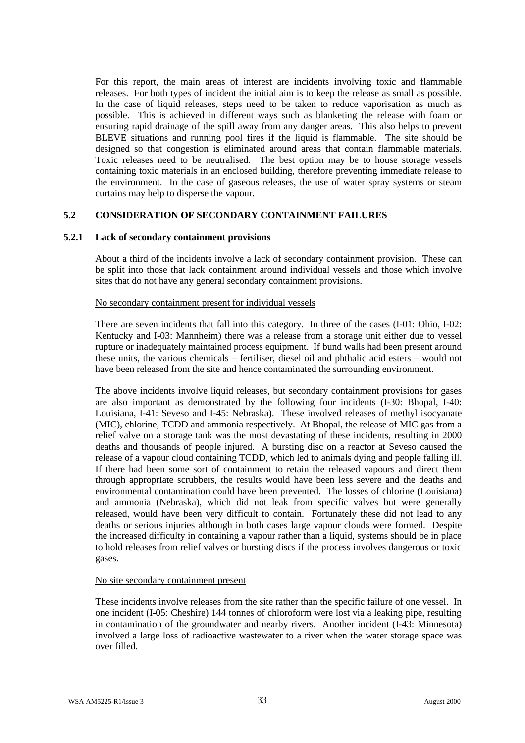For this report, the main areas of interest are incidents involving toxic and flammable releases. For both types of incident the initial aim is to keep the release as small as possible. In the case of liquid releases, steps need to be taken to reduce vaporisation as much as possible. This is achieved in different ways such as blanketing the release with foam or ensuring rapid drainage of the spill away from any danger areas. This also helps to prevent BLEVE situations and running pool fires if the liquid is flammable. The site should be designed so that congestion is eliminated around areas that contain flammable materials. Toxic releases need to be neutralised. The best option may be to house storage vessels containing toxic materials in an enclosed building, therefore preventing immediate release to the environment. In the case of gaseous releases, the use of water spray systems or steam curtains may help to disperse the vapour.

## 5.2 CONSIDERATION OF SECONDARY CONTAINMENT FAILURES

### 5.2.1 Lack of secondary containment provisions

About a third of the incidents involve a lack of secondary containment provision. These can be split into those that lack containment around individual vessels and those which involve sites that do not have any general secondary containment provisions.

No secondary containment present for individual vessels

There are seven incidents that fall into this category. In three of the cases (I-01: Ohio, I-02: Kentucky and I-03: Mannheim) there was a release from a storage unit either due to vessel rupture or inadequately maintained process equipment. If bund walls had been present around these units, the various chemicals – fertiliser, diesel oil and phthalic acid esters – would not have been released from the site and hence contaminated the surrounding environment.

The above incidents involve liquid releases, but secondary containment provisions for gases are also important as demonstrated by the following four incidents (I-30: Bhopal, I-40: Louisiana, I-41: Seveso and I-45: Nebraska). These involved releases of methyl isocyanate (MIC), chlorine, TCDD and ammonia respectively. At Bhopal, the release of MIC gas from a relief valve on a storage tank was the most devastating of these incidents, resulting in 2000 deaths and thousands of people injured. A bursting disc on a reactor at Seveso caused the release of a vapour cloud containing TCDD, which led to animals dying and people falling ill. If there had been some sort of containment to retain the released vapours and direct them through appropriate scrubbers, the results would have been less severe and the deaths and environmental contamination could have been prevented. The losses of chlorine (Louisiana) and ammonia (Nebraska), which did not leak from specific valves but were generally released, would have been very difficult to contain. Fortunately these did not lead to any deaths or serious injuries although in both cases large vapour clouds were formed. Despite the increased difficulty in containing a vapour rather than a liquid, systems should be in place to hold releases from relief valves or bursting discs if the process involves dangerous or toxic gases.

No site secondary containment present

These incidents involve releases from the site rather than the specific failure of one vessel. In one incident (I-05: Cheshire) 144 tonnes of chloroform were lost via a leaking pipe, resulting in contamination of the groundwater and nearby rivers. Another incident (I-43: Minnesota) involved a large loss of radioactive wastewater to a river when the water storage space was over filled.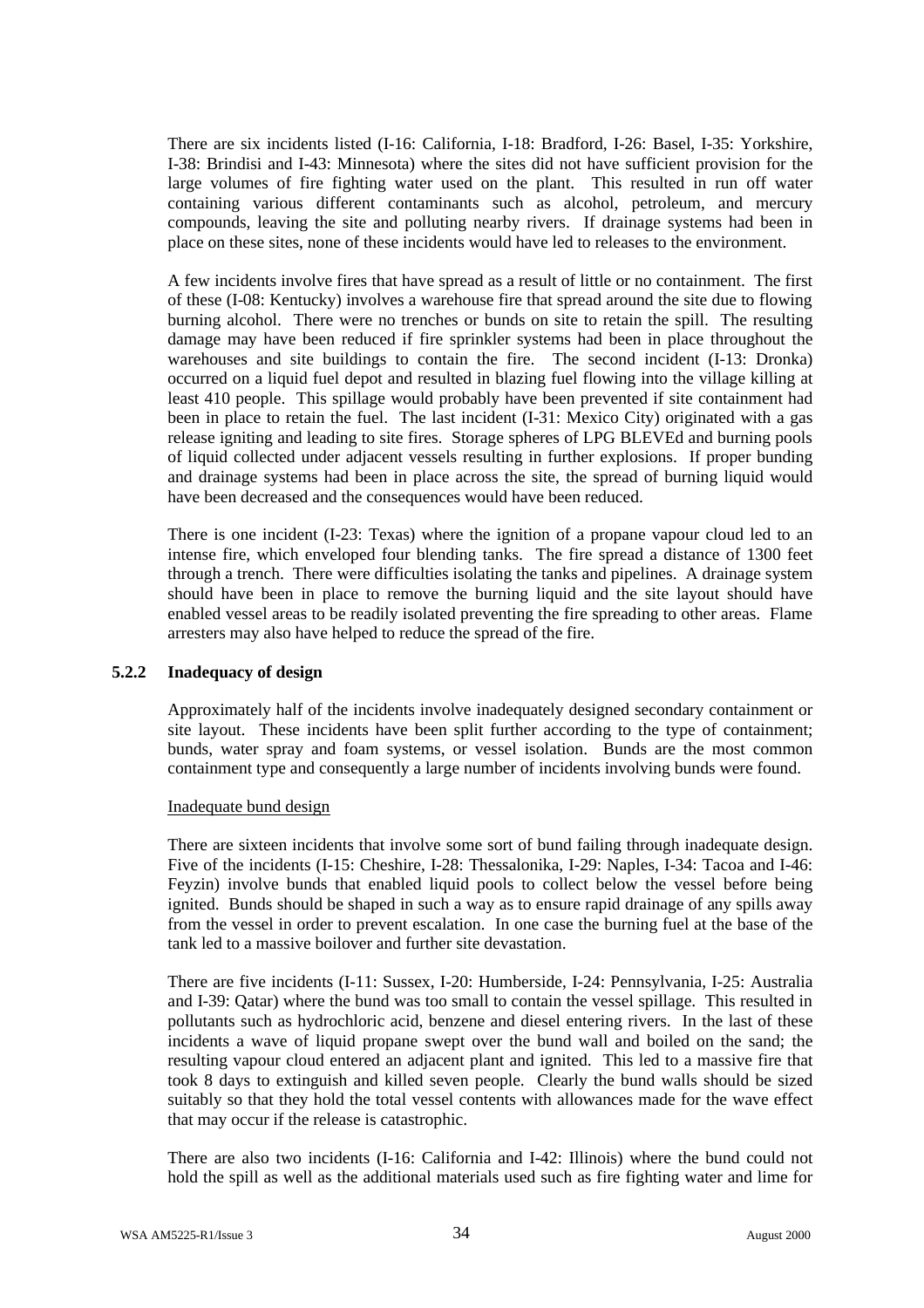There are six incidents listed (I-16: California, I-18: Bradford, I-26: Basel, I-35: Yorkshire, I-38: Brindisi and I-43: Minnesota) where the sites did not have sufficient provision for the large volumes of fire fighting water used on the plant. This resulted in run off water containing various different contaminants such as alcohol, petroleum, and mercury compounds, leaving the site and polluting nearby rivers. If drainage systems had been in place on these sites, none of these incidents would have led to releases to the environment.

A few incidents involve fires that have spread as a result of little or no containment. The first of these (I-08: Kentucky) involves a warehouse fire that spread around the site due to flowing burning alcohol. There were no trenches or bunds on site to retain the spill. The resulting damage may have been reduced if fire sprinkler systems had been in place throughout the warehouses and site buildings to contain the fire. The second incident (I-13: Dronka) occurred on a liquid fuel depot and resulted in blazing fuel flowing into the village killing at least 410 people. This spillage would probably have been prevented if site containment had been in place to retain the fuel. The last incident (I-31: Mexico City) originated with a gas release igniting and leading to site fires. Storage spheres of LPG BLEVEd and burning pools of liquid collected under adjacent vessels resulting in further explosions. If proper bunding and drainage systems had been in place across the site, the spread of burning liquid would have been decreased and the consequences would have been reduced.

There is one incident (I-23: Texas) where the ignition of a propane vapour cloud led to an intense fire, which enveloped four blending tanks. The fire spread a distance of 1300 feet through a trench. There were difficulties isolating the tanks and pipelines. A drainage system should have been in place to remove the burning liquid and the site layout should have enabled vessel areas to be readily isolated preventing the fire spreading to other areas. Flame arresters may also have helped to reduce the spread of the fire.

### 5.2.2 Inadequacy of design

Approximately half of the incidents involve inadequately designed secondary containment or site layout. These incidents have been split further according to the type of containment; bunds, water spray and foam systems, or vessel isolation. Bunds are the most common containment type and consequently a large number of incidents involving bunds were found.

<u>Inadequate bund design</u>

There are sixteen incidents that involve some sort of bund failing through inadequate design. Five of the incidents (I-15: Cheshire, I-28: Thessalonika, I-29: Naples, I-34: Tacoa and I-46: Feyzin) involve bunds that enabled liquid pools to collect below the vessel before being ignited. Bunds should be shaped in such a way as to ensure rapid drainage of any spills away from the vessel in order to prevent escalation. In one case the burning fuel at the base of the tank led to a massive boilover and further site devastation.

There are five incidents (I-11: Sussex, I-20: Humberside, I-24: Pennsylvania, I-25: Australia and I-39: Qatar) where the bund was too small to contain the vessel spillage. This resulted in pollutants such as hydrochloric acid, benzene and diesel entering rivers. In the last of these incidents a wave of liquid propane swept over the bund wall and boiled on the sand; the resulting vapour cloud entered an adjacent plant and ignited. This led to a massive fire that took 8 days to extinguish and killed seven people. Clearly the bund walls should be sized suitably so that they hold the total vessel contents with allowances made for the wave effect that may occur if the release is catastrophic.

There are also two incidents (I-16: California and I-42: Illinois) where the bund could not hold the spill as well as the additional materials used such as fire fighting water and lime for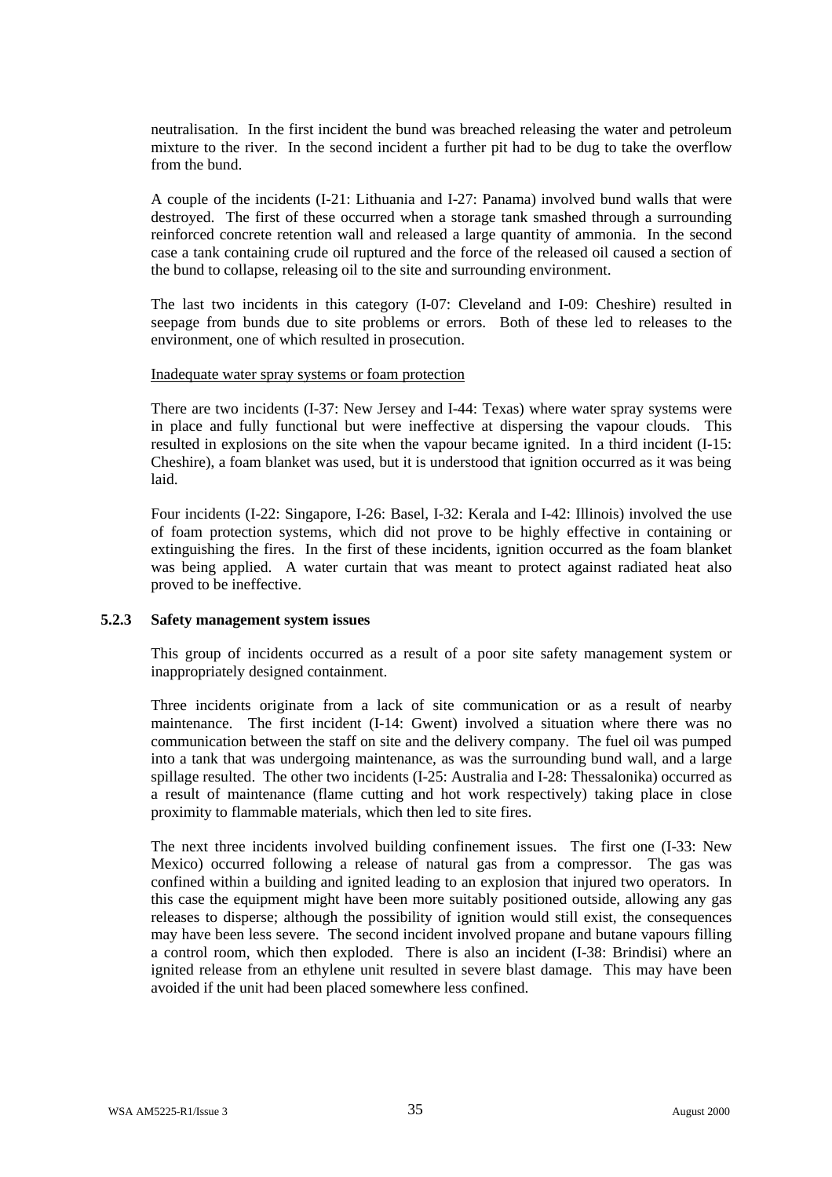neutralisation. In the first incident the bund was breached releasing the water and petroleum mixture to the river. In the second incident a further pit had to be dug to take the overflow from the bund.

A couple of the incidents (I-21: Lithuania and I-27: Panama) involved bund walls that were destroyed. The first of these occurred when a storage tank smashed through a surrounding reinforced concrete retention wall and released a large quantity of ammonia. In the second case a tank containing crude oil ruptured and the force of the released oil caused a section of the bund to collapse, releasing oil to the site and surrounding environment.

The last two incidents in this category (I-07: Cleveland and I-09: Cheshire) resulted in seepage from bunds due to site problems or errors. Both of these led to releases to the environment, one of which resulted in prosecution.

Inadequate water spray systems or foam protection

There are two incidents (I-37: New Jersey and I-44: Texas) where water spray systems were in place and fully functional but were ineffective at dispersing the vapour clouds. This resulted in explosions on the site when the vapour became ignited. In a third incident (I-15: Cheshire), a foam blanket was used, but it is understood that ignition occurred as it was being laid.

Four incidents (I-22: Singapore, I-26: Basel, I-32: Kerala and I-42: Illinois) involved the use of foam protection systems, which did not prove to be highly effective in containing or extinguishing the fires. In the first of these incidents, ignition occurred as the foam blanket was being applied. A water curtain that was meant to protect against radiated heat also proved to be ineffective.

### 5.2.3 Safety management system issues

This group of incidents occurred as a result of a poor site safety management system or inappropriately designed containment.

Three incidents originate from a lack of site communication or as a result of nearby maintenance. The first incident (I-14: Gwent) involved a situation where there was no communication between the staff on site and the delivery company. The fuel oil was pumped into a tank that was undergoing maintenance, as was the surrounding bund wall, and a large spillage resulted. The other two incidents (I-25: Australia and I-28: Thessalonika) occurred as a result of maintenance (flame cutting and hot work respectively) taking place in close proximity to flammable materials, which then led to site fires.

The next three incidents involved building confinement issues. The first one (I-33: New Mexico) occurred following a release of natural gas from a compressor. The gas was confined within a building and ignited leading to an explosion that injured two operators. In this case the equipment might have been more suitably positioned outside, allowing any gas releases to disperse; although the possibility of ignition would still exist, the consequences may have been less severe. The second incident involved propane and butane vapours filling a control room, which then exploded. There is also an incident (I-38: Brindisi) where an ignited release from an ethylene unit resulted in severe blast damage. This may have been avoided if the unit had been placed somewhere less confined.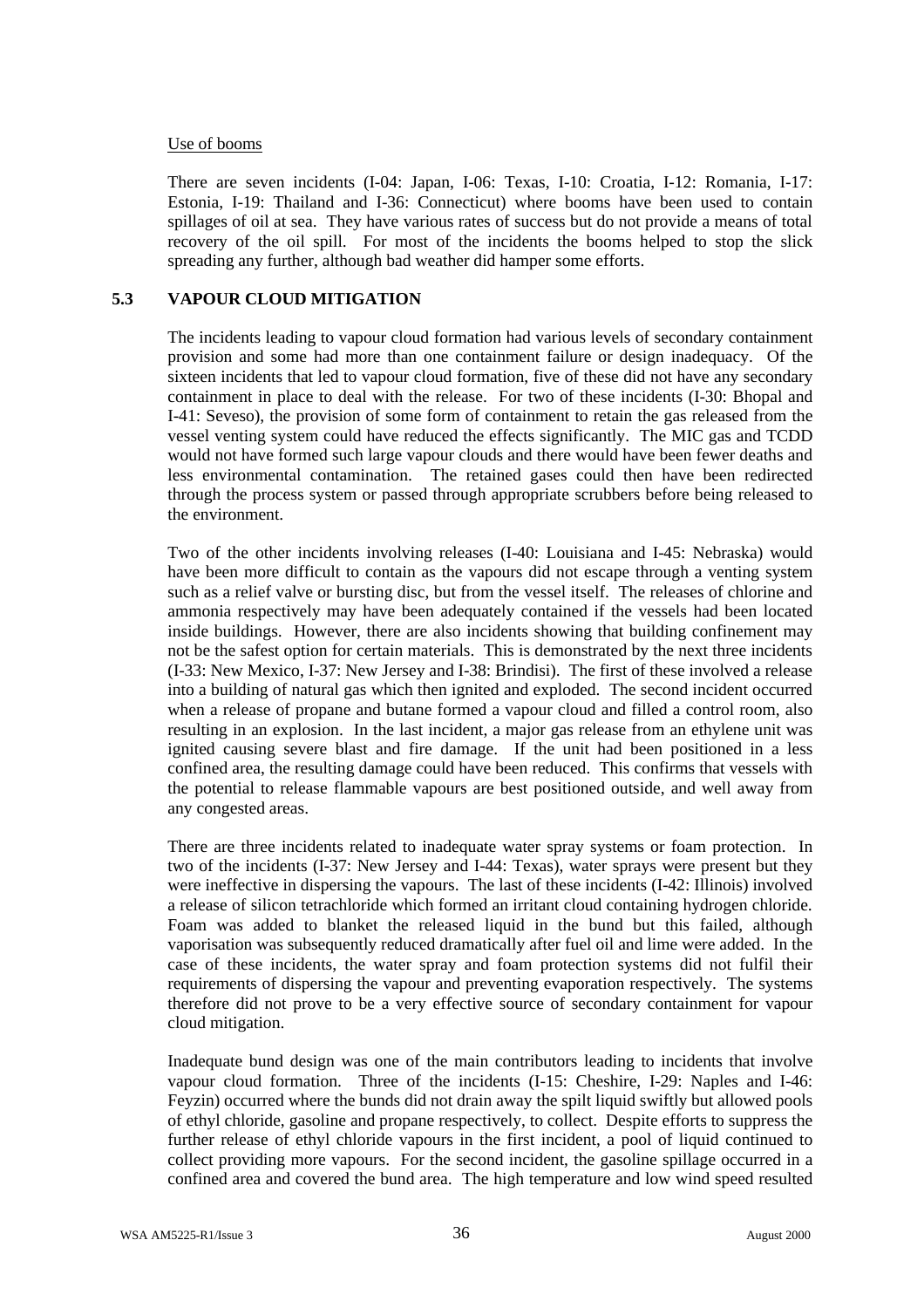Use of booms

There are seven incidents (I-04: Japan, I-06: Texas, I-10: Croatia, I-12: Romania, I-17: Estonia, I-19: Thailand and I-36: Connecticut) where booms have been used to contain spillages of oil at sea. They have various rates of success but do not provide a means of total recovery of the oil spill. For most of the incidents the booms helped to stop the slick spreading any further, although bad weather did hamper some efforts.

## 5.3 VAPOUR CLOUD MITIGATION

The incidents leading to vapour cloud formation had various levels of secondary containment provision and some had more than one containment failure or design inadequacy. Of the sixteen incidents that led to vapour cloud formation, five of these did not have any secondary containment in place to deal with the release. For two of these incidents (I-30: Bhopal and I-41: Seveso), the provision of some form of containment to retain the gas released from the vessel venting system could have reduced the effects significantly. The MIC gas and TCDD would not have formed such large vapour clouds and there would have been fewer deaths and less environmental contamination. The retained gases could then have been redirected through the process system or passed through appropriate scrubbers before being released to the environment.

Two of the other incidents involving releases (I-40: Louisiana and I-45: Nebraska) would have been more difficult to contain as the vapours did not escape through a venting system such as a relief valve or bursting disc, but from the vessel itself. The releases of chlorine and ammonia respectively may have been adequately contained if the vessels had been located inside buildings. However, there are also incidents showing that building confinement may not be the safest option for certain materials. This is demonstrated by the next three incidents (I-33: New Mexico, I-37: New Jersey and I-38: Brindisi). The first of these involved a release into a building of natural gas which then ignited and exploded. The second incident occurred when a release of propane and butane formed a vapour cloud and filled a control room, also resulting in an explosion. In the last incident, a major gas release from an ethylene unit was ignited causing severe blast and fire damage. If the unit had been positioned in a less confined area, the resulting damage could have been reduced. This confirms that vessels with the potential to release flammable vapours are best positioned outside, and well away from any congested areas.

There are three incidents related to inadequate water spray systems or foam protection. In two of the incidents (I-37: New Jersey and I-44: Texas), water sprays were present but they were ineffective in dispersing the vapours. The last of these incidents (I-42: Illinois) involved a release of silicon tetrachloride which formed an irritant cloud containing hydrogen chloride. Foam was added to blanket the released liquid in the bund but this failed, although vaporisation was subsequently reduced dramatically after fuel oil and lime were added. In the case of these incidents, the water spray and foam protection systems did not fulfil their requirements of dispersing the vapour and preventing evaporation respectively. The systems therefore did not prove to be a very effective source of secondary containment for vapour cloud mitigation.

Inadequate bund design was one of the main contributors leading to incidents that involve vapour cloud formation. Three of the incidents (I-15: Cheshire, I-29: Naples and I-46: Feyzin) occurred where the bunds did not drain away the spilt liquid swiftly but allowed pools of ethyl chloride, gasoline and propane respectively, to collect. Despite efforts to suppress the further release of ethyl chloride vapours in the first incident, a pool of liquid continued to collect providing more vapours. For the second incident, the gasoline spillage occurred in a confined area and covered the bund area. The high temperature and low wind speed resulted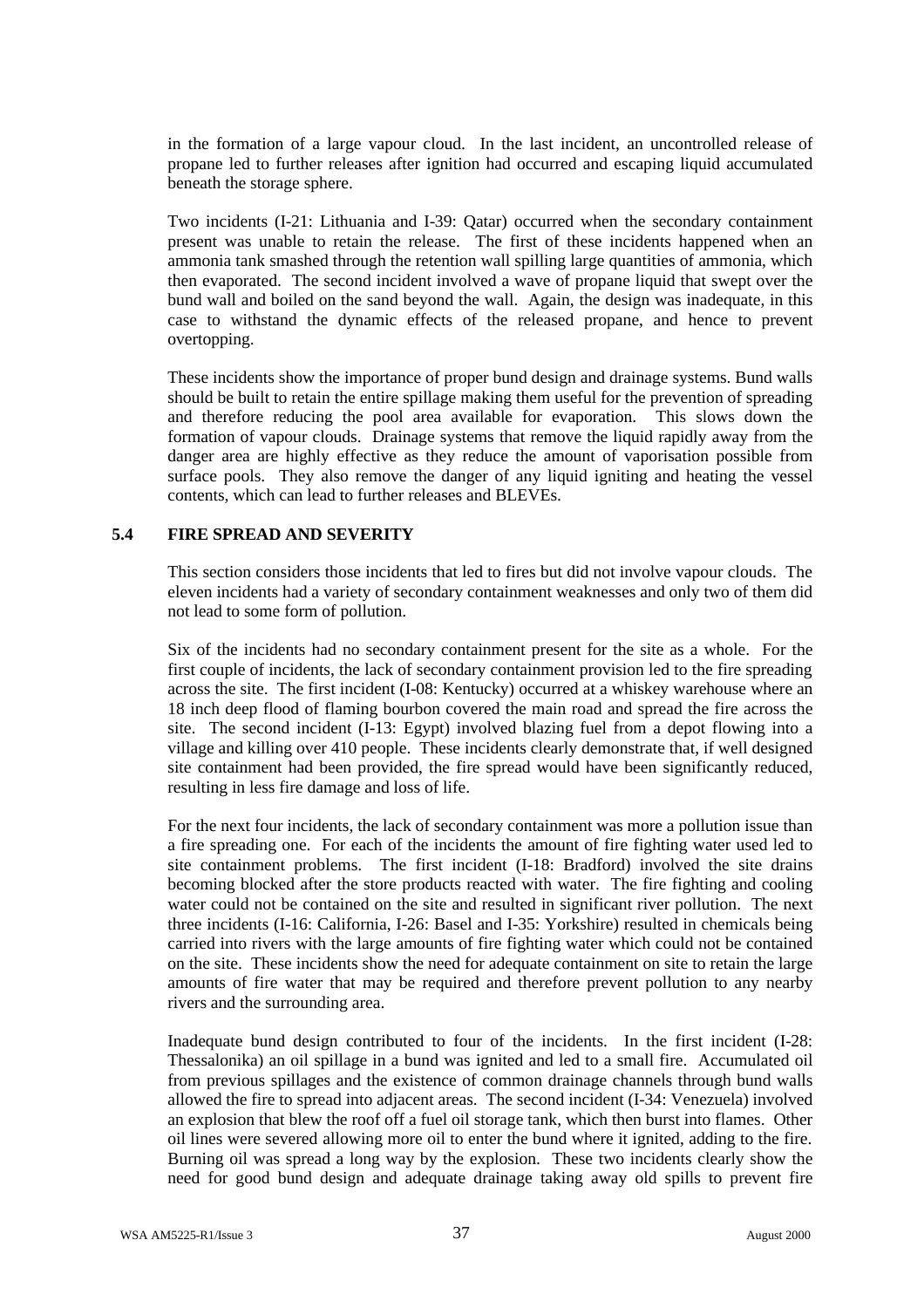in the formation of a large vapour cloud. In the last incident, an uncontrolled release of propane led to further releases after ignition had occurred and escaping liquid accumulated beneath the storage sphere.

Two incidents (I-21: Lithuania and I-39: Qatar) occurred when the secondary containment present was unable to retain the release. The first of these incidents happened when an ammonia tank smashed through the retention wall spilling large quantities of ammonia, which then evaporated. The second incident involved a wave of propane liquid that swept over the bund wall and boiled on the sand beyond the wall. Again, the design was inadequate, in this case to withstand the dynamic effects of the released propane, and hence to prevent overtopping.

These incidents show the importance of proper bund design and drainage systems. Bund walls should be built to retain the entire spillage making them useful for the prevention of spreading and therefore reducing the pool area available for evaporation. This slows down the formation of vapour clouds. Drainage systems that remove the liquid rapidly away from the danger area are highly effective as they reduce the amount of vaporisation possible from surface pools. They also remove the danger of any liquid igniting and heating the vessel contents, which can lead to further releases and BLEVEs.

## 5.4 FIRE SPREAD AND SEVERITY

This section considers those incidents that led to fires but did not involve vapour clouds. The eleven incidents had a variety of secondary containment weaknesses and only two of them did not lead to some form of pollution.

Six of the incidents had no secondary containment present for the site as a whole. For the first couple of incidents, the lack of secondary containment provision led to the fire spreading across the site. The first incident (I-08: Kentucky) occurred at a whiskey warehouse where an 18 inch deep flood of flaming bourbon covered the main road and spread the fire across the site. The second incident (I-13: Egypt) involved blazing fuel from a depot flowing into a village and killing over 410 people. These incidents clearly demonstrate that, if well designed site containment had been provided, the fire spread would have been significantly reduced, resulting in less fire damage and loss of life.

For the next four incidents, the lack of secondary containment was more a pollution issue than a fire spreading one. For each of the incidents the amount of fire fighting water used led to site containment problems. The first incident (I-18: Bradford) involved the site drains becoming blocked after the store products reacted with water. The fire fighting and cooling water could not be contained on the site and resulted in significant river pollution. The next three incidents (I-16: California, I-26: Basel and I-35: Yorkshire) resulted in chemicals being carried into rivers with the large amounts of fire fighting water which could not be contained on the site. These incidents show the need for adequate containment on site to retain the large amounts of fire water that may be required and therefore prevent pollution to any nearby rivers and the surrounding area.

Inadequate bund design contributed to four of the incidents. In the first incident (I-28: Thessalonika) an oil spillage in a bund was ignited and led to a small fire. Accumulated oil from previous spillages and the existence of common drainage channels through bund walls allowed the fire to spread into adjacent areas. The second incident (I-34: Venezuela) involved an explosion that blew the roof off a fuel oil storage tank, which then burst into flames. Other oil lines were severed allowing more oil to enter the bund where it ignited, adding to the fire. Burning oil was spread a long way by the explosion. These two incidents clearly show the need for good bund design and adequate drainage taking away old spills to prevent fire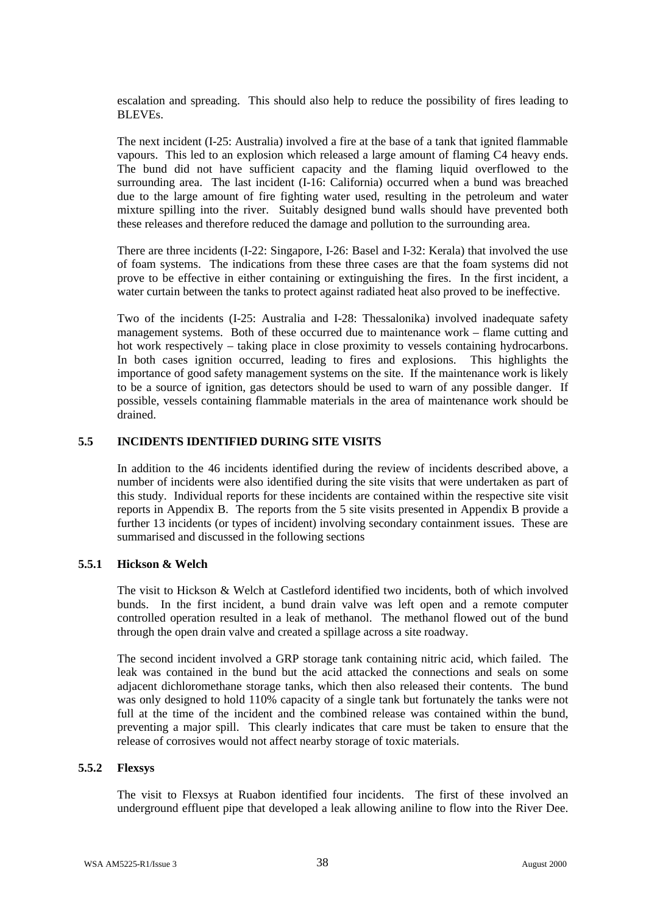escalation and spreading. This should also help to reduce the possibility of fires leading to BLEVEs.

The next incident (I-25: Australia) involved a fire at the base of a tank that ignited flammable vapours. This led to an explosion which released a large amount of flaming C4 heavy ends. The bund did not have sufficient capacity and the flaming liquid overflowed to the surrounding area. The last incident (I-16: California) occurred when a bund was breached due to the large amount of fire fighting water used, resulting in the petroleum and water mixture spilling into the river. Suitably designed bund walls should have prevented both these releases and therefore reduced the damage and pollution to the surrounding area.

There are three incidents (I-22: Singapore, I-26: Basel and I-32: Kerala) that involved the use of foam systems. The indications from these three cases are that the foam systems did not prove to be effective in either containing or extinguishing the fires. In the first incident, a water curtain between the tanks to protect against radiated heat also proved to be ineffective.

Two of the incidents (I-25: Australia and I-28: Thessalonika) involved inadequate safety management systems. Both of these occurred due to maintenance work – flame cutting and hot work respectively – taking place in close proximity to vessels containing hydrocarbons. In both cases ignition occurred, leading to fires and explosions. This highlights the importance of good safety management systems on the site. If the maintenance work is likely to be a source of ignition, gas detectors should be used to warn of any possible danger. If possible, vessels containing flammable materials in the area of maintenance work should be drained.

## 5.5 INCIDENTS IDENTIFIED DURING SITE VISITS

In addition to the 46 incidents identified during the review of incidents described above, a number of incidents were also identified during the site visits that were undertaken as part of this study. Individual reports for these incidents are contained within the respective site visit reports in Appendix B. The reports from the 5 site visits presented in Appendix B provide a further 13 incidents (or types of incident) involving secondary containment issues. These are summarised and discussed in the following sections

### 5.5.1 Hickson & Welch

The visit to Hickson & Welch at Castleford identified two incidents, both of which involved bunds. In the first incident, a bund drain valve was left open and a remote computer controlled operation resulted in a leak of methanol. The methanol flowed out of the bund through the open drain valve and created a spillage across a site roadway.

The second incident involved a GRP storage tank containing nitric acid, which failed. The leak was contained in the bund but the acid attacked the connections and seals on some adjacent dichloromethane storage tanks, which then also released their contents. The bund was only designed to hold 110% capacity of a single tank but fortunately the tanks were not full at the time of the incident and the combined release was contained within the bund, preventing a major spill. This clearly indicates that care must be taken to ensure that the release of corrosives would not affect nearby storage of toxic materials.

### 5.5.2 Flexsys

The visit to Flexsys at Ruabon identified four incidents. The first of these involved an underground effluent pipe that developed a leak allowing aniline to flow into the River Dee.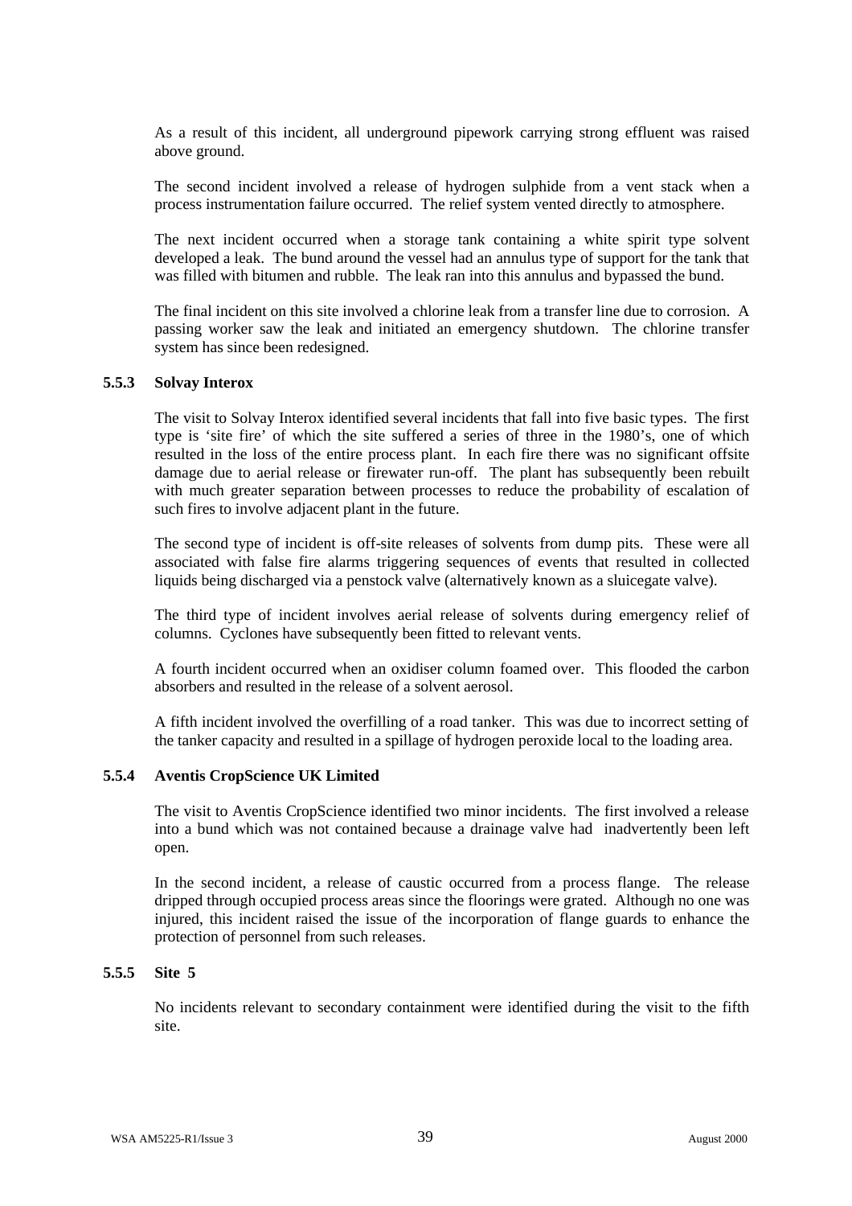As a result of this incident, all underground pipework carrying strong effluent was raised above ground.

The second incident involved a release of hydrogen sulphide from a vent stack when a process instrumentation failure occurred. The relief system vented directly to atmosphere.

The next incident occurred when a storage tank containing a white spirit type solvent developed a leak. The bund around the vessel had an annulus type of support for the tank that was filled with bitumen and rubble. The leak ran into this annulus and bypassed the bund.

The final incident on this site involved a chlorine leak from a transfer line due to corrosion. A passing worker saw the leak and initiated an emergency shutdown. The chlorine transfer system has since been redesigned.

### 5.5.3 Solvay Interox

The visit to Solvay Interox identified several incidents that fall into five basic types. The first type is 'site fire' of which the site suffered a series of three in the 1980's, one of which resulted in the loss of the entire process plant. In each fire there was no significant offsite damage due to aerial release or firewater run-off. The plant has subsequently been rebuilt with much greater separation between processes to reduce the probability of escalation of such fires to involve adjacent plant in the future.

The second type of incident is off-site releases of solvents from dump pits. These were all associated with false fire alarms triggering sequences of events that resulted in collected liquids being discharged via a penstock valve (alternatively known as a sluicegate valve).

The third type of incident involves aerial release of solvents during emergency relief of columns. Cyclones have subsequently been fitted to relevant vents.

A fourth incident occurred when an oxidiser column foamed over. This flooded the carbon absorbers and resulted in the release of a solvent aerosol.

A fifth incident involved the overfilling of a road tanker. This was due to incorrect setting of the tanker capacity and resulted in a spillage of hydrogen peroxide local to the loading area.

### 5.5.4 Aventis CropScience UK Limited

The visit to Aventis CropScience identified two minor incidents. The first involved a release into a bund which was not contained because a drainage valve had inadvertently been left open.

In the second incident, a release of caustic occurred from a process flange. The release dripped through occupied process areas since the floorings were grated. Although no one was injured, this incident raised the issue of the incorporation of flange guards to enhance the protection of personnel from such releases.

### 5.5.5 Site 5

No incidents relevant to secondary containment were identified during the visit to the fifth site.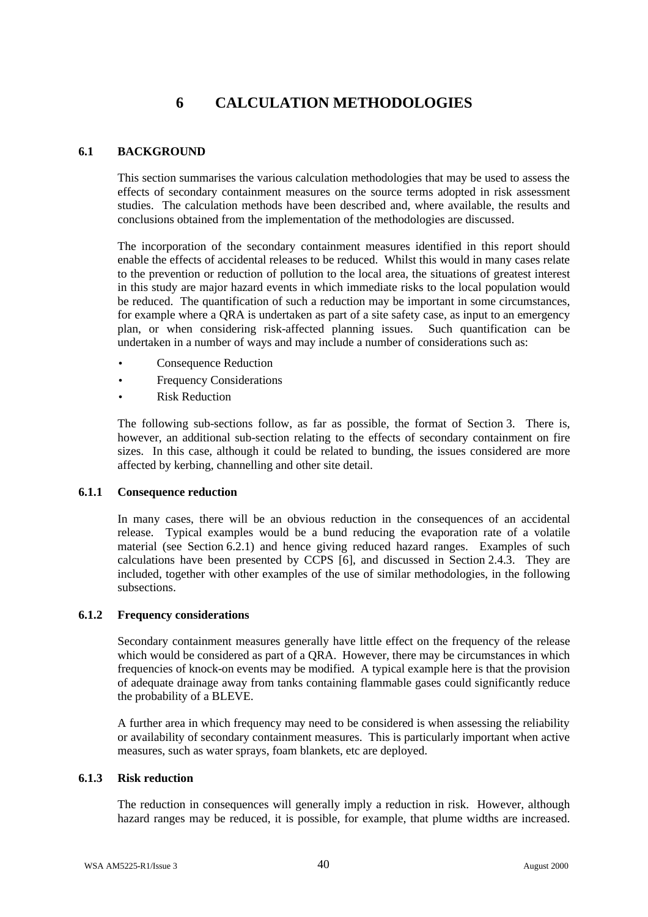# 6 CALCULATION METHODOLOGIES

## 6.1 BACKGROUND

This section summarises the various calculation methodologies that may be used to assess the effects of secondary containment measures on the source terms adopted in risk assessment studies. The calculation methods have been described and, where available, the results and conclusions obtained from the implementation of the methodologies are discussed.

The incorporation of the secondary containment measures identified in this report should enable the effects of accidental releases to be reduced. Whilst this would in many cases relate to the prevention or reduction of pollution to the local area, the situations of greatest interest in this study are major hazard events in which immediate risks to the local population would be reduced. The quantification of such a reduction may be important in some circumstances, for example where a QRA is undertaken as part of a site safety case, as input to an emergency plan, or when considering risk-affected planning issues. Such quantification can be undertaken in a number of ways and may include a number of considerations such as:

- Consequence Reduction
- Frequency Considerations
- Risk Reduction

The following sub-sections follow, as far as possible, the format of Section 3. There is, however, an additional sub-section relating to the effects of secondary containment on fire sizes. In this case, although it could be related to bunding, the issues considered are more affected by kerbing, channelling and other site detail.

### 6.1.1 Consequence reduction

In many cases, there will be an obvious reduction in the consequences of an accidental release. Typical examples would be a bund reducing the evaporation rate of a volatile material (see Section 6.2.1) and hence giving reduced hazard ranges. Examples of such calculations have been presented by CCPS [6], and discussed in Section 2.4.3. They are included, together with other examples of the use of similar methodologies, in the following subsections.

### 6.1.2 Frequency considerations

Secondary containment measures generally have little effect on the frequency of the release which would be considered as part of a QRA. However, there may be circumstances in which frequencies of knock-on events may be modified. A typical example here is that the provision of adequate drainage away from tanks containing flammable gases could significantly reduce the probability of a BLEVE.

A further area in which frequency may need to be considered is when assessing the reliability or availability of secondary containment measures. This is particularly important when active measures, such as water sprays, foam blankets, etc are deployed.

### 6.1.3 Risk reduction

The reduction in consequences will generally imply a reduction in risk. However, although hazard ranges may be reduced, it is possible, for example, that plume widths are increased.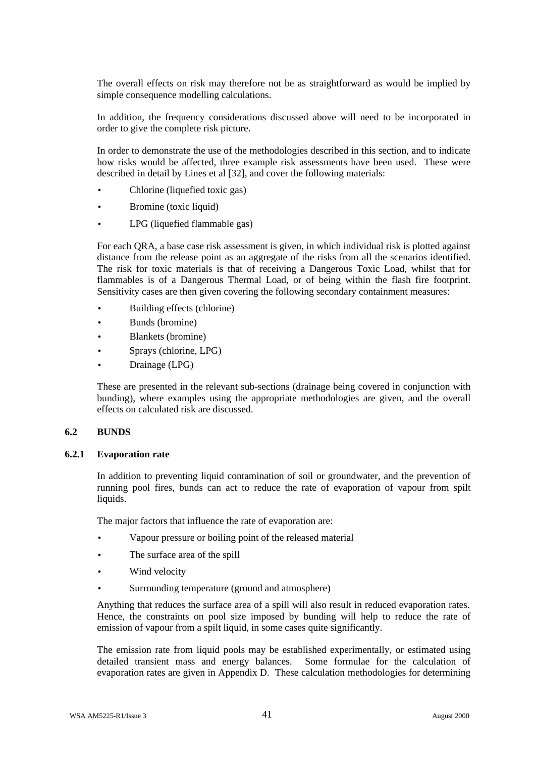The overall effects on risk may therefore not be as straightforward as would be implied by simple consequence modelling calculations.

In addition, the frequency considerations discussed above will need to be incorporated in order to give the complete risk picture.

In order to demonstrate the use of the methodologies described in this section, and to indicate how risks would be affected, three example risk assessments have been used. These were described in detail by Lines et al [32], and cover the following materials:

- Chlorine (liquefied toxic gas)
- Bromine (toxic liquid)
- LPG (liquefied flammable gas)

For each QRA, a base case risk assessment is given, in which individual risk is plotted against distance from the release point as an aggregate of the risks from all the scenarios identified. The risk for toxic materials is that of receiving a Dangerous Toxic Load, whilst that for flammables is of a Dangerous Thermal Load, or of being within the flash fire footprint. Sensitivity cases are then given covering the following secondary containment measures:

- Building effects (chlorine)
- Bunds (bromine)
- Blankets (bromine)
- Sprays (chlorine, LPG)
- Drainage (LPG)

These are presented in the relevant sub-sections (drainage being covered in conjunction with bunding), where examples using the appropriate methodologies are given, and the overall effects on calculated risk are discussed.

## 6.2 BUNDS

### 6.2.1 Evaporation rate

In addition to preventing liquid contamination of soil or groundwater, and the prevention of running pool fires, bunds can act to reduce the rate of evaporation of vapour from spilt liquids.

The major factors that influence the rate of evaporation are:

- Vapour pressure or boiling point of the released material
- The surface area of the spill
- Wind velocity
- Surrounding temperature (ground and atmosphere)

Anything that reduces the surface area of a spill will also result in reduced evaporation rates. Hence, the constraints on pool size imposed by bunding will help to reduce the rate of emission of vapour from a spilt liquid, in some cases quite significantly.

The emission rate from liquid pools may be established experimentally, or estimated using detailed transient mass and energy balances. Some formulae for the calculation of evaporation rates are given in Appendix D. These calculation methodologies for determining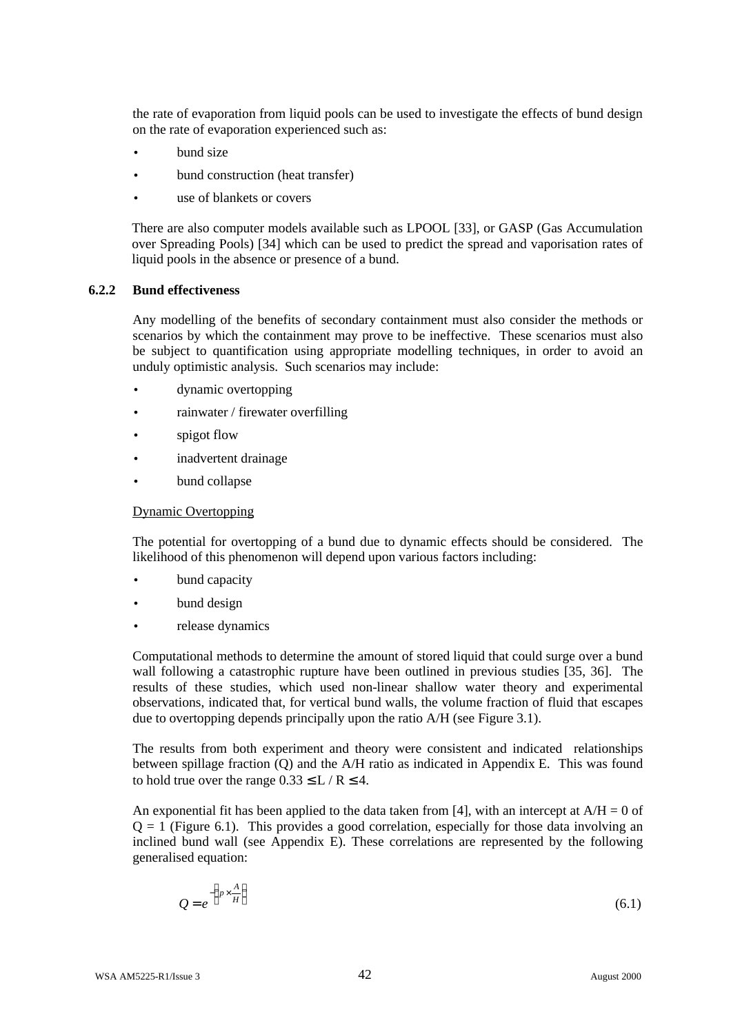the rate of evaporation from liquid pools can be used to investigate the effects of bund design on the rate of evaporation experienced such as:

- bund size
- bund construction (heat transfer)
- use of blankets or covers

There are also computer models available such as LPOOL [33], or GASP (Gas Accumulation over Spreading Pools) [34] which can be used to predict the spread and vaporisation rates of liquid pools in the absence or presence of a bund.

### 6.2.2 Bund effectiveness

Any modelling of the benefits of secondary containment must also consider the methods or scenarios by which the containment may prove to be ineffective. These scenarios must also be subject to quantification using appropriate modelling techniques, in order to avoid an unduly optimistic analysis. Such scenarios may include:

- dynamic overtopping
- rainwater / firewater overfilling
- spigot flow
- inadvertent drainage
- bund collapse

<u>Dynamic Overtopping</u>

The potential for overtopping of a bund due to dynamic effects should be considered. The likelihood of this phenomenon will depend upon various factors including:

- bund capacity
- bund design
- release dynamics

Computational methods to determine the amount of stored liquid that could surge over a bund wall following a catastrophic rupture have been outlined in previous studies [35, 36]. The results of these studies, which used non-linear shallow water theory and experimental observations, indicated that, for vertical bund walls, the volume fraction of fluid that escapes due to overtopping depends principally upon the ratio A/H (see Figure 3.1).

The results from both experiment and theory were consistent and indicated relationships between spillage fraction (Q) and the A/H ratio as indicated in Appendix E. This was found to hold true over the range $0.33 \leq L / R \leq 4$.

An exponential fit has been applied to the data taken from [4], with an intercept at A/H = 0 of Q = 1 (Figure 6.1). This provides a good correlation, especially for those data involving an inclined bund wall (see Appendix E). These correlations are represented by the following generalised equation:

$$Q = e^{-\left(p \times \frac{A}{H}\right)} \tag{6.1}$$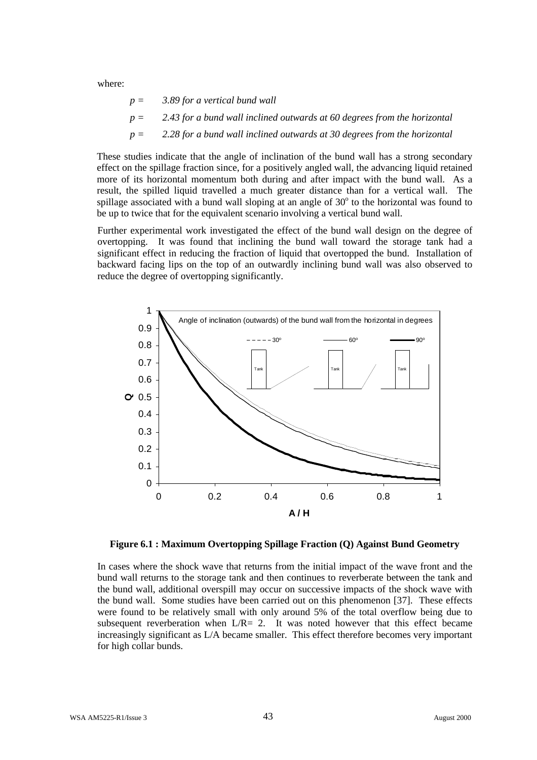where:

$p =$ *3.89 for a vertical bund wall*

$p =$ *2.43 for a bund wall inclined outwards at 60 degrees from the horizontal*

$p =$ *2.28 for a bund wall inclined outwards at 30 degrees from the horizontal*

These studies indicate that the angle of inclination of the bund wall has a strong secondary effect on the spillage fraction since, for a positively angled wall, the advancing liquid retained more of its horizontal momentum both during and after impact with the bund wall. As a result, the spilled liquid travelled a much greater distance than for a vertical wall. The spillage associated with a bund wall sloping at an angle of $30^{o}$ to the horizontal was found to be up to twice that for the equivalent scenario involving a vertical bund wall.

Further experimental work investigated the effect of the bund wall design on the degree of overtopping. It was found that inclining the bund wall toward the storage tank had a significant effect in reducing the fraction of liquid that overtopped the bund. Installation of backward facing lips on the top of an outwardly inclining bund wall was also observed to reduce the degree of overtopping significantly.

**Figure 6.1 : Maximum Overtopping Spillage Fraction (Q) Against Bund Geometry**

In cases where the shock wave that returns from the initial impact of the wave front and the bund wall returns to the storage tank and then continues to reverberate between the tank and the bund wall, additional overspill may occur on successive impacts of the shock wave with the bund wall. Some studies have been carried out on this phenomenon [37]. These effects were found to be relatively small with only around 5% of the total overflow being due to subsequent reverberation when $L/R = 2$. It was noted however that this effect became increasingly significant as $L/A$ became smaller. This effect therefore becomes very important for high collar bunds.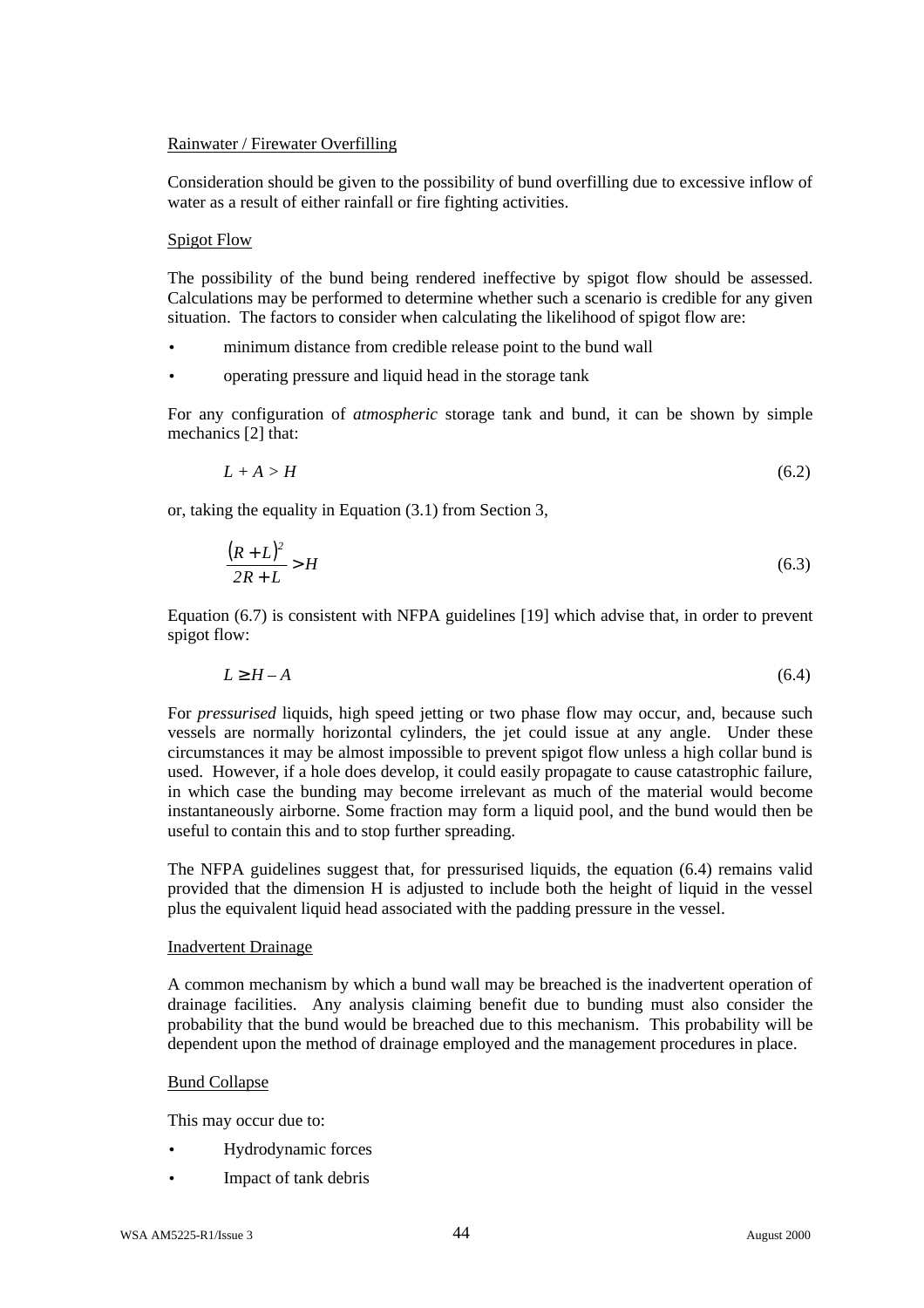Rainwater / Firewater Overfilling

Consideration should be given to the possibility of bund overfilling due to excessive inflow of water as a result of either rainfall or fire fighting activities.

Spigot Flow

The possibility of the bund being rendered ineffective by spigot flow should be assessed. Calculations may be performed to determine whether such a scenario is credible for any given situation. The factors to consider when calculating the likelihood of spigot flow are:

- minimum distance from credible release point to the bund wall
- operating pressure and liquid head in the storage tank

For any configuration of *atmospheric* storage tank and bund, it can be shown by simple mechanics [2] that:

$$L + A > H \tag{6.2}$$

or, taking the equality in Equation (3.1) from Section 3,

$$\frac{(R+L)^2}{2R+L} > H \tag{6.3}$$

Equation (6.7) is consistent with NFPA guidelines [19] which advise that, in order to prevent spigot flow:

$$L \geq H - A \tag{6.4}$$

For *pressurised* liquids, high speed jetting or two phase flow may occur, and, because such vessels are normally horizontal cylinders, the jet could issue at any angle. Under these circumstances it may be almost impossible to prevent spigot flow unless a high collar bund is used. However, if a hole does develop, it could easily propagate to cause catastrophic failure, in which case the bunding may become irrelevant as much of the material would become instantaneously airborne. Some fraction may form a liquid pool, and the bund would then be useful to contain this and to stop further spreading.

The NFPA guidelines suggest that, for pressurised liquids, the equation (6.4) remains valid provided that the dimension H is adjusted to include both the height of liquid in the vessel plus the equivalent liquid head associated with the padding pressure in the vessel.

Inadvertent Drainage

A common mechanism by which a bund wall may be breached is the inadvertent operation of drainage facilities. Any analysis claiming benefit due to bunding must also consider the probability that the bund would be breached due to this mechanism. This probability will be dependent upon the method of drainage employed and the management procedures in place.

Bund Collapse

This may occur due to:

- Hydrodynamic forces
- Impact of tank debris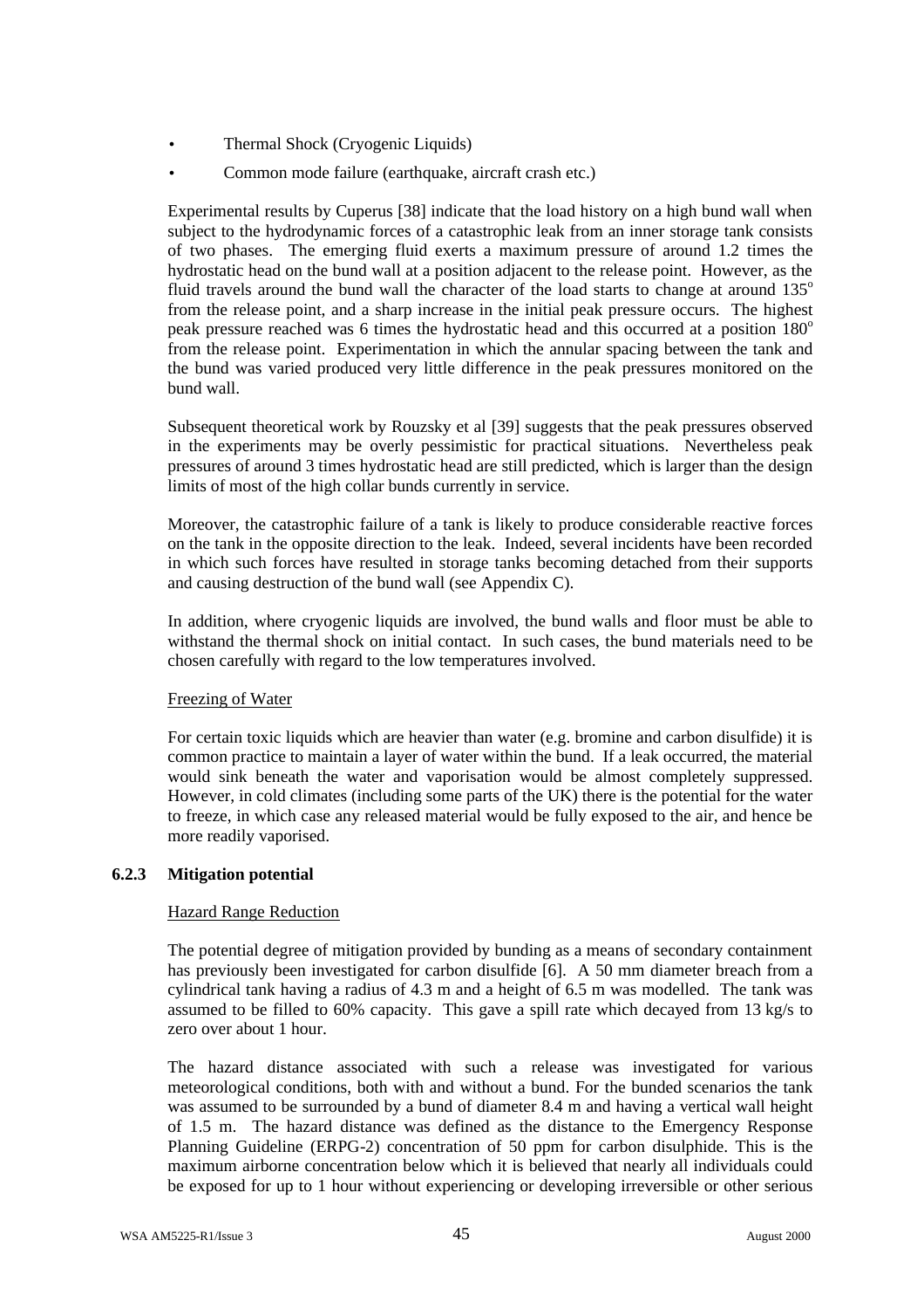- Thermal Shock (Cryogenic Liquids)
- Common mode failure (earthquake, aircraft crash etc.)

Experimental results by Cuperus [38] indicate that the load history on a high bund wall when subject to the hydrodynamic forces of a catastrophic leak from an inner storage tank consists of two phases. The emerging fluid exerts a maximum pressure of around 1.2 times the hydrostatic head on the bund wall at a position adjacent to the release point. However, as the fluid travels around the bund wall the character of the load starts to change at around 135$^o$ from the release point, and a sharp increase in the initial peak pressure occurs. The highest peak pressure reached was 6 times the hydrostatic head and this occurred at a position 180$^o$ from the release point. Experimentation in which the annular spacing between the tank and the bund was varied produced very little difference in the peak pressures monitored on the bund wall.

Subsequent theoretical work by Rouzsky et al [39] suggests that the peak pressures observed in the experiments may be overly pessimistic for practical situations. Nevertheless peak pressures of around 3 times hydrostatic head are still predicted, which is larger than the design limits of most of the high collar bunds currently in service.

Moreover, the catastrophic failure of a tank is likely to produce considerable reactive forces on the tank in the opposite direction to the leak. Indeed, several incidents have been recorded in which such forces have resulted in storage tanks becoming detached from their supports and causing destruction of the bund wall (see Appendix C).

In addition, where cryogenic liquids are involved, the bund walls and floor must be able to withstand the thermal shock on initial contact. In such cases, the bund materials need to be chosen carefully with regard to the low temperatures involved.

Freezing of Water

For certain toxic liquids which are heavier than water (e.g. bromine and carbon disulfide) it is common practice to maintain a layer of water within the bund. If a leak occurred, the material would sink beneath the water and vaporisation would be almost completely suppressed. However, in cold climates (including some parts of the UK) there is the potential for the water to freeze, in which case any released material would be fully exposed to the air, and hence be more readily vaporised.

### 6.2.3 Mitigation potential

Hazard Range Reduction

The potential degree of mitigation provided by bunding as a means of secondary containment has previously been investigated for carbon disulfide [6]. A 50 mm diameter breach from a cylindrical tank having a radius of 4.3 m and a height of 6.5 m was modelled. The tank was assumed to be filled to 60% capacity. This gave a spill rate which decayed from 13 kg/s to zero over about 1 hour.

The hazard distance associated with such a release was investigated for various meteorological conditions, both with and without a bund. For the bunded scenarios the tank was assumed to be surrounded by a bund of diameter 8.4 m and having a vertical wall height of 1.5 m. The hazard distance was defined as the distance to the Emergency Response Planning Guideline (ERPG-2) concentration of 50 ppm for carbon disulphide. This is the maximum airborne concentration below which it is believed that nearly all individuals could be exposed for up to 1 hour without experiencing or developing irreversible or other serious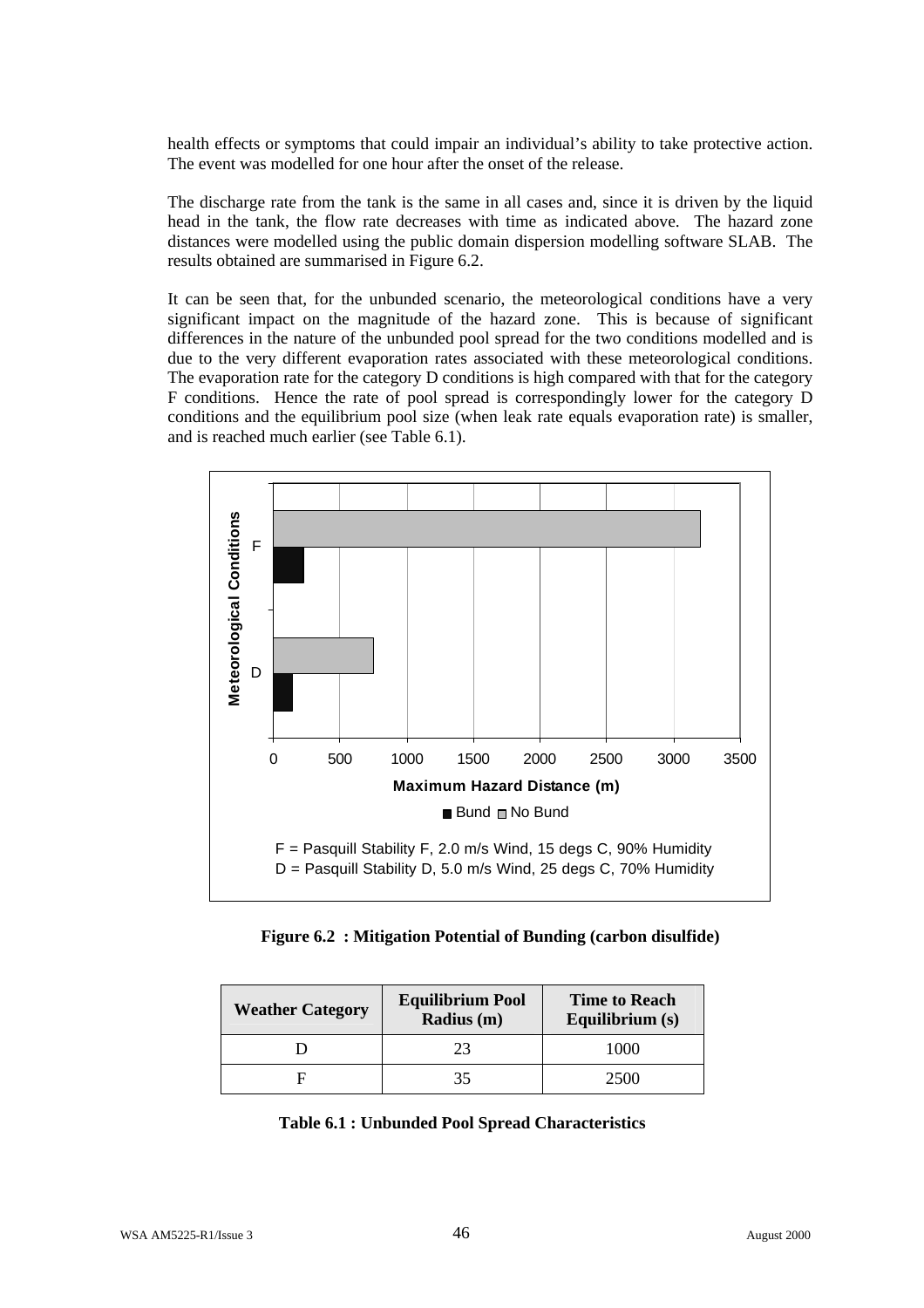health effects or symptoms that could impair an individual's ability to take protective action. The event was modelled for one hour after the onset of the release.

The discharge rate from the tank is the same in all cases and, since it is driven by the liquid head in the tank, the flow rate decreases with time as indicated above. The hazard zone distances were modelled using the public domain dispersion modelling software SLAB. The results obtained are summarised in Figure 6.2.

It can be seen that, for the unbunded scenario, the meteorological conditions have a very significant impact on the magnitude of the hazard zone. This is because of significant differences in the nature of the unbunded pool spread for the two conditions modelled and is due to the very different evaporation rates associated with these meteorological conditions. The evaporation rate for the category D conditions is high compared with that for the category F conditions. Hence the rate of pool spread is correspondingly lower for the category D conditions and the equilibrium pool size (when leak rate equals evaporation rate) is smaller, and is reached much earlier (see Table 6.1).

F = Pasquill Stability F, 2.0 m/s Wind, 15 degs C, 90% Humidity
D = Pasquill Stability D, 5.0 m/s Wind, 25 degs C, 70% Humidity

**Figure 6.2 : Mitigation Potential of Bunding (carbon disulfide)**

| Weather Category | Equilibrium Pool Radius (m) | Time to Reach Equilibrium (s) |
|---|---|---|
| D | 23 | 1000 |
| F | 35 | 2500 |

**Table 6.1 : Unbunded Pool Spread Characteristics**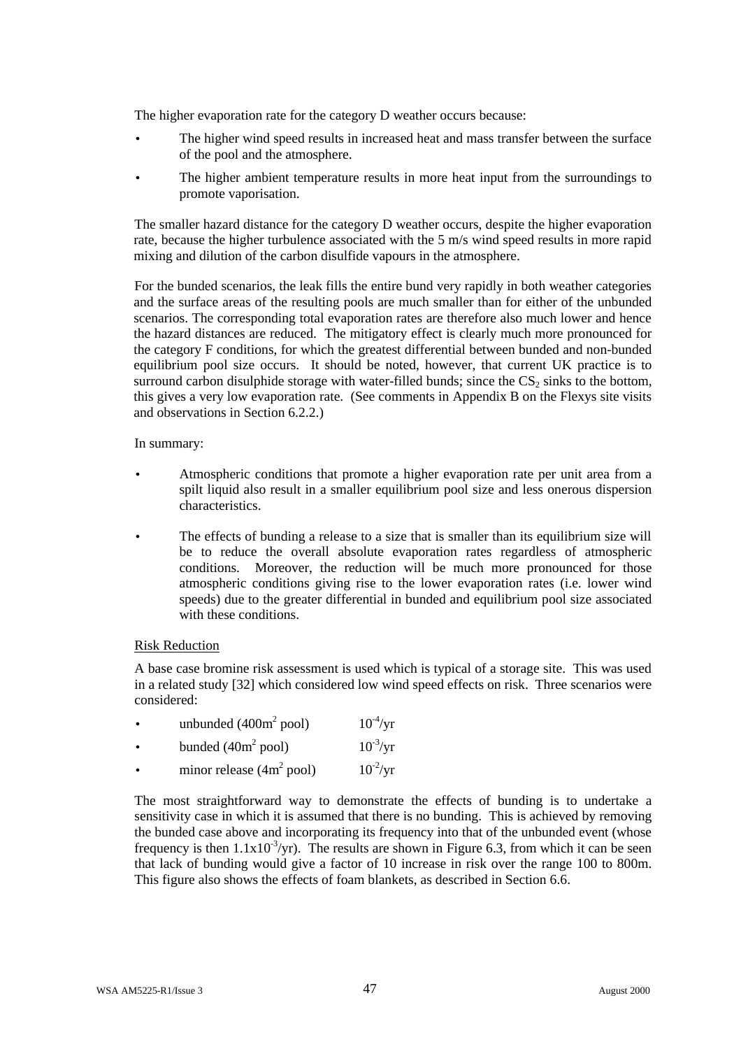The higher evaporation rate for the category D weather occurs because:

- The higher wind speed results in increased heat and mass transfer between the surface of the pool and the atmosphere.
- The higher ambient temperature results in more heat input from the surroundings to promote vaporisation.

The smaller hazard distance for the category D weather occurs, despite the higher evaporation rate, because the higher turbulence associated with the 5 m/s wind speed results in more rapid mixing and dilution of the carbon disulfide vapours in the atmosphere.

For the bunded scenarios, the leak fills the entire bund very rapidly in both weather categories and the surface areas of the resulting pools are much smaller than for either of the unbunded scenarios. The corresponding total evaporation rates are therefore also much lower and hence the hazard distances are reduced. The mitigatory effect is clearly much more pronounced for the category F conditions, for which the greatest differential between bunded and non-bunded equilibrium pool size occurs. It should be noted, however, that current UK practice is to surround carbon disulphide storage with water-filled bunds; since the $CS_2$ sinks to the bottom, this gives a very low evaporation rate. (See comments in Appendix B on the Flexys site visits and observations in Section 6.2.2.)

In summary:

- Atmospheric conditions that promote a higher evaporation rate per unit area from a spilt liquid also result in a smaller equilibrium pool size and less onerous dispersion characteristics.
- The effects of bunding a release to a size that is smaller than its equilibrium size will be to reduce the overall absolute evaporation rates regardless of atmospheric conditions. Moreover, the reduction will be much more pronounced for those atmospheric conditions giving rise to the lower evaporation rates (i.e. lower wind speeds) due to the greater differential in bunded and equilibrium pool size associated with these conditions.

Risk Reduction

A base case bromine risk assessment is used which is typical of a storage site. This was used in a related study [32] which considered low wind speed effects on risk. Three scenarios were considered:

- unbunded ($400m^2$ pool) $10^{-4}$/yr
- bunded ($40m^2$ pool) $10^{-3}$/yr
- minor release ($4m^2$ pool) $10^{-2}$/yr

The most straightforward way to demonstrate the effects of bunding is to undertake a sensitivity case in which it is assumed that there is no bunding. This is achieved by removing the bunded case above and incorporating its frequency into that of the unbunded event (whose frequency is then $1.1x10^{-3}$/yr). The results are shown in Figure 6.3, from which it can be seen that lack of bunding would give a factor of 10 increase in risk over the range 100 to 800m. This figure also shows the effects of foam blankets, as described in Section 6.6.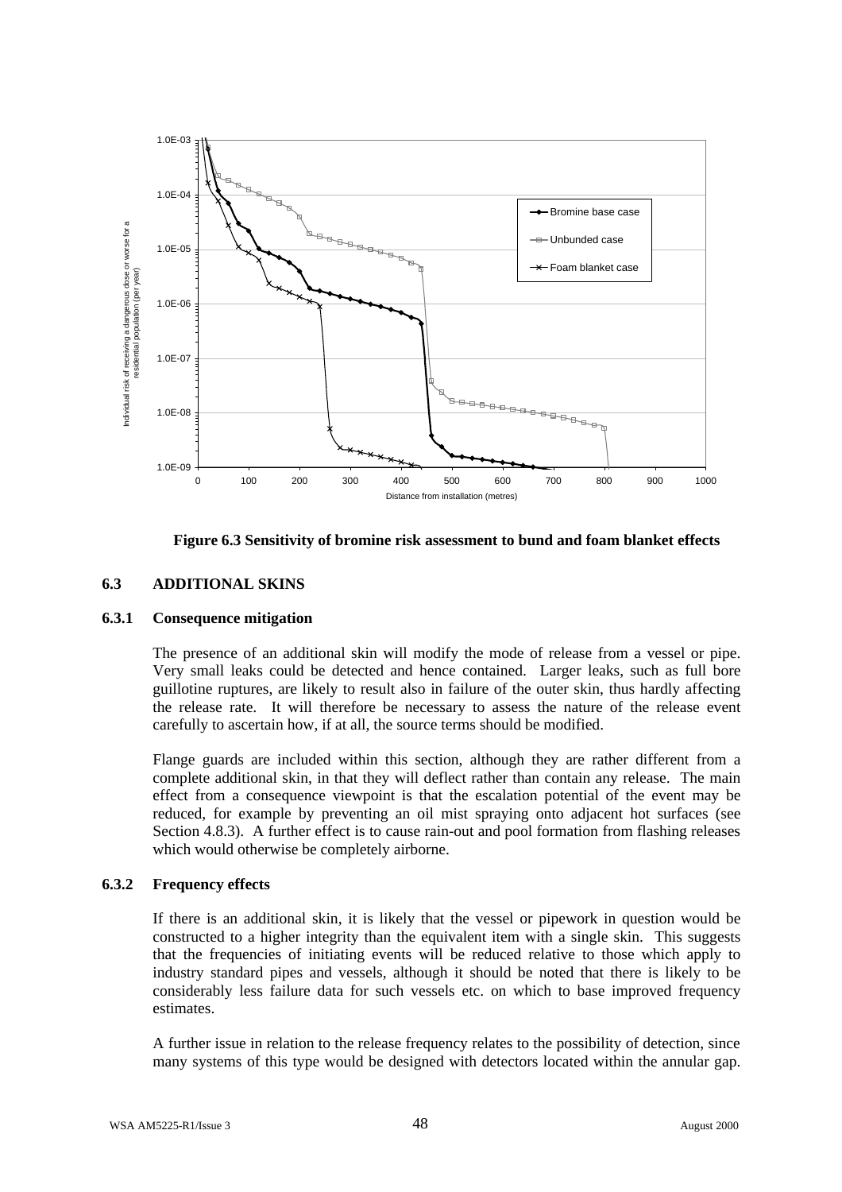**Figure 6.3 Sensitivity of bromine risk assessment to bund and foam blanket effects**

### 6.3 ADDITIONAL SKINS

#### 6.3.1 Consequence mitigation

The presence of an additional skin will modify the mode of release from a vessel or pipe. Very small leaks could be detected and hence contained. Larger leaks, such as full bore guillotine ruptures, are likely to result also in failure of the outer skin, thus hardly affecting the release rate. It will therefore be necessary to assess the nature of the release event carefully to ascertain how, if at all, the source terms should be modified.

Flange guards are included within this section, although they are rather different from a complete additional skin, in that they will deflect rather than contain any release. The main effect from a consequence viewpoint is that the escalation potential of the event may be reduced, for example by preventing an oil mist spraying onto adjacent hot surfaces (see Section 4.8.3). A further effect is to cause rain-out and pool formation from flashing releases which would otherwise be completely airborne.

#### 6.3.2 Frequency effects

If there is an additional skin, it is likely that the vessel or pipework in question would be constructed to a higher integrity than the equivalent item with a single skin. This suggests that the frequencies of initiating events will be reduced relative to those which apply to industry standard pipes and vessels, although it should be noted that there is likely to be considerably less failure data for such vessels etc. on which to base improved frequency estimates.

A further issue in relation to the release frequency relates to the possibility of detection, since many systems of this type would be designed with detectors located within the annular gap.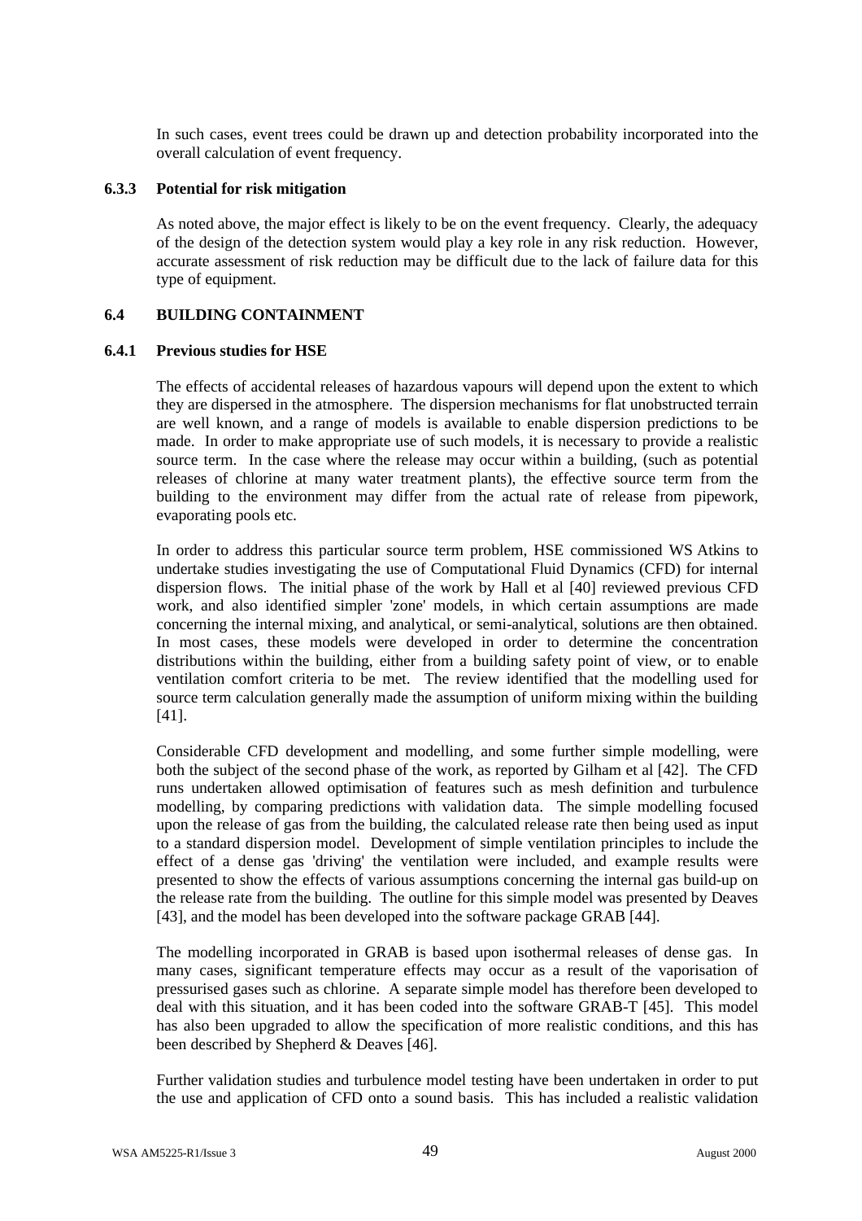In such cases, event trees could be drawn up and detection probability incorporated into the overall calculation of event frequency.

### 6.3.3 Potential for risk mitigation

As noted above, the major effect is likely to be on the event frequency. Clearly, the adequacy of the design of the detection system would play a key role in any risk reduction. However, accurate assessment of risk reduction may be difficult due to the lack of failure data for this type of equipment.

## 6.4 BUILDING CONTAINMENT

### 6.4.1 Previous studies for HSE

The effects of accidental releases of hazardous vapours will depend upon the extent to which they are dispersed in the atmosphere. The dispersion mechanisms for flat unobstructed terrain are well known, and a range of models is available to enable dispersion predictions to be made. In order to make appropriate use of such models, it is necessary to provide a realistic source term. In the case where the release may occur within a building, (such as potential releases of chlorine at many water treatment plants), the effective source term from the building to the environment may differ from the actual rate of release from pipework, evaporating pools etc.

In order to address this particular source term problem, HSE commissioned WS Atkins to undertake studies investigating the use of Computational Fluid Dynamics (CFD) for internal dispersion flows. The initial phase of the work by Hall et al [40] reviewed previous CFD work, and also identified simpler 'zone' models, in which certain assumptions are made concerning the internal mixing, and analytical, or semi-analytical, solutions are then obtained. In most cases, these models were developed in order to determine the concentration distributions within the building, either from a building safety point of view, or to enable ventilation comfort criteria to be met. The review identified that the modelling used for source term calculation generally made the assumption of uniform mixing within the building [41].

Considerable CFD development and modelling, and some further simple modelling, were both the subject of the second phase of the work, as reported by Gilham et al [42]. The CFD runs undertaken allowed optimisation of features such as mesh definition and turbulence modelling, by comparing predictions with validation data. The simple modelling focused upon the release of gas from the building, the calculated release rate then being used as input to a standard dispersion model. Development of simple ventilation principles to include the effect of a dense gas 'driving' the ventilation were included, and example results were presented to show the effects of various assumptions concerning the internal gas build-up on the release rate from the building. The outline for this simple model was presented by Deaves [43], and the model has been developed into the software package GRAB [44].

The modelling incorporated in GRAB is based upon isothermal releases of dense gas. In many cases, significant temperature effects may occur as a result of the vaporisation of pressurised gases such as chlorine. A separate simple model has therefore been developed to deal with this situation, and it has been coded into the software GRAB-T [45]. This model has also been upgraded to allow the specification of more realistic conditions, and this has been described by Shepherd & Deaves [46].

Further validation studies and turbulence model testing have been undertaken in order to put the use and application of CFD onto a sound basis. This has included a realistic validation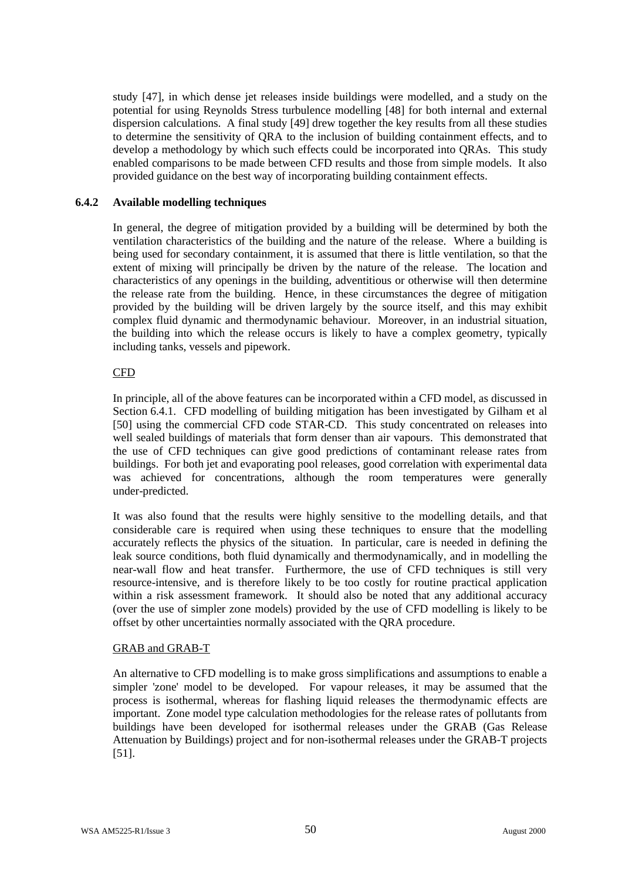study [47], in which dense jet releases inside buildings were modelled, and a study on the potential for using Reynolds Stress turbulence modelling [48] for both internal and external dispersion calculations. A final study [49] drew together the key results from all these studies to determine the sensitivity of QRA to the inclusion of building containment effects, and to develop a methodology by which such effects could be incorporated into QRAs. This study enabled comparisons to be made between CFD results and those from simple models. It also provided guidance on the best way of incorporating building containment effects.

### 6.4.2 Available modelling techniques

In general, the degree of mitigation provided by a building will be determined by both the ventilation characteristics of the building and the nature of the release. Where a building is being used for secondary containment, it is assumed that there is little ventilation, so that the extent of mixing will principally be driven by the nature of the release. The location and characteristics of any openings in the building, adventitious or otherwise will then determine the release rate from the building. Hence, in these circumstances the degree of mitigation provided by the building will be driven largely by the source itself, and this may exhibit complex fluid dynamic and thermodynamic behaviour. Moreover, in an industrial situation, the building into which the release occurs is likely to have a complex geometry, typically including tanks, vessels and pipework.

CFD

In principle, all of the above features can be incorporated within a CFD model, as discussed in Section 6.4.1. CFD modelling of building mitigation has been investigated by Gilham et al [50] using the commercial CFD code STAR-CD. This study concentrated on releases into well sealed buildings of materials that form denser than air vapours. This demonstrated that the use of CFD techniques can give good predictions of contaminant release rates from buildings. For both jet and evaporating pool releases, good correlation with experimental data was achieved for concentrations, although the room temperatures were generally under-predicted.

It was also found that the results were highly sensitive to the modelling details, and that considerable care is required when using these techniques to ensure that the modelling accurately reflects the physics of the situation. In particular, care is needed in defining the leak source conditions, both fluid dynamically and thermodynamically, and in modelling the near-wall flow and heat transfer. Furthermore, the use of CFD techniques is still very resource-intensive, and is therefore likely to be too costly for routine practical application within a risk assessment framework. It should also be noted that any additional accuracy (over the use of simpler zone models) provided by the use of CFD modelling is likely to be offset by other uncertainties normally associated with the QRA procedure.

GRAB and GRAB-T

An alternative to CFD modelling is to make gross simplifications and assumptions to enable a simpler 'zone' model to be developed. For vapour releases, it may be assumed that the process is isothermal, whereas for flashing liquid releases the thermodynamic effects are important. Zone model type calculation methodologies for the release rates of pollutants from buildings have been developed for isothermal releases under the GRAB (Gas Release Attenuation by Buildings) project and for non-isothermal releases under the GRAB-T projects [51].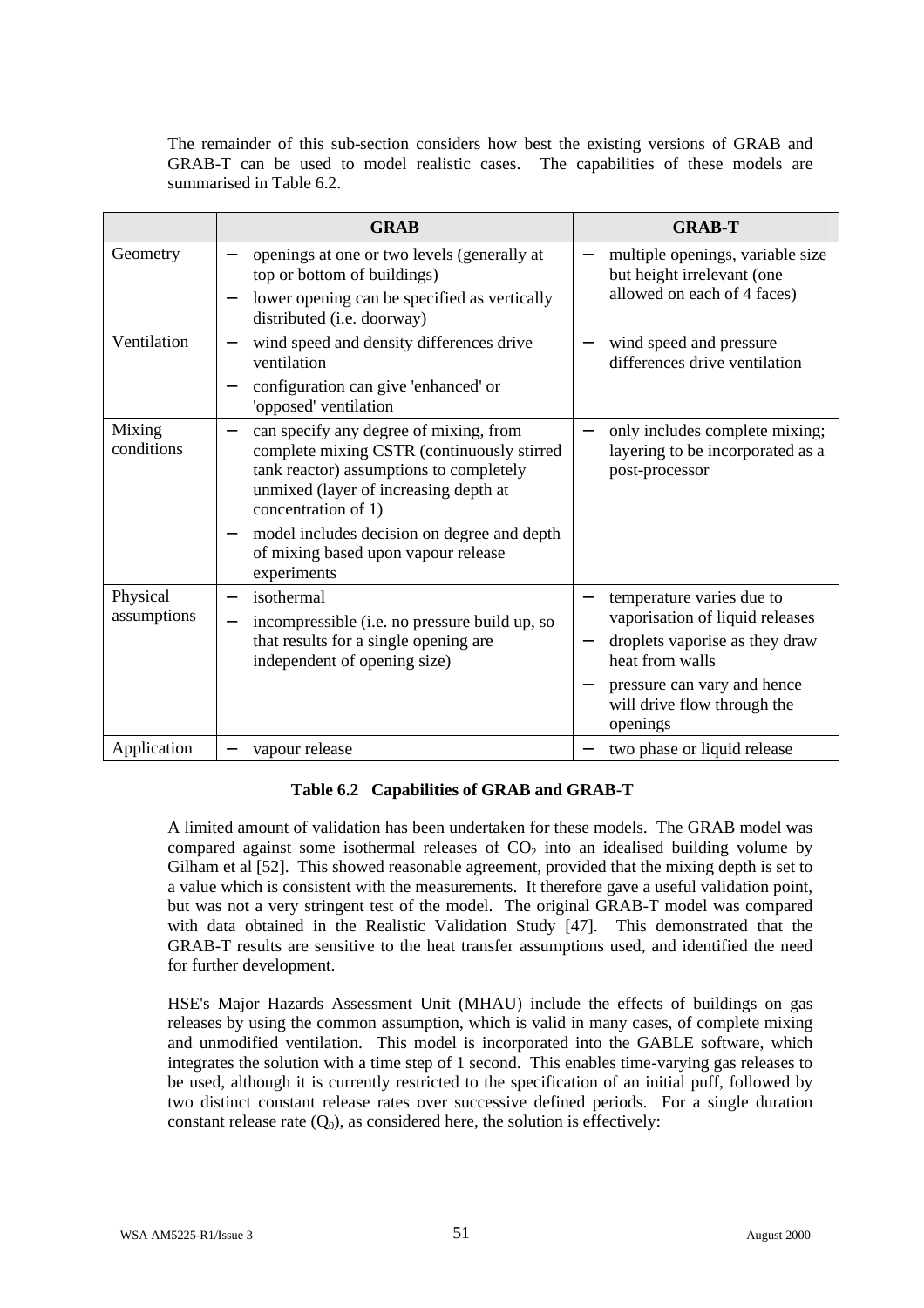The remainder of this sub-section considers how best the existing versions of GRAB and GRAB-T can be used to model realistic cases. The capabilities of these models are summarised in Table 6.2.

| | GRAB | GRAB-T |
|---|---|---|
| Geometry | – openings at one or two levels (generally at top or bottom of buildings)<br>– lower opening can be specified as vertically distributed (i.e. doorway) | – multiple openings, variable size but height irrelevant (one allowed on each of 4 faces) |
| Ventilation | – wind speed and density differences drive ventilation<br>– configuration can give 'enhanced' or 'opposed' ventilation | – wind speed and pressure differences drive ventilation |
| Mixing conditions | – can specify any degree of mixing, from complete mixing CSTR (continuously stirred tank reactor) assumptions to completely unmixed (layer of increasing depth at concentration of 1)<br>– model includes decision on degree and depth of mixing based upon vapour release experiments | – only includes complete mixing; layering to be incorporated as a post-processor |
| Physical assumptions | – isothermal<br>– incompressible (i.e. no pressure build up, so that results for a single opening are independent of opening size) | – temperature varies due to vaporisation of liquid releases<br>– droplets vaporise as they draw heat from walls<br>– pressure can vary and hence will drive flow through the openings |
| Application | – vapour release | – two phase or liquid release |

**Table 6.2 Capabilities of GRAB and GRAB-T**

A limited amount of validation has been undertaken for these models. The GRAB model was compared against some isothermal releases of $CO_2$ into an idealised building volume by Gilham et al [52]. This showed reasonable agreement, provided that the mixing depth is set to a value which is consistent with the measurements. It therefore gave a useful validation point, but was not a very stringent test of the model. The original GRAB-T model was compared with data obtained in the Realistic Validation Study [47]. This demonstrated that the GRAB-T results are sensitive to the heat transfer assumptions used, and identified the need for further development.

HSE's Major Hazards Assessment Unit (MHAU) include the effects of buildings on gas releases by using the common assumption, which is valid in many cases, of complete mixing and unmodified ventilation. This model is incorporated into the GABLE software, which integrates the solution with a time step of 1 second. This enables time-varying gas releases to be used, although it is currently restricted to the specification of an initial puff, followed by two distinct constant release rates over successive defined periods. For a single duration constant release rate ($Q_0$), as considered here, the solution is effectively: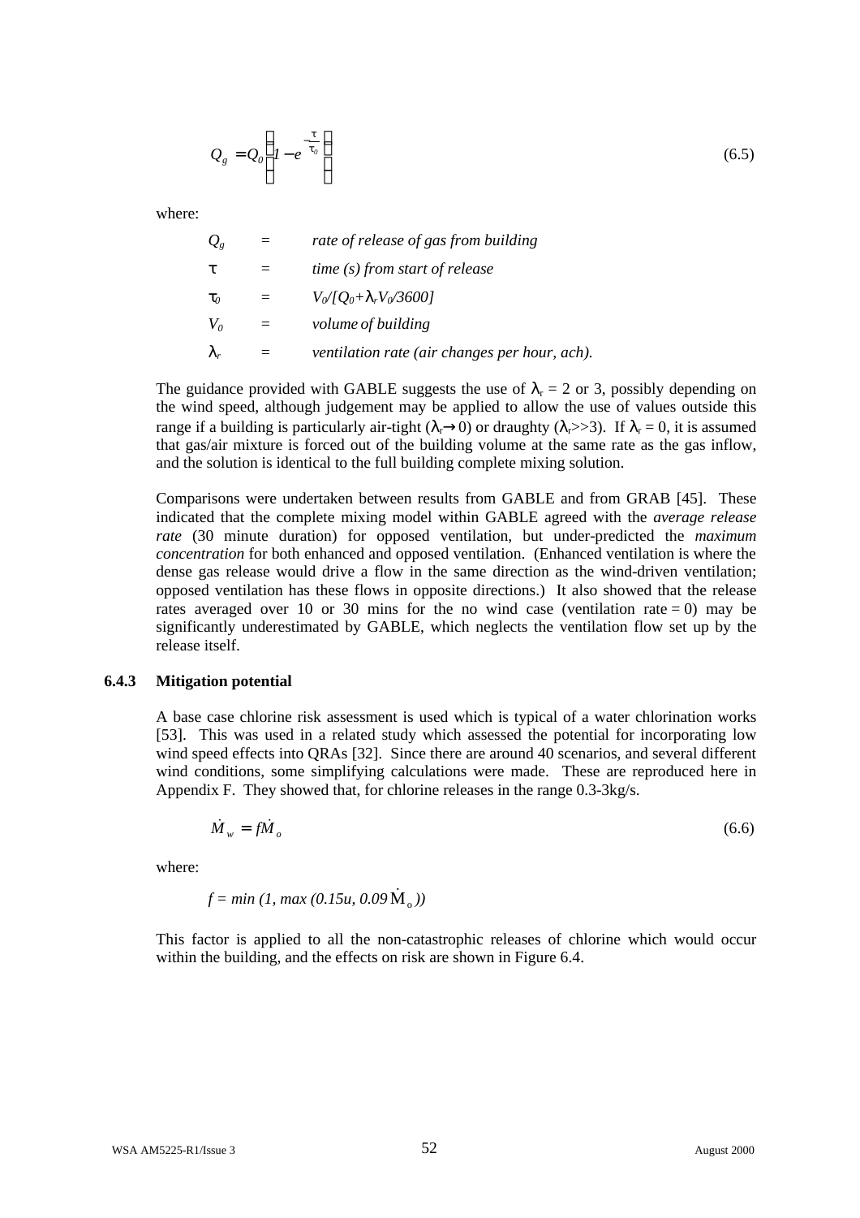$$Q_g = Q_0\left(1 - e^{-\frac{\tau}{\tau_0}}\right) \tag{6.5}$$

where:

| | | |
|---|---|---|
| $Q_g$ | = | *rate of release of gas from building* |
| $\tau$ | = | *time (s) from start of release* |
| $\tau_0$ | = | $V_0/[Q_0+\lambda_r V_0/3600]$ |
| $V_0$ | = | *volume of building* |
| $\lambda_r$ | = | *ventilation rate (air changes per hour, ach).* |

The guidance provided with GABLE suggests the use of $\lambda_r = 2$ or 3, possibly depending on the wind speed, although judgement may be applied to allow the use of values outside this range if a building is particularly air-tight ($\lambda_r \rightarrow 0$) or draughty ($\lambda_r >> 3$). If $\lambda_r = 0$, it is assumed that gas/air mixture is forced out of the building volume at the same rate as the gas inflow, and the solution is identical to the full building complete mixing solution.

Comparisons were undertaken between results from GABLE and from GRAB [45]. These indicated that the complete mixing model within GABLE agreed with the *average release rate* (30 minute duration) for opposed ventilation, but under-predicted the *maximum concentration* for both enhanced and opposed ventilation. (Enhanced ventilation is where the dense gas release would drive a flow in the same direction as the wind-driven ventilation; opposed ventilation has these flows in opposite directions.) It also showed that the release rates averaged over 10 or 30 mins for the no wind case (ventilation rate = 0) may be significantly underestimated by GABLE, which neglects the ventilation flow set up by the release itself.

### 6.4.3 Mitigation potential

A base case chlorine risk assessment is used which is typical of a water chlorination works [53]. This was used in a related study which assessed the potential for incorporating low wind speed effects into QRAs [32]. Since there are around 40 scenarios, and several different wind conditions, some simplifying calculations were made. These are reproduced here in Appendix F. They showed that, for chlorine releases in the range 0.3-3kg/s.

$$\dot{M}_w = f\dot{M}_o \tag{6.6}$$

where:

$f = \min(1, \max(0.15u, 0.09\dot{M}_o))$

This factor is applied to all the non-catastrophic releases of chlorine which would occur within the building, and the effects on risk are shown in Figure 6.4.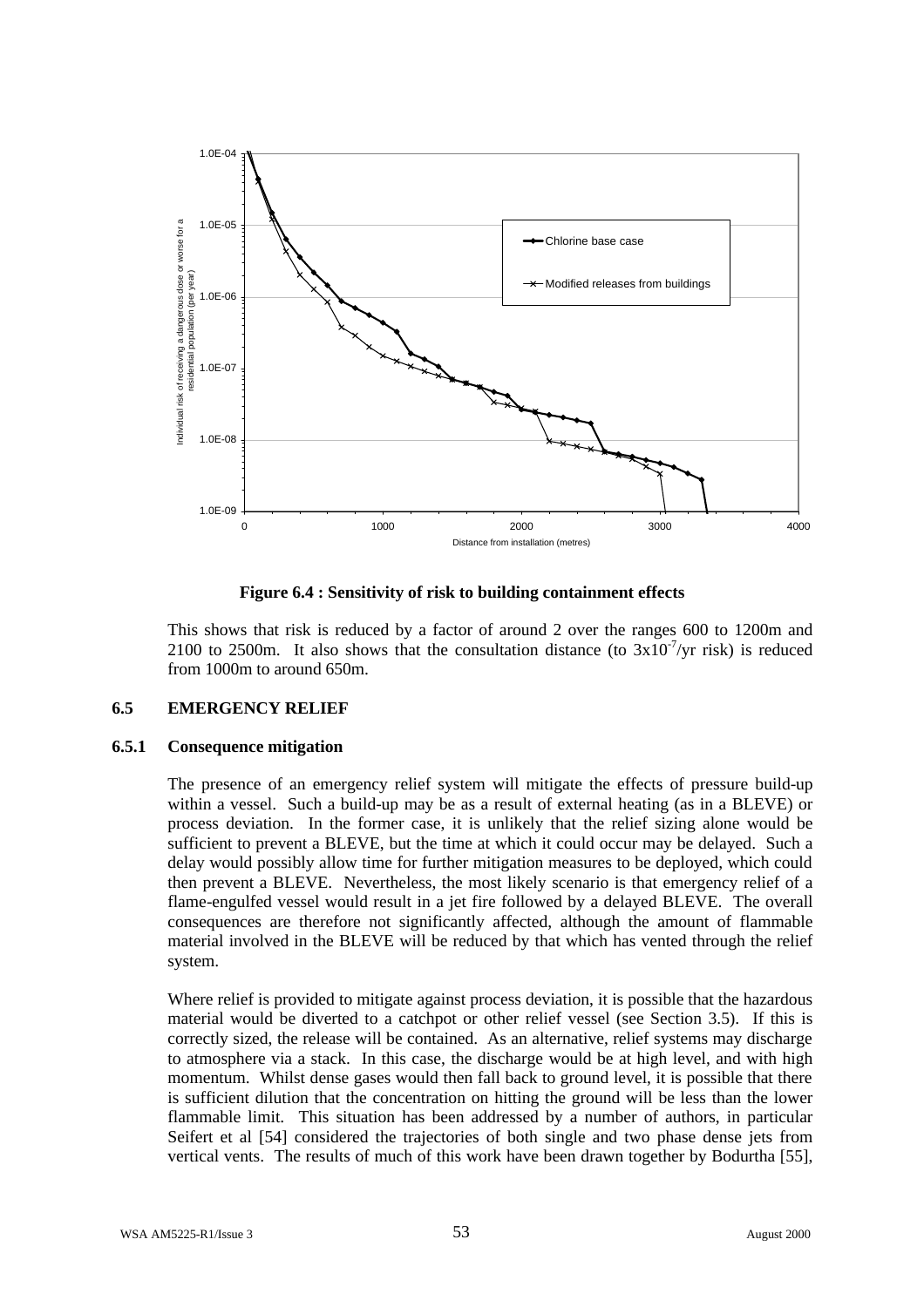**Figure 6.4 : Sensitivity of risk to building containment effects**

This shows that risk is reduced by a factor of around 2 over the ranges 600 to 1200m and 2100 to 2500m. It also shows that the consultation distance (to $3x10^{-7}$/yr risk) is reduced from 1000m to around 650m.

## 6.5 EMERGENCY RELIEF

### 6.5.1 Consequence mitigation

The presence of an emergency relief system will mitigate the effects of pressure build-up within a vessel. Such a build-up may be as a result of external heating (as in a BLEVE) or process deviation. In the former case, it is unlikely that the relief sizing alone would be sufficient to prevent a BLEVE, but the time at which it could occur may be delayed. Such a delay would possibly allow time for further mitigation measures to be deployed, which could then prevent a BLEVE. Nevertheless, the most likely scenario is that emergency relief of a flame-engulfed vessel would result in a jet fire followed by a delayed BLEVE. The overall consequences are therefore not significantly affected, although the amount of flammable material involved in the BLEVE will be reduced by that which has vented through the relief system.

Where relief is provided to mitigate against process deviation, it is possible that the hazardous material would be diverted to a catchpot or other relief vessel (see Section 3.5). If this is correctly sized, the release will be contained. As an alternative, relief systems may discharge to atmosphere via a stack. In this case, the discharge would be at high level, and with high momentum. Whilst dense gases would then fall back to ground level, it is possible that there is sufficient dilution that the concentration on hitting the ground will be less than the lower flammable limit. This situation has been addressed by a number of authors, in particular Seifert et al [54] considered the trajectories of both single and two phase dense jets from vertical vents. The results of much of this work have been drawn together by Bodurtha [55],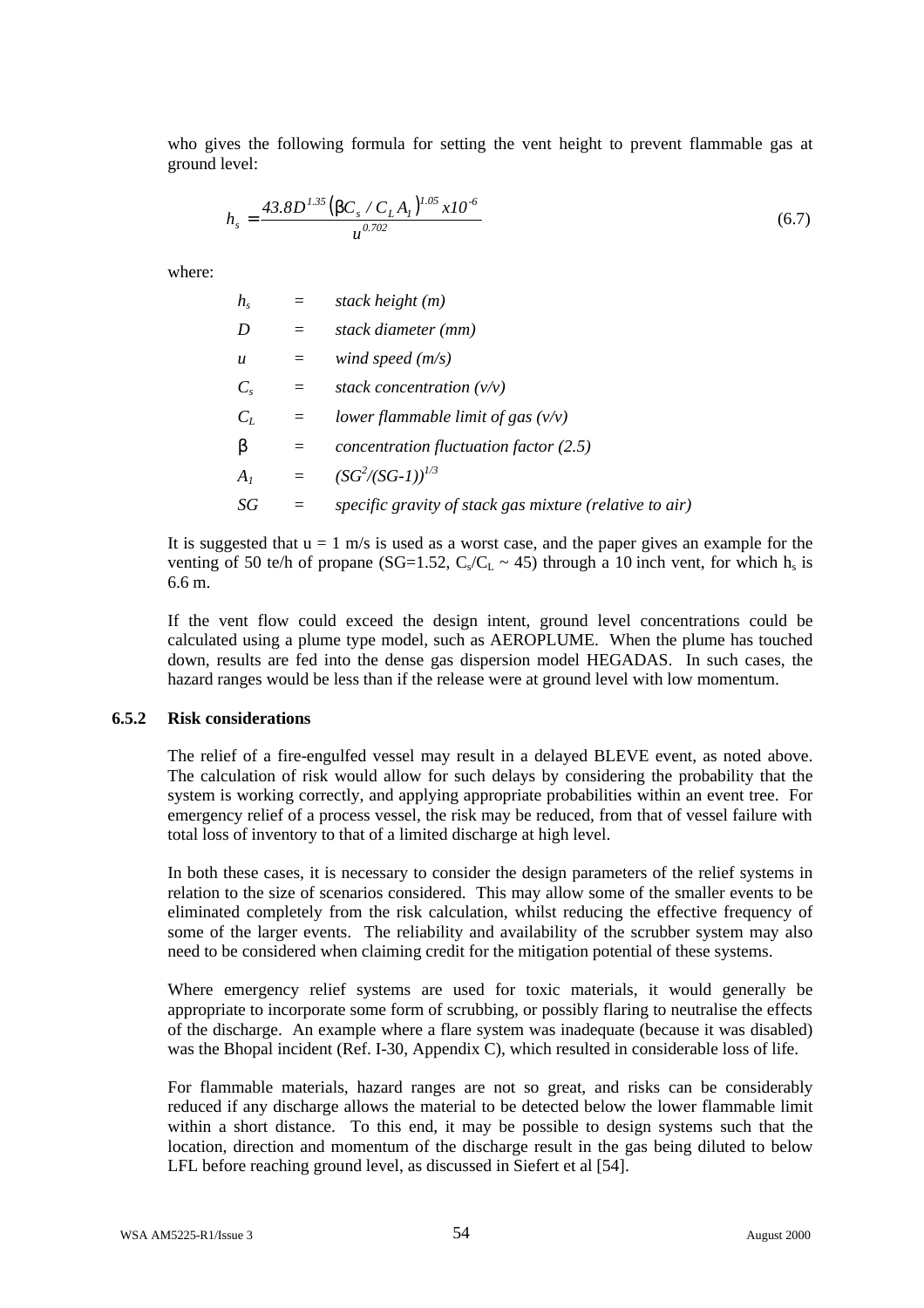who gives the following formula for setting the vent height to prevent flammable gas at ground level:

$$h_s = \frac{43.8D^{1.35}\left(\beta C_s / C_L A_1\right)^{1.05} x10^{-6}}{u^{0.702}} \qquad (6.7)$$

where:

| | | |
|---|---|---|
| $h_s$ | = | *stack height (m)* |
| $D$ | = | *stack diameter (mm)* |
| $u$ | = | *wind speed (m/s)* |
| $C_s$ | = | *stack concentration (v/v)* |
| $C_L$ | = | *lower flammable limit of gas (v/v)* |
| $\beta$ | = | *concentration fluctuation factor (2.5)* |
| $A_1$ | = | $(SG^2/(SG\text{-}1))^{1/3}$ |
| $SG$ | = | *specific gravity of stack gas mixture (relative to air)* |

It is suggested that u = 1 m/s is used as a worst case, and the paper gives an example for the venting of 50 te/h of propane (SG=1.52, $C_s/C_L$ ~ 45) through a 10 inch vent, for which $h_s$ is 6.6 m.

If the vent flow could exceed the design intent, ground level concentrations could be calculated using a plume type model, such as AEROPLUME. When the plume has touched down, results are fed into the dense gas dispersion model HEGADAS. In such cases, the hazard ranges would be less than if the release were at ground level with low momentum.

### 6.5.2 Risk considerations

The relief of a fire-engulfed vessel may result in a delayed BLEVE event, as noted above. The calculation of risk would allow for such delays by considering the probability that the system is working correctly, and applying appropriate probabilities within an event tree. For emergency relief of a process vessel, the risk may be reduced, from that of vessel failure with total loss of inventory to that of a limited discharge at high level.

In both these cases, it is necessary to consider the design parameters of the relief systems in relation to the size of scenarios considered. This may allow some of the smaller events to be eliminated completely from the risk calculation, whilst reducing the effective frequency of some of the larger events. The reliability and availability of the scrubber system may also need to be considered when claiming credit for the mitigation potential of these systems.

Where emergency relief systems are used for toxic materials, it would generally be appropriate to incorporate some form of scrubbing, or possibly flaring to neutralise the effects of the discharge. An example where a flare system was inadequate (because it was disabled) was the Bhopal incident (Ref. I-30, Appendix C), which resulted in considerable loss of life.

For flammable materials, hazard ranges are not so great, and risks can be considerably reduced if any discharge allows the material to be detected below the lower flammable limit within a short distance. To this end, it may be possible to design systems such that the location, direction and momentum of the discharge result in the gas being diluted to below LFL before reaching ground level, as discussed in Siefert et al [54].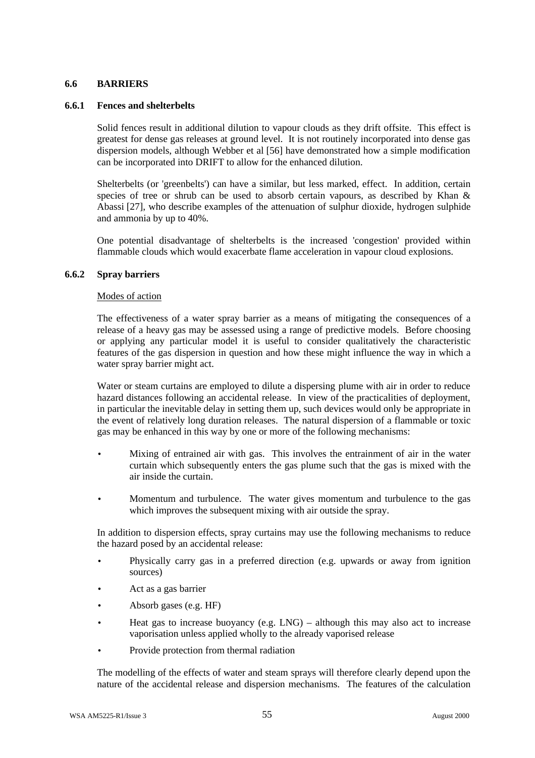## 6.6 BARRIERS

### 6.6.1 Fences and shelterbelts

Solid fences result in additional dilution to vapour clouds as they drift offsite. This effect is greatest for dense gas releases at ground level. It is not routinely incorporated into dense gas dispersion models, although Webber et al [56] have demonstrated how a simple modification can be incorporated into DRIFT to allow for the enhanced dilution.

Shelterbelts (or 'greenbelts') can have a similar, but less marked, effect. In addition, certain species of tree or shrub can be used to absorb certain vapours, as described by Khan & Abassi [27], who describe examples of the attenuation of sulphur dioxide, hydrogen sulphide and ammonia by up to 40%.

One potential disadvantage of shelterbelts is the increased 'congestion' provided within flammable clouds which would exacerbate flame acceleration in vapour cloud explosions.

### 6.6.2 Spray barriers

Modes of action

The effectiveness of a water spray barrier as a means of mitigating the consequences of a release of a heavy gas may be assessed using a range of predictive models. Before choosing or applying any particular model it is useful to consider qualitatively the characteristic features of the gas dispersion in question and how these might influence the way in which a water spray barrier might act.

Water or steam curtains are employed to dilute a dispersing plume with air in order to reduce hazard distances following an accidental release. In view of the practicalities of deployment, in particular the inevitable delay in setting them up, such devices would only be appropriate in the event of relatively long duration releases. The natural dispersion of a flammable or toxic gas may be enhanced in this way by one or more of the following mechanisms:

- Mixing of entrained air with gas. This involves the entrainment of air in the water curtain which subsequently enters the gas plume such that the gas is mixed with the air inside the curtain.
- Momentum and turbulence. The water gives momentum and turbulence to the gas which improves the subsequent mixing with air outside the spray.

In addition to dispersion effects, spray curtains may use the following mechanisms to reduce the hazard posed by an accidental release:

- Physically carry gas in a preferred direction (e.g. upwards or away from ignition sources)
- Act as a gas barrier
- Absorb gases (e.g. HF)
- Heat gas to increase buoyancy (e.g. LNG) – although this may also act to increase vaporisation unless applied wholly to the already vaporised release
- Provide protection from thermal radiation

The modelling of the effects of water and steam sprays will therefore clearly depend upon the nature of the accidental release and dispersion mechanisms. The features of the calculation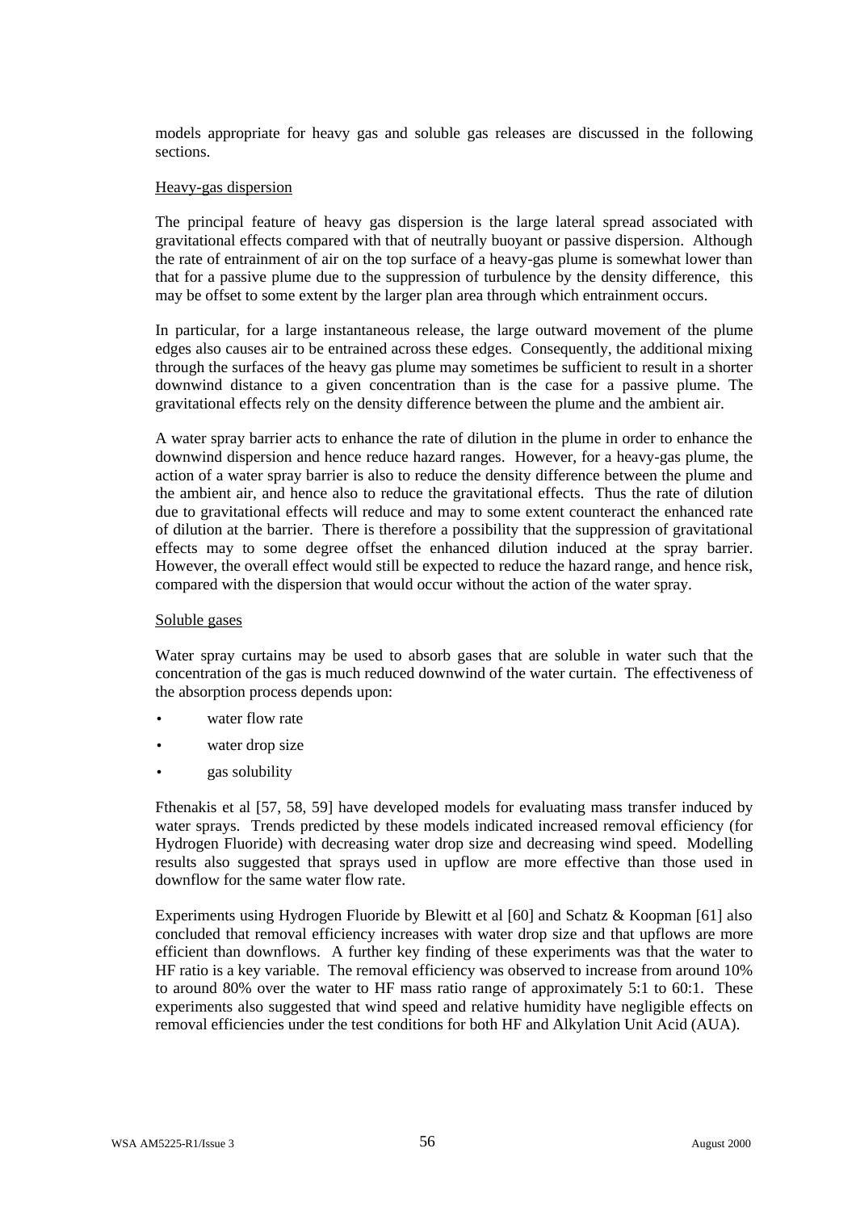models appropriate for heavy gas and soluble gas releases are discussed in the following sections.

Heavy-gas dispersion

The principal feature of heavy gas dispersion is the large lateral spread associated with gravitational effects compared with that of neutrally buoyant or passive dispersion. Although the rate of entrainment of air on the top surface of a heavy-gas plume is somewhat lower than that for a passive plume due to the suppression of turbulence by the density difference, this may be offset to some extent by the larger plan area through which entrainment occurs.

In particular, for a large instantaneous release, the large outward movement of the plume edges also causes air to be entrained across these edges. Consequently, the additional mixing through the surfaces of the heavy gas plume may sometimes be sufficient to result in a shorter downwind distance to a given concentration than is the case for a passive plume. The gravitational effects rely on the density difference between the plume and the ambient air.

A water spray barrier acts to enhance the rate of dilution in the plume in order to enhance the downwind dispersion and hence reduce hazard ranges. However, for a heavy-gas plume, the action of a water spray barrier is also to reduce the density difference between the plume and the ambient air, and hence also to reduce the gravitational effects. Thus the rate of dilution due to gravitational effects will reduce and may to some extent counteract the enhanced rate of dilution at the barrier. There is therefore a possibility that the suppression of gravitational effects may to some degree offset the enhanced dilution induced at the spray barrier. However, the overall effect would still be expected to reduce the hazard range, and hence risk, compared with the dispersion that would occur without the action of the water spray.

Soluble gases

Water spray curtains may be used to absorb gases that are soluble in water such that the concentration of the gas is much reduced downwind of the water curtain. The effectiveness of the absorption process depends upon:

- water flow rate
- water drop size
- gas solubility

Fthenakis et al [57, 58, 59] have developed models for evaluating mass transfer induced by water sprays. Trends predicted by these models indicated increased removal efficiency (for Hydrogen Fluoride) with decreasing water drop size and decreasing wind speed. Modelling results also suggested that sprays used in upflow are more effective than those used in downflow for the same water flow rate.

Experiments using Hydrogen Fluoride by Blewitt et al [60] and Schatz & Koopman [61] also concluded that removal efficiency increases with water drop size and that upflows are more efficient than downflows. A further key finding of these experiments was that the water to HF ratio is a key variable. The removal efficiency was observed to increase from around 10% to around 80% over the water to HF mass ratio range of approximately 5:1 to 60:1. These experiments also suggested that wind speed and relative humidity have negligible effects on removal efficiencies under the test conditions for both HF and Alkylation Unit Acid (AUA).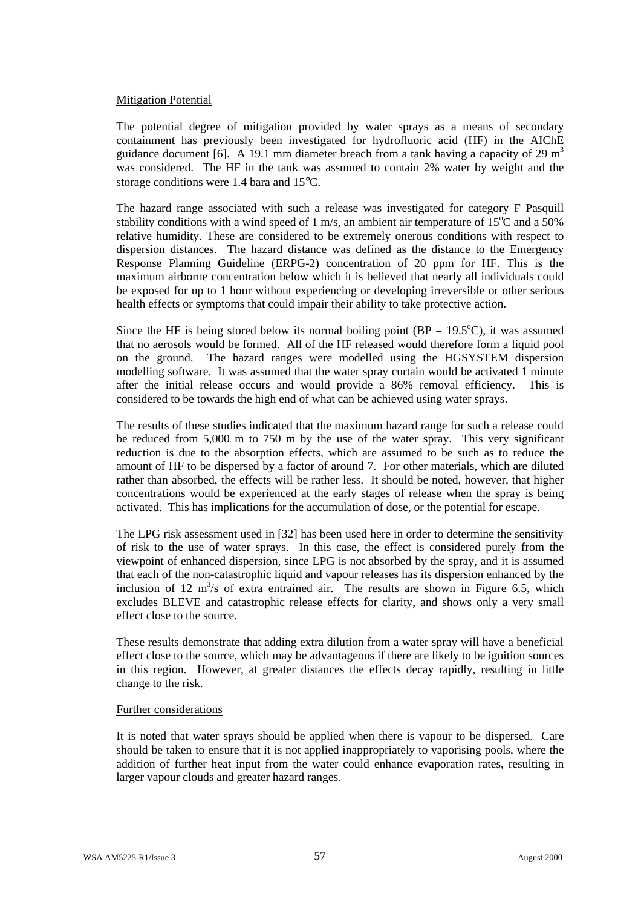Mitigation Potential

The potential degree of mitigation provided by water sprays as a means of secondary containment has previously been investigated for hydrofluoric acid (HF) in the AIChE guidance document [6]. A 19.1 mm diameter breach from a tank having a capacity of 29 $m^3$ was considered. The HF in the tank was assumed to contain 2% water by weight and the storage conditions were 1.4 bara and 15°C.

The hazard range associated with such a release was investigated for category F Pasquill stability conditions with a wind speed of 1 m/s, an ambient air temperature of 15°C and a 50% relative humidity. These are considered to be extremely onerous conditions with respect to dispersion distances. The hazard distance was defined as the distance to the Emergency Response Planning Guideline (ERPG-2) concentration of 20 ppm for HF. This is the maximum airborne concentration below which it is believed that nearly all individuals could be exposed for up to 1 hour without experiencing or developing irreversible or other serious health effects or symptoms that could impair their ability to take protective action.

Since the HF is being stored below its normal boiling point (BP = 19.5°C), it was assumed that no aerosols would be formed. All of the HF released would therefore form a liquid pool on the ground. The hazard ranges were modelled using the HGSYSTEM dispersion modelling software. It was assumed that the water spray curtain would be activated 1 minute after the initial release occurs and would provide a 86% removal efficiency. This is considered to be towards the high end of what can be achieved using water sprays.

The results of these studies indicated that the maximum hazard range for such a release could be reduced from 5,000 m to 750 m by the use of the water spray. This very significant reduction is due to the absorption effects, which are assumed to be such as to reduce the amount of HF to be dispersed by a factor of around 7. For other materials, which are diluted rather than absorbed, the effects will be rather less. It should be noted, however, that higher concentrations would be experienced at the early stages of release when the spray is being activated. This has implications for the accumulation of dose, or the potential for escape.

The LPG risk assessment used in [32] has been used here in order to determine the sensitivity of risk to the use of water sprays. In this case, the effect is considered purely from the viewpoint of enhanced dispersion, since LPG is not absorbed by the spray, and it is assumed that each of the non-catastrophic liquid and vapour releases has its dispersion enhanced by the inclusion of 12 $m^3/s$ of extra entrained air. The results are shown in Figure 6.5, which excludes BLEVE and catastrophic release effects for clarity, and shows only a very small effect close to the source.

These results demonstrate that adding extra dilution from a water spray will have a beneficial effect close to the source, which may be advantageous if there are likely to be ignition sources in this region. However, at greater distances the effects decay rapidly, resulting in little change to the risk.

Further considerations

It is noted that water sprays should be applied when there is vapour to be dispersed. Care should be taken to ensure that it is not applied inappropriately to vaporising pools, where the addition of further heat input from the water could enhance evaporation rates, resulting in larger vapour clouds and greater hazard ranges.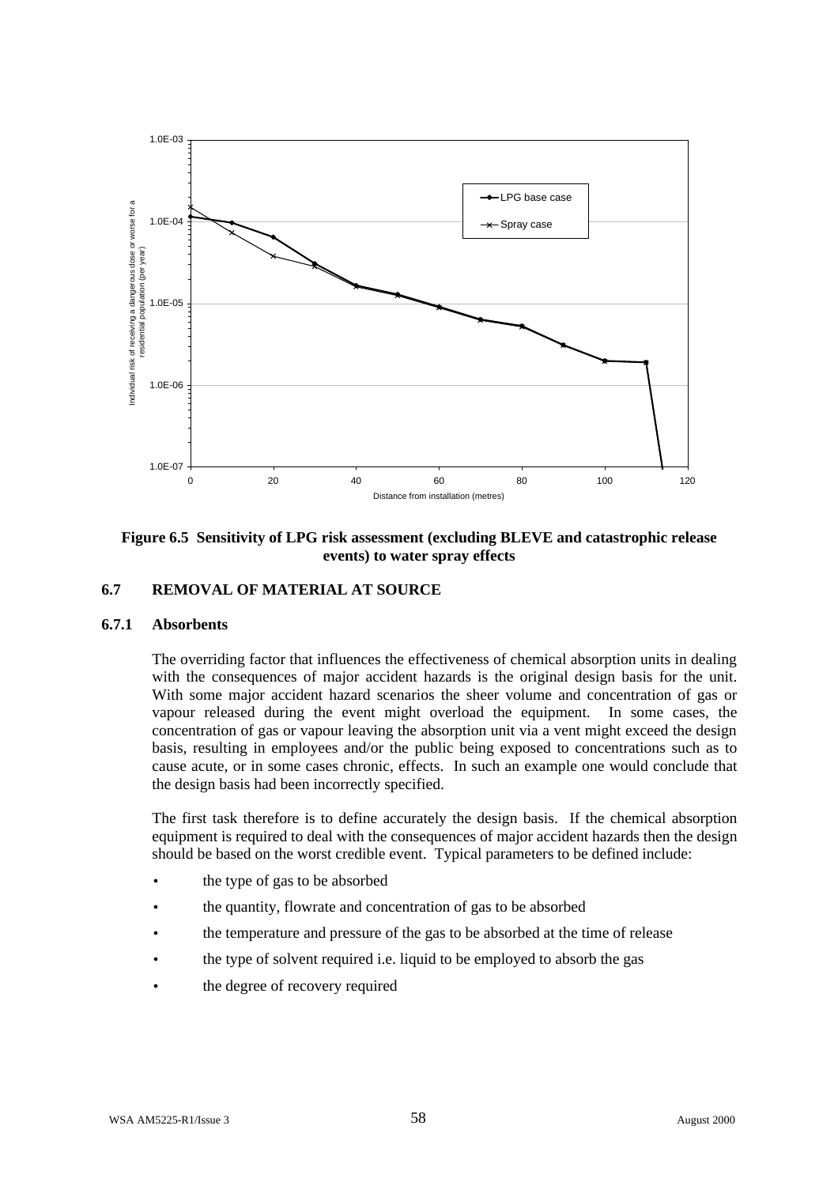**Figure 6.5 Sensitivity of LPG risk assessment (excluding BLEVE and catastrophic release events) to water spray effects**

### 6.7 REMOVAL OF MATERIAL AT SOURCE

#### 6.7.1 Absorbents

The overriding factor that influences the effectiveness of chemical absorption units in dealing with the consequences of major accident hazards is the original design basis for the unit. With some major accident hazard scenarios the sheer volume and concentration of gas or vapour released during the event might overload the equipment. In some cases, the concentration of gas or vapour leaving the absorption unit via a vent might exceed the design basis, resulting in employees and/or the public being exposed to concentrations such as to cause acute, or in some cases chronic, effects. In such an example one would conclude that the design basis had been incorrectly specified.

The first task therefore is to define accurately the design basis. If the chemical absorption equipment is required to deal with the consequences of major accident hazards then the design should be based on the worst credible event. Typical parameters to be defined include:

- the type of gas to be absorbed
- the quantity, flowrate and concentration of gas to be absorbed
- the temperature and pressure of the gas to be absorbed at the time of release
- the type of solvent required i.e. liquid to be employed to absorb the gas
- the degree of recovery required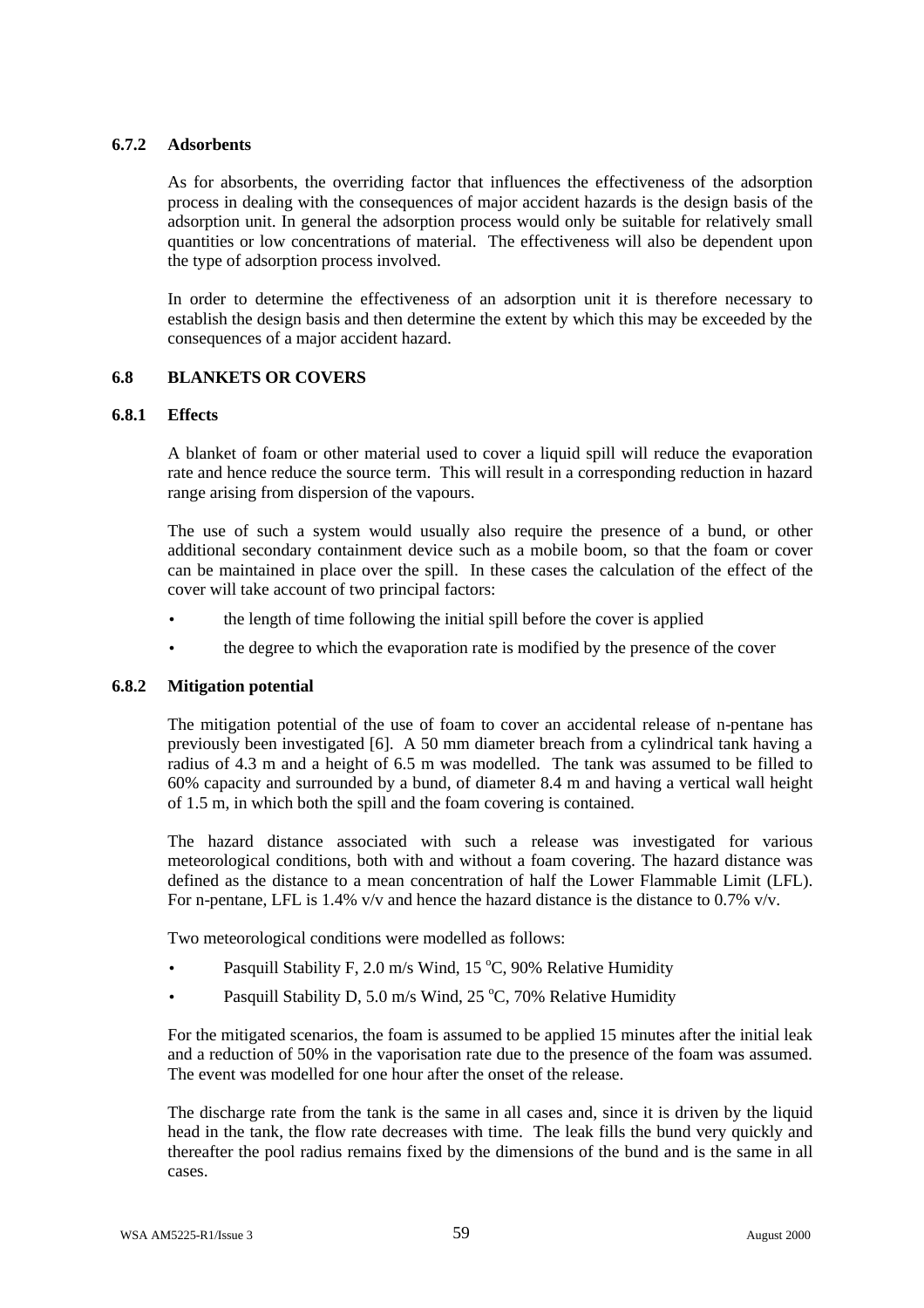### 6.7.2 Adsorbents

As for absorbents, the overriding factor that influences the effectiveness of the adsorption process in dealing with the consequences of major accident hazards is the design basis of the adsorption unit. In general the adsorption process would only be suitable for relatively small quantities or low concentrations of material. The effectiveness will also be dependent upon the type of adsorption process involved.

In order to determine the effectiveness of an adsorption unit it is therefore necessary to establish the design basis and then determine the extent by which this may be exceeded by the consequences of a major accident hazard.

## 6.8 BLANKETS OR COVERS

### 6.8.1 Effects

A blanket of foam or other material used to cover a liquid spill will reduce the evaporation rate and hence reduce the source term. This will result in a corresponding reduction in hazard range arising from dispersion of the vapours.

The use of such a system would usually also require the presence of a bund, or other additional secondary containment device such as a mobile boom, so that the foam or cover can be maintained in place over the spill. In these cases the calculation of the effect of the cover will take account of two principal factors:

- the length of time following the initial spill before the cover is applied
- the degree to which the evaporation rate is modified by the presence of the cover

### 6.8.2 Mitigation potential

The mitigation potential of the use of foam to cover an accidental release of n-pentane has previously been investigated [6]. A 50 mm diameter breach from a cylindrical tank having a radius of 4.3 m and a height of 6.5 m was modelled. The tank was assumed to be filled to 60% capacity and surrounded by a bund, of diameter 8.4 m and having a vertical wall height of 1.5 m, in which both the spill and the foam covering is contained.

The hazard distance associated with such a release was investigated for various meteorological conditions, both with and without a foam covering. The hazard distance was defined as the distance to a mean concentration of half the Lower Flammable Limit (LFL). For n-pentane, LFL is 1.4% v/v and hence the hazard distance is the distance to 0.7% v/v.

Two meteorological conditions were modelled as follows:

- Pasquill Stability F, 2.0 m/s Wind, 15 $^{o}$C, 90% Relative Humidity
- Pasquill Stability D, 5.0 m/s Wind, 25 $^{o}$C, 70% Relative Humidity

For the mitigated scenarios, the foam is assumed to be applied 15 minutes after the initial leak and a reduction of 50% in the vaporisation rate due to the presence of the foam was assumed. The event was modelled for one hour after the onset of the release.

The discharge rate from the tank is the same in all cases and, since it is driven by the liquid head in the tank, the flow rate decreases with time. The leak fills the bund very quickly and thereafter the pool radius remains fixed by the dimensions of the bund and is the same in all cases.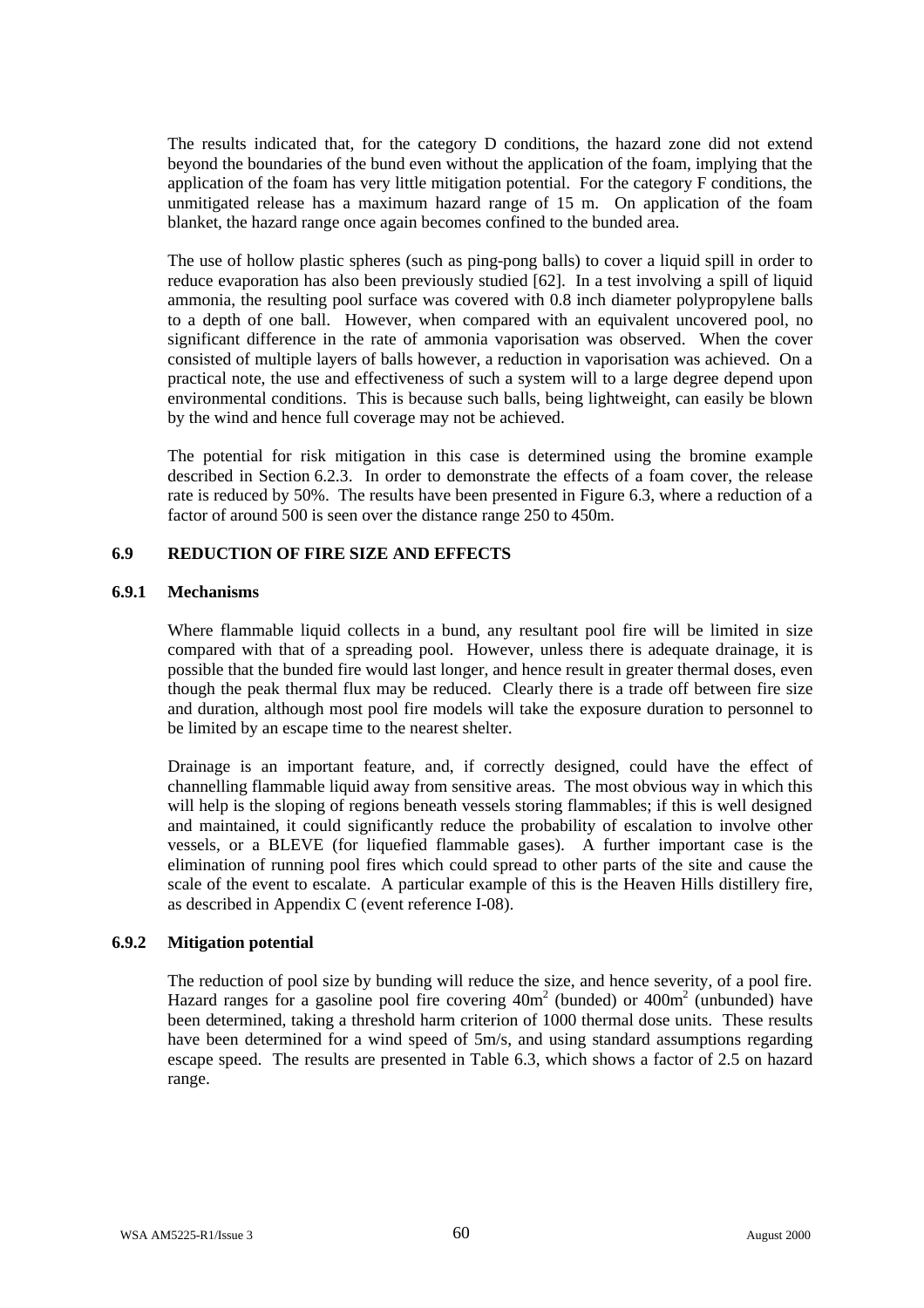The results indicated that, for the category D conditions, the hazard zone did not extend beyond the boundaries of the bund even without the application of the foam, implying that the application of the foam has very little mitigation potential. For the category F conditions, the unmitigated release has a maximum hazard range of 15 m. On application of the foam blanket, the hazard range once again becomes confined to the bunded area.

The use of hollow plastic spheres (such as ping-pong balls) to cover a liquid spill in order to reduce evaporation has also been previously studied [62]. In a test involving a spill of liquid ammonia, the resulting pool surface was covered with 0.8 inch diameter polypropylene balls to a depth of one ball. However, when compared with an equivalent uncovered pool, no significant difference in the rate of ammonia vaporisation was observed. When the cover consisted of multiple layers of balls however, a reduction in vaporisation was achieved. On a practical note, the use and effectiveness of such a system will to a large degree depend upon environmental conditions. This is because such balls, being lightweight, can easily be blown by the wind and hence full coverage may not be achieved.

The potential for risk mitigation in this case is determined using the bromine example described in Section 6.2.3. In order to demonstrate the effects of a foam cover, the release rate is reduced by 50%. The results have been presented in Figure 6.3, where a reduction of a factor of around 500 is seen over the distance range 250 to 450m.

## 6.9 REDUCTION OF FIRE SIZE AND EFFECTS

### 6.9.1 Mechanisms

Where flammable liquid collects in a bund, any resultant pool fire will be limited in size compared with that of a spreading pool. However, unless there is adequate drainage, it is possible that the bunded fire would last longer, and hence result in greater thermal doses, even though the peak thermal flux may be reduced. Clearly there is a trade off between fire size and duration, although most pool fire models will take the exposure duration to personnel to be limited by an escape time to the nearest shelter.

Drainage is an important feature, and, if correctly designed, could have the effect of channelling flammable liquid away from sensitive areas. The most obvious way in which this will help is the sloping of regions beneath vessels storing flammables; if this is well designed and maintained, it could significantly reduce the probability of escalation to involve other vessels, or a BLEVE (for liquefied flammable gases). A further important case is the elimination of running pool fires which could spread to other parts of the site and cause the scale of the event to escalate. A particular example of this is the Heaven Hills distillery fire, as described in Appendix C (event reference I-08).

### 6.9.2 Mitigation potential

The reduction of pool size by bunding will reduce the size, and hence severity, of a pool fire. Hazard ranges for a gasoline pool fire covering $40m^2$ (bunded) or $400m^2$ (unbunded) have been determined, taking a threshold harm criterion of 1000 thermal dose units. These results have been determined for a wind speed of 5m/s, and using standard assumptions regarding escape speed. The results are presented in Table 6.3, which shows a factor of 2.5 on hazard range.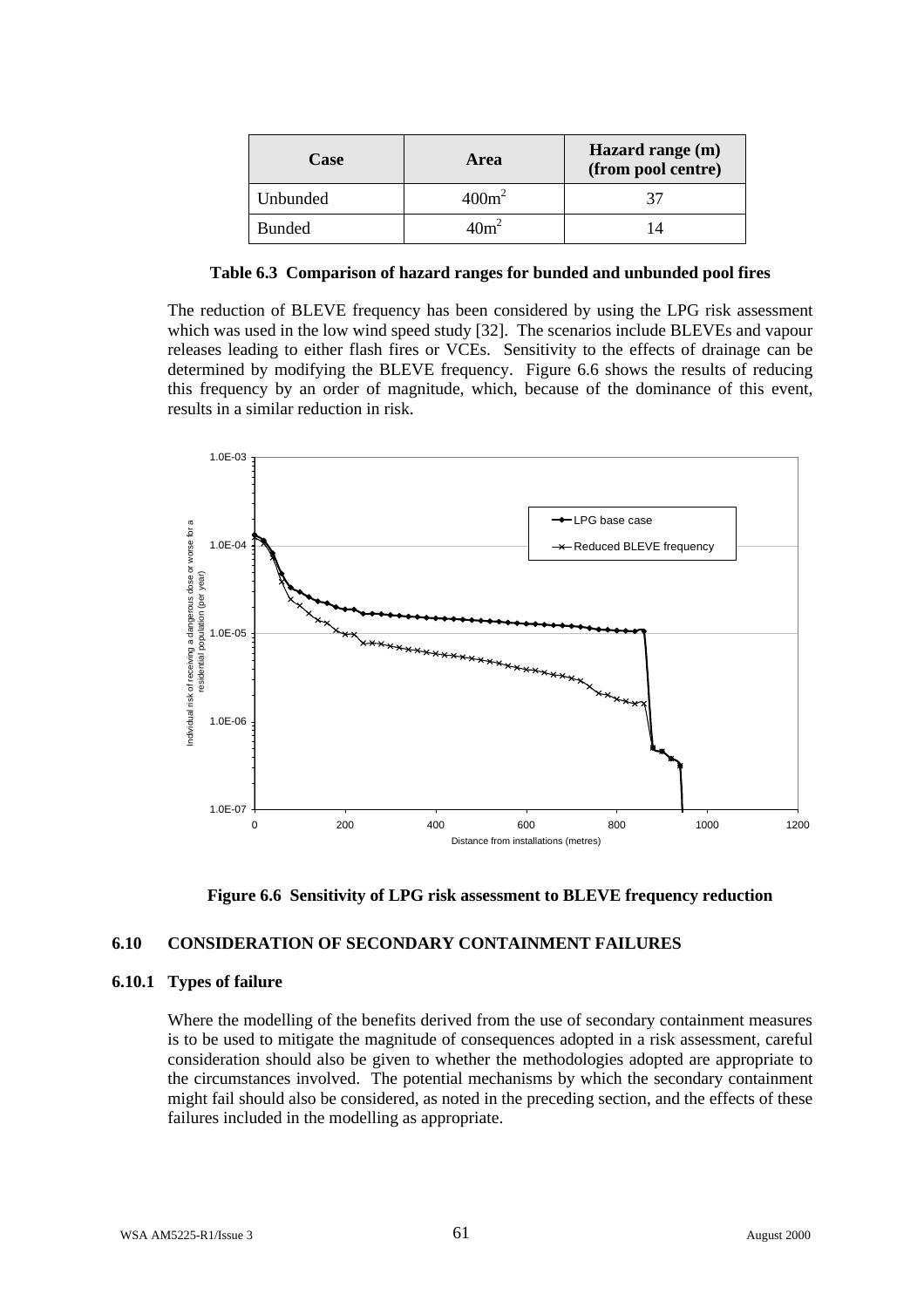| Case | Area | Hazard range (m) (from pool centre) |
|---|---|---|
| Unbunded | $400m^2$ | 37 |
| Bunded | $40m^2$ | 14 |

**Table 6.3 Comparison of hazard ranges for bunded and unbunded pool fires**

The reduction of BLEVE frequency has been considered by using the LPG risk assessment which was used in the low wind speed study [32]. The scenarios include BLEVEs and vapour releases leading to either flash fires or VCEs. Sensitivity to the effects of drainage can be determined by modifying the BLEVE frequency. Figure 6.6 shows the results of reducing this frequency by an order of magnitude, which, because of the dominance of this event, results in a similar reduction in risk.

**Figure 6.6 Sensitivity of LPG risk assessment to BLEVE frequency reduction**

## 6.10 CONSIDERATION OF SECONDARY CONTAINMENT FAILURES

### 6.10.1 Types of failure

Where the modelling of the benefits derived from the use of secondary containment measures is to be used to mitigate the magnitude of consequences adopted in a risk assessment, careful consideration should also be given to whether the methodologies adopted are appropriate to the circumstances involved. The potential mechanisms by which the secondary containment might fail should also be considered, as noted in the preceding section, and the effects of these failures included in the modelling as appropriate.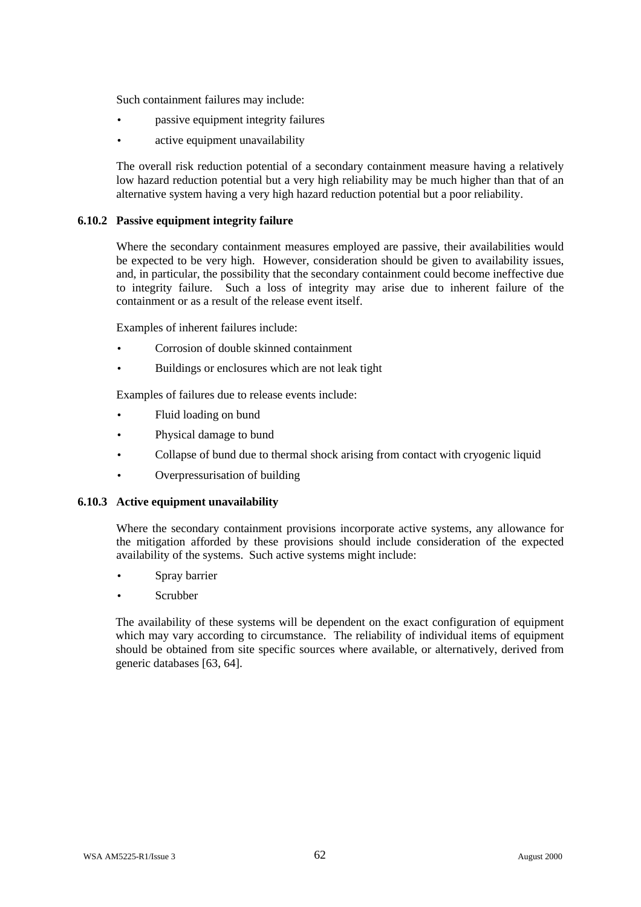Such containment failures may include:

- passive equipment integrity failures
- active equipment unavailability

The overall risk reduction potential of a secondary containment measure having a relatively low hazard reduction potential but a very high reliability may be much higher than that of an alternative system having a very high hazard reduction potential but a poor reliability.

### 6.10.2 Passive equipment integrity failure

Where the secondary containment measures employed are passive, their availabilities would be expected to be very high. However, consideration should be given to availability issues, and, in particular, the possibility that the secondary containment could become ineffective due to integrity failure. Such a loss of integrity may arise due to inherent failure of the containment or as a result of the release event itself.

Examples of inherent failures include:

- Corrosion of double skinned containment
- Buildings or enclosures which are not leak tight

Examples of failures due to release events include:

- Fluid loading on bund
- Physical damage to bund
- Collapse of bund due to thermal shock arising from contact with cryogenic liquid
- Overpressurisation of building

### 6.10.3 Active equipment unavailability

Where the secondary containment provisions incorporate active systems, any allowance for the mitigation afforded by these provisions should include consideration of the expected availability of the systems. Such active systems might include:

- Spray barrier
- Scrubber

The availability of these systems will be dependent on the exact configuration of equipment which may vary according to circumstance. The reliability of individual items of equipment should be obtained from site specific sources where available, or alternatively, derived from generic databases [63, 64].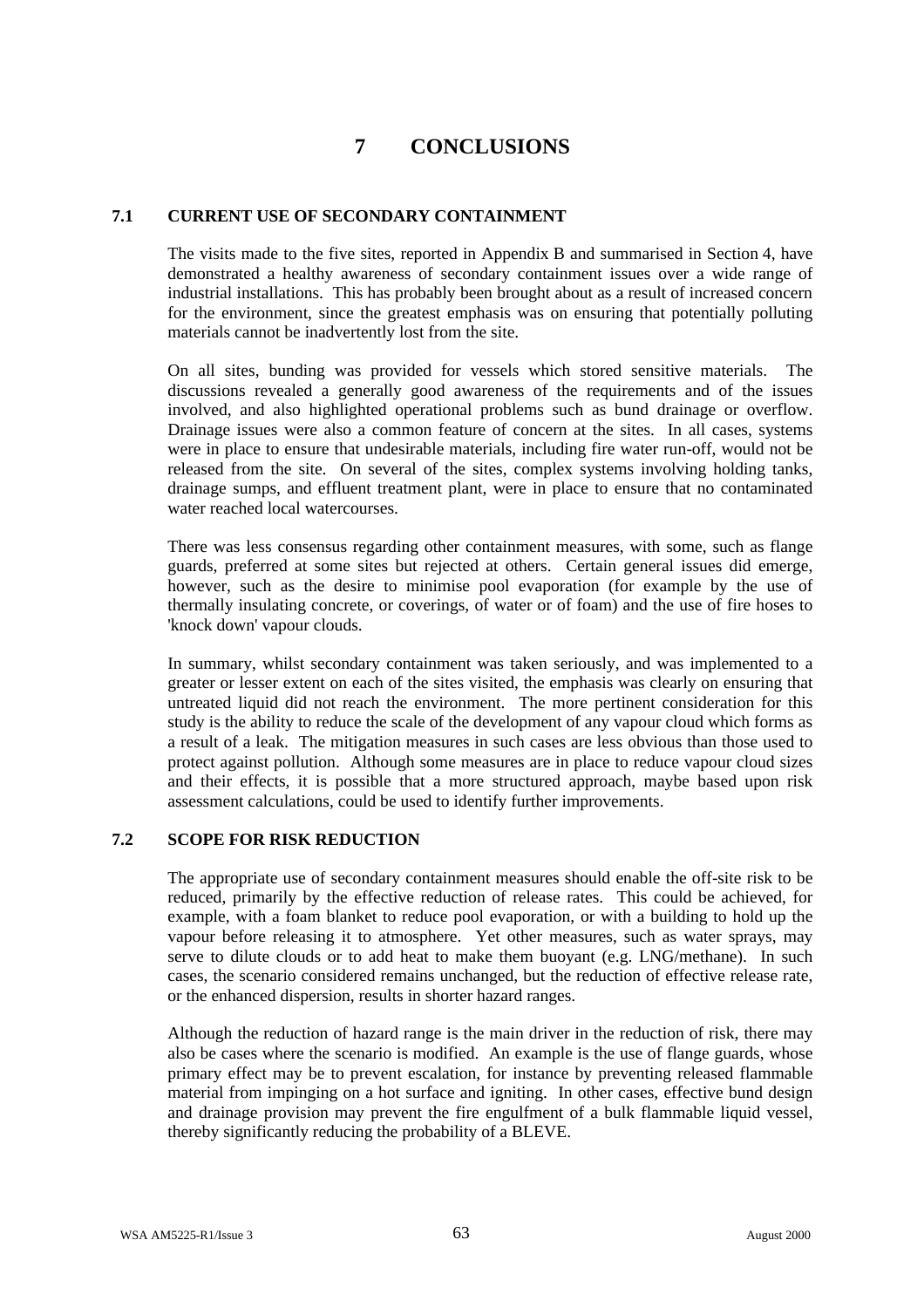# 7 CONCLUSIONS

## 7.1 CURRENT USE OF SECONDARY CONTAINMENT

The visits made to the five sites, reported in Appendix B and summarised in Section 4, have demonstrated a healthy awareness of secondary containment issues over a wide range of industrial installations. This has probably been brought about as a result of increased concern for the environment, since the greatest emphasis was on ensuring that potentially polluting materials cannot be inadvertently lost from the site.

On all sites, bunding was provided for vessels which stored sensitive materials. The discussions revealed a generally good awareness of the requirements and of the issues involved, and also highlighted operational problems such as bund drainage or overflow. Drainage issues were also a common feature of concern at the sites. In all cases, systems were in place to ensure that undesirable materials, including fire water run-off, would not be released from the site. On several of the sites, complex systems involving holding tanks, drainage sumps, and effluent treatment plant, were in place to ensure that no contaminated water reached local watercourses.

There was less consensus regarding other containment measures, with some, such as flange guards, preferred at some sites but rejected at others. Certain general issues did emerge, however, such as the desire to minimise pool evaporation (for example by the use of thermally insulating concrete, or coverings, of water or of foam) and the use of fire hoses to 'knock down' vapour clouds.

In summary, whilst secondary containment was taken seriously, and was implemented to a greater or lesser extent on each of the sites visited, the emphasis was clearly on ensuring that untreated liquid did not reach the environment. The more pertinent consideration for this study is the ability to reduce the scale of the development of any vapour cloud which forms as a result of a leak. The mitigation measures in such cases are less obvious than those used to protect against pollution. Although some measures are in place to reduce vapour cloud sizes and their effects, it is possible that a more structured approach, maybe based upon risk assessment calculations, could be used to identify further improvements.

## 7.2 SCOPE FOR RISK REDUCTION

The appropriate use of secondary containment measures should enable the off-site risk to be reduced, primarily by the effective reduction of release rates. This could be achieved, for example, with a foam blanket to reduce pool evaporation, or with a building to hold up the vapour before releasing it to atmosphere. Yet other measures, such as water sprays, may serve to dilute clouds or to add heat to make them buoyant (e.g. LNG/methane). In such cases, the scenario considered remains unchanged, but the reduction of effective release rate, or the enhanced dispersion, results in shorter hazard ranges.

Although the reduction of hazard range is the main driver in the reduction of risk, there may also be cases where the scenario is modified. An example is the use of flange guards, whose primary effect may be to prevent escalation, for instance by preventing released flammable material from impinging on a hot surface and igniting. In other cases, effective bund design and drainage provision may prevent the fire engulfment of a bulk flammable liquid vessel, thereby significantly reducing the probability of a BLEVE.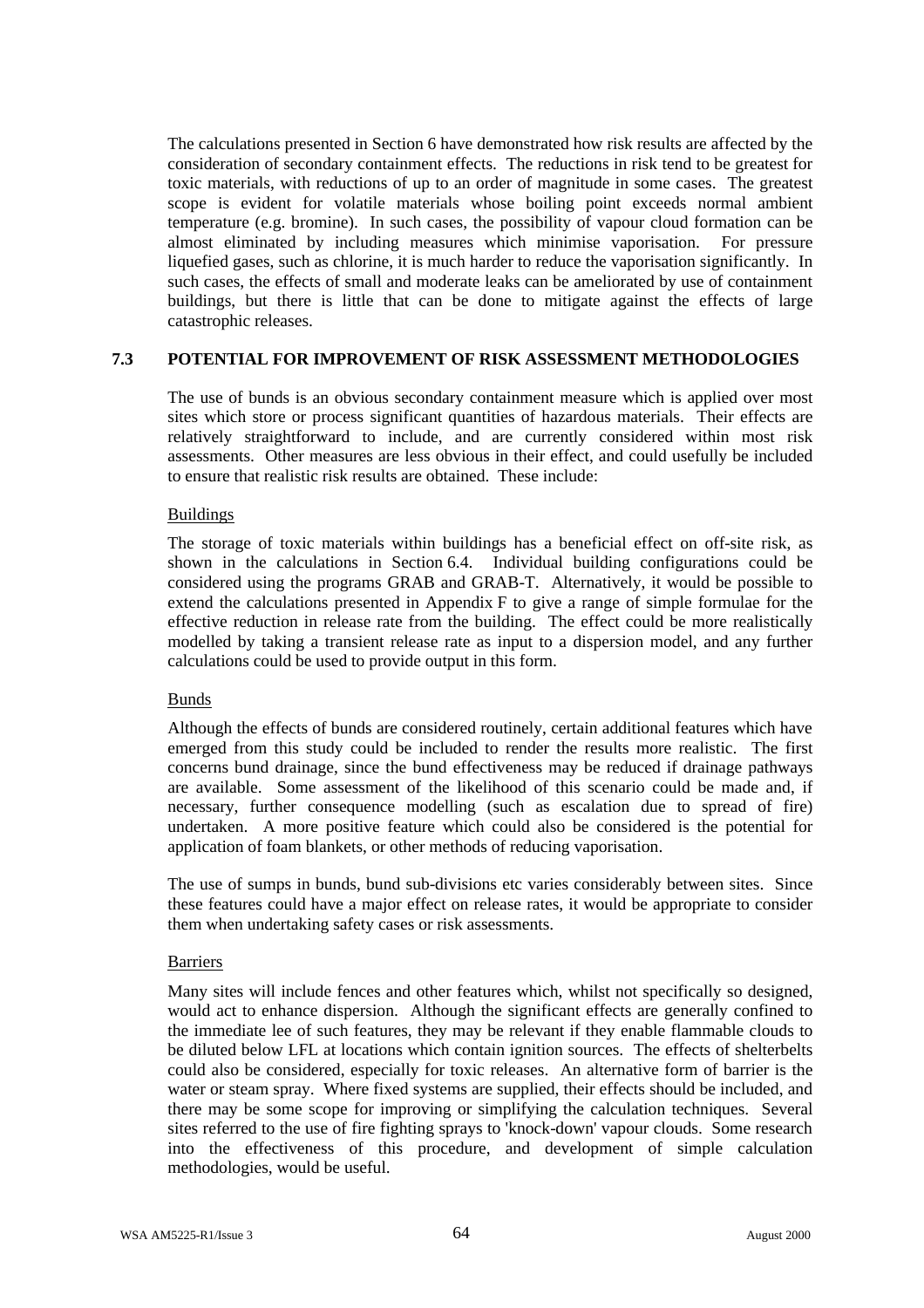The calculations presented in Section 6 have demonstrated how risk results are affected by the consideration of secondary containment effects. The reductions in risk tend to be greatest for toxic materials, with reductions of up to an order of magnitude in some cases. The greatest scope is evident for volatile materials whose boiling point exceeds normal ambient temperature (e.g. bromine). In such cases, the possibility of vapour cloud formation can be almost eliminated by including measures which minimise vaporisation. For pressure liquefied gases, such as chlorine, it is much harder to reduce the vaporisation significantly. In such cases, the effects of small and moderate leaks can be ameliorated by use of containment buildings, but there is little that can be done to mitigate against the effects of large catastrophic releases.

## 7.3 POTENTIAL FOR IMPROVEMENT OF RISK ASSESSMENT METHODOLOGIES

The use of bunds is an obvious secondary containment measure which is applied over most sites which store or process significant quantities of hazardous materials. Their effects are relatively straightforward to include, and are currently considered within most risk assessments. Other measures are less obvious in their effect, and could usefully be included to ensure that realistic risk results are obtained. These include:

Buildings

The storage of toxic materials within buildings has a beneficial effect on off-site risk, as shown in the calculations in Section 6.4. Individual building configurations could be considered using the programs GRAB and GRAB-T. Alternatively, it would be possible to extend the calculations presented in Appendix F to give a range of simple formulae for the effective reduction in release rate from the building. The effect could be more realistically modelled by taking a transient release rate as input to a dispersion model, and any further calculations could be used to provide output in this form.

Bunds

Although the effects of bunds are considered routinely, certain additional features which have emerged from this study could be included to render the results more realistic. The first concerns bund drainage, since the bund effectiveness may be reduced if drainage pathways are available. Some assessment of the likelihood of this scenario could be made and, if necessary, further consequence modelling (such as escalation due to spread of fire) undertaken. A more positive feature which could also be considered is the potential for application of foam blankets, or other methods of reducing vaporisation.

The use of sumps in bunds, bund sub-divisions etc varies considerably between sites. Since these features could have a major effect on release rates, it would be appropriate to consider them when undertaking safety cases or risk assessments.

Barriers

Many sites will include fences and other features which, whilst not specifically so designed, would act to enhance dispersion. Although the significant effects are generally confined to the immediate lee of such features, they may be relevant if they enable flammable clouds to be diluted below LFL at locations which contain ignition sources. The effects of shelterbelts could also be considered, especially for toxic releases. An alternative form of barrier is the water or steam spray. Where fixed systems are supplied, their effects should be included, and there may be some scope for improving or simplifying the calculation techniques. Several sites referred to the use of fire fighting sprays to 'knock-down' vapour clouds. Some research into the effectiveness of this procedure, and development of simple calculation methodologies, would be useful.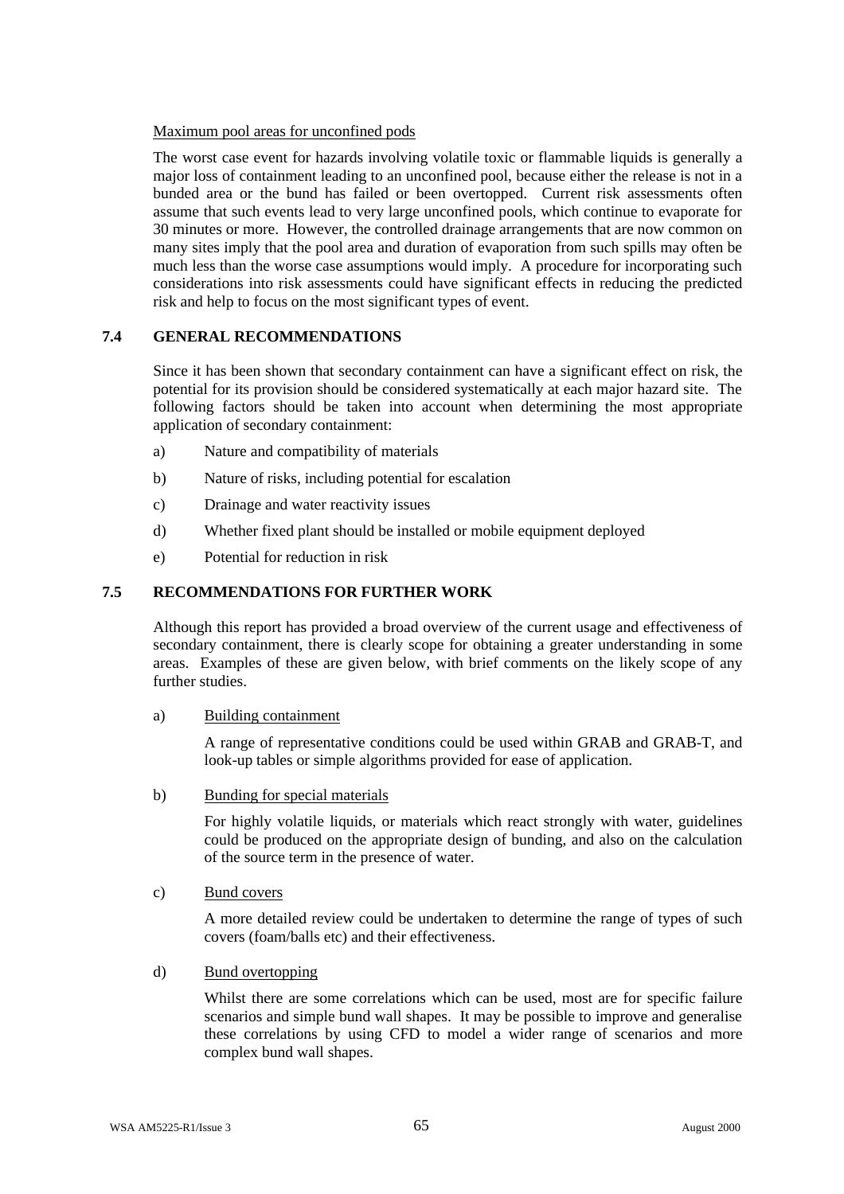Maximum pool areas for unconfined pods

The worst case event for hazards involving volatile toxic or flammable liquids is generally a major loss of containment leading to an unconfined pool, because either the release is not in a bunded area or the bund has failed or been overtopped. Current risk assessments often assume that such events lead to very large unconfined pools, which continue to evaporate for 30 minutes or more. However, the controlled drainage arrangements that are now common on many sites imply that the pool area and duration of evaporation from such spills may often be much less than the worse case assumptions would imply. A procedure for incorporating such considerations into risk assessments could have significant effects in reducing the predicted risk and help to focus on the most significant types of event.

## 7.4 GENERAL RECOMMENDATIONS

Since it has been shown that secondary containment can have a significant effect on risk, the potential for its provision should be considered systematically at each major hazard site. The following factors should be taken into account when determining the most appropriate application of secondary containment:

a) Nature and compatibility of materials

b) Nature of risks, including potential for escalation

c) Drainage and water reactivity issues

d) Whether fixed plant should be installed or mobile equipment deployed

e) Potential for reduction in risk

## 7.5 RECOMMENDATIONS FOR FURTHER WORK

Although this report has provided a broad overview of the current usage and effectiveness of secondary containment, there is clearly scope for obtaining a greater understanding in some areas. Examples of these are given below, with brief comments on the likely scope of any further studies.

a) Building containment

A range of representative conditions could be used within GRAB and GRAB-T, and look-up tables or simple algorithms provided for ease of application.

b) Bunding for special materials

For highly volatile liquids, or materials which react strongly with water, guidelines could be produced on the appropriate design of bunding, and also on the calculation of the source term in the presence of water.

c) Bund covers

A more detailed review could be undertaken to determine the range of types of such covers (foam/balls etc) and their effectiveness.

d) Bund overtopping

Whilst there are some correlations which can be used, most are for specific failure scenarios and simple bund wall shapes. It may be possible to improve and generalise these correlations by using CFD to model a wider range of scenarios and more complex bund wall shapes.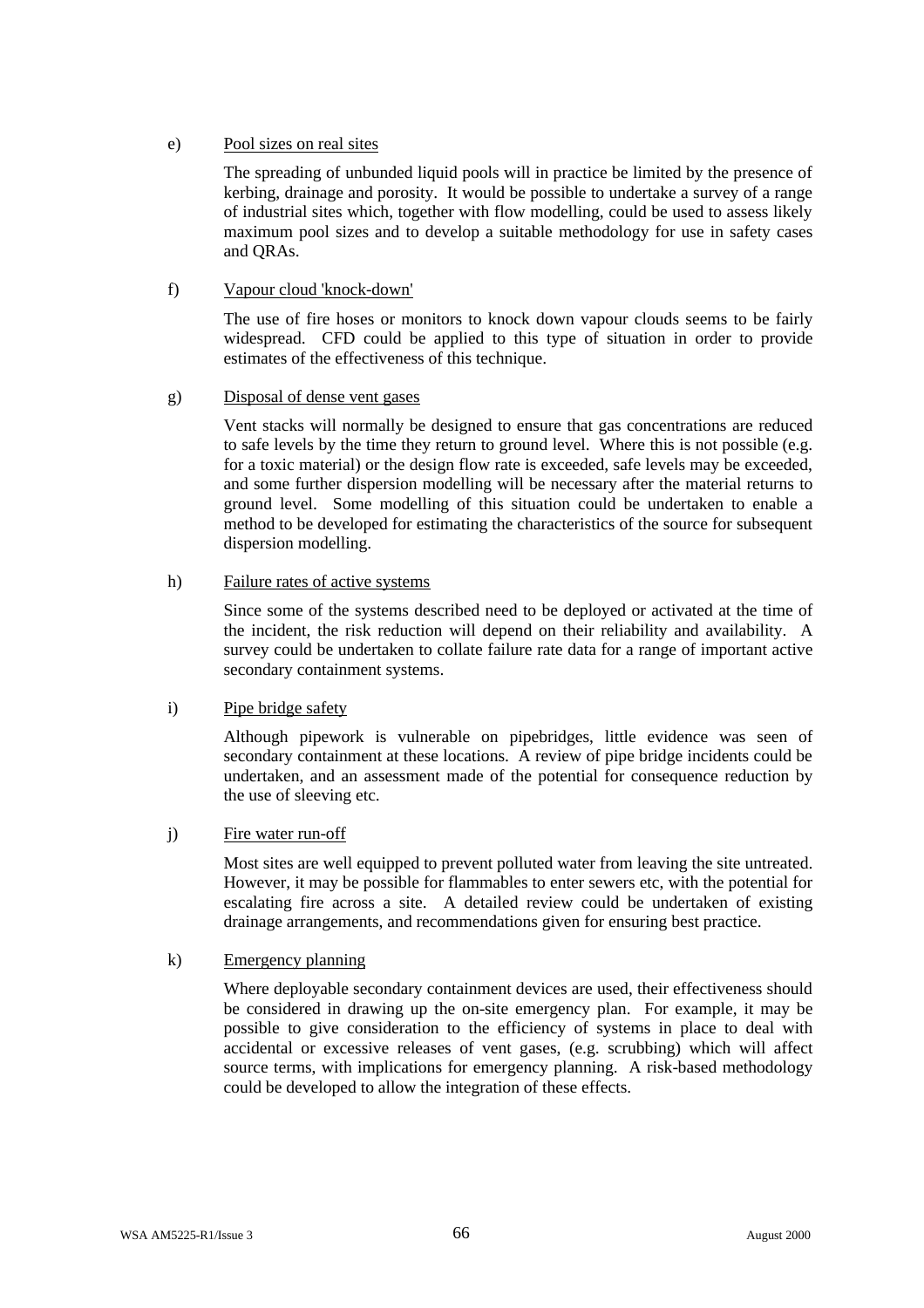e) <u>Pool sizes on real sites</u>

The spreading of unbunded liquid pools will in practice be limited by the presence of kerbing, drainage and porosity. It would be possible to undertake a survey of a range of industrial sites which, together with flow modelling, could be used to assess likely maximum pool sizes and to develop a suitable methodology for use in safety cases and QRAs.

f) <u>Vapour cloud 'knock-down'</u>

The use of fire hoses or monitors to knock down vapour clouds seems to be fairly widespread. CFD could be applied to this type of situation in order to provide estimates of the effectiveness of this technique.

g) <u>Disposal of dense vent gases</u>

Vent stacks will normally be designed to ensure that gas concentrations are reduced to safe levels by the time they return to ground level. Where this is not possible (e.g. for a toxic material) or the design flow rate is exceeded, safe levels may be exceeded, and some further dispersion modelling will be necessary after the material returns to ground level. Some modelling of this situation could be undertaken to enable a method to be developed for estimating the characteristics of the source for subsequent dispersion modelling.

h) <u>Failure rates of active systems</u>

Since some of the systems described need to be deployed or activated at the time of the incident, the risk reduction will depend on their reliability and availability. A survey could be undertaken to collate failure rate data for a range of important active secondary containment systems.

i) <u>Pipe bridge safety</u>

Although pipework is vulnerable on pipebridges, little evidence was seen of secondary containment at these locations. A review of pipe bridge incidents could be undertaken, and an assessment made of the potential for consequence reduction by the use of sleeving etc.

j) <u>Fire water run-off</u>

Most sites are well equipped to prevent polluted water from leaving the site untreated. However, it may be possible for flammables to enter sewers etc, with the potential for escalating fire across a site. A detailed review could be undertaken of existing drainage arrangements, and recommendations given for ensuring best practice.

k) <u>Emergency planning</u>

Where deployable secondary containment devices are used, their effectiveness should be considered in drawing up the on-site emergency plan. For example, it may be possible to give consideration to the efficiency of systems in place to deal with accidental or excessive releases of vent gases, (e.g. scrubbing) which will affect source terms, with implications for emergency planning. A risk-based methodology could be developed to allow the integration of these effects.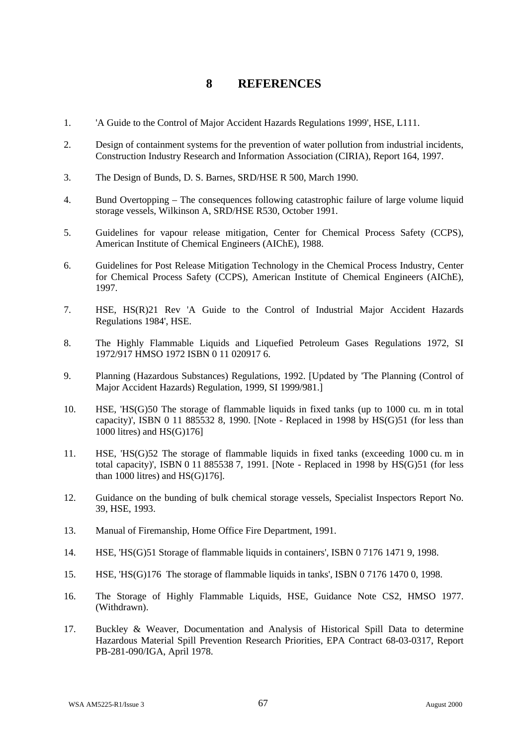# 8 REFERENCES

1. 'A Guide to the Control of Major Accident Hazards Regulations 1999', HSE, L111.

2. Design of containment systems for the prevention of water pollution from industrial incidents, Construction Industry Research and Information Association (CIRIA), Report 164, 1997.

3. The Design of Bunds, D. S. Barnes, SRD/HSE R 500, March 1990.

4. Bund Overtopping – The consequences following catastrophic failure of large volume liquid storage vessels, Wilkinson A, SRD/HSE R530, October 1991.

5. Guidelines for vapour release mitigation, Center for Chemical Process Safety (CCPS), American Institute of Chemical Engineers (AIChE), 1988.

6. Guidelines for Post Release Mitigation Technology in the Chemical Process Industry, Center for Chemical Process Safety (CCPS), American Institute of Chemical Engineers (AIChE), 1997.

7. HSE, HS(R)21 Rev 'A Guide to the Control of Industrial Major Accident Hazards Regulations 1984', HSE.

8. The Highly Flammable Liquids and Liquefied Petroleum Gases Regulations 1972, SI 1972/917 HMSO 1972 ISBN 0 11 020917 6.

9. Planning (Hazardous Substances) Regulations, 1992. [Updated by 'The Planning (Control of Major Accident Hazards) Regulation, 1999, SI 1999/981.]

10. HSE, 'HS(G)50 The storage of flammable liquids in fixed tanks (up to 1000 cu. m in total capacity)', ISBN 0 11 885532 8, 1990. [Note - Replaced in 1998 by HS(G)51 (for less than 1000 litres) and HS(G)176]

11. HSE, 'HS(G)52 The storage of flammable liquids in fixed tanks (exceeding 1000 cu. m in total capacity)', ISBN 0 11 885538 7, 1991. [Note - Replaced in 1998 by HS(G)51 (for less than 1000 litres) and HS(G)176].

12. Guidance on the bunding of bulk chemical storage vessels, Specialist Inspectors Report No. 39, HSE, 1993.

13. Manual of Firemanship, Home Office Fire Department, 1991.

14. HSE, 'HS(G)51 Storage of flammable liquids in containers', ISBN 0 7176 1471 9, 1998.

15. HSE, 'HS(G)176 The storage of flammable liquids in tanks', ISBN 0 7176 1470 0, 1998.

16. The Storage of Highly Flammable Liquids, HSE, Guidance Note CS2, HMSO 1977. (Withdrawn).

17. Buckley & Weaver, Documentation and Analysis of Historical Spill Data to determine Hazardous Material Spill Prevention Research Priorities, EPA Contract 68-03-0317, Report PB-281-090/IGA, April 1978.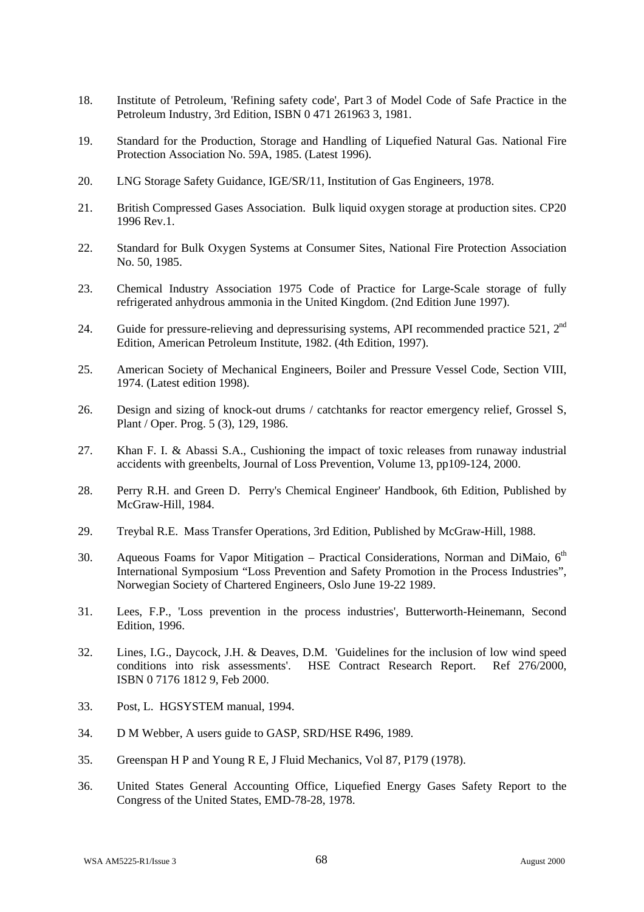18. Institute of Petroleum, 'Refining safety code', Part 3 of Model Code of Safe Practice in the Petroleum Industry, 3rd Edition, ISBN 0 471 261963 3, 1981.

19. Standard for the Production, Storage and Handling of Liquefied Natural Gas. National Fire Protection Association No. 59A, 1985. (Latest 1996).

20. LNG Storage Safety Guidance, IGE/SR/11, Institution of Gas Engineers, 1978.

21. British Compressed Gases Association. Bulk liquid oxygen storage at production sites. CP20 1996 Rev.1.

22. Standard for Bulk Oxygen Systems at Consumer Sites, National Fire Protection Association No. 50, 1985.

23. Chemical Industry Association 1975 Code of Practice for Large-Scale storage of fully refrigerated anhydrous ammonia in the United Kingdom. (2nd Edition June 1997).

24. Guide for pressure-relieving and depressurising systems, API recommended practice 521, 2nd Edition, American Petroleum Institute, 1982. (4th Edition, 1997).

25. American Society of Mechanical Engineers, Boiler and Pressure Vessel Code, Section VIII, 1974. (Latest edition 1998).

26. Design and sizing of knock-out drums / catchtanks for reactor emergency relief, Grossel S, Plant / Oper. Prog. 5 (3), 129, 1986.

27. Khan F. I. & Abassi S.A., Cushioning the impact of toxic releases from runaway industrial accidents with greenbelts, Journal of Loss Prevention, Volume 13, pp109-124, 2000.

28. Perry R.H. and Green D. Perry's Chemical Engineer' Handbook, 6th Edition, Published by McGraw-Hill, 1984.

29. Treybal R.E. Mass Transfer Operations, 3rd Edition, Published by McGraw-Hill, 1988.

30. Aqueous Foams for Vapor Mitigation – Practical Considerations, Norman and DiMaio, 6th International Symposium "Loss Prevention and Safety Promotion in the Process Industries", Norwegian Society of Chartered Engineers, Oslo June 19-22 1989.

31. Lees, F.P., 'Loss prevention in the process industries', Butterworth-Heinemann, Second Edition, 1996.

32. Lines, I.G., Daycock, J.H. & Deaves, D.M. 'Guidelines for the inclusion of low wind speed conditions into risk assessments'. HSE Contract Research Report. Ref 276/2000, ISBN 0 7176 1812 9, Feb 2000.

33. Post, L. HGSYSTEM manual, 1994.

34. D M Webber, A users guide to GASP, SRD/HSE R496, 1989.

35. Greenspan H P and Young R E, J Fluid Mechanics, Vol 87, P179 (1978).

36. United States General Accounting Office, Liquefied Energy Gases Safety Report to the Congress of the United States, EMD-78-28, 1978.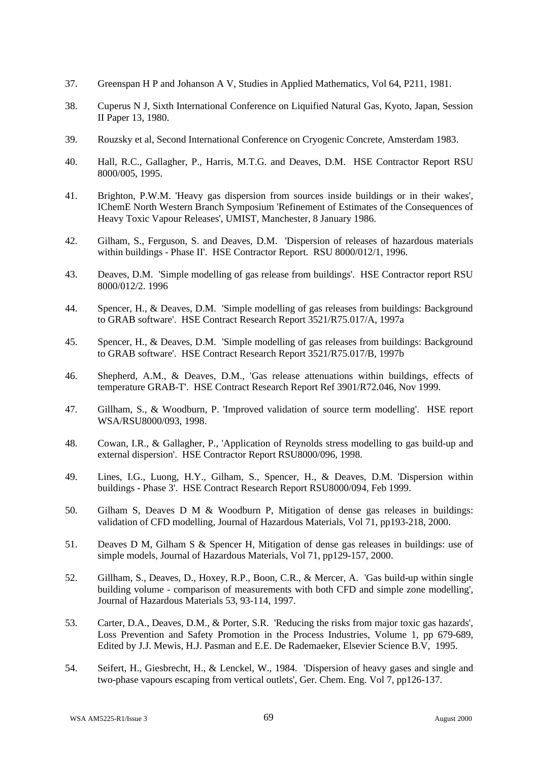37. Greenspan H P and Johanson A V, Studies in Applied Mathematics, Vol 64, P211, 1981.

38. Cuperus N J, Sixth International Conference on Liquified Natural Gas, Kyoto, Japan, Session II Paper 13, 1980.

39. Rouzsky et al, Second International Conference on Cryogenic Concrete, Amsterdam 1983.

40. Hall, R.C., Gallagher, P., Harris, M.T.G. and Deaves, D.M. HSE Contractor Report RSU 8000/005, 1995.

41. Brighton, P.W.M. 'Heavy gas dispersion from sources inside buildings or in their wakes', IChemE North Western Branch Symposium 'Refinement of Estimates of the Consequences of Heavy Toxic Vapour Releases', UMIST, Manchester, 8 January 1986.

42. Gilham, S., Ferguson, S. and Deaves, D.M. 'Dispersion of releases of hazardous materials within buildings - Phase II'. HSE Contractor Report. RSU 8000/012/1, 1996.

43. Deaves, D.M. 'Simple modelling of gas release from buildings'. HSE Contractor report RSU 8000/012/2. 1996

44. Spencer, H., & Deaves, D.M. 'Simple modelling of gas releases from buildings: Background to GRAB software'. HSE Contract Research Report 3521/R75.017/A, 1997a

45. Spencer, H., & Deaves, D.M. 'Simple modelling of gas releases from buildings: Background to GRAB software'. HSE Contract Research Report 3521/R75.017/B, 1997b

46. Shepherd, A.M., & Deaves, D.M., 'Gas release attenuations within buildings, effects of temperature GRAB-T'. HSE Contract Research Report Ref 3901/R72.046, Nov 1999.

47. Gillham, S., & Woodburn, P. 'Improved validation of source term modelling'. HSE report WSA/RSU8000/093, 1998.

48. Cowan, I.R., & Gallagher, P., 'Application of Reynolds stress modelling to gas build-up and external dispersion'. HSE Contractor Report RSU8000/096, 1998.

49. Lines, I.G., Luong, H.Y., Gilham, S., Spencer, H., & Deaves, D.M. 'Dispersion within buildings - Phase 3'. HSE Contract Research Report RSU8000/094, Feb 1999.

50. Gilham S, Deaves D M & Woodburn P, Mitigation of dense gas releases in buildings: validation of CFD modelling, Journal of Hazardous Materials, Vol 71, pp193-218, 2000.

51. Deaves D M, Gilham S & Spencer H, Mitigation of dense gas releases in buildings: use of simple models, Journal of Hazardous Materials, Vol 71, pp129-157, 2000.

52. Gillham, S., Deaves, D., Hoxey, R.P., Boon, C.R., & Mercer, A. 'Gas build-up within single building volume - comparison of measurements with both CFD and simple zone modelling', Journal of Hazardous Materials 53, 93-114, 1997.

53. Carter, D.A., Deaves, D.M., & Porter, S.R. 'Reducing the risks from major toxic gas hazards', Loss Prevention and Safety Promotion in the Process Industries, Volume 1, pp 679-689, Edited by J.J. Mewis, H.J. Pasman and E.E. De Rademaeker, Elsevier Science B.V, 1995.

54. Seifert, H., Giesbrecht, H., & Lenckel, W., 1984. 'Dispersion of heavy gases and single and two-phase vapours escaping from vertical outlets', Ger. Chem. Eng. Vol 7, pp126-137.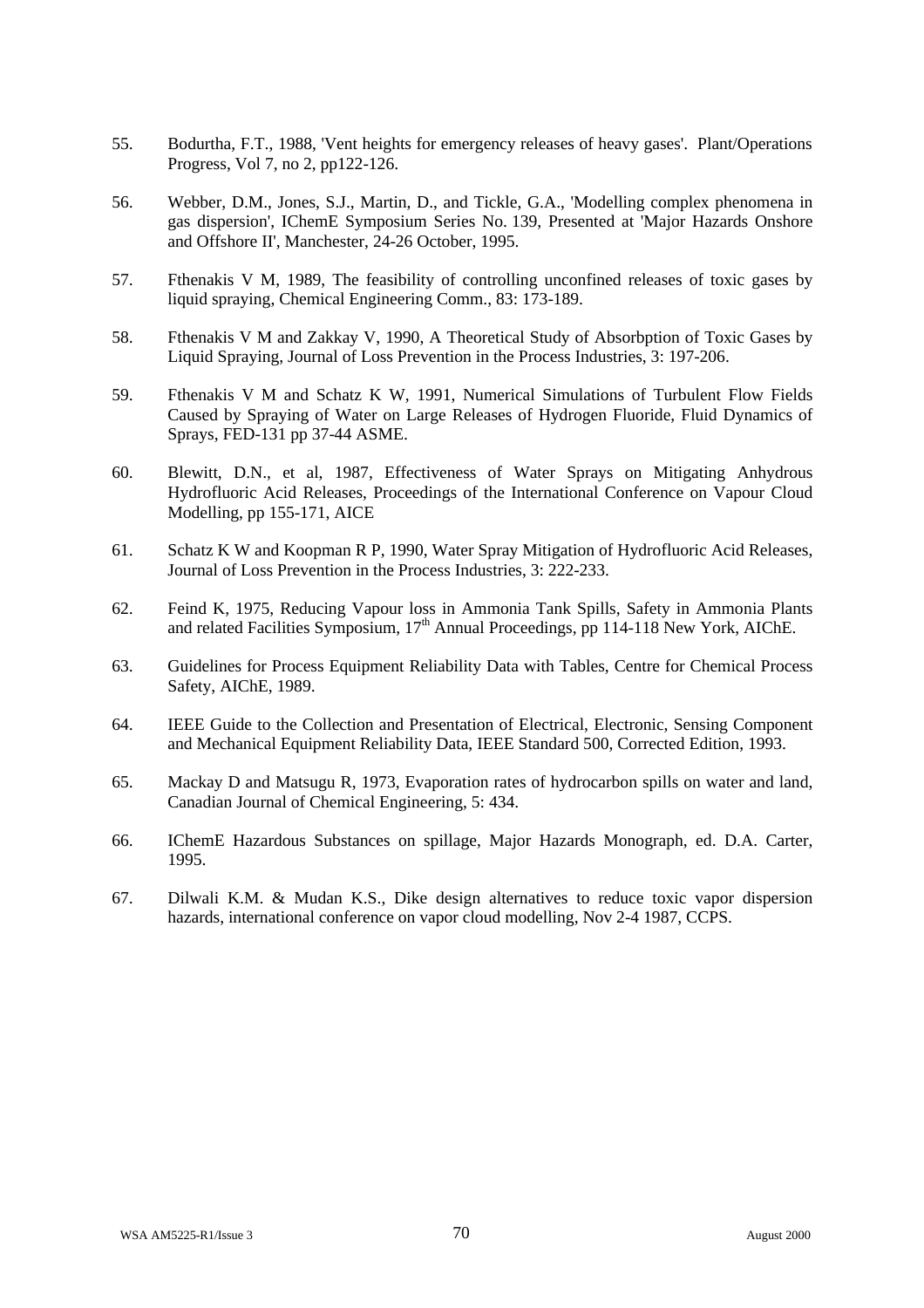55. Bodurtha, F.T., 1988, 'Vent heights for emergency releases of heavy gases'. Plant/Operations Progress, Vol 7, no 2, pp122-126.

56. Webber, D.M., Jones, S.J., Martin, D., and Tickle, G.A., 'Modelling complex phenomena in gas dispersion', IChemE Symposium Series No. 139, Presented at 'Major Hazards Onshore and Offshore II', Manchester, 24-26 October, 1995.

57. Fthenakis V M, 1989, The feasibility of controlling unconfined releases of toxic gases by liquid spraying, Chemical Engineering Comm., 83: 173-189.

58. Fthenakis V M and Zakkay V, 1990, A Theoretical Study of Absorbption of Toxic Gases by Liquid Spraying, Journal of Loss Prevention in the Process Industries, 3: 197-206.

59. Fthenakis V M and Schatz K W, 1991, Numerical Simulations of Turbulent Flow Fields Caused by Spraying of Water on Large Releases of Hydrogen Fluoride, Fluid Dynamics of Sprays, FED-131 pp 37-44 ASME.

60. Blewitt, D.N., et al, 1987, Effectiveness of Water Sprays on Mitigating Anhydrous Hydrofluoric Acid Releases, Proceedings of the International Conference on Vapour Cloud Modelling, pp 155-171, AICE

61. Schatz K W and Koopman R P, 1990, Water Spray Mitigation of Hydrofluoric Acid Releases, Journal of Loss Prevention in the Process Industries, 3: 222-233.

62. Feind K, 1975, Reducing Vapour loss in Ammonia Tank Spills, Safety in Ammonia Plants and related Facilities Symposium, 17th Annual Proceedings, pp 114-118 New York, AIChE.

63. Guidelines for Process Equipment Reliability Data with Tables, Centre for Chemical Process Safety, AIChE, 1989.

64. IEEE Guide to the Collection and Presentation of Electrical, Electronic, Sensing Component and Mechanical Equipment Reliability Data, IEEE Standard 500, Corrected Edition, 1993.

65. Mackay D and Matsugu R, 1973, Evaporation rates of hydrocarbon spills on water and land, Canadian Journal of Chemical Engineering, 5: 434.

66. IChemE Hazardous Substances on spillage, Major Hazards Monograph, ed. D.A. Carter, 1995.

67. Dilwali K.M. & Mudan K.S., Dike design alternatives to reduce toxic vapor dispersion hazards, international conference on vapor cloud modelling, Nov 2-4 1987, CCPS.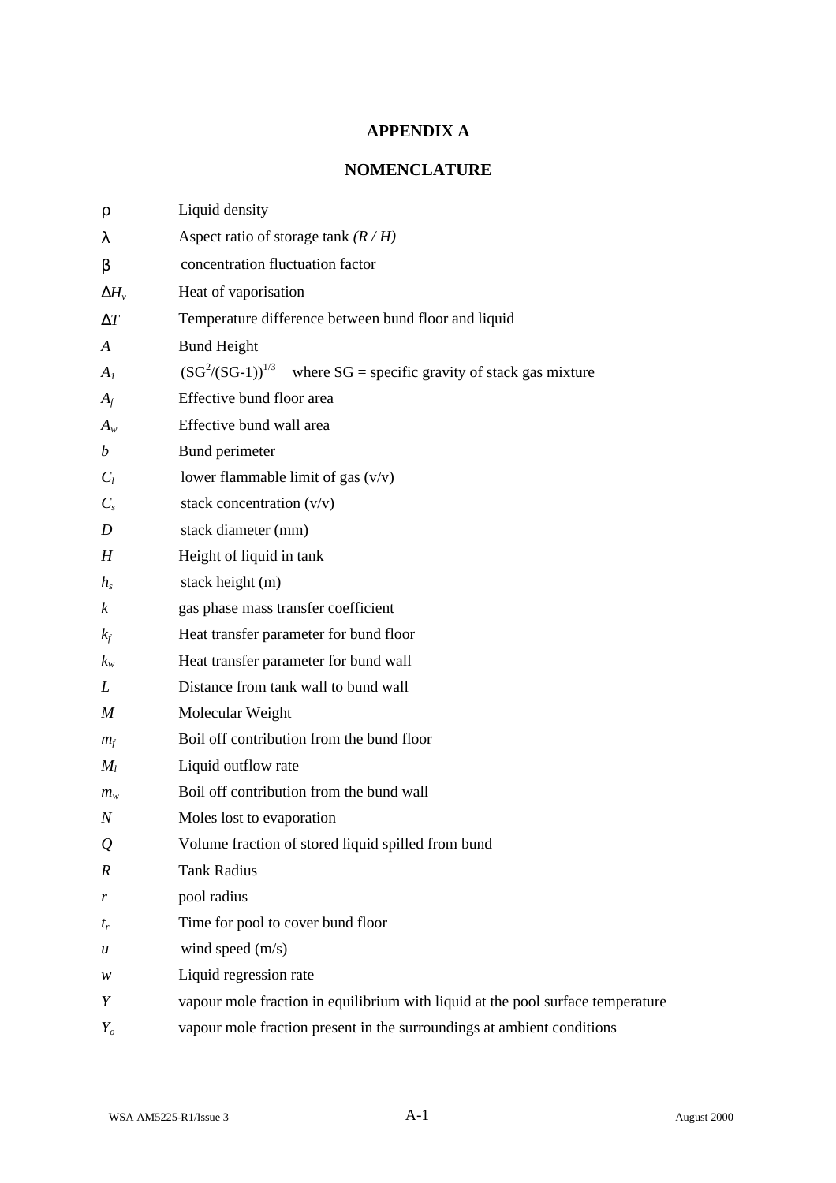# APPENDIX A

## NOMENCLATURE

| | |
|---|---|
| $\rho$ | Liquid density |
| $\lambda$ | Aspect ratio of storage tank *(R / H)* |
| $\beta$ | concentration fluctuation factor |
| $\Delta H_v$ | Heat of vaporisation |
| $\Delta T$ | Temperature difference between bund floor and liquid |
| $A$ | Bund Height |
| $A_1$ | $(SG^2/(SG-1))^{1/3}$ where SG = specific gravity of stack gas mixture |
| $A_f$ | Effective bund floor area |
| $A_w$ | Effective bund wall area |
| $b$ | Bund perimeter |
| $C_l$ | lower flammable limit of gas (v/v) |
| $C_s$ | stack concentration (v/v) |
| $D$ | stack diameter (mm) |
| $H$ | Height of liquid in tank |
| $h_s$ | stack height (m) |
| $k$ | gas phase mass transfer coefficient |
| $k_f$ | Heat transfer parameter for bund floor |
| $k_w$ | Heat transfer parameter for bund wall |
| $L$ | Distance from tank wall to bund wall |
| $M$ | Molecular Weight |
| $m_f$ | Boil off contribution from the bund floor |
| $M_l$ | Liquid outflow rate |
| $m_w$ | Boil off contribution from the bund wall |
| $N$ | Moles lost to evaporation |
| $Q$ | Volume fraction of stored liquid spilled from bund |
| $R$ | Tank Radius |
| $r$ | pool radius |
| $t_r$ | Time for pool to cover bund floor |
| $u$ | wind speed (m/s) |
| $w$ | Liquid regression rate |
| $Y$ | vapour mole fraction in equilibrium with liquid at the pool surface temperature |
| $Y_o$ | vapour mole fraction present in the surroundings at ambient conditions |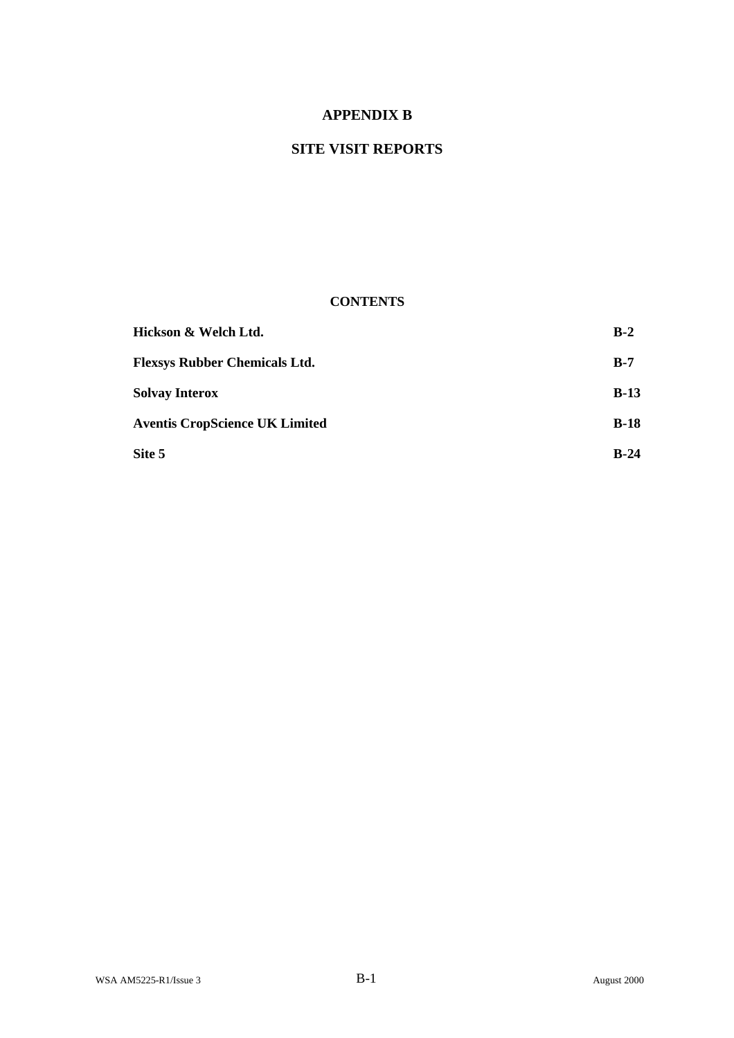# APPENDIX B

# SITE VISIT REPORTS

## CONTENTS

| | |
|---|---|
| **Hickson & Welch Ltd.** | **B-2** |
| **Flexsys Rubber Chemicals Ltd.** | **B-7** |
| **Solvay Interox** | **B-13** |
| **Aventis CropScience UK Limited** | **B-18** |
| **Site 5** | **B-24** |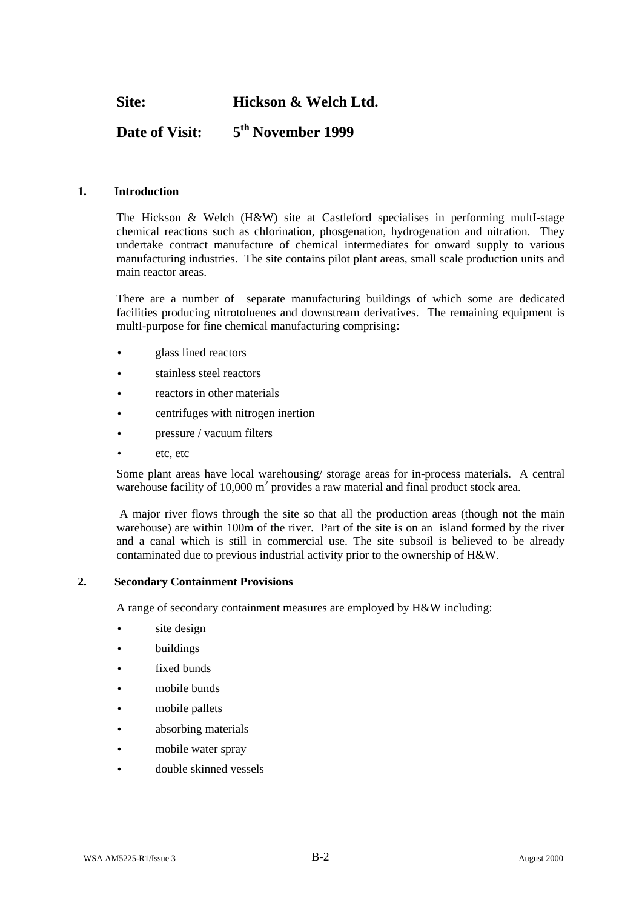**Site: Hickson & Welch Ltd.**

**Date of Visit: 5th November 1999**

## 1. Introduction

The Hickson & Welch (H&W) site at Castleford specialises in performing multI-stage chemical reactions such as chlorination, phosgenation, hydrogenation and nitration. They undertake contract manufacture of chemical intermediates for onward supply to various manufacturing industries. The site contains pilot plant areas, small scale production units and main reactor areas.

There are a number of separate manufacturing buildings of which some are dedicated facilities producing nitrotoluenes and downstream derivatives. The remaining equipment is multI-purpose for fine chemical manufacturing comprising:

- glass lined reactors
- stainless steel reactors
- reactors in other materials
- centrifuges with nitrogen inertion
- pressure / vacuum filters
- etc, etc

Some plant areas have local warehousing/ storage areas for in-process materials. A central warehouse facility of 10,000 $m^2$ provides a raw material and final product stock area.

A major river flows through the site so that all the production areas (though not the main warehouse) are within 100m of the river. Part of the site is on an island formed by the river and a canal which is still in commercial use. The site subsoil is believed to be already contaminated due to previous industrial activity prior to the ownership of H&W.

## 2. Secondary Containment Provisions

A range of secondary containment measures are employed by H&W including:

- site design
- buildings
- fixed bunds
- mobile bunds
- mobile pallets
- absorbing materials
- mobile water spray
- double skinned vessels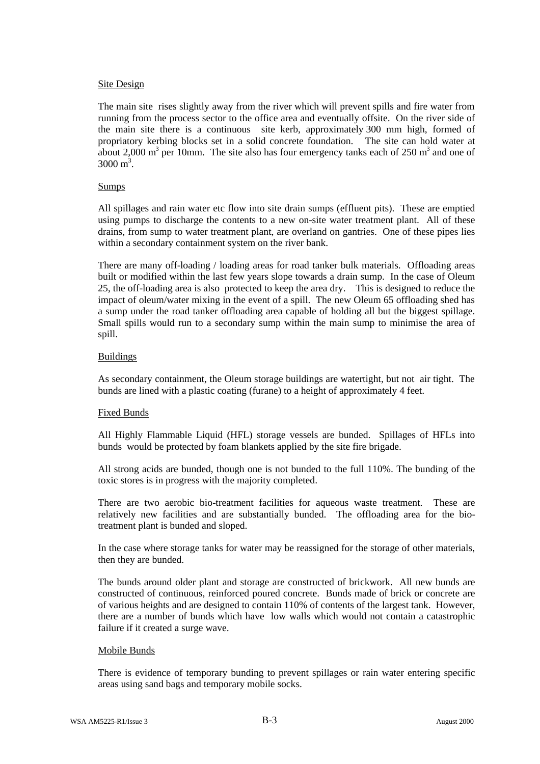## Site Design

The main site rises slightly away from the river which will prevent spills and fire water from running from the process sector to the office area and eventually offsite. On the river side of the main site there is a continuous site kerb, approximately 300 mm high, formed of propriatory kerbing blocks set in a solid concrete foundation. The site can hold water at about 2,000 $m^3$ per 10mm. The site also has four emergency tanks each of 250 $m^3$ and one of 3000 $m^3$.

## Sumps

All spillages and rain water etc flow into site drain sumps (effluent pits). These are emptied using pumps to discharge the contents to a new on-site water treatment plant. All of these drains, from sump to water treatment plant, are overland on gantries. One of these pipes lies within a secondary containment system on the river bank.

There are many off-loading / loading areas for road tanker bulk materials. Offloading areas built or modified within the last few years slope towards a drain sump. In the case of Oleum 25, the off-loading area is also protected to keep the area dry. This is designed to reduce the impact of oleum/water mixing in the event of a spill. The new Oleum 65 offloading shed has a sump under the road tanker offloading area capable of holding all but the biggest spillage. Small spills would run to a secondary sump within the main sump to minimise the area of spill.

## Buildings

As secondary containment, the Oleum storage buildings are watertight, but not air tight. The bunds are lined with a plastic coating (furane) to a height of approximately 4 feet.

## Fixed Bunds

All Highly Flammable Liquid (HFL) storage vessels are bunded. Spillages of HFLs into bunds would be protected by foam blankets applied by the site fire brigade.

All strong acids are bunded, though one is not bunded to the full 110%. The bunding of the toxic stores is in progress with the majority completed.

There are two aerobic bio-treatment facilities for aqueous waste treatment. These are relatively new facilities and are substantially bunded. The offloading area for the bio-treatment plant is bunded and sloped.

In the case where storage tanks for water may be reassigned for the storage of other materials, then they are bunded.

The bunds around older plant and storage are constructed of brickwork. All new bunds are constructed of continuous, reinforced poured concrete. Bunds made of brick or concrete are of various heights and are designed to contain 110% of contents of the largest tank. However, there are a number of bunds which have low walls which would not contain a catastrophic failure if it created a surge wave.

## Mobile Bunds

There is evidence of temporary bunding to prevent spillages or rain water entering specific areas using sand bags and temporary mobile socks.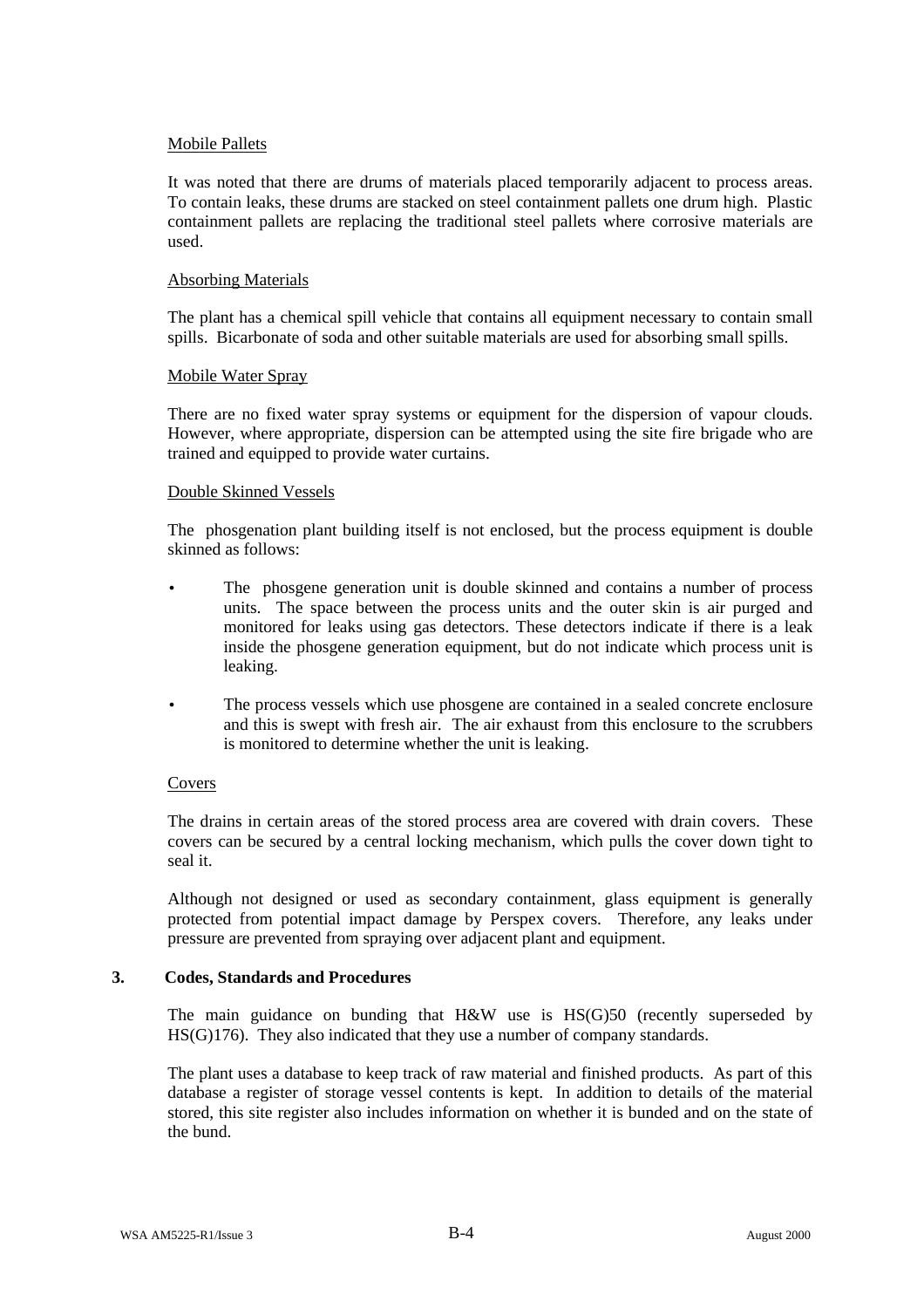Mobile Pallets

It was noted that there are drums of materials placed temporarily adjacent to process areas. To contain leaks, these drums are stacked on steel containment pallets one drum high. Plastic containment pallets are replacing the traditional steel pallets where corrosive materials are used.

Absorbing Materials

The plant has a chemical spill vehicle that contains all equipment necessary to contain small spills. Bicarbonate of soda and other suitable materials are used for absorbing small spills.

Mobile Water Spray

There are no fixed water spray systems or equipment for the dispersion of vapour clouds. However, where appropriate, dispersion can be attempted using the site fire brigade who are trained and equipped to provide water curtains.

Double Skinned Vessels

The phosgenation plant building itself is not enclosed, but the process equipment is double skinned as follows:

- The phosgene generation unit is double skinned and contains a number of process units. The space between the process units and the outer skin is air purged and monitored for leaks using gas detectors. These detectors indicate if there is a leak inside the phosgene generation equipment, but do not indicate which process unit is leaking.
- The process vessels which use phosgene are contained in a sealed concrete enclosure and this is swept with fresh air. The air exhaust from this enclosure to the scrubbers is monitored to determine whether the unit is leaking.

Covers

The drains in certain areas of the stored process area are covered with drain covers. These covers can be secured by a central locking mechanism, which pulls the cover down tight to seal it.

Although not designed or used as secondary containment, glass equipment is generally protected from potential impact damage by Perspex covers. Therefore, any leaks under pressure are prevented from spraying over adjacent plant and equipment.

## 3. Codes, Standards and Procedures

The main guidance on bunding that H&W use is HS(G)50 (recently superseded by HS(G)176). They also indicated that they use a number of company standards.

The plant uses a database to keep track of raw material and finished products. As part of this database a register of storage vessel contents is kept. In addition to details of the material stored, this site register also includes information on whether it is bunded and on the state of the bund.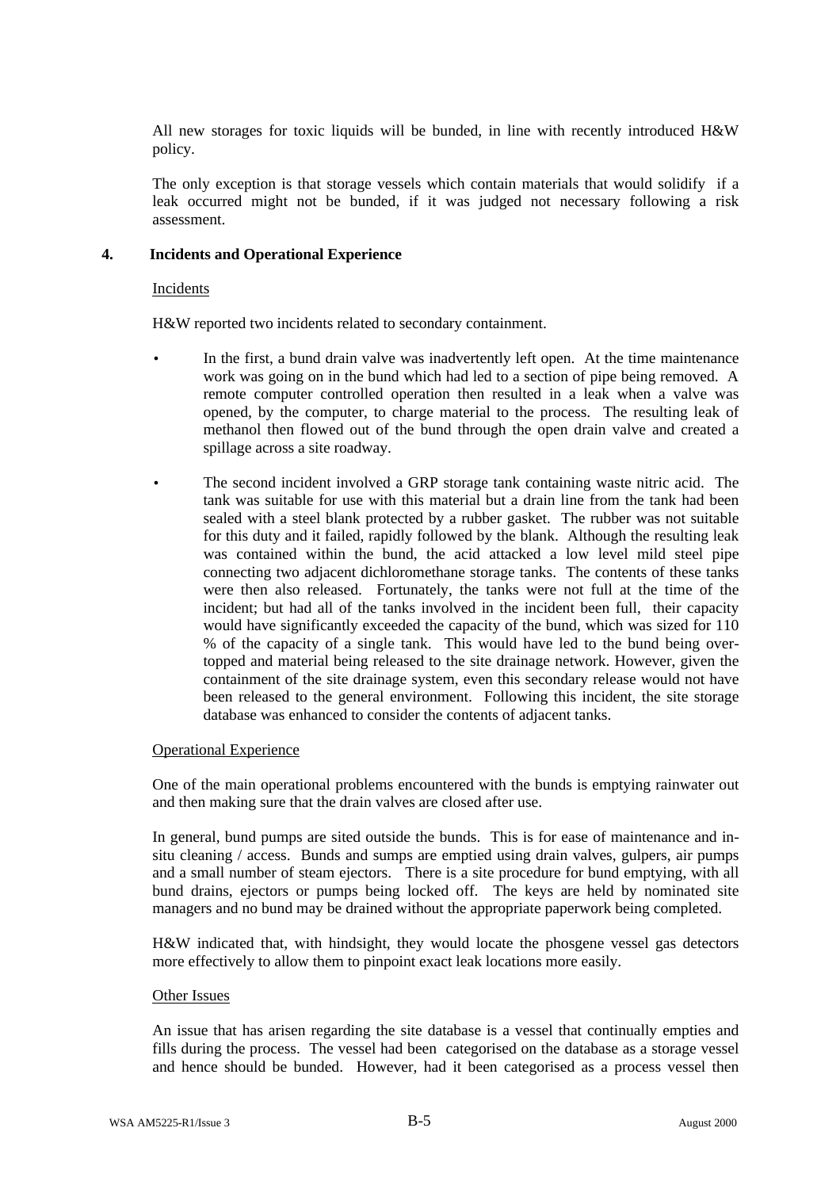All new storages for toxic liquids will be bunded, in line with recently introduced H&W policy.

The only exception is that storage vessels which contain materials that would solidify if a leak occurred might not be bunded, if it was judged not necessary following a risk assessment.

## 4. Incidents and Operational Experience

Incidents

H&W reported two incidents related to secondary containment.

- In the first, a bund drain valve was inadvertently left open. At the time maintenance work was going on in the bund which had led to a section of pipe being removed. A remote computer controlled operation then resulted in a leak when a valve was opened, by the computer, to charge material to the process. The resulting leak of methanol then flowed out of the bund through the open drain valve and created a spillage across a site roadway.
- The second incident involved a GRP storage tank containing waste nitric acid. The tank was suitable for use with this material but a drain line from the tank had been sealed with a steel blank protected by a rubber gasket. The rubber was not suitable for this duty and it failed, rapidly followed by the blank. Although the resulting leak was contained within the bund, the acid attacked a low level mild steel pipe connecting two adjacent dichloromethane storage tanks. The contents of these tanks were then also released. Fortunately, the tanks were not full at the time of the incident; but had all of the tanks involved in the incident been full, their capacity would have significantly exceeded the capacity of the bund, which was sized for 110 % of the capacity of a single tank. This would have led to the bund being over-topped and material being released to the site drainage network. However, given the containment of the site drainage system, even this secondary release would not have been released to the general environment. Following this incident, the site storage database was enhanced to consider the contents of adjacent tanks.

Operational Experience

One of the main operational problems encountered with the bunds is emptying rainwater out and then making sure that the drain valves are closed after use.

In general, bund pumps are sited outside the bunds. This is for ease of maintenance and in-situ cleaning / access. Bunds and sumps are emptied using drain valves, gulpers, air pumps and a small number of steam ejectors. There is a site procedure for bund emptying, with all bund drains, ejectors or pumps being locked off. The keys are held by nominated site managers and no bund may be drained without the appropriate paperwork being completed.

H&W indicated that, with hindsight, they would locate the phosgene vessel gas detectors more effectively to allow them to pinpoint exact leak locations more easily.

Other Issues

An issue that has arisen regarding the site database is a vessel that continually empties and fills during the process. The vessel had been categorised on the database as a storage vessel and hence should be bunded. However, had it been categorised as a process vessel then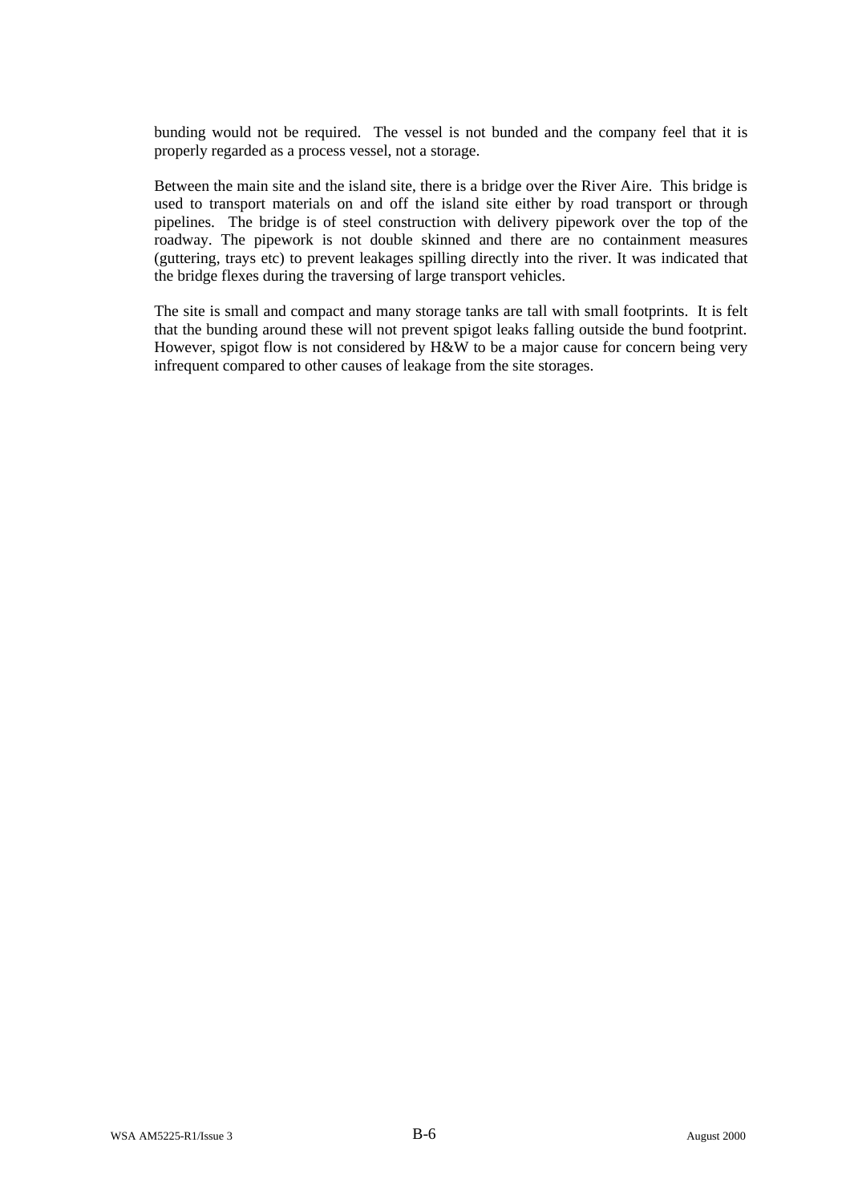bunding would not be required. The vessel is not bunded and the company feel that it is properly regarded as a process vessel, not a storage.

Between the main site and the island site, there is a bridge over the River Aire. This bridge is used to transport materials on and off the island site either by road transport or through pipelines. The bridge is of steel construction with delivery pipework over the top of the roadway. The pipework is not double skinned and there are no containment measures (guttering, trays etc) to prevent leakages spilling directly into the river. It was indicated that the bridge flexes during the traversing of large transport vehicles.

The site is small and compact and many storage tanks are tall with small footprints. It is felt that the bunding around these will not prevent spigot leaks falling outside the bund footprint. However, spigot flow is not considered by H&W to be a major cause for concern being very infrequent compared to other causes of leakage from the site storages.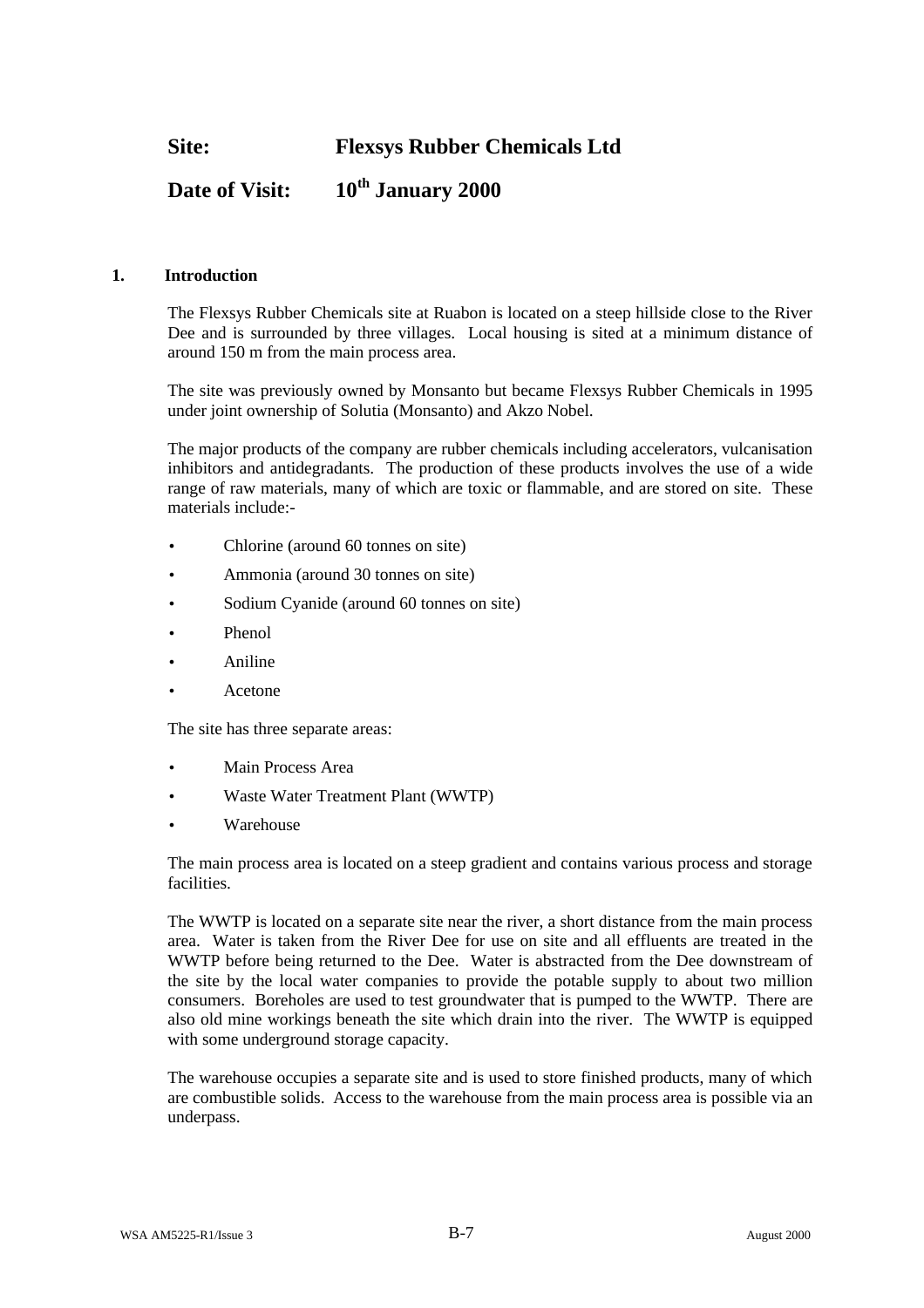**Site:** **Flexsys Rubber Chemicals Ltd**

**Date of Visit:** **10th January 2000**

## 1. Introduction

The Flexsys Rubber Chemicals site at Ruabon is located on a steep hillside close to the River Dee and is surrounded by three villages. Local housing is sited at a minimum distance of around 150 m from the main process area.

The site was previously owned by Monsanto but became Flexsys Rubber Chemicals in 1995 under joint ownership of Solutia (Monsanto) and Akzo Nobel.

The major products of the company are rubber chemicals including accelerators, vulcanisation inhibitors and antidegradants. The production of these products involves the use of a wide range of raw materials, many of which are toxic or flammable, and are stored on site. These materials include:-

- Chlorine (around 60 tonnes on site)
- Ammonia (around 30 tonnes on site)
- Sodium Cyanide (around 60 tonnes on site)
- Phenol
- Aniline
- Acetone

The site has three separate areas:

- Main Process Area
- Waste Water Treatment Plant (WWTP)
- Warehouse

The main process area is located on a steep gradient and contains various process and storage facilities.

The WWTP is located on a separate site near the river, a short distance from the main process area. Water is taken from the River Dee for use on site and all effluents are treated in the WWTP before being returned to the Dee. Water is abstracted from the Dee downstream of the site by the local water companies to provide the potable supply to about two million consumers. Boreholes are used to test groundwater that is pumped to the WWTP. There are also old mine workings beneath the site which drain into the river. The WWTP is equipped with some underground storage capacity.

The warehouse occupies a separate site and is used to store finished products, many of which are combustible solids. Access to the warehouse from the main process area is possible via an underpass.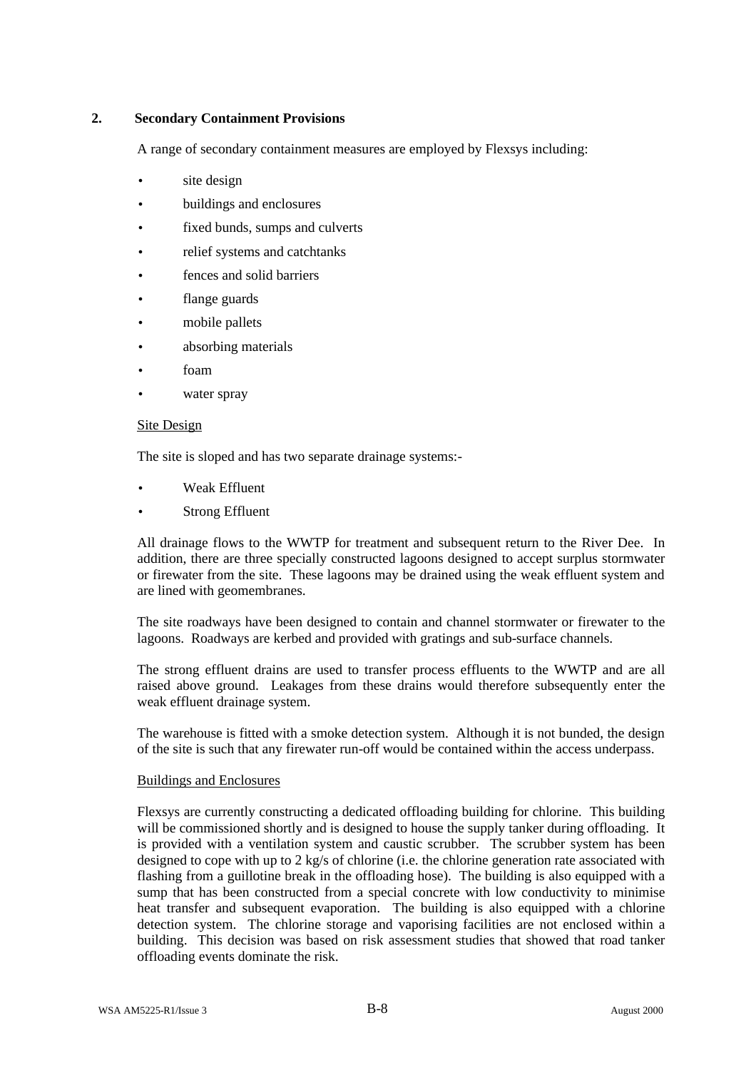## 2. Secondary Containment Provisions

A range of secondary containment measures are employed by Flexsys including:

- site design
- buildings and enclosures
- fixed bunds, sumps and culverts
- relief systems and catchtanks
- fences and solid barriers
- flange guards
- mobile pallets
- absorbing materials
- foam
- water spray

Site Design

The site is sloped and has two separate drainage systems:-

- Weak Effluent
- Strong Effluent

All drainage flows to the WWTP for treatment and subsequent return to the River Dee. In addition, there are three specially constructed lagoons designed to accept surplus stormwater or firewater from the site. These lagoons may be drained using the weak effluent system and are lined with geomembranes.

The site roadways have been designed to contain and channel stormwater or firewater to the lagoons. Roadways are kerbed and provided with gratings and sub-surface channels.

The strong effluent drains are used to transfer process effluents to the WWTP and are all raised above ground. Leakages from these drains would therefore subsequently enter the weak effluent drainage system.

The warehouse is fitted with a smoke detection system. Although it is not bunded, the design of the site is such that any firewater run-off would be contained within the access underpass.

Buildings and Enclosures

Flexsys are currently constructing a dedicated offloading building for chlorine. This building will be commissioned shortly and is designed to house the supply tanker during offloading. It is provided with a ventilation system and caustic scrubber. The scrubber system has been designed to cope with up to 2 kg/s of chlorine (i.e. the chlorine generation rate associated with flashing from a guillotine break in the offloading hose). The building is also equipped with a sump that has been constructed from a special concrete with low conductivity to minimise heat transfer and subsequent evaporation. The building is also equipped with a chlorine detection system. The chlorine storage and vaporising facilities are not enclosed within a building. This decision was based on risk assessment studies that showed that road tanker offloading events dominate the risk.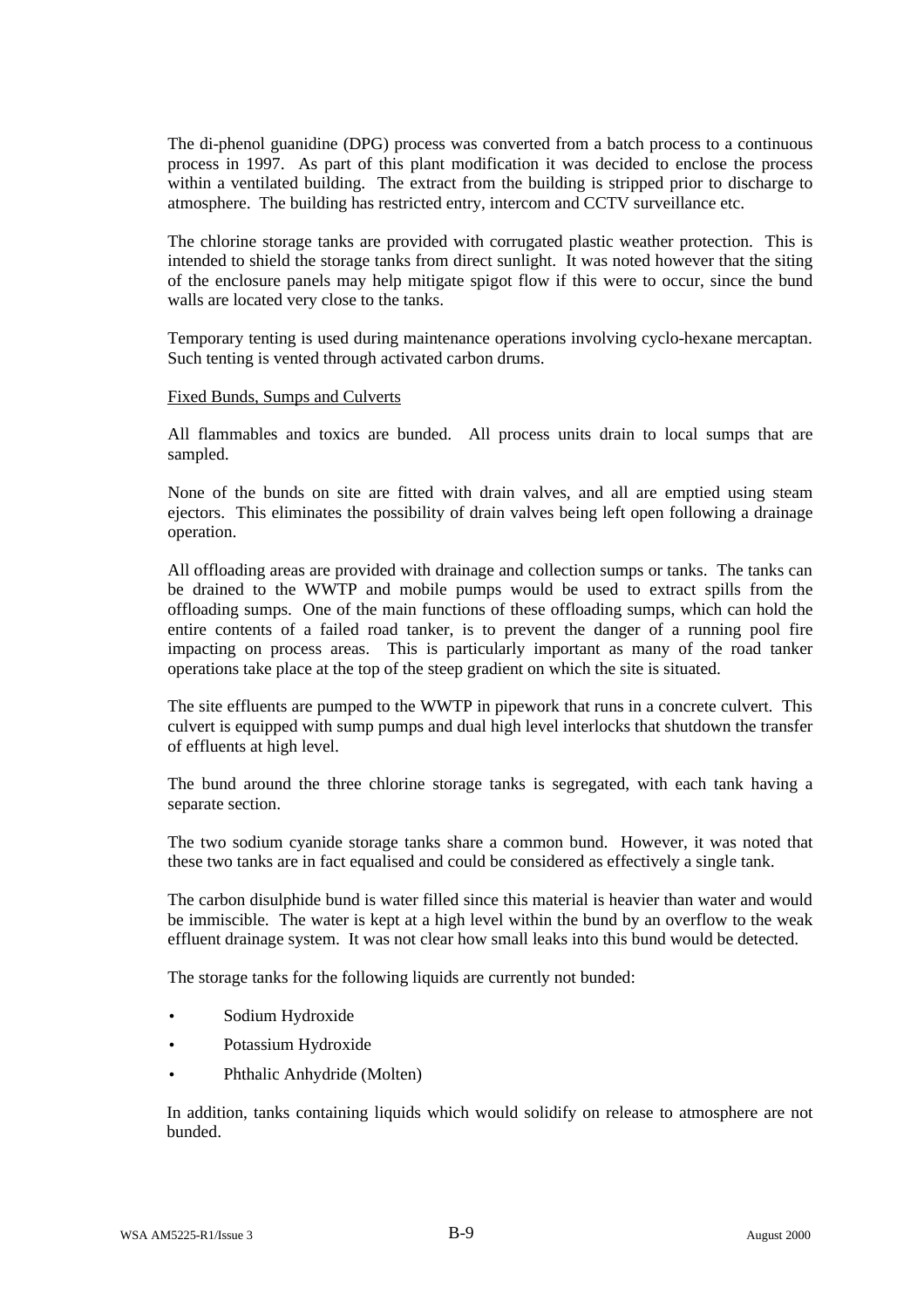The di-phenol guanidine (DPG) process was converted from a batch process to a continuous process in 1997. As part of this plant modification it was decided to enclose the process within a ventilated building. The extract from the building is stripped prior to discharge to atmosphere. The building has restricted entry, intercom and CCTV surveillance etc.

The chlorine storage tanks are provided with corrugated plastic weather protection. This is intended to shield the storage tanks from direct sunlight. It was noted however that the siting of the enclosure panels may help mitigate spigot flow if this were to occur, since the bund walls are located very close to the tanks.

Temporary tenting is used during maintenance operations involving cyclo-hexane mercaptan. Such tenting is vented through activated carbon drums.

Fixed Bunds, Sumps and Culverts

All flammables and toxics are bunded. All process units drain to local sumps that are sampled.

None of the bunds on site are fitted with drain valves, and all are emptied using steam ejectors. This eliminates the possibility of drain valves being left open following a drainage operation.

All offloading areas are provided with drainage and collection sumps or tanks. The tanks can be drained to the WWTP and mobile pumps would be used to extract spills from the offloading sumps. One of the main functions of these offloading sumps, which can hold the entire contents of a failed road tanker, is to prevent the danger of a running pool fire impacting on process areas. This is particularly important as many of the road tanker operations take place at the top of the steep gradient on which the site is situated.

The site effluents are pumped to the WWTP in pipework that runs in a concrete culvert. This culvert is equipped with sump pumps and dual high level interlocks that shutdown the transfer of effluents at high level.

The bund around the three chlorine storage tanks is segregated, with each tank having a separate section.

The two sodium cyanide storage tanks share a common bund. However, it was noted that these two tanks are in fact equalised and could be considered as effectively a single tank.

The carbon disulphide bund is water filled since this material is heavier than water and would be immiscible. The water is kept at a high level within the bund by an overflow to the weak effluent drainage system. It was not clear how small leaks into this bund would be detected.

The storage tanks for the following liquids are currently not bunded:

- Sodium Hydroxide
- Potassium Hydroxide
- Phthalic Anhydride (Molten)

In addition, tanks containing liquids which would solidify on release to atmosphere are not bunded.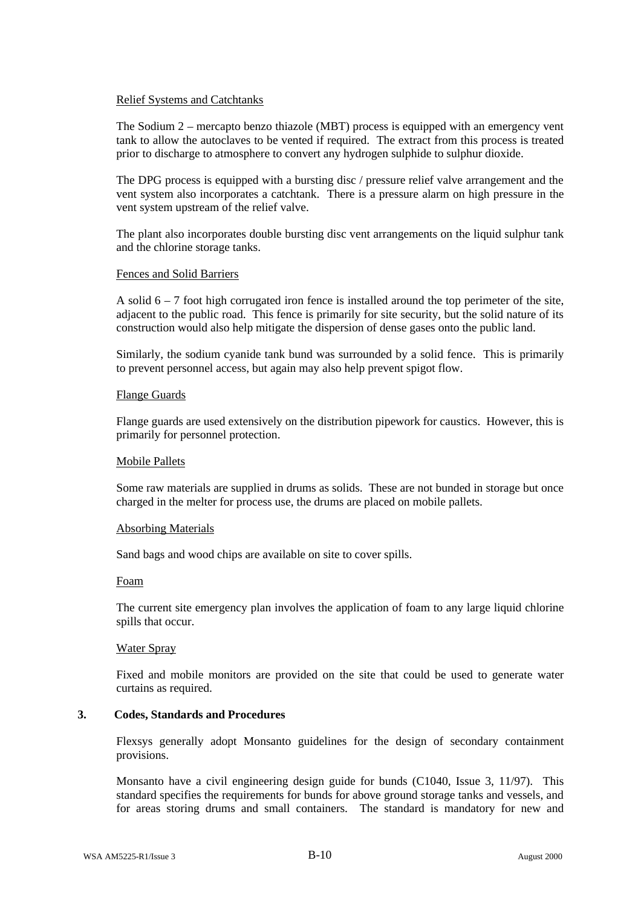Relief Systems and Catchtanks

The Sodium 2 – mercapto benzo thiazole (MBT) process is equipped with an emergency vent tank to allow the autoclaves to be vented if required. The extract from this process is treated prior to discharge to atmosphere to convert any hydrogen sulphide to sulphur dioxide.

The DPG process is equipped with a bursting disc / pressure relief valve arrangement and the vent system also incorporates a catchtank. There is a pressure alarm on high pressure in the vent system upstream of the relief valve.

The plant also incorporates double bursting disc vent arrangements on the liquid sulphur tank and the chlorine storage tanks.

Fences and Solid Barriers

A solid 6 – 7 foot high corrugated iron fence is installed around the top perimeter of the site, adjacent to the public road. This fence is primarily for site security, but the solid nature of its construction would also help mitigate the dispersion of dense gases onto the public land.

Similarly, the sodium cyanide tank bund was surrounded by a solid fence. This is primarily to prevent personnel access, but again may also help prevent spigot flow.

Flange Guards

Flange guards are used extensively on the distribution pipework for caustics. However, this is primarily for personnel protection.

Mobile Pallets

Some raw materials are supplied in drums as solids. These are not bunded in storage but once charged in the melter for process use, the drums are placed on mobile pallets.

Absorbing Materials

Sand bags and wood chips are available on site to cover spills.

Foam

The current site emergency plan involves the application of foam to any large liquid chlorine spills that occur.

Water Spray

Fixed and mobile monitors are provided on the site that could be used to generate water curtains as required.

## 3. Codes, Standards and Procedures

Flexsys generally adopt Monsanto guidelines for the design of secondary containment provisions.

Monsanto have a civil engineering design guide for bunds (C1040, Issue 3, 11/97). This standard specifies the requirements for bunds for above ground storage tanks and vessels, and for areas storing drums and small containers. The standard is mandatory for new and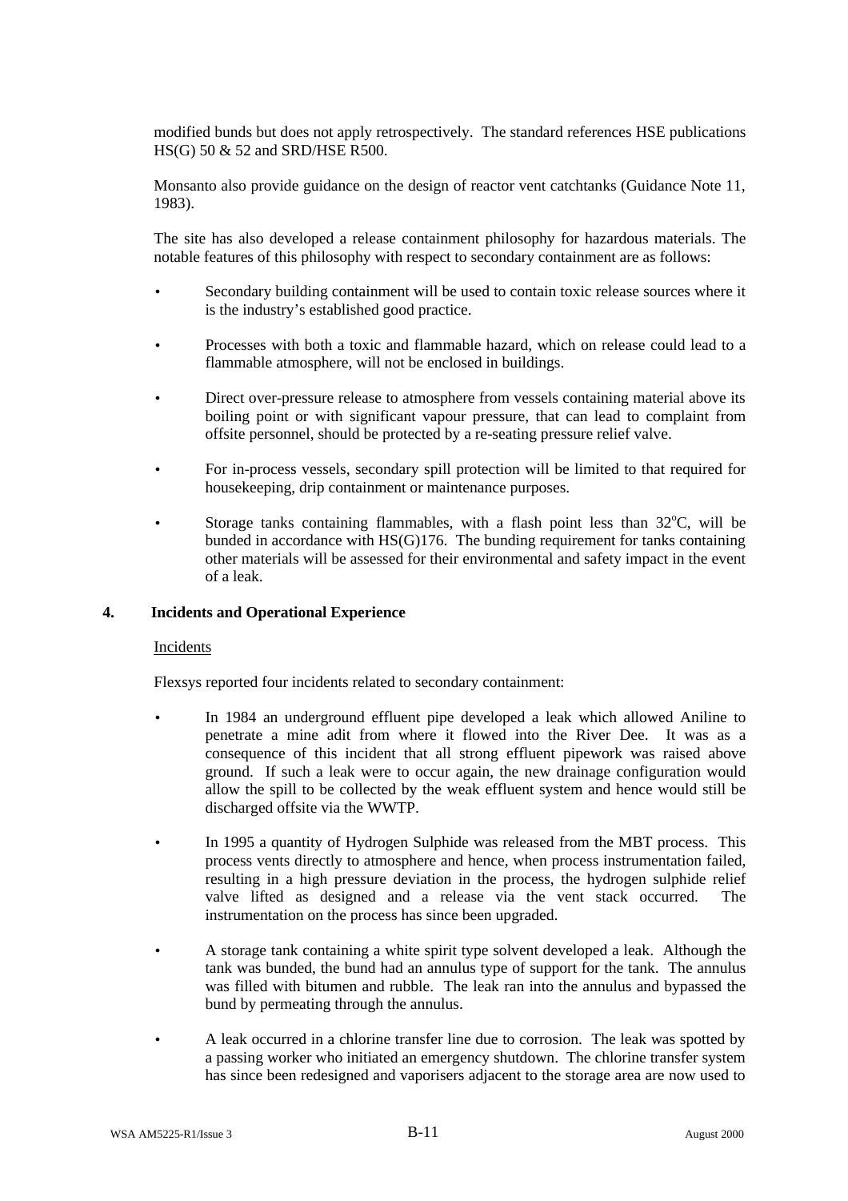modified bunds but does not apply retrospectively. The standard references HSE publications HS(G) 50 & 52 and SRD/HSE R500.

Monsanto also provide guidance on the design of reactor vent catchtanks (Guidance Note 11, 1983).

The site has also developed a release containment philosophy for hazardous materials. The notable features of this philosophy with respect to secondary containment are as follows:

- Secondary building containment will be used to contain toxic release sources where it is the industry's established good practice.
- Processes with both a toxic and flammable hazard, which on release could lead to a flammable atmosphere, will not be enclosed in buildings.
- Direct over-pressure release to atmosphere from vessels containing material above its boiling point or with significant vapour pressure, that can lead to complaint from offsite personnel, should be protected by a re-seating pressure relief valve.
- For in-process vessels, secondary spill protection will be limited to that required for housekeeping, drip containment or maintenance purposes.
- Storage tanks containing flammables, with a flash point less than 32$^{o}$C, will be bunded in accordance with HS(G)176. The bunding requirement for tanks containing other materials will be assessed for their environmental and safety impact in the event of a leak.

## 4. Incidents and Operational Experience

Incidents

Flexsys reported four incidents related to secondary containment:

- In 1984 an underground effluent pipe developed a leak which allowed Aniline to penetrate a mine adit from where it flowed into the River Dee. It was as a consequence of this incident that all strong effluent pipework was raised above ground. If such a leak were to occur again, the new drainage configuration would allow the spill to be collected by the weak effluent system and hence would still be discharged offsite via the WWTP.
- In 1995 a quantity of Hydrogen Sulphide was released from the MBT process. This process vents directly to atmosphere and hence, when process instrumentation failed, resulting in a high pressure deviation in the process, the hydrogen sulphide relief valve lifted as designed and a release via the vent stack occurred. The instrumentation on the process has since been upgraded.
- A storage tank containing a white spirit type solvent developed a leak. Although the tank was bunded, the bund had an annulus type of support for the tank. The annulus was filled with bitumen and rubble. The leak ran into the annulus and bypassed the bund by permeating through the annulus.
- A leak occurred in a chlorine transfer line due to corrosion. The leak was spotted by a passing worker who initiated an emergency shutdown. The chlorine transfer system has since been redesigned and vaporisers adjacent to the storage area are now used to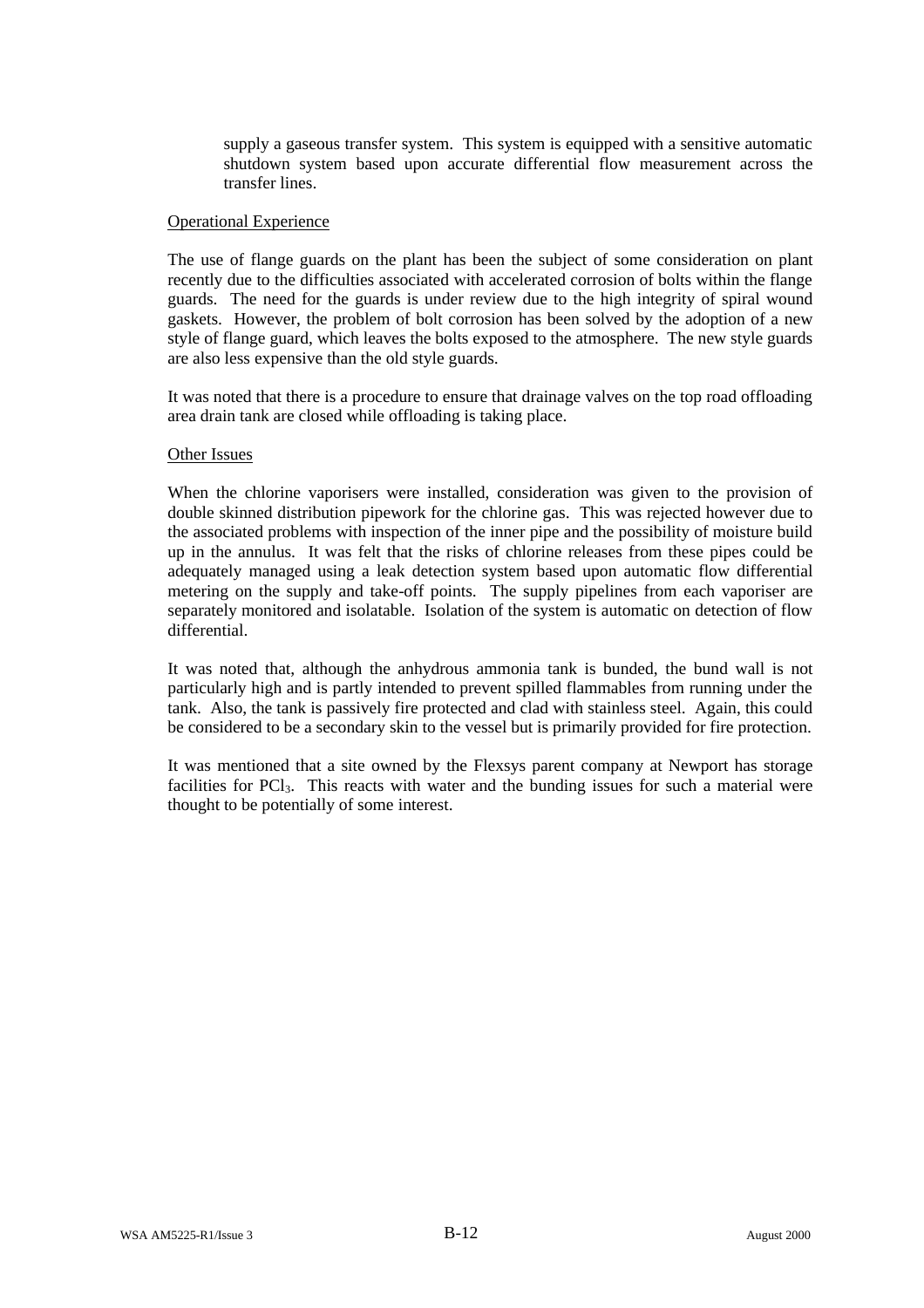supply a gaseous transfer system. This system is equipped with a sensitive automatic shutdown system based upon accurate differential flow measurement across the transfer lines.

Operational Experience

The use of flange guards on the plant has been the subject of some consideration on plant recently due to the difficulties associated with accelerated corrosion of bolts within the flange guards. The need for the guards is under review due to the high integrity of spiral wound gaskets. However, the problem of bolt corrosion has been solved by the adoption of a new style of flange guard, which leaves the bolts exposed to the atmosphere. The new style guards are also less expensive than the old style guards.

It was noted that there is a procedure to ensure that drainage valves on the top road offloading area drain tank are closed while offloading is taking place.

Other Issues

When the chlorine vaporisers were installed, consideration was given to the provision of double skinned distribution pipework for the chlorine gas. This was rejected however due to the associated problems with inspection of the inner pipe and the possibility of moisture build up in the annulus. It was felt that the risks of chlorine releases from these pipes could be adequately managed using a leak detection system based upon automatic flow differential metering on the supply and take-off points. The supply pipelines from each vaporiser are separately monitored and isolatable. Isolation of the system is automatic on detection of flow differential.

It was noted that, although the anhydrous ammonia tank is bunded, the bund wall is not particularly high and is partly intended to prevent spilled flammables from running under the tank. Also, the tank is passively fire protected and clad with stainless steel. Again, this could be considered to be a secondary skin to the vessel but is primarily provided for fire protection.

It was mentioned that a site owned by the Flexsys parent company at Newport has storage facilities for $PCl_3$. This reacts with water and the bunding issues for such a material were thought to be potentially of some interest.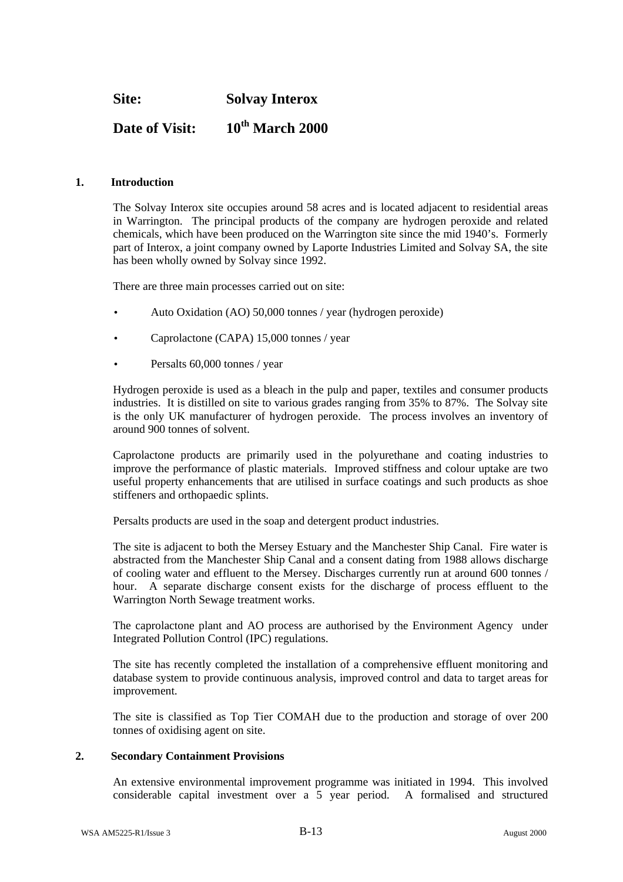**Site: Solvay Interox**

**Date of Visit: 10th March 2000**

## 1. Introduction

The Solvay Interox site occupies around 58 acres and is located adjacent to residential areas in Warrington. The principal products of the company are hydrogen peroxide and related chemicals, which have been produced on the Warrington site since the mid 1940's. Formerly part of Interox, a joint company owned by Laporte Industries Limited and Solvay SA, the site has been wholly owned by Solvay since 1992.

There are three main processes carried out on site:

- Auto Oxidation (AO) 50,000 tonnes / year (hydrogen peroxide)
- Caprolactone (CAPA) 15,000 tonnes / year
- Persalts 60,000 tonnes / year

Hydrogen peroxide is used as a bleach in the pulp and paper, textiles and consumer products industries. It is distilled on site to various grades ranging from 35% to 87%. The Solvay site is the only UK manufacturer of hydrogen peroxide. The process involves an inventory of around 900 tonnes of solvent.

Caprolactone products are primarily used in the polyurethane and coating industries to improve the performance of plastic materials. Improved stiffness and colour uptake are two useful property enhancements that are utilised in surface coatings and such products as shoe stiffeners and orthopaedic splints.

Persalts products are used in the soap and detergent product industries.

The site is adjacent to both the Mersey Estuary and the Manchester Ship Canal. Fire water is abstracted from the Manchester Ship Canal and a consent dating from 1988 allows discharge of cooling water and effluent to the Mersey. Discharges currently run at around 600 tonnes / hour. A separate discharge consent exists for the discharge of process effluent to the Warrington North Sewage treatment works.

The caprolactone plant and AO process are authorised by the Environment Agency under Integrated Pollution Control (IPC) regulations.

The site has recently completed the installation of a comprehensive effluent monitoring and database system to provide continuous analysis, improved control and data to target areas for improvement.

The site is classified as Top Tier COMAH due to the production and storage of over 200 tonnes of oxidising agent on site.

## 2. Secondary Containment Provisions

An extensive environmental improvement programme was initiated in 1994. This involved considerable capital investment over a 5 year period. A formalised and structured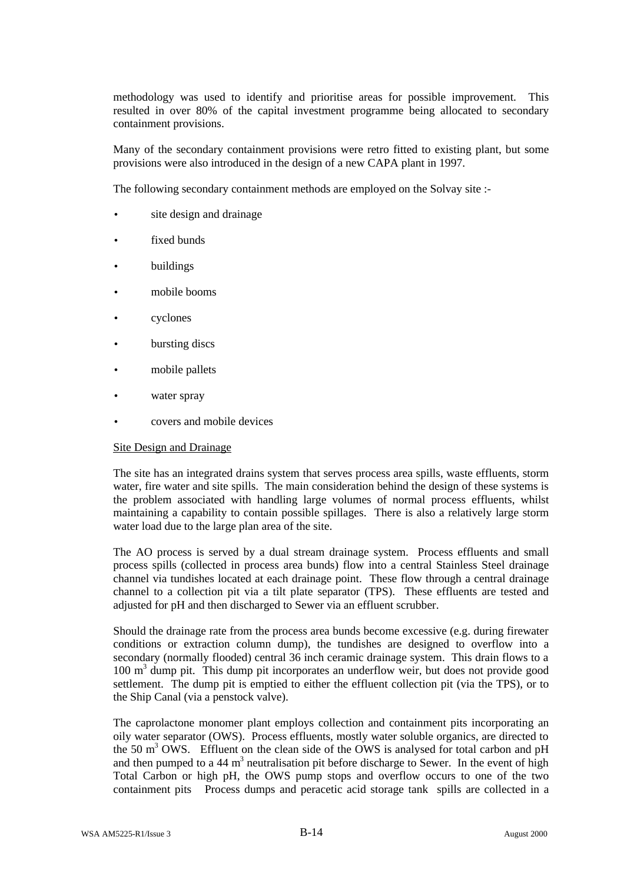methodology was used to identify and prioritise areas for possible improvement. This resulted in over 80% of the capital investment programme being allocated to secondary containment provisions.

Many of the secondary containment provisions were retro fitted to existing plant, but some provisions were also introduced in the design of a new CAPA plant in 1997.

The following secondary containment methods are employed on the Solvay site :-

- site design and drainage
- fixed bunds
- buildings
- mobile booms
- cyclones
- bursting discs
- mobile pallets
- water spray
- covers and mobile devices

Site Design and Drainage

The site has an integrated drains system that serves process area spills, waste effluents, storm water, fire water and site spills. The main consideration behind the design of these systems is the problem associated with handling large volumes of normal process effluents, whilst maintaining a capability to contain possible spillages. There is also a relatively large storm water load due to the large plan area of the site.

The AO process is served by a dual stream drainage system. Process effluents and small process spills (collected in process area bunds) flow into a central Stainless Steel drainage channel via tundishes located at each drainage point. These flow through a central drainage channel to a collection pit via a tilt plate separator (TPS). These effluents are tested and adjusted for pH and then discharged to Sewer via an effluent scrubber.

Should the drainage rate from the process area bunds become excessive (e.g. during firewater conditions or extraction column dump), the tundishes are designed to overflow into a secondary (normally flooded) central 36 inch ceramic drainage system. This drain flows to a 100 $m^3$ dump pit. This dump pit incorporates an underflow weir, but does not provide good settlement. The dump pit is emptied to either the effluent collection pit (via the TPS), or to the Ship Canal (via a penstock valve).

The caprolactone monomer plant employs collection and containment pits incorporating an oily water separator (OWS). Process effluents, mostly water soluble organics, are directed to the 50 $m^3$ OWS. Effluent on the clean side of the OWS is analysed for total carbon and pH and then pumped to a 44 $m^3$ neutralisation pit before discharge to Sewer. In the event of high Total Carbon or high pH, the OWS pump stops and overflow occurs to one of the two containment pits Process dumps and peracetic acid storage tank spills are collected in a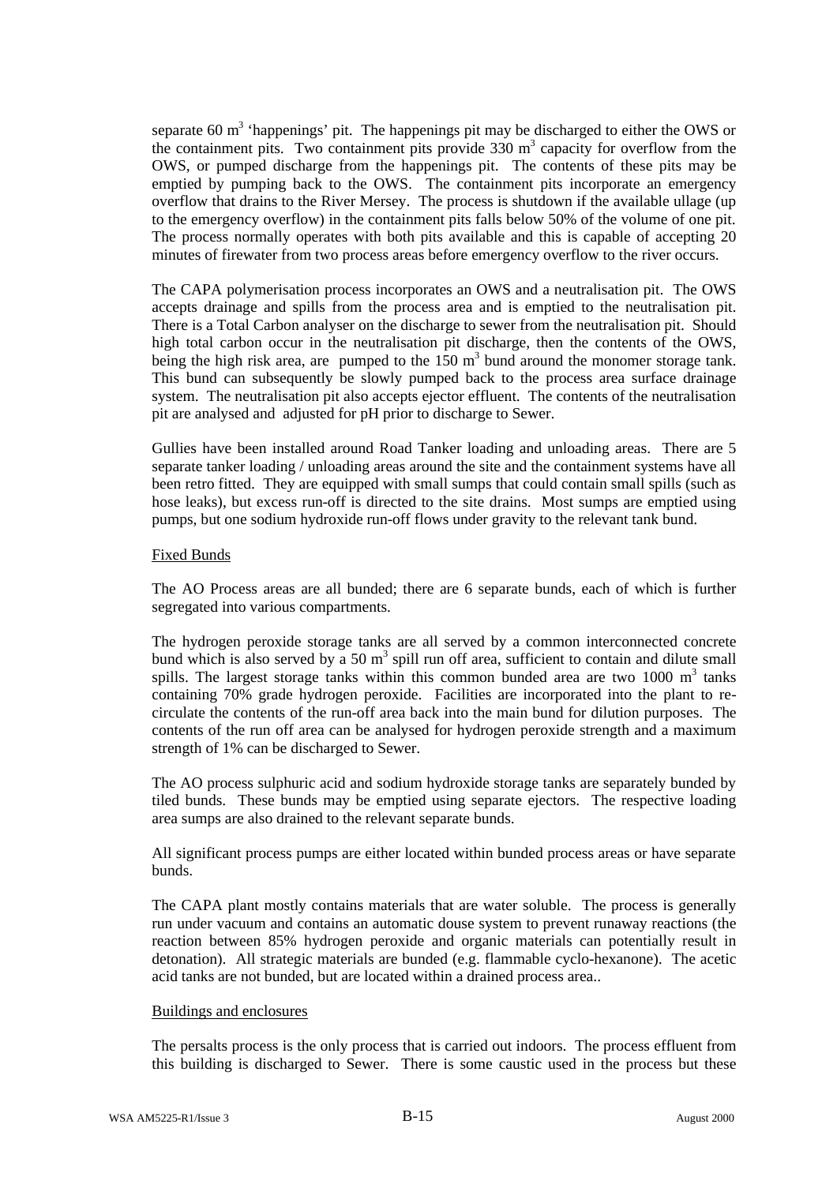separate 60 $m^3$ 'happenings' pit. The happenings pit may be discharged to either the OWS or the containment pits. Two containment pits provide 330 $m^3$ capacity for overflow from the OWS, or pumped discharge from the happenings pit. The contents of these pits may be emptied by pumping back to the OWS. The containment pits incorporate an emergency overflow that drains to the River Mersey. The process is shutdown if the available ullage (up to the emergency overflow) in the containment pits falls below 50% of the volume of one pit. The process normally operates with both pits available and this is capable of accepting 20 minutes of firewater from two process areas before emergency overflow to the river occurs.

The CAPA polymerisation process incorporates an OWS and a neutralisation pit. The OWS accepts drainage and spills from the process area and is emptied to the neutralisation pit. There is a Total Carbon analyser on the discharge to sewer from the neutralisation pit. Should high total carbon occur in the neutralisation pit discharge, then the contents of the OWS, being the high risk area, are pumped to the 150 $m^3$ bund around the monomer storage tank. This bund can subsequently be slowly pumped back to the process area surface drainage system. The neutralisation pit also accepts ejector effluent. The contents of the neutralisation pit are analysed and adjusted for pH prior to discharge to Sewer.

Gullies have been installed around Road Tanker loading and unloading areas. There are 5 separate tanker loading / unloading areas around the site and the containment systems have all been retro fitted. They are equipped with small sumps that could contain small spills (such as hose leaks), but excess run-off is directed to the site drains. Most sumps are emptied using pumps, but one sodium hydroxide run-off flows under gravity to the relevant tank bund.

Fixed Bunds

The AO Process areas are all bunded; there are 6 separate bunds, each of which is further segregated into various compartments.

The hydrogen peroxide storage tanks are all served by a common interconnected concrete bund which is also served by a 50 $m^3$ spill run off area, sufficient to contain and dilute small spills. The largest storage tanks within this common bunded area are two 1000 $m^3$ tanks containing 70% grade hydrogen peroxide. Facilities are incorporated into the plant to re-circulate the contents of the run-off area back into the main bund for dilution purposes. The contents of the run off area can be analysed for hydrogen peroxide strength and a maximum strength of 1% can be discharged to Sewer.

The AO process sulphuric acid and sodium hydroxide storage tanks are separately bunded by tiled bunds. These bunds may be emptied using separate ejectors. The respective loading area sumps are also drained to the relevant separate bunds.

All significant process pumps are either located within bunded process areas or have separate bunds.

The CAPA plant mostly contains materials that are water soluble. The process is generally run under vacuum and contains an automatic douse system to prevent runaway reactions (the reaction between 85% hydrogen peroxide and organic materials can potentially result in detonation). All strategic materials are bunded (e.g. flammable cyclo-hexanone). The acetic acid tanks are not bunded, but are located within a drained process area..

Buildings and enclosures

The persalts process is the only process that is carried out indoors. The process effluent from this building is discharged to Sewer. There is some caustic used in the process but these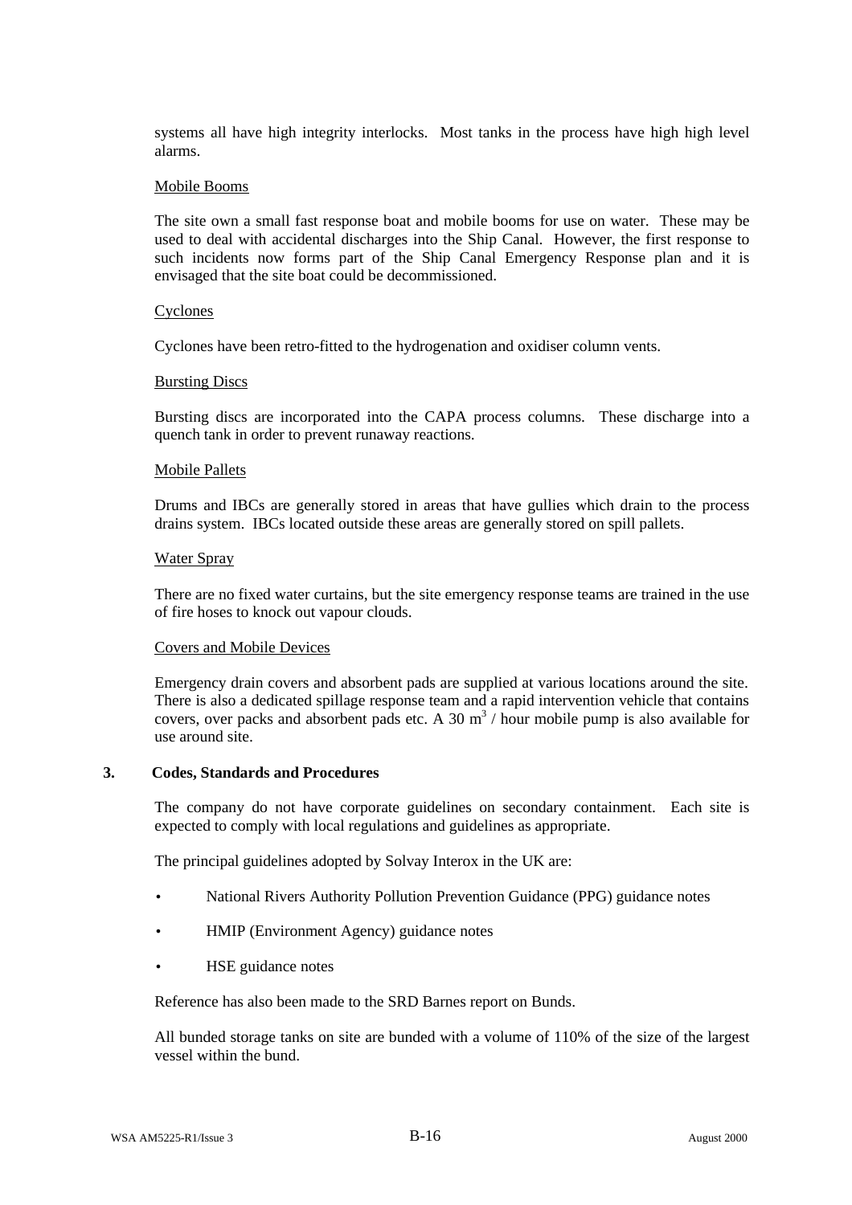systems all have high integrity interlocks. Most tanks in the process have high high level alarms.

Mobile Booms

The site own a small fast response boat and mobile booms for use on water. These may be used to deal with accidental discharges into the Ship Canal. However, the first response to such incidents now forms part of the Ship Canal Emergency Response plan and it is envisaged that the site boat could be decommissioned.

Cyclones

Cyclones have been retro-fitted to the hydrogenation and oxidiser column vents.

Bursting Discs

Bursting discs are incorporated into the CAPA process columns. These discharge into a quench tank in order to prevent runaway reactions.

Mobile Pallets

Drums and IBCs are generally stored in areas that have gullies which drain to the process drains system. IBCs located outside these areas are generally stored on spill pallets.

Water Spray

There are no fixed water curtains, but the site emergency response teams are trained in the use of fire hoses to knock out vapour clouds.

Covers and Mobile Devices

Emergency drain covers and absorbent pads are supplied at various locations around the site. There is also a dedicated spillage response team and a rapid intervention vehicle that contains covers, over packs and absorbent pads etc. A 30 $m^3$ / hour mobile pump is also available for use around site.

## 3. Codes, Standards and Procedures

The company do not have corporate guidelines on secondary containment. Each site is expected to comply with local regulations and guidelines as appropriate.

The principal guidelines adopted by Solvay Interox in the UK are:

- National Rivers Authority Pollution Prevention Guidance (PPG) guidance notes
- HMIP (Environment Agency) guidance notes
- HSE guidance notes

Reference has also been made to the SRD Barnes report on Bunds.

All bunded storage tanks on site are bunded with a volume of 110% of the size of the largest vessel within the bund.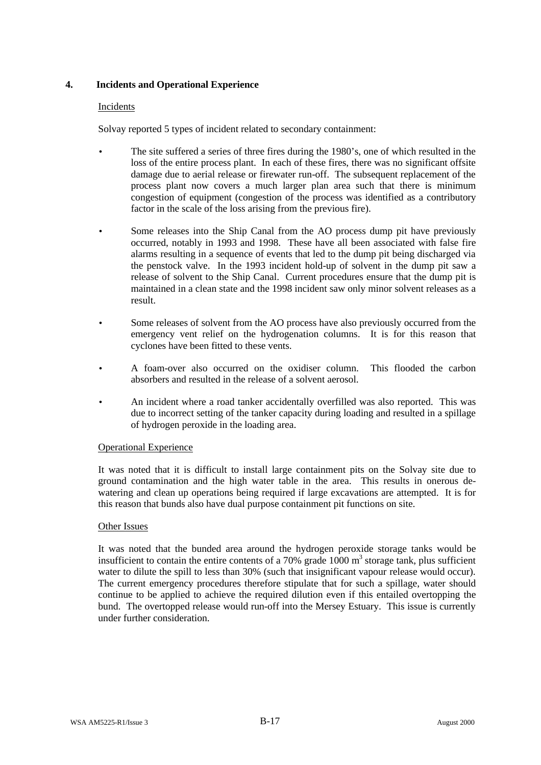## 4. Incidents and Operational Experience

Incidents

Solvay reported 5 types of incident related to secondary containment:

- The site suffered a series of three fires during the 1980's, one of which resulted in the loss of the entire process plant. In each of these fires, there was no significant offsite damage due to aerial release or firewater run-off. The subsequent replacement of the process plant now covers a much larger plan area such that there is minimum congestion of equipment (congestion of the process was identified as a contributory factor in the scale of the loss arising from the previous fire).

- Some releases into the Ship Canal from the AO process dump pit have previously occurred, notably in 1993 and 1998. These have all been associated with false fire alarms resulting in a sequence of events that led to the dump pit being discharged via the penstock valve. In the 1993 incident hold-up of solvent in the dump pit saw a release of solvent to the Ship Canal. Current procedures ensure that the dump pit is maintained in a clean state and the 1998 incident saw only minor solvent releases as a result.

- Some releases of solvent from the AO process have also previously occurred from the emergency vent relief on the hydrogenation columns. It is for this reason that cyclones have been fitted to these vents.

- A foam-over also occurred on the oxidiser column. This flooded the carbon absorbers and resulted in the release of a solvent aerosol.

- An incident where a road tanker accidentally overfilled was also reported. This was due to incorrect setting of the tanker capacity during loading and resulted in a spillage of hydrogen peroxide in the loading area.

Operational Experience

It was noted that it is difficult to install large containment pits on the Solvay site due to ground contamination and the high water table in the area. This results in onerous de-watering and clean up operations being required if large excavations are attempted. It is for this reason that bunds also have dual purpose containment pit functions on site.

Other Issues

It was noted that the bunded area around the hydrogen peroxide storage tanks would be insufficient to contain the entire contents of a 70% grade 1000 $m^3$ storage tank, plus sufficient water to dilute the spill to less than 30% (such that insignificant vapour release would occur). The current emergency procedures therefore stipulate that for such a spillage, water should continue to be applied to achieve the required dilution even if this entailed overtopping the bund. The overtopped release would run-off into the Mersey Estuary. This issue is currently under further consideration.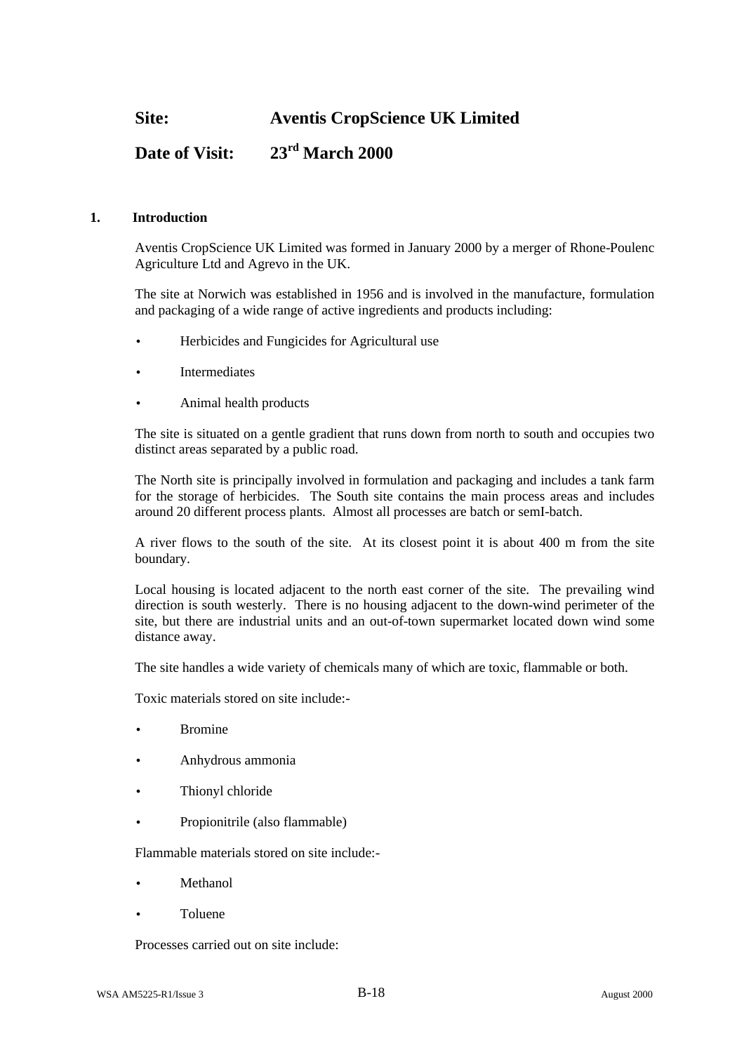**Site:** **Aventis CropScience UK Limited**

**Date of Visit:** **23rd March 2000**

**1. Introduction**

Aventis CropScience UK Limited was formed in January 2000 by a merger of Rhone-Poulenc Agriculture Ltd and Agrevo in the UK.

The site at Norwich was established in 1956 and is involved in the manufacture, formulation and packaging of a wide range of active ingredients and products including:

- Herbicides and Fungicides for Agricultural use
- Intermediates
- Animal health products

The site is situated on a gentle gradient that runs down from north to south and occupies two distinct areas separated by a public road.

The North site is principally involved in formulation and packaging and includes a tank farm for the storage of herbicides. The South site contains the main process areas and includes around 20 different process plants. Almost all processes are batch or semI-batch.

A river flows to the south of the site. At its closest point it is about 400 m from the site boundary.

Local housing is located adjacent to the north east corner of the site. The prevailing wind direction is south westerly. There is no housing adjacent to the down-wind perimeter of the site, but there are industrial units and an out-of-town supermarket located down wind some distance away.

The site handles a wide variety of chemicals many of which are toxic, flammable or both.

Toxic materials stored on site include:-

- Bromine
- Anhydrous ammonia
- Thionyl chloride
- Propionitrile (also flammable)

Flammable materials stored on site include:-

- Methanol
- Toluene

Processes carried out on site include: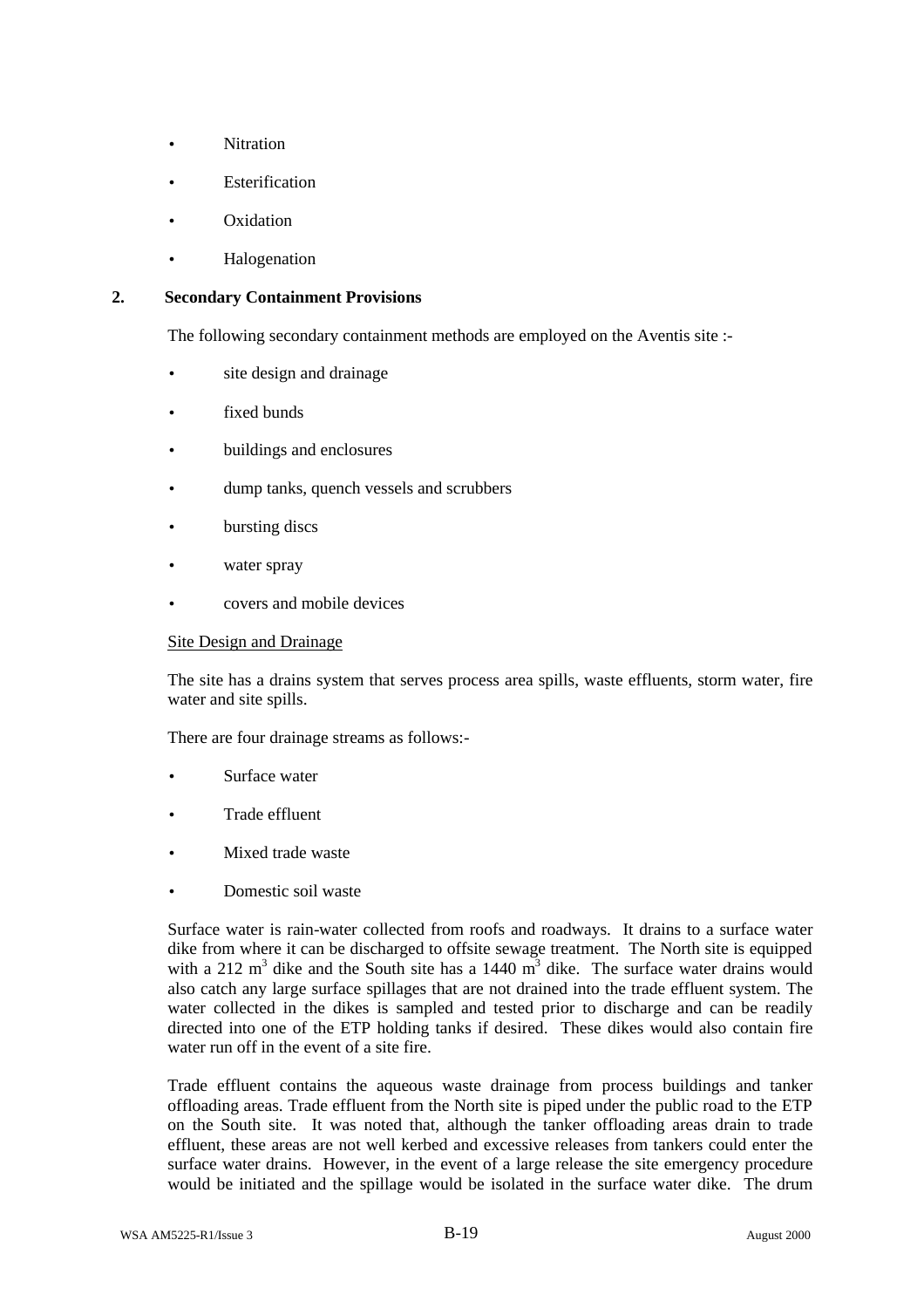- Nitration
- Esterification
- Oxidation
- Halogenation

## 2. Secondary Containment Provisions

The following secondary containment methods are employed on the Aventis site :-

- site design and drainage
- fixed bunds
- buildings and enclosures
- dump tanks, quench vessels and scrubbers
- bursting discs
- water spray
- covers and mobile devices

<u>Site Design and Drainage</u>

The site has a drains system that serves process area spills, waste effluents, storm water, fire water and site spills.

There are four drainage streams as follows:-

- Surface water
- Trade effluent
- Mixed trade waste
- Domestic soil waste

Surface water is rain-water collected from roofs and roadways. It drains to a surface water dike from where it can be discharged to offsite sewage treatment. The North site is equipped with a 212 $m^3$ dike and the South site has a 1440 $m^3$ dike. The surface water drains would also catch any large surface spillages that are not drained into the trade effluent system. The water collected in the dikes is sampled and tested prior to discharge and can be readily directed into one of the ETP holding tanks if desired. These dikes would also contain fire water run off in the event of a site fire.

Trade effluent contains the aqueous waste drainage from process buildings and tanker offloading areas. Trade effluent from the North site is piped under the public road to the ETP on the South site. It was noted that, although the tanker offloading areas drain to trade effluent, these areas are not well kerbed and excessive releases from tankers could enter the surface water drains. However, in the event of a large release the site emergency procedure would be initiated and the spillage would be isolated in the surface water dike. The drum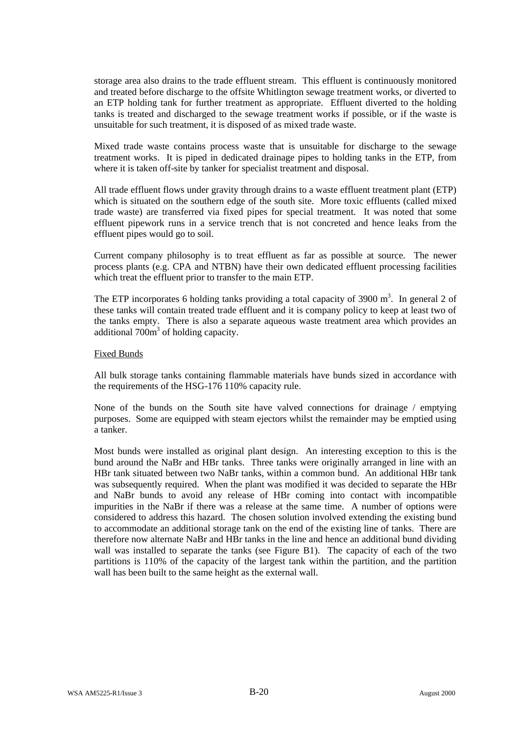storage area also drains to the trade effluent stream. This effluent is continuously monitored and treated before discharge to the offsite Whitlington sewage treatment works, or diverted to an ETP holding tank for further treatment as appropriate. Effluent diverted to the holding tanks is treated and discharged to the sewage treatment works if possible, or if the waste is unsuitable for such treatment, it is disposed of as mixed trade waste.

Mixed trade waste contains process waste that is unsuitable for discharge to the sewage treatment works. It is piped in dedicated drainage pipes to holding tanks in the ETP, from where it is taken off-site by tanker for specialist treatment and disposal.

All trade effluent flows under gravity through drains to a waste effluent treatment plant (ETP) which is situated on the southern edge of the south site. More toxic effluents (called mixed trade waste) are transferred via fixed pipes for special treatment. It was noted that some effluent pipework runs in a service trench that is not concreted and hence leaks from the effluent pipes would go to soil.

Current company philosophy is to treat effluent as far as possible at source. The newer process plants (e.g. CPA and NTBN) have their own dedicated effluent processing facilities which treat the effluent prior to transfer to the main ETP.

The ETP incorporates 6 holding tanks providing a total capacity of 3900 $m^3$. In general 2 of these tanks will contain treated trade effluent and it is company policy to keep at least two of the tanks empty. There is also a separate aqueous waste treatment area which provides an additional 700$m^3$ of holding capacity.

Fixed Bunds

All bulk storage tanks containing flammable materials have bunds sized in accordance with the requirements of the HSG-176 110% capacity rule.

None of the bunds on the South site have valved connections for drainage / emptying purposes. Some are equipped with steam ejectors whilst the remainder may be emptied using a tanker.

Most bunds were installed as original plant design. An interesting exception to this is the bund around the NaBr and HBr tanks. Three tanks were originally arranged in line with an HBr tank situated between two NaBr tanks, within a common bund. An additional HBr tank was subsequently required. When the plant was modified it was decided to separate the HBr and NaBr bunds to avoid any release of HBr coming into contact with incompatible impurities in the NaBr if there was a release at the same time. A number of options were considered to address this hazard. The chosen solution involved extending the existing bund to accommodate an additional storage tank on the end of the existing line of tanks. There are therefore now alternate NaBr and HBr tanks in the line and hence an additional bund dividing wall was installed to separate the tanks (see Figure B1). The capacity of each of the two partitions is 110% of the capacity of the largest tank within the partition, and the partition wall has been built to the same height as the external wall.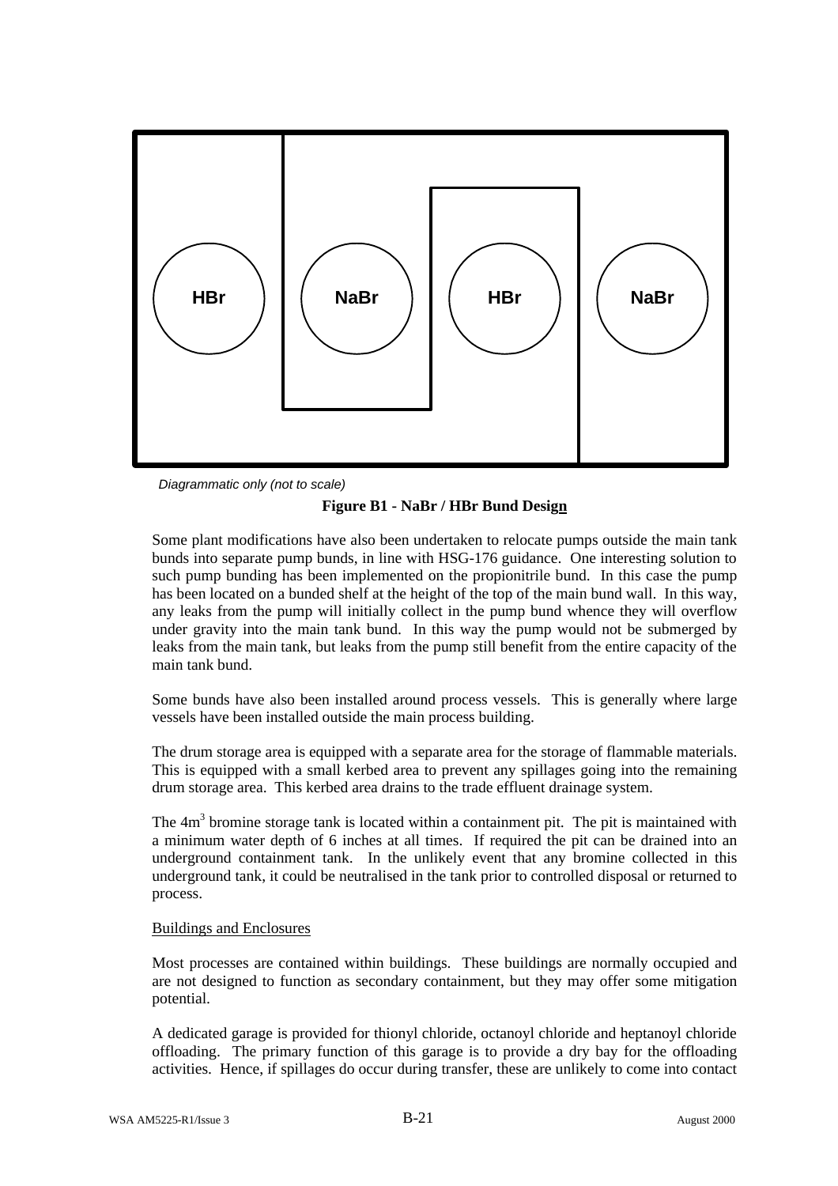*Diagrammatic only (not to scale)*

**Figure B1 - NaBr / HBr Bund Design**

Some plant modifications have also been undertaken to relocate pumps outside the main tank bunds into separate pump bunds, in line with HSG-176 guidance. One interesting solution to such pump bunding has been implemented on the propionitrile bund. In this case the pump has been located on a bunded shelf at the height of the top of the main bund wall. In this way, any leaks from the pump will initially collect in the pump bund whence they will overflow under gravity into the main tank bund. In this way the pump would not be submerged by leaks from the main tank, but leaks from the pump still benefit from the entire capacity of the main tank bund.

Some bunds have also been installed around process vessels. This is generally where large vessels have been installed outside the main process building.

The drum storage area is equipped with a separate area for the storage of flammable materials. This is equipped with a small kerbed area to prevent any spillages going into the remaining drum storage area. This kerbed area drains to the trade effluent drainage system.

The $4m^3$ bromine storage tank is located within a containment pit. The pit is maintained with a minimum water depth of 6 inches at all times. If required the pit can be drained into an underground containment tank. In the unlikely event that any bromine collected in this underground tank, it could be neutralised in the tank prior to controlled disposal or returned to process.

Buildings and Enclosures

Most processes are contained within buildings. These buildings are normally occupied and are not designed to function as secondary containment, but they may offer some mitigation potential.

A dedicated garage is provided for thionyl chloride, octanoyl chloride and heptanoyl chloride offloading. The primary function of this garage is to provide a dry bay for the offloading activities. Hence, if spillages do occur during transfer, these are unlikely to come into contact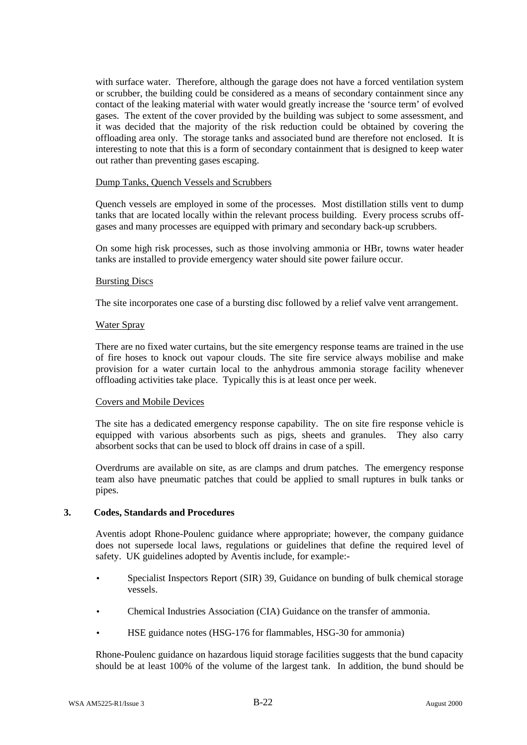with surface water. Therefore, although the garage does not have a forced ventilation system or scrubber, the building could be considered as a means of secondary containment since any contact of the leaking material with water would greatly increase the 'source term' of evolved gases. The extent of the cover provided by the building was subject to some assessment, and it was decided that the majority of the risk reduction could be obtained by covering the offloading area only. The storage tanks and associated bund are therefore not enclosed. It is interesting to note that this is a form of secondary containment that is designed to keep water out rather than preventing gases escaping.

Dump Tanks, Quench Vessels and Scrubbers

Quench vessels are employed in some of the processes. Most distillation stills vent to dump tanks that are located locally within the relevant process building. Every process scrubs off-gases and many processes are equipped with primary and secondary back-up scrubbers.

On some high risk processes, such as those involving ammonia or HBr, towns water header tanks are installed to provide emergency water should site power failure occur.

Bursting Discs

The site incorporates one case of a bursting disc followed by a relief valve vent arrangement.

Water Spray

There are no fixed water curtains, but the site emergency response teams are trained in the use of fire hoses to knock out vapour clouds. The site fire service always mobilise and make provision for a water curtain local to the anhydrous ammonia storage facility whenever offloading activities take place. Typically this is at least once per week.

Covers and Mobile Devices

The site has a dedicated emergency response capability. The on site fire response vehicle is equipped with various absorbents such as pigs, sheets and granules. They also carry absorbent socks that can be used to block off drains in case of a spill.

Overdrums are available on site, as are clamps and drum patches. The emergency response team also have pneumatic patches that could be applied to small ruptures in bulk tanks or pipes.

## 3. Codes, Standards and Procedures

Aventis adopt Rhone-Poulenc guidance where appropriate; however, the company guidance does not supersede local laws, regulations or guidelines that define the required level of safety. UK guidelines adopted by Aventis include, for example:-

- Specialist Inspectors Report (SIR) 39, Guidance on bunding of bulk chemical storage vessels.
- Chemical Industries Association (CIA) Guidance on the transfer of ammonia.
- HSE guidance notes (HSG-176 for flammables, HSG-30 for ammonia)

Rhone-Poulenc guidance on hazardous liquid storage facilities suggests that the bund capacity should be at least 100% of the volume of the largest tank. In addition, the bund should be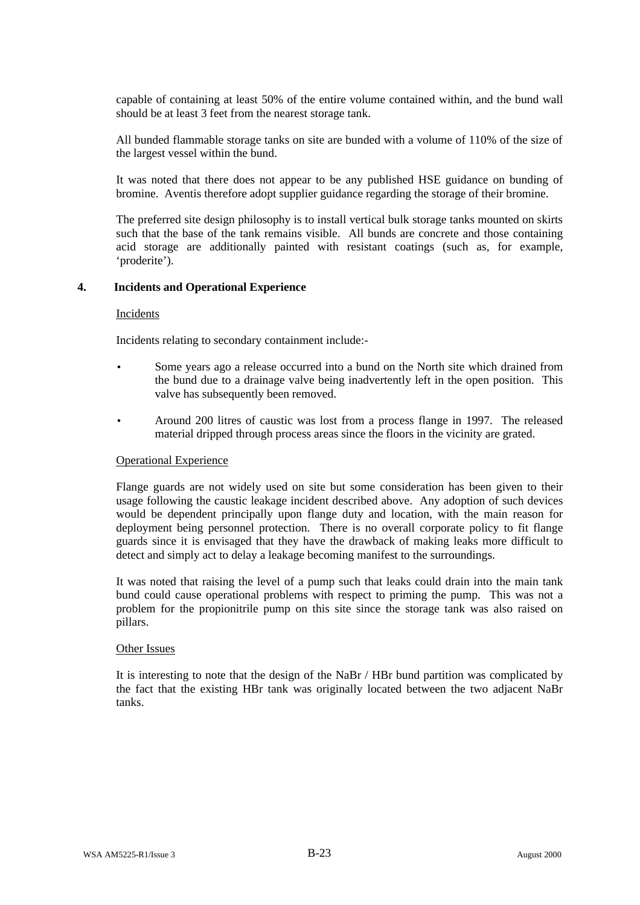capable of containing at least 50% of the entire volume contained within, and the bund wall should be at least 3 feet from the nearest storage tank.

All bunded flammable storage tanks on site are bunded with a volume of 110% of the size of the largest vessel within the bund.

It was noted that there does not appear to be any published HSE guidance on bunding of bromine. Aventis therefore adopt supplier guidance regarding the storage of their bromine.

The preferred site design philosophy is to install vertical bulk storage tanks mounted on skirts such that the base of the tank remains visible. All bunds are concrete and those containing acid storage are additionally painted with resistant coatings (such as, for example, 'proderite').

## 4. Incidents and Operational Experience

Incidents

Incidents relating to secondary containment include:-

- Some years ago a release occurred into a bund on the North site which drained from the bund due to a drainage valve being inadvertently left in the open position. This valve has subsequently been removed.
- Around 200 litres of caustic was lost from a process flange in 1997. The released material dripped through process areas since the floors in the vicinity are grated.

Operational Experience

Flange guards are not widely used on site but some consideration has been given to their usage following the caustic leakage incident described above. Any adoption of such devices would be dependent principally upon flange duty and location, with the main reason for deployment being personnel protection. There is no overall corporate policy to fit flange guards since it is envisaged that they have the drawback of making leaks more difficult to detect and simply act to delay a leakage becoming manifest to the surroundings.

It was noted that raising the level of a pump such that leaks could drain into the main tank bund could cause operational problems with respect to priming the pump. This was not a problem for the propionitrile pump on this site since the storage tank was also raised on pillars.

Other Issues

It is interesting to note that the design of the NaBr / HBr bund partition was complicated by the fact that the existing HBr tank was originally located between the two adjacent NaBr tanks.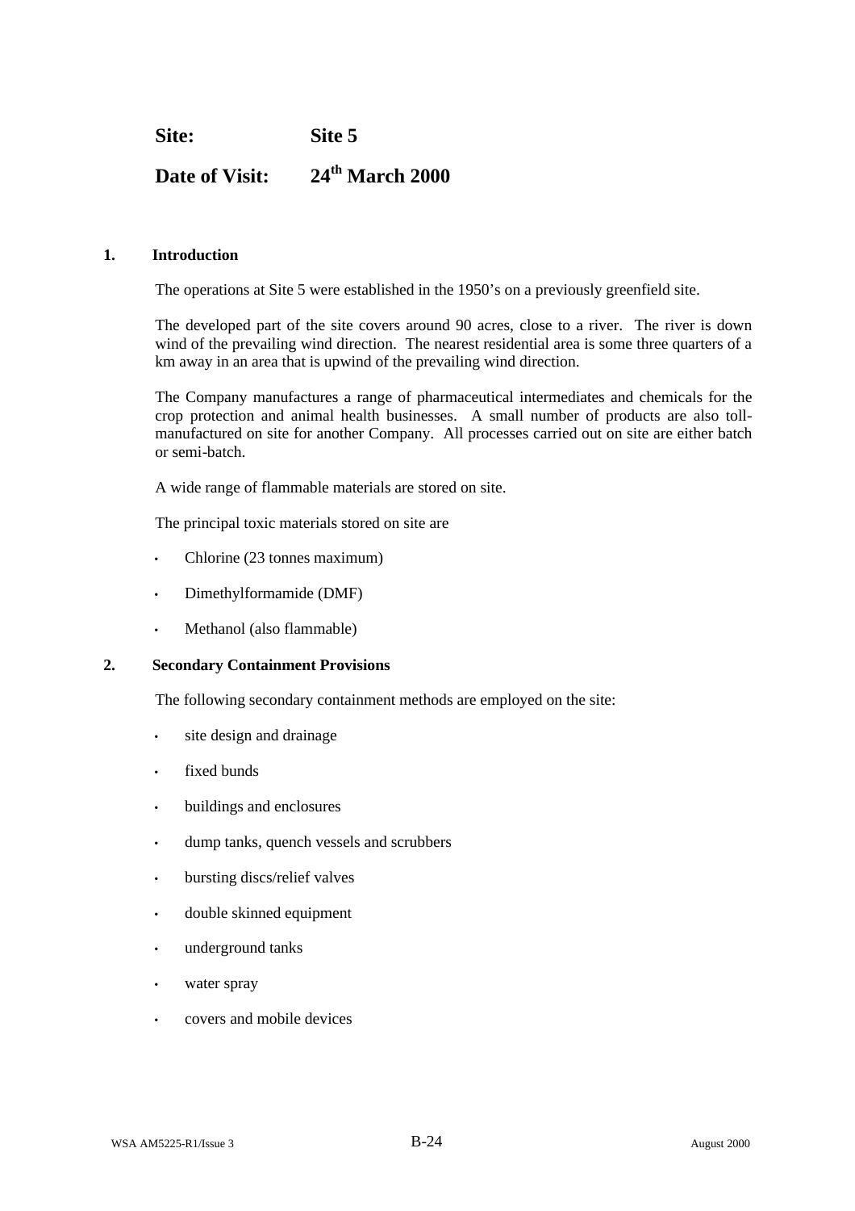**Site:** **Site 5**

**Date of Visit:** **24th March 2000**

## 1. Introduction

The operations at Site 5 were established in the 1950's on a previously greenfield site.

The developed part of the site covers around 90 acres, close to a river. The river is down wind of the prevailing wind direction. The nearest residential area is some three quarters of a km away in an area that is upwind of the prevailing wind direction.

The Company manufactures a range of pharmaceutical intermediates and chemicals for the crop protection and animal health businesses. A small number of products are also toll-manufactured on site for another Company. All processes carried out on site are either batch or semi-batch.

A wide range of flammable materials are stored on site.

The principal toxic materials stored on site are

- Chlorine (23 tonnes maximum)
- Dimethylformamide (DMF)
- Methanol (also flammable)

## 2. Secondary Containment Provisions

The following secondary containment methods are employed on the site:

- site design and drainage
- fixed bunds
- buildings and enclosures
- dump tanks, quench vessels and scrubbers
- bursting discs/relief valves
- double skinned equipment
- underground tanks
- water spray
- covers and mobile devices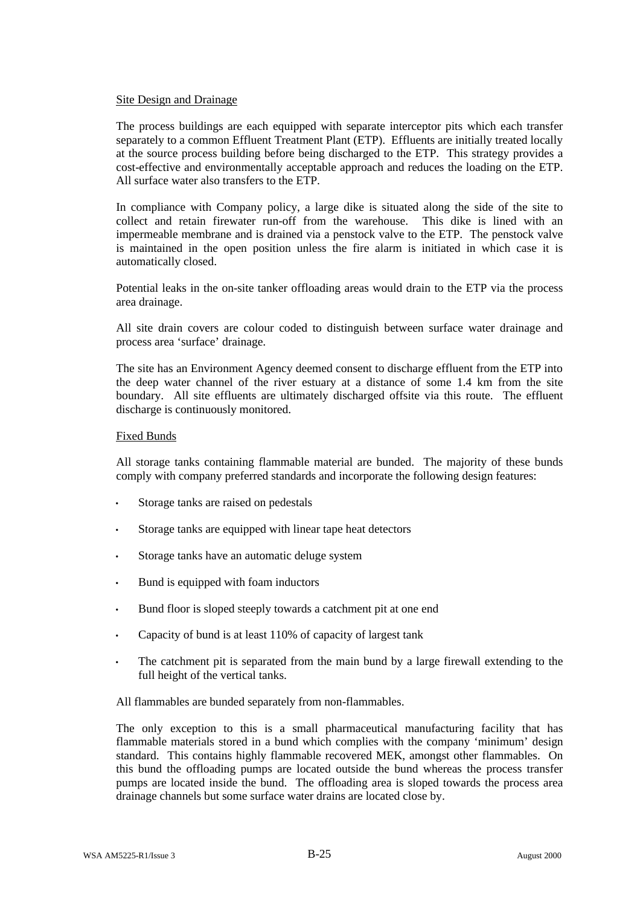Site Design and Drainage

The process buildings are each equipped with separate interceptor pits which each transfer separately to a common Effluent Treatment Plant (ETP). Effluents are initially treated locally at the source process building before being discharged to the ETP. This strategy provides a cost-effective and environmentally acceptable approach and reduces the loading on the ETP. All surface water also transfers to the ETP.

In compliance with Company policy, a large dike is situated along the side of the site to collect and retain firewater run-off from the warehouse. This dike is lined with an impermeable membrane and is drained via a penstock valve to the ETP. The penstock valve is maintained in the open position unless the fire alarm is initiated in which case it is automatically closed.

Potential leaks in the on-site tanker offloading areas would drain to the ETP via the process area drainage.

All site drain covers are colour coded to distinguish between surface water drainage and process area 'surface' drainage.

The site has an Environment Agency deemed consent to discharge effluent from the ETP into the deep water channel of the river estuary at a distance of some 1.4 km from the site boundary. All site effluents are ultimately discharged offsite via this route. The effluent discharge is continuously monitored.

Fixed Bunds

All storage tanks containing flammable material are bunded. The majority of these bunds comply with company preferred standards and incorporate the following design features:

- Storage tanks are raised on pedestals
- Storage tanks are equipped with linear tape heat detectors
- Storage tanks have an automatic deluge system
- Bund is equipped with foam inductors
- Bund floor is sloped steeply towards a catchment pit at one end
- Capacity of bund is at least 110% of capacity of largest tank
- The catchment pit is separated from the main bund by a large firewall extending to the full height of the vertical tanks.

All flammables are bunded separately from non-flammables.

The only exception to this is a small pharmaceutical manufacturing facility that has flammable materials stored in a bund which complies with the company 'minimum' design standard. This contains highly flammable recovered MEK, amongst other flammables. On this bund the offloading pumps are located outside the bund whereas the process transfer pumps are located inside the bund. The offloading area is sloped towards the process area drainage channels but some surface water drains are located close by.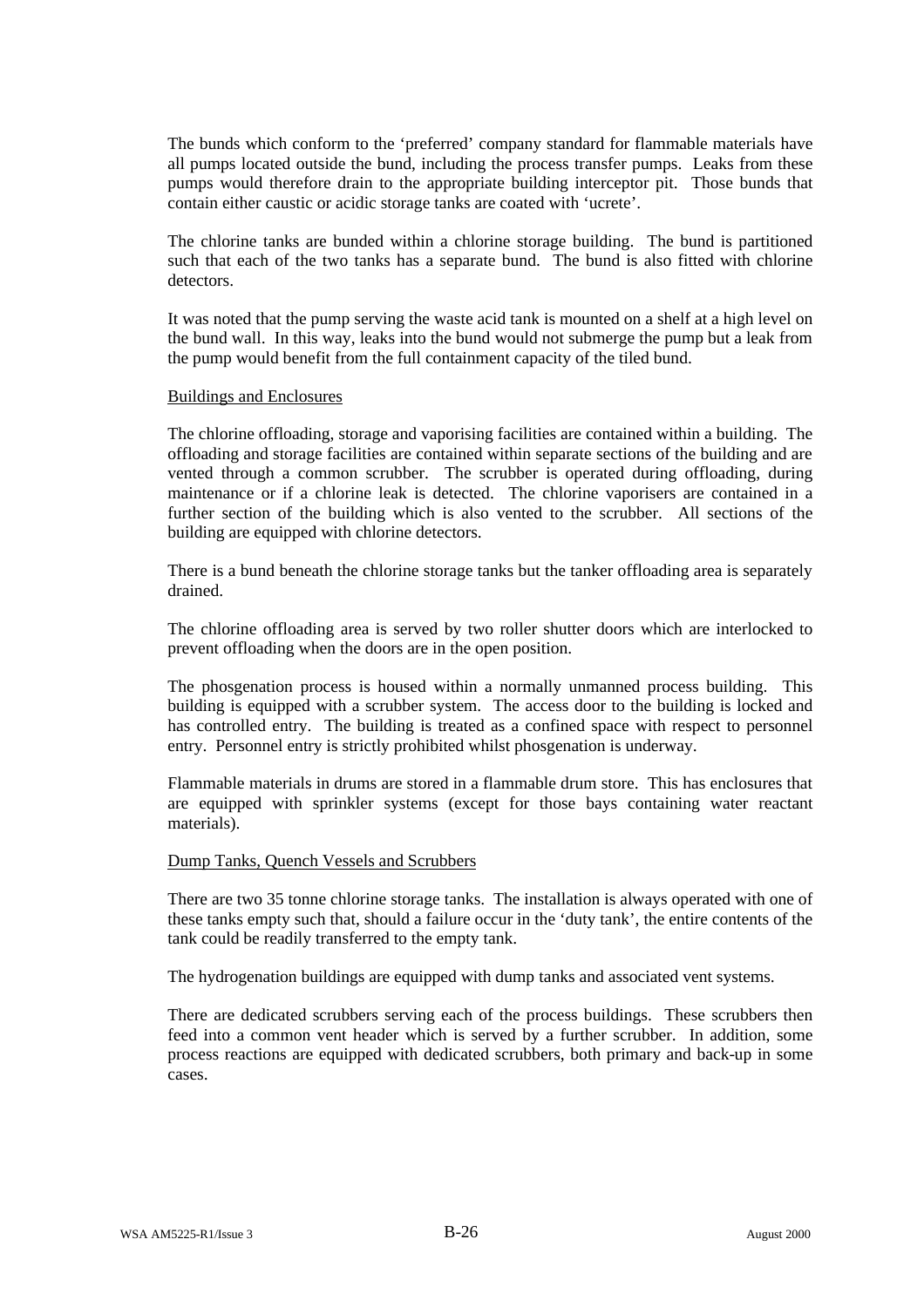The bunds which conform to the 'preferred' company standard for flammable materials have all pumps located outside the bund, including the process transfer pumps. Leaks from these pumps would therefore drain to the appropriate building interceptor pit. Those bunds that contain either caustic or acidic storage tanks are coated with 'ucrete'.

The chlorine tanks are bunded within a chlorine storage building. The bund is partitioned such that each of the two tanks has a separate bund. The bund is also fitted with chlorine detectors.

It was noted that the pump serving the waste acid tank is mounted on a shelf at a high level on the bund wall. In this way, leaks into the bund would not submerge the pump but a leak from the pump would benefit from the full containment capacity of the tiled bund.

<u>Buildings and Enclosures</u>

The chlorine offloading, storage and vaporising facilities are contained within a building. The offloading and storage facilities are contained within separate sections of the building and are vented through a common scrubber. The scrubber is operated during offloading, during maintenance or if a chlorine leak is detected. The chlorine vaporisers are contained in a further section of the building which is also vented to the scrubber. All sections of the building are equipped with chlorine detectors.

There is a bund beneath the chlorine storage tanks but the tanker offloading area is separately drained.

The chlorine offloading area is served by two roller shutter doors which are interlocked to prevent offloading when the doors are in the open position.

The phosgenation process is housed within a normally unmanned process building. This building is equipped with a scrubber system. The access door to the building is locked and has controlled entry. The building is treated as a confined space with respect to personnel entry. Personnel entry is strictly prohibited whilst phosgenation is underway.

Flammable materials in drums are stored in a flammable drum store. This has enclosures that are equipped with sprinkler systems (except for those bays containing water reactant materials).

<u>Dump Tanks, Quench Vessels and Scrubbers</u>

There are two 35 tonne chlorine storage tanks. The installation is always operated with one of these tanks empty such that, should a failure occur in the 'duty tank', the entire contents of the tank could be readily transferred to the empty tank.

The hydrogenation buildings are equipped with dump tanks and associated vent systems.

There are dedicated scrubbers serving each of the process buildings. These scrubbers then feed into a common vent header which is served by a further scrubber. In addition, some process reactions are equipped with dedicated scrubbers, both primary and back-up in some cases.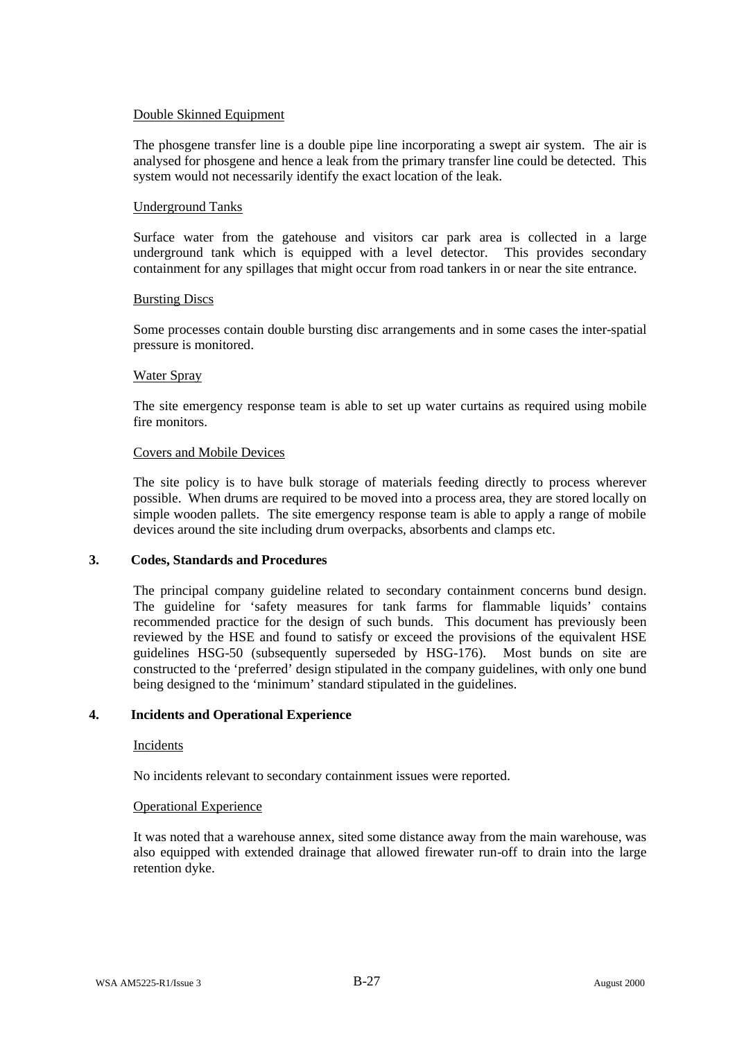Double Skinned Equipment

The phosgene transfer line is a double pipe line incorporating a swept air system. The air is analysed for phosgene and hence a leak from the primary transfer line could be detected. This system would not necessarily identify the exact location of the leak.

Underground Tanks

Surface water from the gatehouse and visitors car park area is collected in a large underground tank which is equipped with a level detector. This provides secondary containment for any spillages that might occur from road tankers in or near the site entrance.

Bursting Discs

Some processes contain double bursting disc arrangements and in some cases the inter-spatial pressure is monitored.

Water Spray

The site emergency response team is able to set up water curtains as required using mobile fire monitors.

Covers and Mobile Devices

The site policy is to have bulk storage of materials feeding directly to process wherever possible. When drums are required to be moved into a process area, they are stored locally on simple wooden pallets. The site emergency response team is able to apply a range of mobile devices around the site including drum overpacks, absorbents and clamps etc.

## 3. Codes, Standards and Procedures

The principal company guideline related to secondary containment concerns bund design. The guideline for 'safety measures for tank farms for flammable liquids' contains recommended practice for the design of such bunds. This document has previously been reviewed by the HSE and found to satisfy or exceed the provisions of the equivalent HSE guidelines HSG-50 (subsequently superseded by HSG-176). Most bunds on site are constructed to the 'preferred' design stipulated in the company guidelines, with only one bund being designed to the 'minimum' standard stipulated in the guidelines.

## 4. Incidents and Operational Experience

Incidents

No incidents relevant to secondary containment issues were reported.

Operational Experience

It was noted that a warehouse annex, sited some distance away from the main warehouse, was also equipped with extended drainage that allowed firewater run-off to drain into the large retention dyke.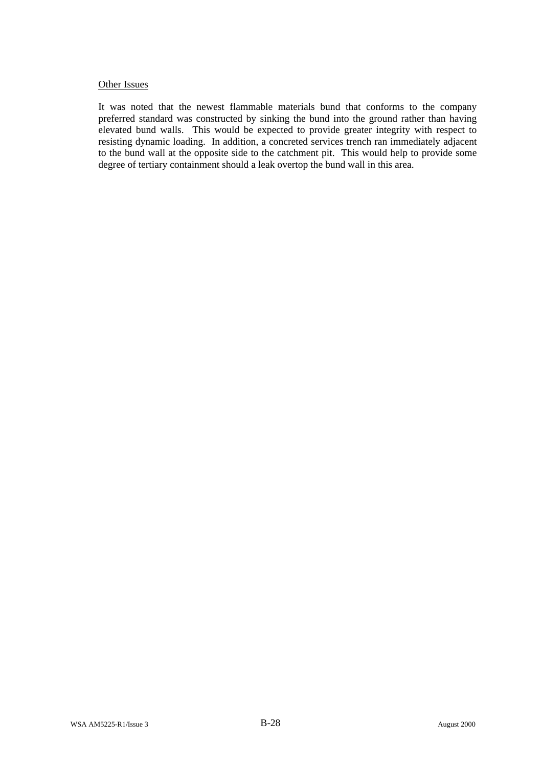Other Issues

It was noted that the newest flammable materials bund that conforms to the company preferred standard was constructed by sinking the bund into the ground rather than having elevated bund walls. This would be expected to provide greater integrity with respect to resisting dynamic loading. In addition, a concreted services trench ran immediately adjacent to the bund wall at the opposite side to the catchment pit. This would help to provide some degree of tertiary containment should a leak overtop the bund wall in this area.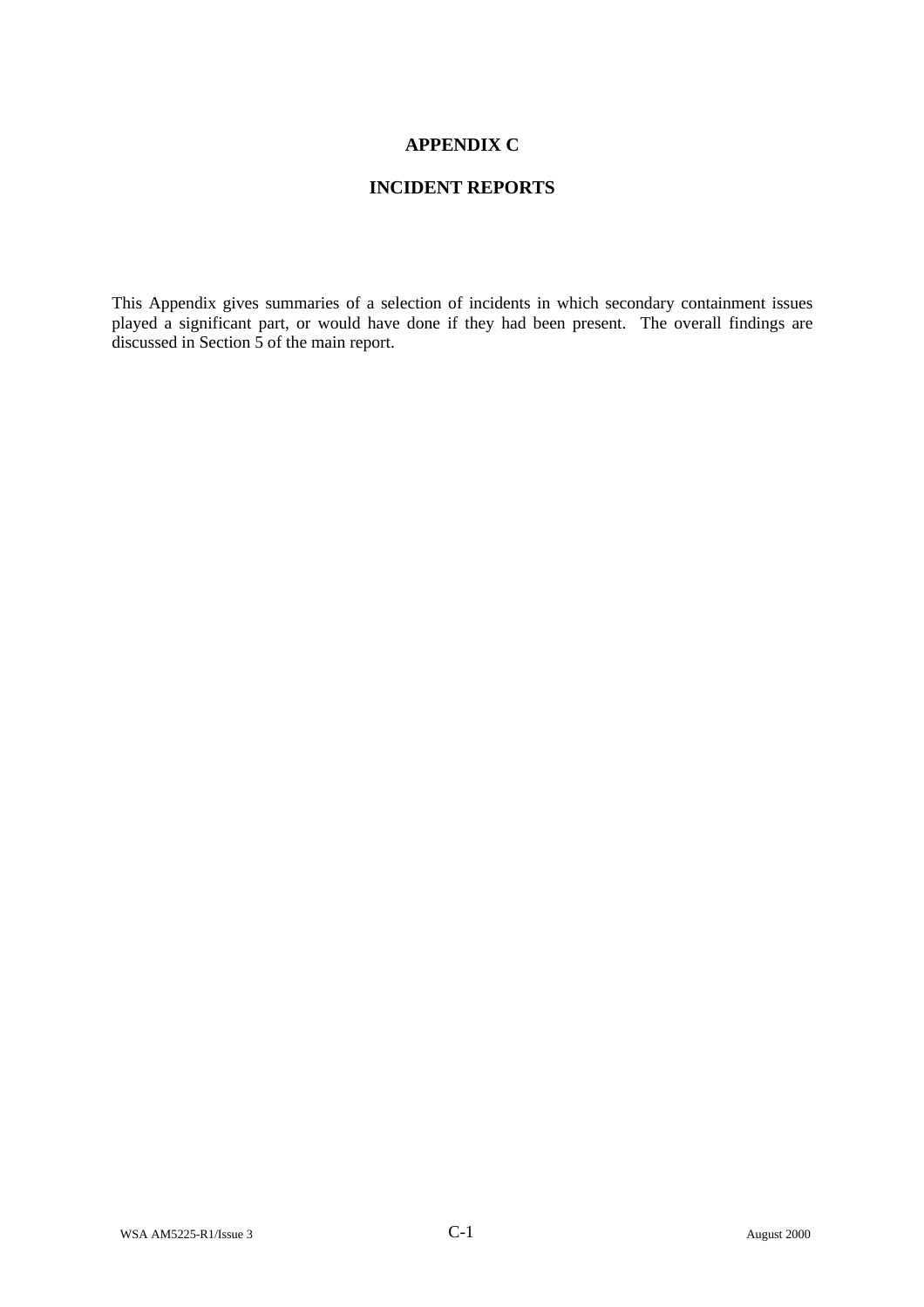# APPENDIX C

# INCIDENT REPORTS

This Appendix gives summaries of a selection of incidents in which secondary containment issues played a significant part, or would have done if they had been present. The overall findings are discussed in Section 5 of the main report.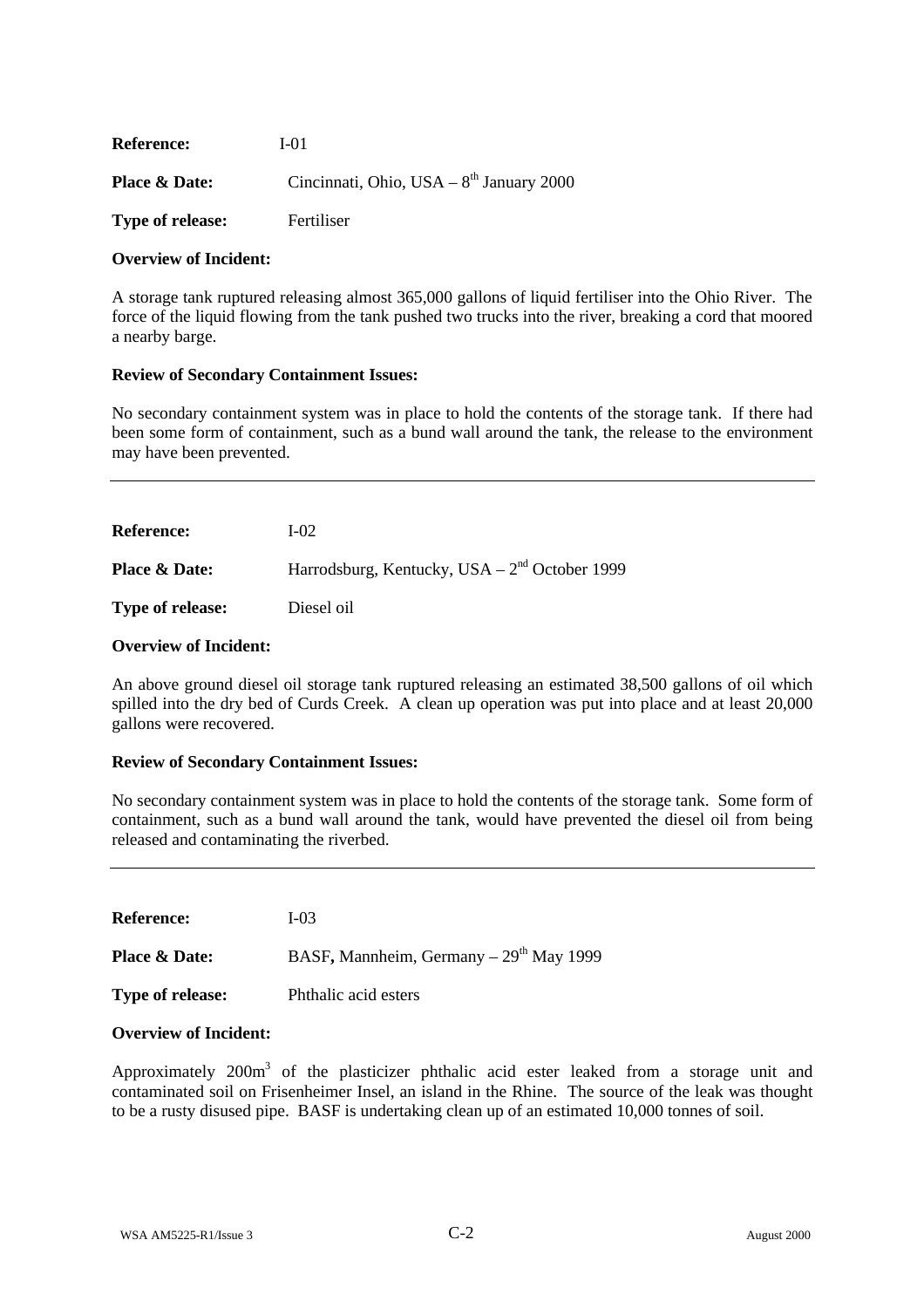**Reference:** I-01

**Place & Date:** Cincinnati, Ohio, USA – 8th January 2000

**Type of release:** Fertiliser

**Overview of Incident:**

A storage tank ruptured releasing almost 365,000 gallons of liquid fertiliser into the Ohio River. The force of the liquid flowing from the tank pushed two trucks into the river, breaking a cord that moored a nearby barge.

**Review of Secondary Containment Issues:**

No secondary containment system was in place to hold the contents of the storage tank. If there had been some form of containment, such as a bund wall around the tank, the release to the environment may have been prevented.

---

**Reference:** I-02

**Place & Date:** Harrodsburg, Kentucky, USA – 2nd October 1999

**Type of release:** Diesel oil

**Overview of Incident:**

An above ground diesel oil storage tank ruptured releasing an estimated 38,500 gallons of oil which spilled into the dry bed of Curds Creek. A clean up operation was put into place and at least 20,000 gallons were recovered.

**Review of Secondary Containment Issues:**

No secondary containment system was in place to hold the contents of the storage tank. Some form of containment, such as a bund wall around the tank, would have prevented the diesel oil from being released and contaminating the riverbed.

---

**Reference:** I-03

**Place & Date:** BASF, Mannheim, Germany – 29th May 1999

**Type of release:** Phthalic acid esters

**Overview of Incident:**

Approximately 200m$^3$ of the plasticizer phthalic acid ester leaked from a storage unit and contaminated soil on Frisenheimer Insel, an island in the Rhine. The source of the leak was thought to be a rusty disused pipe. BASF is undertaking clean up of an estimated 10,000 tonnes of soil.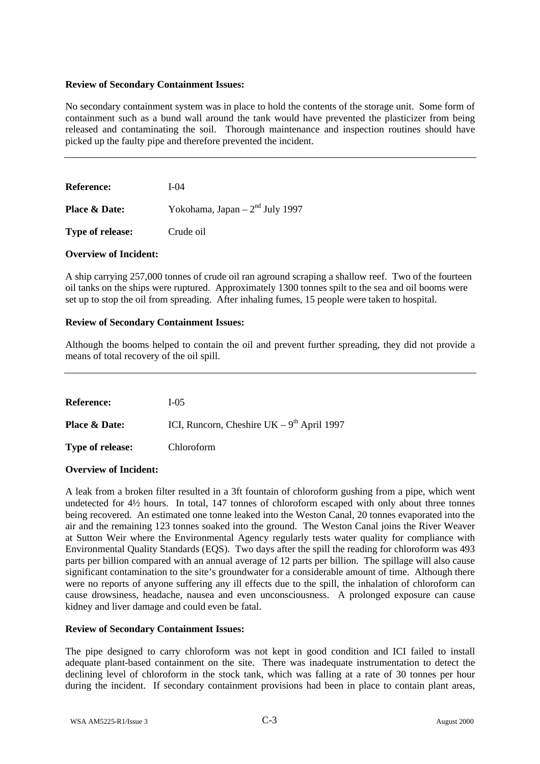**Review of Secondary Containment Issues:**

No secondary containment system was in place to hold the contents of the storage unit. Some form of containment such as a bund wall around the tank would have prevented the plasticizer from being released and contaminating the soil. Thorough maintenance and inspection routines should have picked up the faulty pipe and therefore prevented the incident.

---

**Reference:** I-04

**Place & Date:** Yokohama, Japan – 2nd July 1997

**Type of release:** Crude oil

**Overview of Incident:**

A ship carrying 257,000 tonnes of crude oil ran aground scraping a shallow reef. Two of the fourteen oil tanks on the ships were ruptured. Approximately 1300 tonnes spilt to the sea and oil booms were set up to stop the oil from spreading. After inhaling fumes, 15 people were taken to hospital.

**Review of Secondary Containment Issues:**

Although the booms helped to contain the oil and prevent further spreading, they did not provide a means of total recovery of the oil spill.

---

**Reference:** I-05

**Place & Date:** ICI, Runcorn, Cheshire UK – 9th April 1997

**Type of release:** Chloroform

**Overview of Incident:**

A leak from a broken filter resulted in a 3ft fountain of chloroform gushing from a pipe, which went undetected for 4½ hours. In total, 147 tonnes of chloroform escaped with only about three tonnes being recovered. An estimated one tonne leaked into the Weston Canal, 20 tonnes evaporated into the air and the remaining 123 tonnes soaked into the ground. The Weston Canal joins the River Weaver at Sutton Weir where the Environmental Agency regularly tests water quality for compliance with Environmental Quality Standards (EQS). Two days after the spill the reading for chloroform was 493 parts per billion compared with an annual average of 12 parts per billion. The spillage will also cause significant contamination to the site's groundwater for a considerable amount of time. Although there were no reports of anyone suffering any ill effects due to the spill, the inhalation of chloroform can cause drowsiness, headache, nausea and even unconsciousness. A prolonged exposure can cause kidney and liver damage and could even be fatal.

**Review of Secondary Containment Issues:**

The pipe designed to carry chloroform was not kept in good condition and ICI failed to install adequate plant-based containment on the site. There was inadequate instrumentation to detect the declining level of chloroform in the stock tank, which was falling at a rate of 30 tonnes per hour during the incident. If secondary containment provisions had been in place to contain plant areas,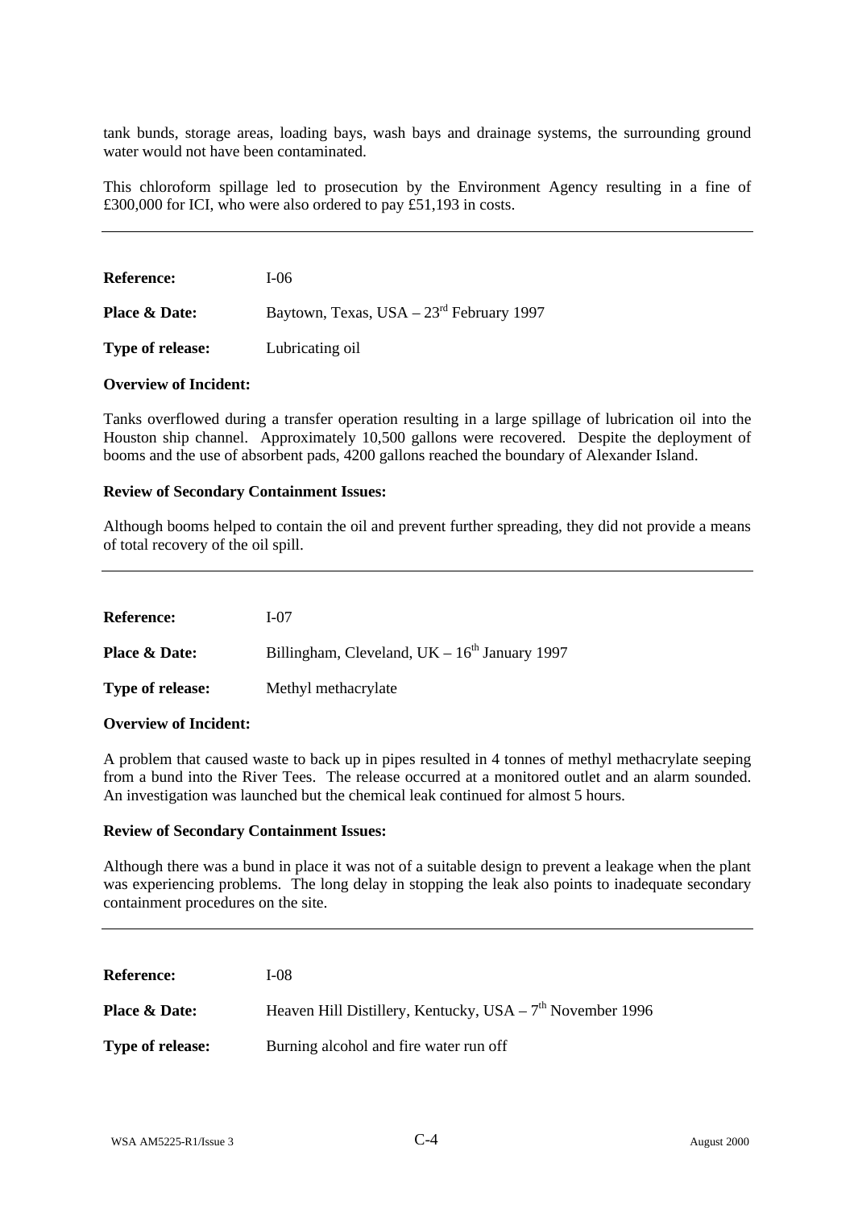tank bunds, storage areas, loading bays, wash bays and drainage systems, the surrounding ground water would not have been contaminated.

This chloroform spillage led to prosecution by the Environment Agency resulting in a fine of £300,000 for ICI, who were also ordered to pay £51,193 in costs.

---

**Reference:** I-06

**Place & Date:** Baytown, Texas, USA – 23rd February 1997

**Type of release:** Lubricating oil

**Overview of Incident:**

Tanks overflowed during a transfer operation resulting in a large spillage of lubrication oil into the Houston ship channel. Approximately 10,500 gallons were recovered. Despite the deployment of booms and the use of absorbent pads, 4200 gallons reached the boundary of Alexander Island.

**Review of Secondary Containment Issues:**

Although booms helped to contain the oil and prevent further spreading, they did not provide a means of total recovery of the oil spill.

---

**Reference:** I-07

**Place & Date:** Billingham, Cleveland, UK – 16th January 1997

**Type of release:** Methyl methacrylate

**Overview of Incident:**

A problem that caused waste to back up in pipes resulted in 4 tonnes of methyl methacrylate seeping from a bund into the River Tees. The release occurred at a monitored outlet and an alarm sounded. An investigation was launched but the chemical leak continued for almost 5 hours.

**Review of Secondary Containment Issues:**

Although there was a bund in place it was not of a suitable design to prevent a leakage when the plant was experiencing problems. The long delay in stopping the leak also points to inadequate secondary containment procedures on the site.

---

**Reference:** I-08

**Place & Date:** Heaven Hill Distillery, Kentucky, USA – 7th November 1996

**Type of release:** Burning alcohol and fire water run off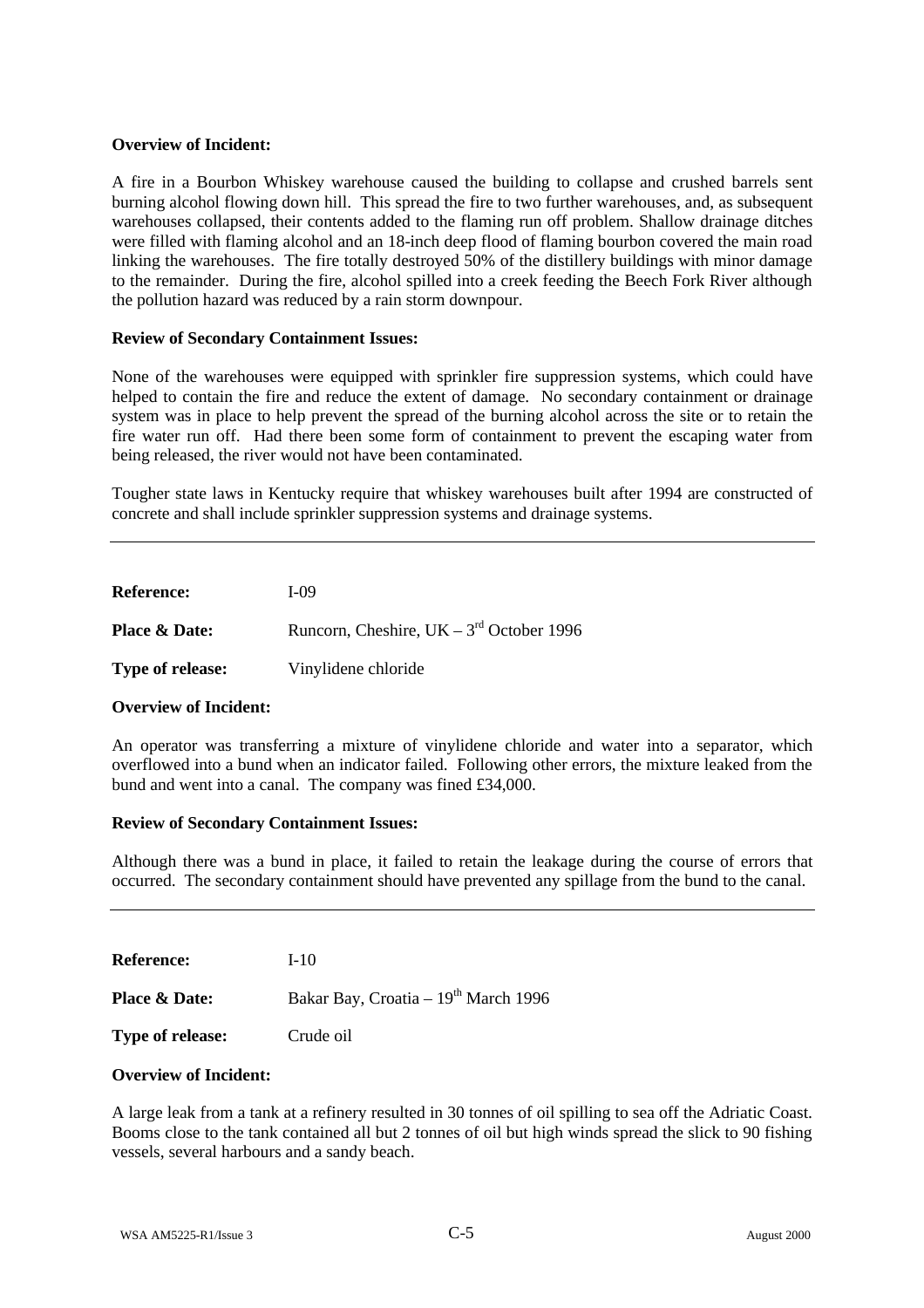**Overview of Incident:**

A fire in a Bourbon Whiskey warehouse caused the building to collapse and crushed barrels sent burning alcohol flowing down hill. This spread the fire to two further warehouses, and, as subsequent warehouses collapsed, their contents added to the flaming run off problem. Shallow drainage ditches were filled with flaming alcohol and an 18-inch deep flood of flaming bourbon covered the main road linking the warehouses. The fire totally destroyed 50% of the distillery buildings with minor damage to the remainder. During the fire, alcohol spilled into a creek feeding the Beech Fork River although the pollution hazard was reduced by a rain storm downpour.

**Review of Secondary Containment Issues:**

None of the warehouses were equipped with sprinkler fire suppression systems, which could have helped to contain the fire and reduce the extent of damage. No secondary containment or drainage system was in place to help prevent the spread of the burning alcohol across the site or to retain the fire water run off. Had there been some form of containment to prevent the escaping water from being released, the river would not have been contaminated.

Tougher state laws in Kentucky require that whiskey warehouses built after 1994 are constructed of concrete and shall include sprinkler suppression systems and drainage systems.

---

**Reference:** I-09

**Place & Date:** Runcorn, Cheshire, UK – 3rd October 1996

**Type of release:** Vinylidene chloride

**Overview of Incident:**

An operator was transferring a mixture of vinylidene chloride and water into a separator, which overflowed into a bund when an indicator failed. Following other errors, the mixture leaked from the bund and went into a canal. The company was fined £34,000.

**Review of Secondary Containment Issues:**

Although there was a bund in place, it failed to retain the leakage during the course of errors that occurred. The secondary containment should have prevented any spillage from the bund to the canal.

---

**Reference:** I-10

**Place & Date:** Bakar Bay, Croatia – 19th March 1996

**Type of release:** Crude oil

**Overview of Incident:**

A large leak from a tank at a refinery resulted in 30 tonnes of oil spilling to sea off the Adriatic Coast. Booms close to the tank contained all but 2 tonnes of oil but high winds spread the slick to 90 fishing vessels, several harbours and a sandy beach.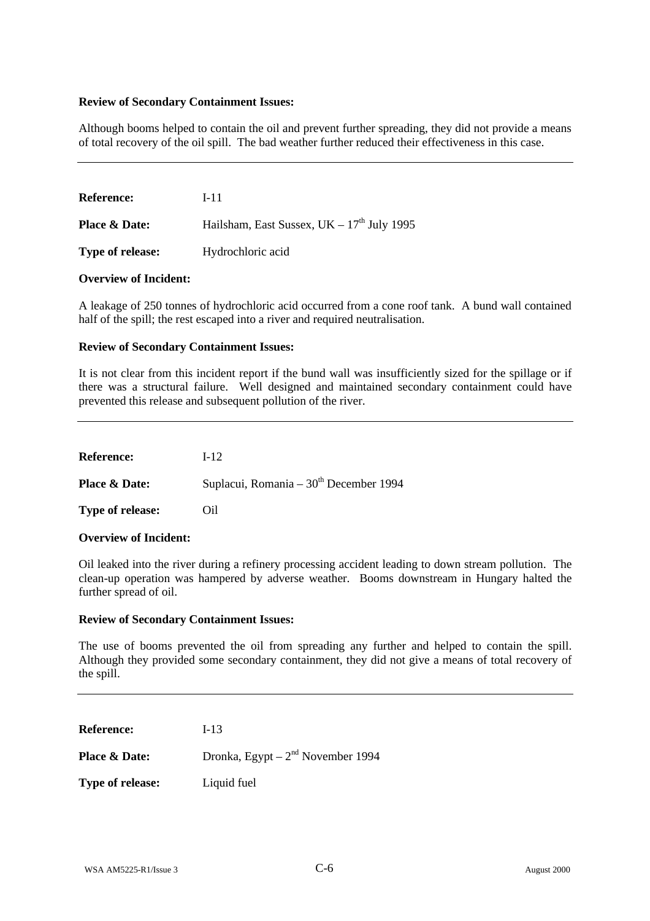**Review of Secondary Containment Issues:**

Although booms helped to contain the oil and prevent further spreading, they did not provide a means of total recovery of the oil spill. The bad weather further reduced their effectiveness in this case.

---

**Reference:** I-11

**Place & Date:** Hailsham, East Sussex, UK – 17th July 1995

**Type of release:** Hydrochloric acid

**Overview of Incident:**

A leakage of 250 tonnes of hydrochloric acid occurred from a cone roof tank. A bund wall contained half of the spill; the rest escaped into a river and required neutralisation.

**Review of Secondary Containment Issues:**

It is not clear from this incident report if the bund wall was insufficiently sized for the spillage or if there was a structural failure. Well designed and maintained secondary containment could have prevented this release and subsequent pollution of the river.

---

**Reference:** I-12

**Place & Date:** Suplacui, Romania – 30th December 1994

**Type of release:** Oil

**Overview of Incident:**

Oil leaked into the river during a refinery processing accident leading to down stream pollution. The clean-up operation was hampered by adverse weather. Booms downstream in Hungary halted the further spread of oil.

**Review of Secondary Containment Issues:**

The use of booms prevented the oil from spreading any further and helped to contain the spill. Although they provided some secondary containment, they did not give a means of total recovery of the spill.

---

**Reference:** I-13

**Place & Date:** Dronka, Egypt – 2nd November 1994

**Type of release:** Liquid fuel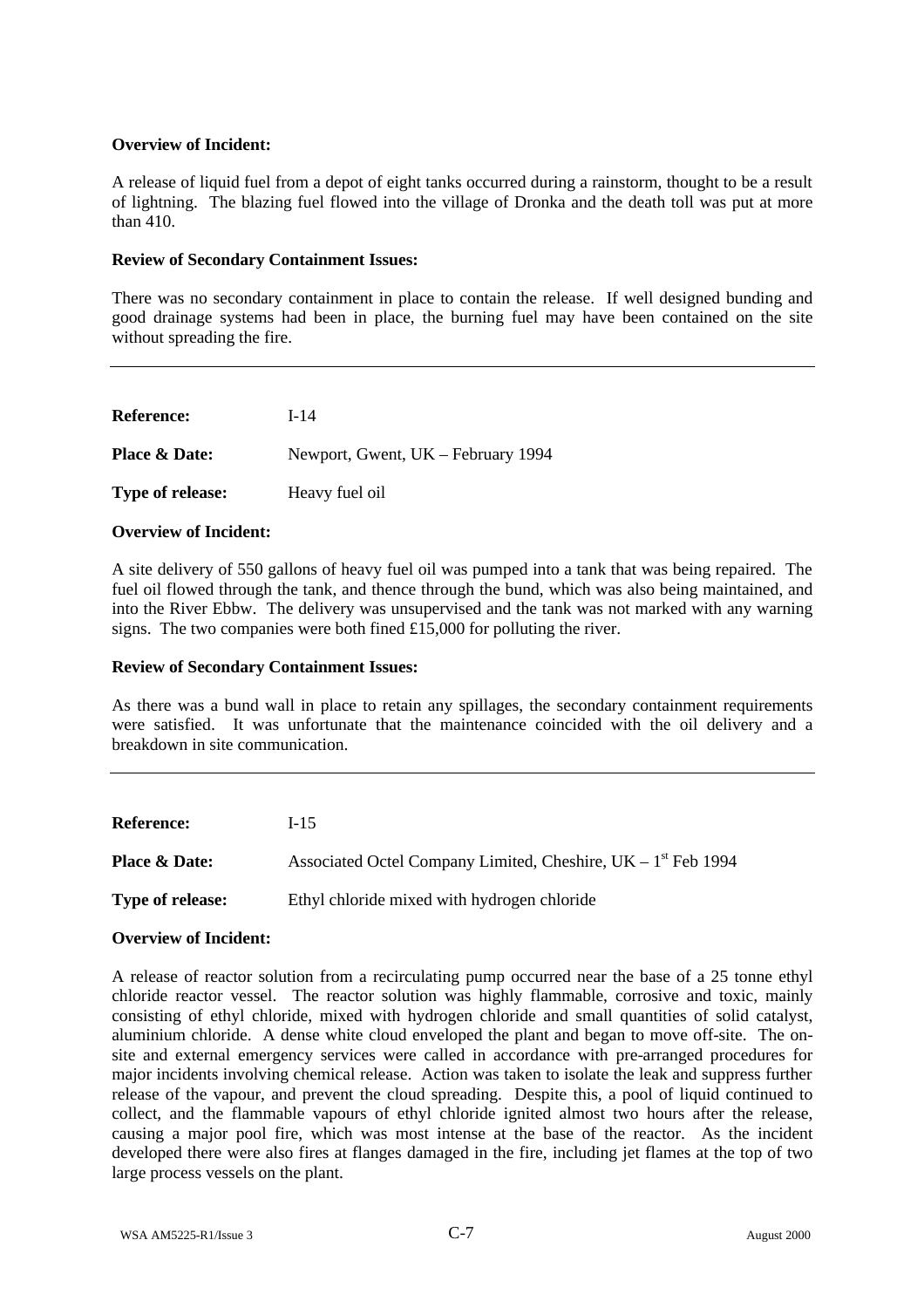**Overview of Incident:**

A release of liquid fuel from a depot of eight tanks occurred during a rainstorm, thought to be a result of lightning. The blazing fuel flowed into the village of Dronka and the death toll was put at more than 410.

**Review of Secondary Containment Issues:**

There was no secondary containment in place to contain the release. If well designed bunding and good drainage systems had been in place, the burning fuel may have been contained on the site without spreading the fire.

---

**Reference:** I-14

**Place & Date:** Newport, Gwent, UK – February 1994

**Type of release:** Heavy fuel oil

**Overview of Incident:**

A site delivery of 550 gallons of heavy fuel oil was pumped into a tank that was being repaired. The fuel oil flowed through the tank, and thence through the bund, which was also being maintained, and into the River Ebbw. The delivery was unsupervised and the tank was not marked with any warning signs. The two companies were both fined £15,000 for polluting the river.

**Review of Secondary Containment Issues:**

As there was a bund wall in place to retain any spillages, the secondary containment requirements were satisfied. It was unfortunate that the maintenance coincided with the oil delivery and a breakdown in site communication.

---

**Reference:** I-15

**Place & Date:** Associated Octel Company Limited, Cheshire, UK – 1st Feb 1994

**Type of release:** Ethyl chloride mixed with hydrogen chloride

**Overview of Incident:**

A release of reactor solution from a recirculating pump occurred near the base of a 25 tonne ethyl chloride reactor vessel. The reactor solution was highly flammable, corrosive and toxic, mainly consisting of ethyl chloride, mixed with hydrogen chloride and small quantities of solid catalyst, aluminium chloride. A dense white cloud enveloped the plant and began to move off-site. The on-site and external emergency services were called in accordance with pre-arranged procedures for major incidents involving chemical release. Action was taken to isolate the leak and suppress further release of the vapour, and prevent the cloud spreading. Despite this, a pool of liquid continued to collect, and the flammable vapours of ethyl chloride ignited almost two hours after the release, causing a major pool fire, which was most intense at the base of the reactor. As the incident developed there were also fires at flanges damaged in the fire, including jet flames at the top of two large process vessels on the plant.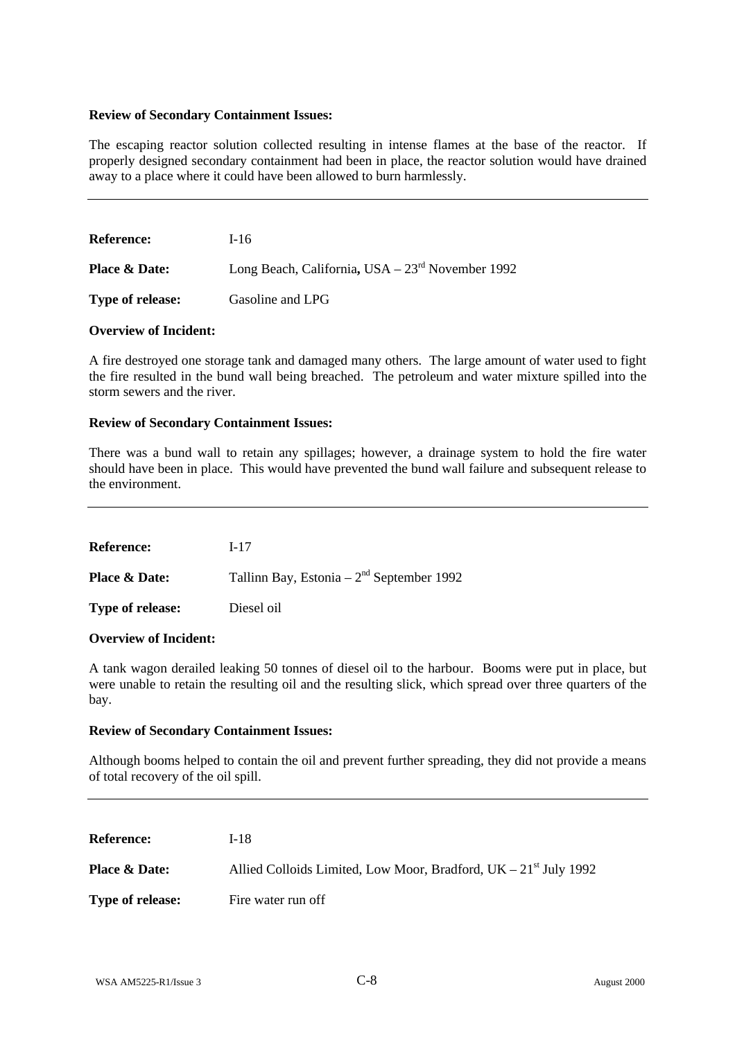**Review of Secondary Containment Issues:**

The escaping reactor solution collected resulting in intense flames at the base of the reactor. If properly designed secondary containment had been in place, the reactor solution would have drained away to a place where it could have been allowed to burn harmlessly.

---

**Reference:** I-16

**Place & Date:** Long Beach, California, USA – 23rd November 1992

**Type of release:** Gasoline and LPG

**Overview of Incident:**

A fire destroyed one storage tank and damaged many others. The large amount of water used to fight the fire resulted in the bund wall being breached. The petroleum and water mixture spilled into the storm sewers and the river.

**Review of Secondary Containment Issues:**

There was a bund wall to retain any spillages; however, a drainage system to hold the fire water should have been in place. This would have prevented the bund wall failure and subsequent release to the environment.

---

**Reference:** I-17

**Place & Date:** Tallinn Bay, Estonia – 2nd September 1992

**Type of release:** Diesel oil

**Overview of Incident:**

A tank wagon derailed leaking 50 tonnes of diesel oil to the harbour. Booms were put in place, but were unable to retain the resulting oil and the resulting slick, which spread over three quarters of the bay.

**Review of Secondary Containment Issues:**

Although booms helped to contain the oil and prevent further spreading, they did not provide a means of total recovery of the oil spill.

---

**Reference:** I-18

**Place & Date:** Allied Colloids Limited, Low Moor, Bradford, UK – 21st July 1992

**Type of release:** Fire water run off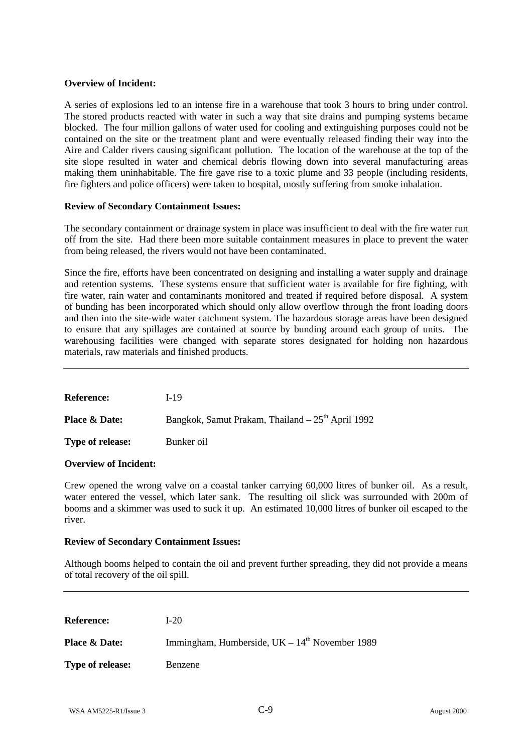**Overview of Incident:**

A series of explosions led to an intense fire in a warehouse that took 3 hours to bring under control. The stored products reacted with water in such a way that site drains and pumping systems became blocked. The four million gallons of water used for cooling and extinguishing purposes could not be contained on the site or the treatment plant and were eventually released finding their way into the Aire and Calder rivers causing significant pollution. The location of the warehouse at the top of the site slope resulted in water and chemical debris flowing down into several manufacturing areas making them uninhabitable. The fire gave rise to a toxic plume and 33 people (including residents, fire fighters and police officers) were taken to hospital, mostly suffering from smoke inhalation.

**Review of Secondary Containment Issues:**

The secondary containment or drainage system in place was insufficient to deal with the fire water run off from the site. Had there been more suitable containment measures in place to prevent the water from being released, the rivers would not have been contaminated.

Since the fire, efforts have been concentrated on designing and installing a water supply and drainage and retention systems. These systems ensure that sufficient water is available for fire fighting, with fire water, rain water and contaminants monitored and treated if required before disposal. A system of bunding has been incorporated which should only allow overflow through the front loading doors and then into the site-wide water catchment system. The hazardous storage areas have been designed to ensure that any spillages are contained at source by bunding around each group of units. The warehousing facilities were changed with separate stores designated for holding non hazardous materials, raw materials and finished products.

---

**Reference:** I-19

**Place & Date:** Bangkok, Samut Prakam, Thailand – 25th April 1992

**Type of release:** Bunker oil

**Overview of Incident:**

Crew opened the wrong valve on a coastal tanker carrying 60,000 litres of bunker oil. As a result, water entered the vessel, which later sank. The resulting oil slick was surrounded with 200m of booms and a skimmer was used to suck it up. An estimated 10,000 litres of bunker oil escaped to the river.

**Review of Secondary Containment Issues:**

Although booms helped to contain the oil and prevent further spreading, they did not provide a means of total recovery of the oil spill.

---

**Reference:** I-20

**Place & Date:** Immingham, Humberside, UK – 14th November 1989

**Type of release:** Benzene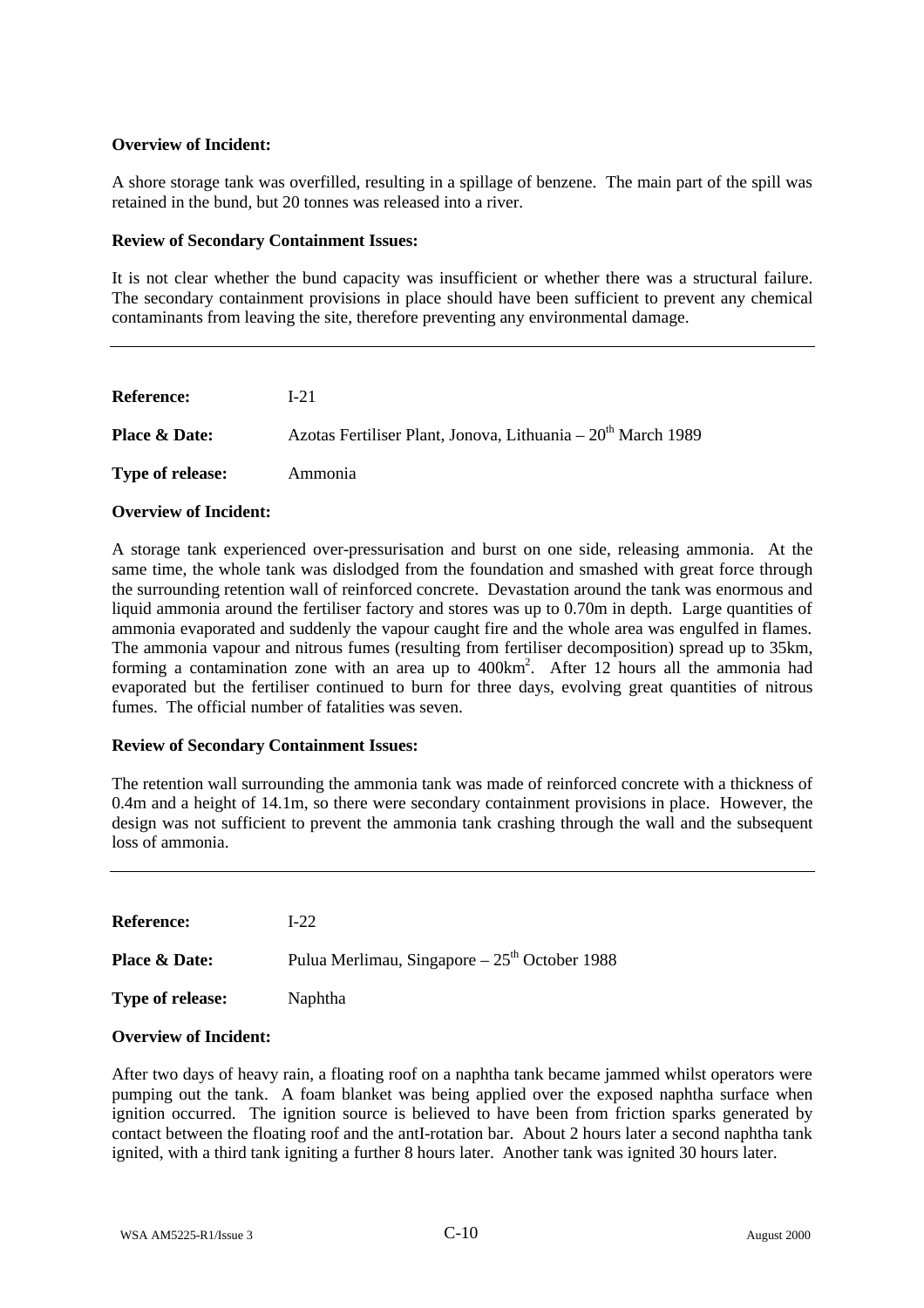**Overview of Incident:**

A shore storage tank was overfilled, resulting in a spillage of benzene. The main part of the spill was retained in the bund, but 20 tonnes was released into a river.

**Review of Secondary Containment Issues:**

It is not clear whether the bund capacity was insufficient or whether there was a structural failure. The secondary containment provisions in place should have been sufficient to prevent any chemical contaminants from leaving the site, therefore preventing any environmental damage.

---

**Reference:** I-21

**Place & Date:** Azotas Fertiliser Plant, Jonova, Lithuania – 20th March 1989

**Type of release:** Ammonia

**Overview of Incident:**

A storage tank experienced over-pressurisation and burst on one side, releasing ammonia. At the same time, the whole tank was dislodged from the foundation and smashed with great force through the surrounding retention wall of reinforced concrete. Devastation around the tank was enormous and liquid ammonia around the fertiliser factory and stores was up to 0.70m in depth. Large quantities of ammonia evaporated and suddenly the vapour caught fire and the whole area was engulfed in flames. The ammonia vapour and nitrous fumes (resulting from fertiliser decomposition) spread up to 35km, forming a contamination zone with an area up to $400km^2$. After 12 hours all the ammonia had evaporated but the fertiliser continued to burn for three days, evolving great quantities of nitrous fumes. The official number of fatalities was seven.

**Review of Secondary Containment Issues:**

The retention wall surrounding the ammonia tank was made of reinforced concrete with a thickness of 0.4m and a height of 14.1m, so there were secondary containment provisions in place. However, the design was not sufficient to prevent the ammonia tank crashing through the wall and the subsequent loss of ammonia.

---

**Reference:** I-22

**Place & Date:** Pulua Merlimau, Singapore – 25th October 1988

**Type of release:** Naphtha

**Overview of Incident:**

After two days of heavy rain, a floating roof on a naphtha tank became jammed whilst operators were pumping out the tank. A foam blanket was being applied over the exposed naphtha surface when ignition occurred. The ignition source is believed to have been from friction sparks generated by contact between the floating roof and the antI-rotation bar. About 2 hours later a second naphtha tank ignited, with a third tank igniting a further 8 hours later. Another tank was ignited 30 hours later.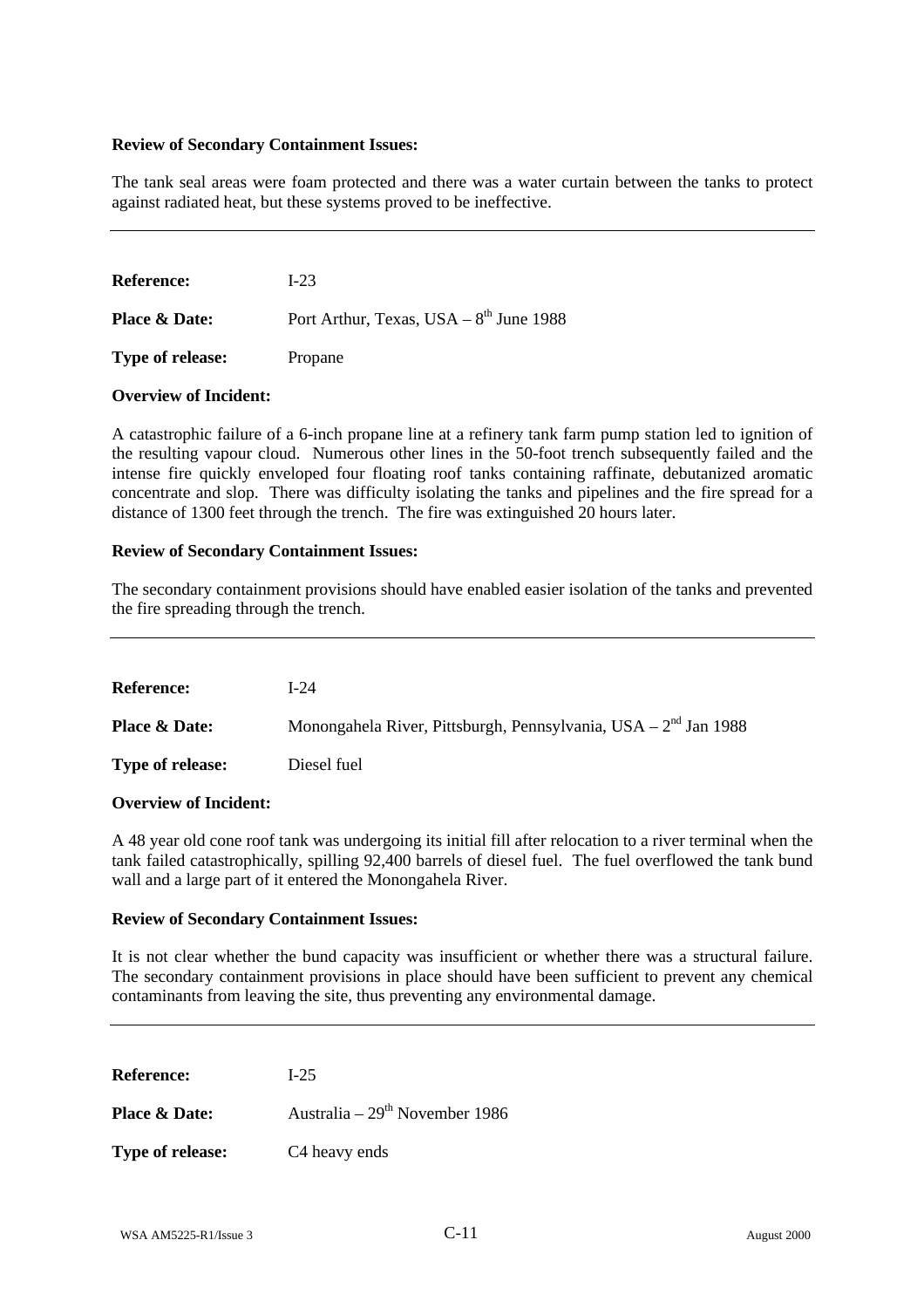**Review of Secondary Containment Issues:**

The tank seal areas were foam protected and there was a water curtain between the tanks to protect against radiated heat, but these systems proved to be ineffective.

---

**Reference:** I-23

**Place & Date:** Port Arthur, Texas, USA – 8th June 1988

**Type of release:** Propane

**Overview of Incident:**

A catastrophic failure of a 6-inch propane line at a refinery tank farm pump station led to ignition of the resulting vapour cloud. Numerous other lines in the 50-foot trench subsequently failed and the intense fire quickly enveloped four floating roof tanks containing raffinate, debutanized aromatic concentrate and slop. There was difficulty isolating the tanks and pipelines and the fire spread for a distance of 1300 feet through the trench. The fire was extinguished 20 hours later.

**Review of Secondary Containment Issues:**

The secondary containment provisions should have enabled easier isolation of the tanks and prevented the fire spreading through the trench.

---

**Reference:** I-24

**Place & Date:** Monongahela River, Pittsburgh, Pennsylvania, USA – 2nd Jan 1988

**Type of release:** Diesel fuel

**Overview of Incident:**

A 48 year old cone roof tank was undergoing its initial fill after relocation to a river terminal when the tank failed catastrophically, spilling 92,400 barrels of diesel fuel. The fuel overflowed the tank bund wall and a large part of it entered the Monongahela River.

**Review of Secondary Containment Issues:**

It is not clear whether the bund capacity was insufficient or whether there was a structural failure. The secondary containment provisions in place should have been sufficient to prevent any chemical contaminants from leaving the site, thus preventing any environmental damage.

---

**Reference:** I-25

**Place & Date:** Australia – 29th November 1986

**Type of release:** C4 heavy ends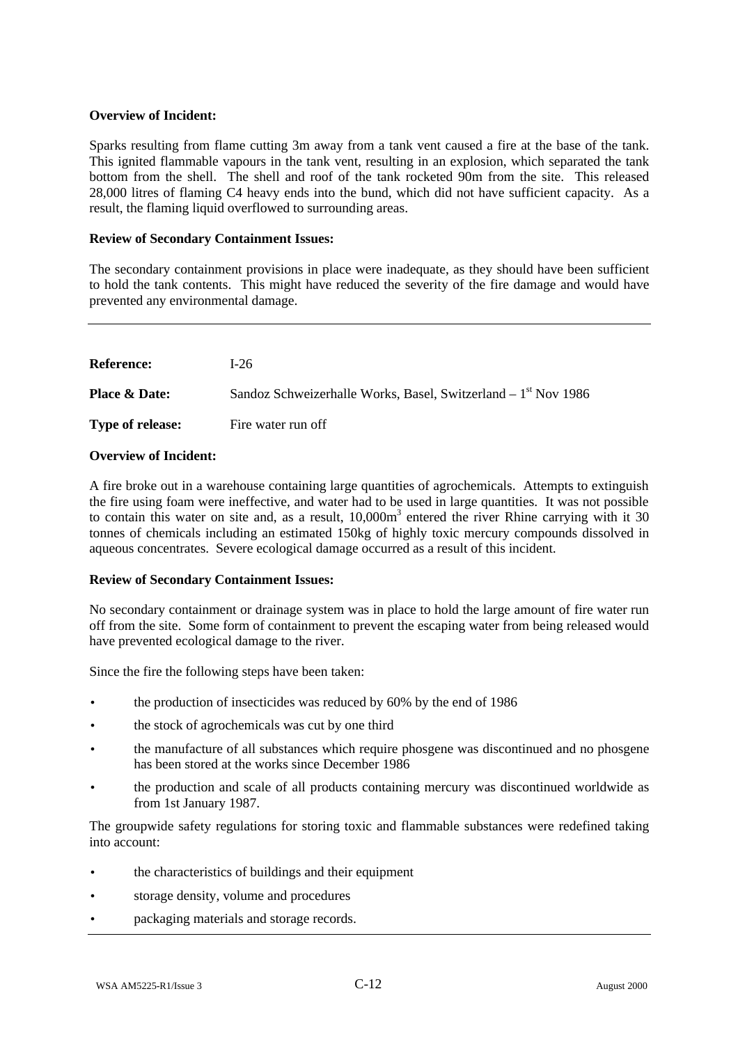**Overview of Incident:**

Sparks resulting from flame cutting 3m away from a tank vent caused a fire at the base of the tank. This ignited flammable vapours in the tank vent, resulting in an explosion, which separated the tank bottom from the shell. The shell and roof of the tank rocketed 90m from the site. This released 28,000 litres of flaming C4 heavy ends into the bund, which did not have sufficient capacity. As a result, the flaming liquid overflowed to surrounding areas.

**Review of Secondary Containment Issues:**

The secondary containment provisions in place were inadequate, as they should have been sufficient to hold the tank contents. This might have reduced the severity of the fire damage and would have prevented any environmental damage.

---

| | |
|---|---|
| **Reference:** | I-26 |
| **Place & Date:** | Sandoz Schweizerhalle Works, Basel, Switzerland – 1st Nov 1986 |
| **Type of release:** | Fire water run off |

**Overview of Incident:**

A fire broke out in a warehouse containing large quantities of agrochemicals. Attempts to extinguish the fire using foam were ineffective, and water had to be used in large quantities. It was not possible to contain this water on site and, as a result, 10,000m$^3$ entered the river Rhine carrying with it 30 tonnes of chemicals including an estimated 150kg of highly toxic mercury compounds dissolved in aqueous concentrates. Severe ecological damage occurred as a result of this incident.

**Review of Secondary Containment Issues:**

No secondary containment or drainage system was in place to hold the large amount of fire water run off from the site. Some form of containment to prevent the escaping water from being released would have prevented ecological damage to the river.

Since the fire the following steps have been taken:

- the production of insecticides was reduced by 60% by the end of 1986
- the stock of agrochemicals was cut by one third
- the manufacture of all substances which require phosgene was discontinued and no phosgene has been stored at the works since December 1986
- the production and scale of all products containing mercury was discontinued worldwide as from 1st January 1987.

The groupwide safety regulations for storing toxic and flammable substances were redefined taking into account:

- the characteristics of buildings and their equipment
- storage density, volume and procedures
- packaging materials and storage records.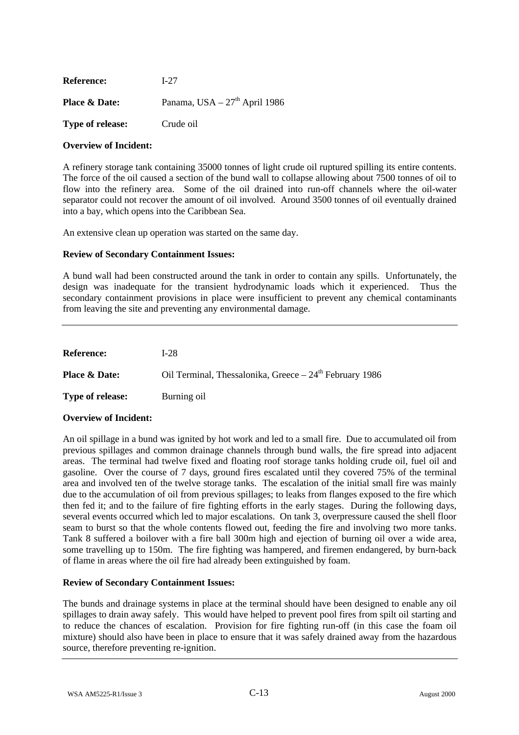**Reference:** I-27

**Place & Date:** Panama, USA – 27th April 1986

**Type of release:** Crude oil

**Overview of Incident:**

A refinery storage tank containing 35000 tonnes of light crude oil ruptured spilling its entire contents. The force of the oil caused a section of the bund wall to collapse allowing about 7500 tonnes of oil to flow into the refinery area. Some of the oil drained into run-off channels where the oil-water separator could not recover the amount of oil involved. Around 3500 tonnes of oil eventually drained into a bay, which opens into the Caribbean Sea.

An extensive clean up operation was started on the same day.

**Review of Secondary Containment Issues:**

A bund wall had been constructed around the tank in order to contain any spills. Unfortunately, the design was inadequate for the transient hydrodynamic loads which it experienced. Thus the secondary containment provisions in place were insufficient to prevent any chemical contaminants from leaving the site and preventing any environmental damage.

---

**Reference:** I-28

**Place & Date:** Oil Terminal, Thessalonika, Greece – 24th February 1986

**Type of release:** Burning oil

**Overview of Incident:**

An oil spillage in a bund was ignited by hot work and led to a small fire. Due to accumulated oil from previous spillages and common drainage channels through bund walls, the fire spread into adjacent areas. The terminal had twelve fixed and floating roof storage tanks holding crude oil, fuel oil and gasoline. Over the course of 7 days, ground fires escalated until they covered 75% of the terminal area and involved ten of the twelve storage tanks. The escalation of the initial small fire was mainly due to the accumulation of oil from previous spillages; to leaks from flanges exposed to the fire which then fed it; and to the failure of fire fighting efforts in the early stages. During the following days, several events occurred which led to major escalations. On tank 3, overpressure caused the shell floor seam to burst so that the whole contents flowed out, feeding the fire and involving two more tanks. Tank 8 suffered a boilover with a fire ball 300m high and ejection of burning oil over a wide area, some travelling up to 150m. The fire fighting was hampered, and firemen endangered, by burn-back of flame in areas where the oil fire had already been extinguished by foam.

**Review of Secondary Containment Issues:**

The bunds and drainage systems in place at the terminal should have been designed to enable any oil spillages to drain away safely. This would have helped to prevent pool fires from spilt oil starting and to reduce the chances of escalation. Provision for fire fighting run-off (in this case the foam oil mixture) should also have been in place to ensure that it was safely drained away from the hazardous source, therefore preventing re-ignition.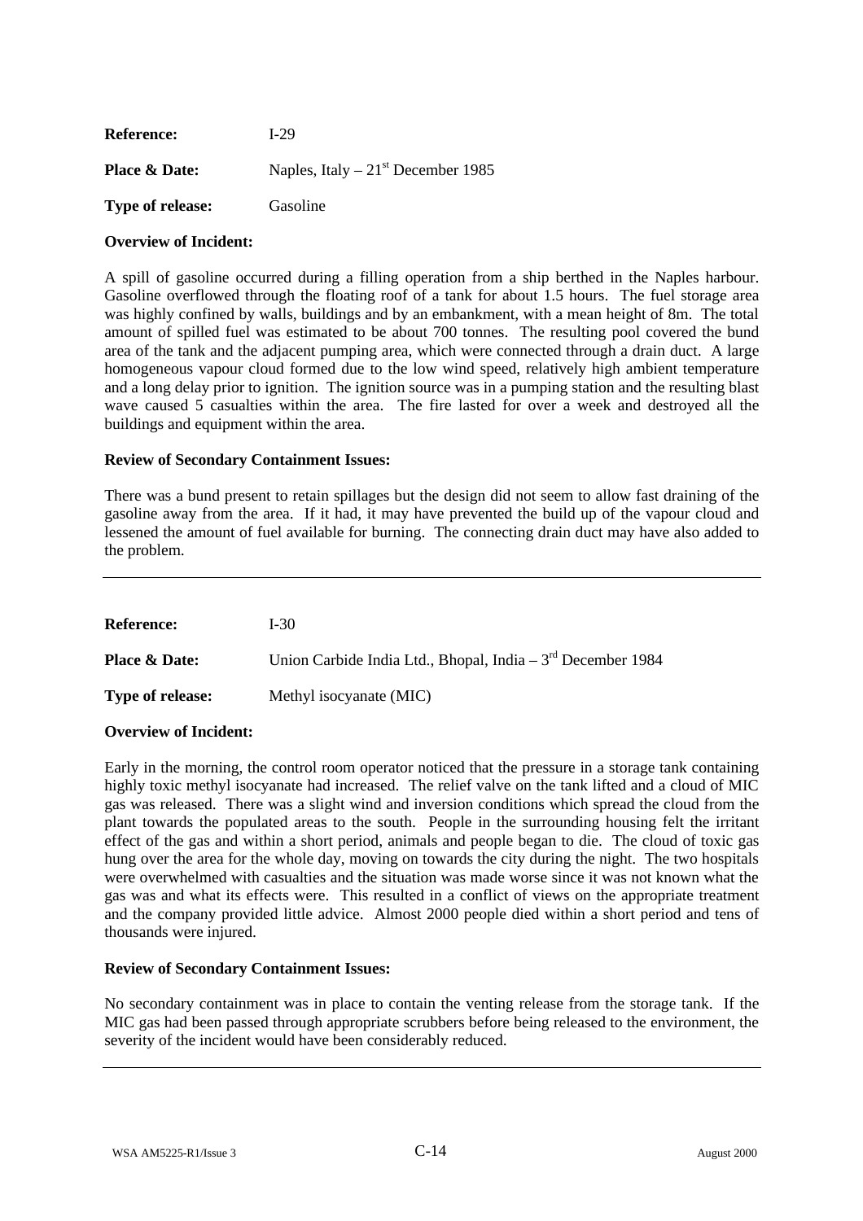**Reference:** I-29

**Place & Date:** Naples, Italy – 21st December 1985

**Type of release:** Gasoline

**Overview of Incident:**

A spill of gasoline occurred during a filling operation from a ship berthed in the Naples harbour. Gasoline overflowed through the floating roof of a tank for about 1.5 hours. The fuel storage area was highly confined by walls, buildings and by an embankment, with a mean height of 8m. The total amount of spilled fuel was estimated to be about 700 tonnes. The resulting pool covered the bund area of the tank and the adjacent pumping area, which were connected through a drain duct. A large homogeneous vapour cloud formed due to the low wind speed, relatively high ambient temperature and a long delay prior to ignition. The ignition source was in a pumping station and the resulting blast wave caused 5 casualties within the area. The fire lasted for over a week and destroyed all the buildings and equipment within the area.

**Review of Secondary Containment Issues:**

There was a bund present to retain spillages but the design did not seem to allow fast draining of the gasoline away from the area. If it had, it may have prevented the build up of the vapour cloud and lessened the amount of fuel available for burning. The connecting drain duct may have also added to the problem.

---

**Reference:** I-30

**Place & Date:** Union Carbide India Ltd., Bhopal, India – 3rd December 1984

**Type of release:** Methyl isocyanate (MIC)

**Overview of Incident:**

Early in the morning, the control room operator noticed that the pressure in a storage tank containing highly toxic methyl isocyanate had increased. The relief valve on the tank lifted and a cloud of MIC gas was released. There was a slight wind and inversion conditions which spread the cloud from the plant towards the populated areas to the south. People in the surrounding housing felt the irritant effect of the gas and within a short period, animals and people began to die. The cloud of toxic gas hung over the area for the whole day, moving on towards the city during the night. The two hospitals were overwhelmed with casualties and the situation was made worse since it was not known what the gas was and what its effects were. This resulted in a conflict of views on the appropriate treatment and the company provided little advice. Almost 2000 people died within a short period and tens of thousands were injured.

**Review of Secondary Containment Issues:**

No secondary containment was in place to contain the venting release from the storage tank. If the MIC gas had been passed through appropriate scrubbers before being released to the environment, the severity of the incident would have been considerably reduced.

---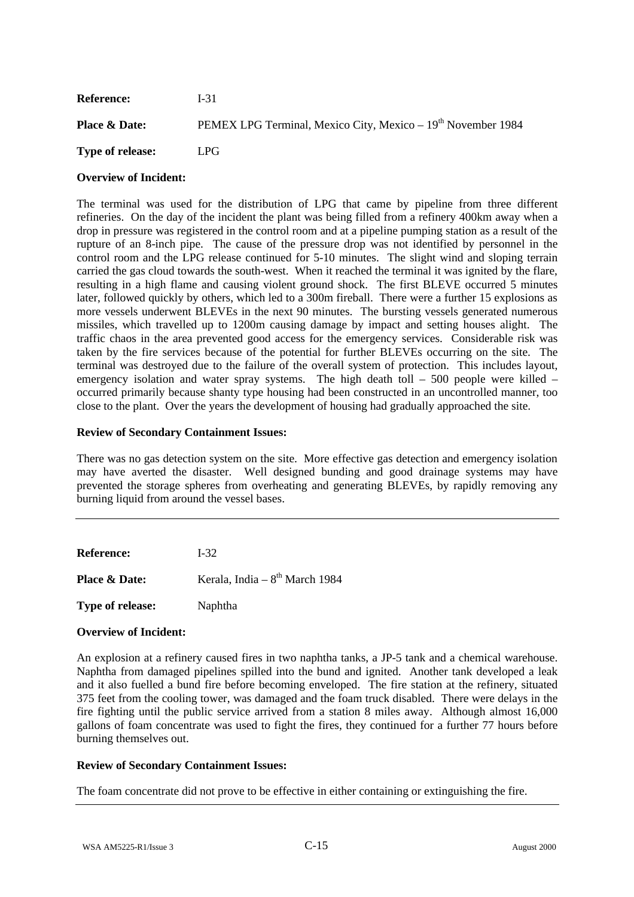**Reference:** I-31

**Place & Date:** PEMEX LPG Terminal, Mexico City, Mexico – 19th November 1984

**Type of release:** LPG

**Overview of Incident:**

The terminal was used for the distribution of LPG that came by pipeline from three different refineries. On the day of the incident the plant was being filled from a refinery 400km away when a drop in pressure was registered in the control room and at a pipeline pumping station as a result of the rupture of an 8-inch pipe. The cause of the pressure drop was not identified by personnel in the control room and the LPG release continued for 5-10 minutes. The slight wind and sloping terrain carried the gas cloud towards the south-west. When it reached the terminal it was ignited by the flare, resulting in a high flame and causing violent ground shock. The first BLEVE occurred 5 minutes later, followed quickly by others, which led to a 300m fireball. There were a further 15 explosions as more vessels underwent BLEVEs in the next 90 minutes. The bursting vessels generated numerous missiles, which travelled up to 1200m causing damage by impact and setting houses alight. The traffic chaos in the area prevented good access for the emergency services. Considerable risk was taken by the fire services because of the potential for further BLEVEs occurring on the site. The terminal was destroyed due to the failure of the overall system of protection. This includes layout, emergency isolation and water spray systems. The high death toll – 500 people were killed – occurred primarily because shanty type housing had been constructed in an uncontrolled manner, too close to the plant. Over the years the development of housing had gradually approached the site.

**Review of Secondary Containment Issues:**

There was no gas detection system on the site. More effective gas detection and emergency isolation may have averted the disaster. Well designed bunding and good drainage systems may have prevented the storage spheres from overheating and generating BLEVEs, by rapidly removing any burning liquid from around the vessel bases.

---

**Reference:** I-32

**Place & Date:** Kerala, India – 8th March 1984

**Type of release:** Naphtha

**Overview of Incident:**

An explosion at a refinery caused fires in two naphtha tanks, a JP-5 tank and a chemical warehouse. Naphtha from damaged pipelines spilled into the bund and ignited. Another tank developed a leak and it also fuelled a bund fire before becoming enveloped. The fire station at the refinery, situated 375 feet from the cooling tower, was damaged and the foam truck disabled. There were delays in the fire fighting until the public service arrived from a station 8 miles away. Although almost 16,000 gallons of foam concentrate was used to fight the fires, they continued for a further 77 hours before burning themselves out.

**Review of Secondary Containment Issues:**

The foam concentrate did not prove to be effective in either containing or extinguishing the fire.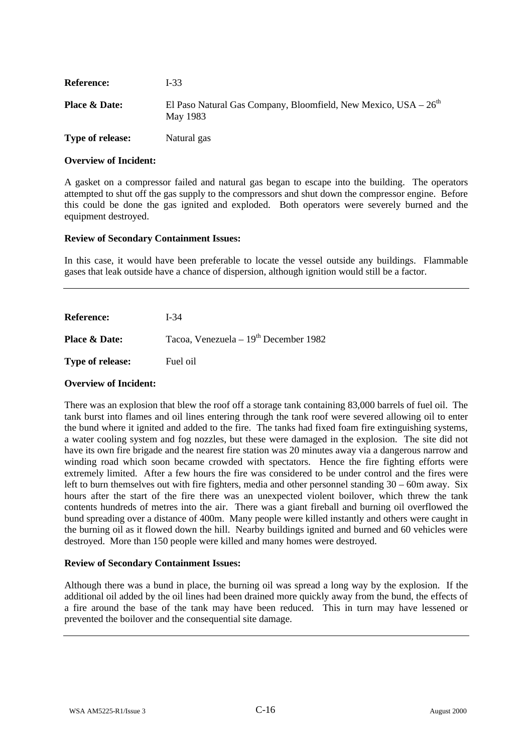| | |
|---|---|
| **Reference:** | I-33 |
| **Place & Date:** | El Paso Natural Gas Company, Bloomfield, New Mexico, USA – 26th May 1983 |
| **Type of release:** | Natural gas |

**Overview of Incident:**

A gasket on a compressor failed and natural gas began to escape into the building. The operators attempted to shut off the gas supply to the compressors and shut down the compressor engine. Before this could be done the gas ignited and exploded. Both operators were severely burned and the equipment destroyed.

**Review of Secondary Containment Issues:**

In this case, it would have been preferable to locate the vessel outside any buildings. Flammable gases that leak outside have a chance of dispersion, although ignition would still be a factor.

---

| | |
|---|---|
| **Reference:** | I-34 |
| **Place & Date:** | Tacoa, Venezuela – 19th December 1982 |
| **Type of release:** | Fuel oil |

**Overview of Incident:**

There was an explosion that blew the roof off a storage tank containing 83,000 barrels of fuel oil. The tank burst into flames and oil lines entering through the tank roof were severed allowing oil to enter the bund where it ignited and added to the fire. The tanks had fixed foam fire extinguishing systems, a water cooling system and fog nozzles, but these were damaged in the explosion. The site did not have its own fire brigade and the nearest fire station was 20 minutes away via a dangerous narrow and winding road which soon became crowded with spectators. Hence the fire fighting efforts were extremely limited. After a few hours the fire was considered to be under control and the fires were left to burn themselves out with fire fighters, media and other personnel standing 30 – 60m away. Six hours after the start of the fire there was an unexpected violent boilover, which threw the tank contents hundreds of metres into the air. There was a giant fireball and burning oil overflowed the bund spreading over a distance of 400m. Many people were killed instantly and others were caught in the burning oil as it flowed down the hill. Nearby buildings ignited and burned and 60 vehicles were destroyed. More than 150 people were killed and many homes were destroyed.

**Review of Secondary Containment Issues:**

Although there was a bund in place, the burning oil was spread a long way by the explosion. If the additional oil added by the oil lines had been drained more quickly away from the bund, the effects of a fire around the base of the tank may have been reduced. This in turn may have lessened or prevented the boilover and the consequential site damage.

---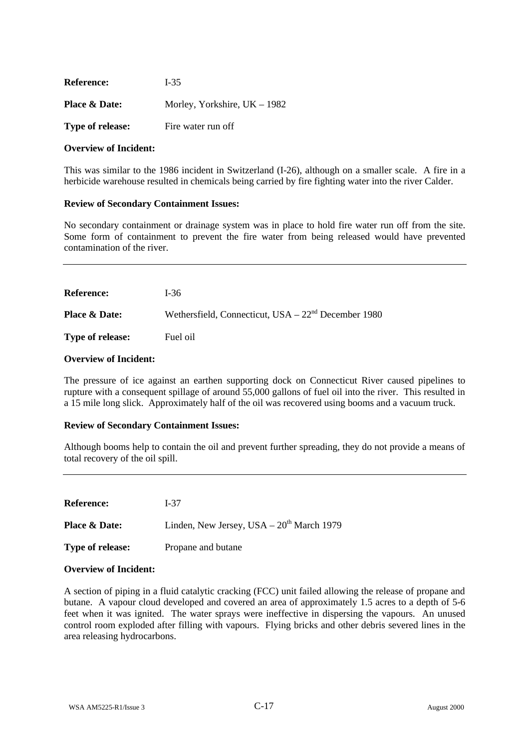**Reference:** I-35

**Place & Date:** Morley, Yorkshire, UK – 1982

**Type of release:** Fire water run off

**Overview of Incident:**

This was similar to the 1986 incident in Switzerland (I-26), although on a smaller scale. A fire in a herbicide warehouse resulted in chemicals being carried by fire fighting water into the river Calder.

**Review of Secondary Containment Issues:**

No secondary containment or drainage system was in place to hold fire water run off from the site. Some form of containment to prevent the fire water from being released would have prevented contamination of the river.

---

**Reference:** I-36

**Place & Date:** Wethersfield, Connecticut, USA – 22nd December 1980

**Type of release:** Fuel oil

**Overview of Incident:**

The pressure of ice against an earthen supporting dock on Connecticut River caused pipelines to rupture with a consequent spillage of around 55,000 gallons of fuel oil into the river. This resulted in a 15 mile long slick. Approximately half of the oil was recovered using booms and a vacuum truck.

**Review of Secondary Containment Issues:**

Although booms help to contain the oil and prevent further spreading, they do not provide a means of total recovery of the oil spill.

---

**Reference:** I-37

**Place & Date:** Linden, New Jersey, USA – 20th March 1979

**Type of release:** Propane and butane

**Overview of Incident:**

A section of piping in a fluid catalytic cracking (FCC) unit failed allowing the release of propane and butane. A vapour cloud developed and covered an area of approximately 1.5 acres to a depth of 5-6 feet when it was ignited. The water sprays were ineffective in dispersing the vapours. An unused control room exploded after filling with vapours. Flying bricks and other debris severed lines in the area releasing hydrocarbons.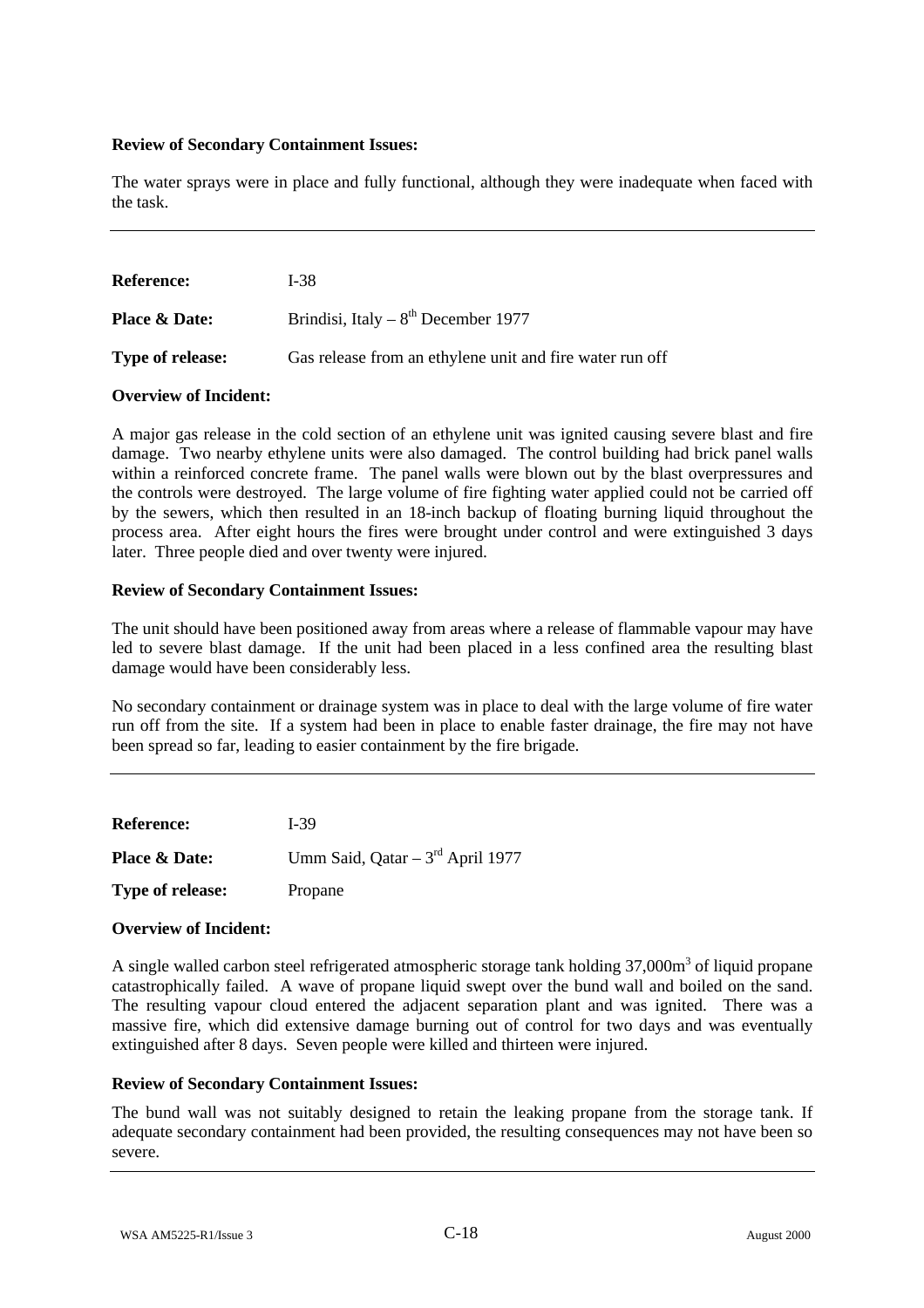**Review of Secondary Containment Issues:**

The water sprays were in place and fully functional, although they were inadequate when faced with the task.

---

**Reference:** I-38

**Place & Date:** Brindisi, Italy – 8th December 1977

**Type of release:** Gas release from an ethylene unit and fire water run off

**Overview of Incident:**

A major gas release in the cold section of an ethylene unit was ignited causing severe blast and fire damage. Two nearby ethylene units were also damaged. The control building had brick panel walls within a reinforced concrete frame. The panel walls were blown out by the blast overpressures and the controls were destroyed. The large volume of fire fighting water applied could not be carried off by the sewers, which then resulted in an 18-inch backup of floating burning liquid throughout the process area. After eight hours the fires were brought under control and were extinguished 3 days later. Three people died and over twenty were injured.

**Review of Secondary Containment Issues:**

The unit should have been positioned away from areas where a release of flammable vapour may have led to severe blast damage. If the unit had been placed in a less confined area the resulting blast damage would have been considerably less.

No secondary containment or drainage system was in place to deal with the large volume of fire water run off from the site. If a system had been in place to enable faster drainage, the fire may not have been spread so far, leading to easier containment by the fire brigade.

---

**Reference:** I-39

**Place & Date:** Umm Said, Qatar – 3rd April 1977

**Type of release:** Propane

**Overview of Incident:**

A single walled carbon steel refrigerated atmospheric storage tank holding 37,000m$^3$ of liquid propane catastrophically failed. A wave of propane liquid swept over the bund wall and boiled on the sand. The resulting vapour cloud entered the adjacent separation plant and was ignited. There was a massive fire, which did extensive damage burning out of control for two days and was eventually extinguished after 8 days. Seven people were killed and thirteen were injured.

**Review of Secondary Containment Issues:**

The bund wall was not suitably designed to retain the leaking propane from the storage tank. If adequate secondary containment had been provided, the resulting consequences may not have been so severe.

---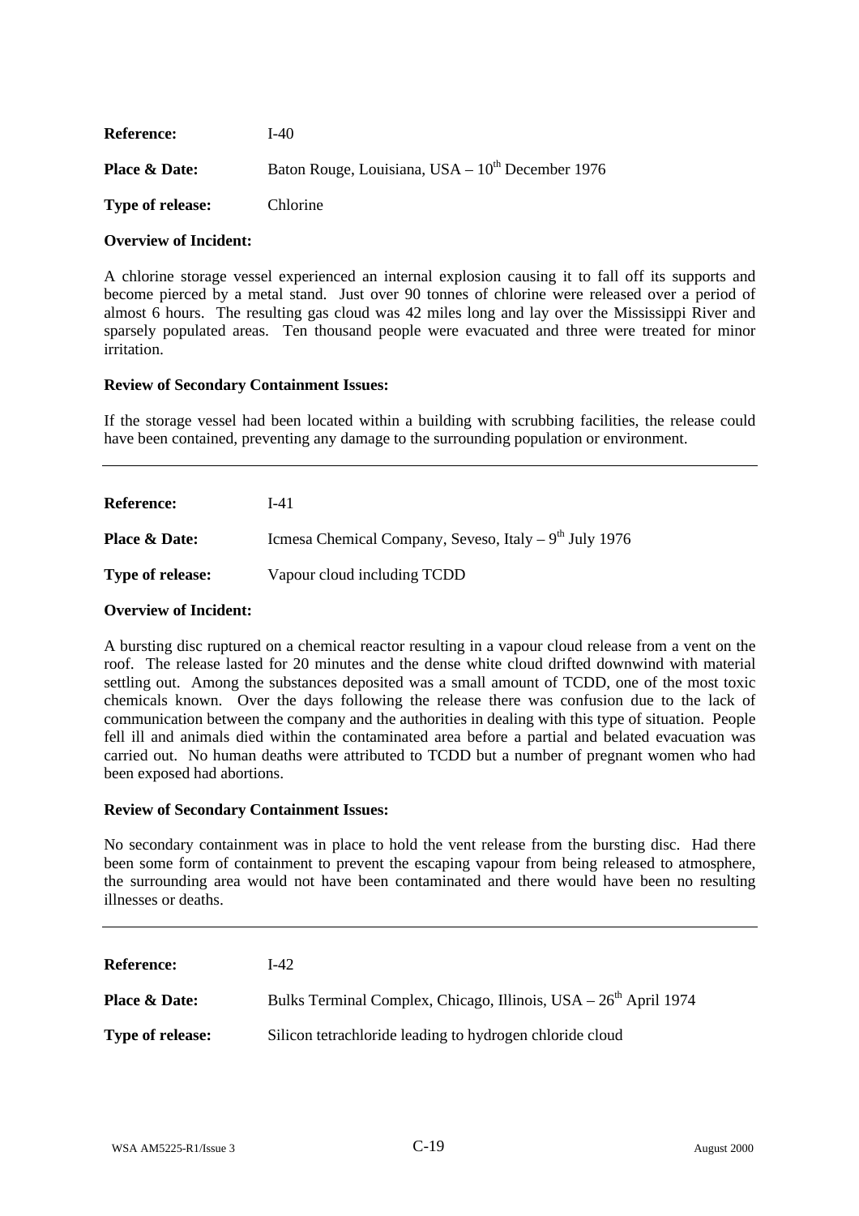**Reference:** I-40

**Place & Date:** Baton Rouge, Louisiana, USA – 10th December 1976

**Type of release:** Chlorine

**Overview of Incident:**

A chlorine storage vessel experienced an internal explosion causing it to fall off its supports and become pierced by a metal stand. Just over 90 tonnes of chlorine were released over a period of almost 6 hours. The resulting gas cloud was 42 miles long and lay over the Mississippi River and sparsely populated areas. Ten thousand people were evacuated and three were treated for minor irritation.

**Review of Secondary Containment Issues:**

If the storage vessel had been located within a building with scrubbing facilities, the release could have been contained, preventing any damage to the surrounding population or environment.

---

**Reference:** I-41

**Place & Date:** Icmesa Chemical Company, Seveso, Italy – 9th July 1976

**Type of release:** Vapour cloud including TCDD

**Overview of Incident:**

A bursting disc ruptured on a chemical reactor resulting in a vapour cloud release from a vent on the roof. The release lasted for 20 minutes and the dense white cloud drifted downwind with material settling out. Among the substances deposited was a small amount of TCDD, one of the most toxic chemicals known. Over the days following the release there was confusion due to the lack of communication between the company and the authorities in dealing with this type of situation. People fell ill and animals died within the contaminated area before a partial and belated evacuation was carried out. No human deaths were attributed to TCDD but a number of pregnant women who had been exposed had abortions.

**Review of Secondary Containment Issues:**

No secondary containment was in place to hold the vent release from the bursting disc. Had there been some form of containment to prevent the escaping vapour from being released to atmosphere, the surrounding area would not have been contaminated and there would have been no resulting illnesses or deaths.

---

**Reference:** I-42

**Place & Date:** Bulks Terminal Complex, Chicago, Illinois, USA – 26th April 1974

**Type of release:** Silicon tetrachloride leading to hydrogen chloride cloud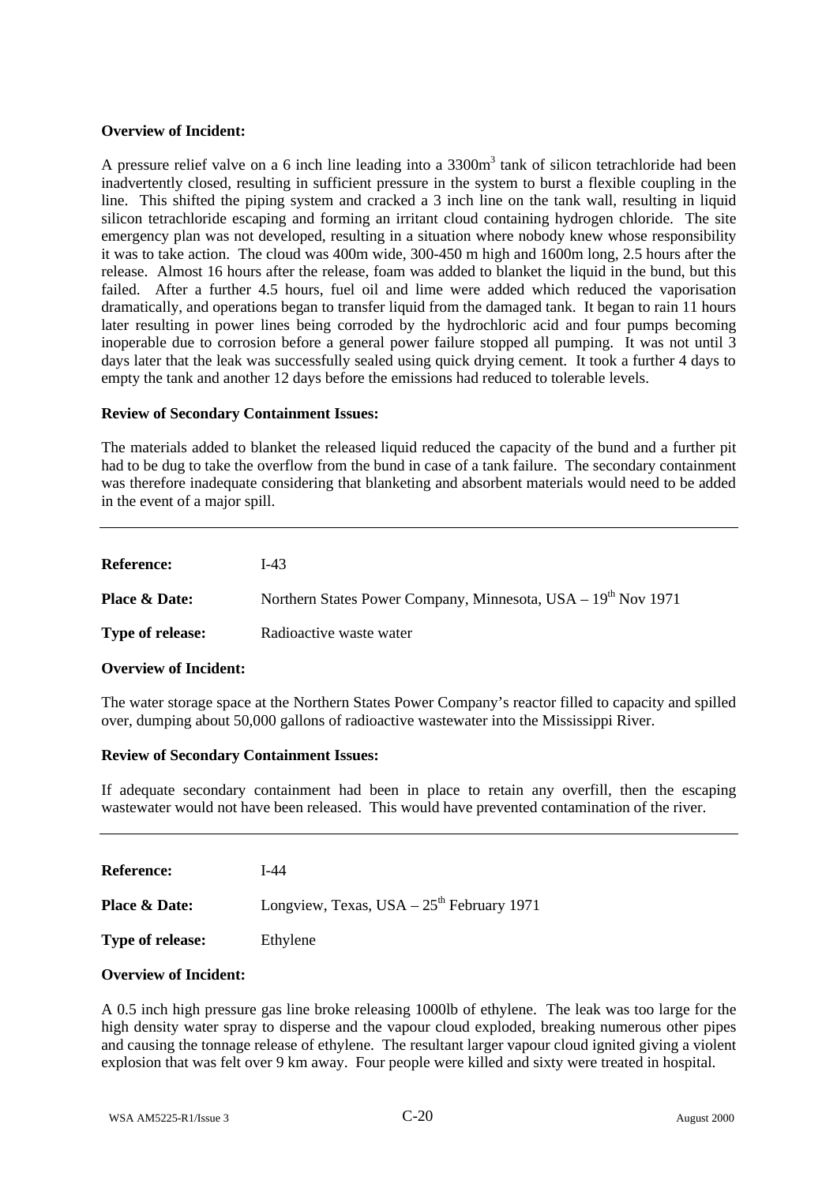**Overview of Incident:**

A pressure relief valve on a 6 inch line leading into a 3300m$^3$ tank of silicon tetrachloride had been inadvertently closed, resulting in sufficient pressure in the system to burst a flexible coupling in the line. This shifted the piping system and cracked a 3 inch line on the tank wall, resulting in liquid silicon tetrachloride escaping and forming an irritant cloud containing hydrogen chloride. The site emergency plan was not developed, resulting in a situation where nobody knew whose responsibility it was to take action. The cloud was 400m wide, 300-450 m high and 1600m long, 2.5 hours after the release. Almost 16 hours after the release, foam was added to blanket the liquid in the bund, but this failed. After a further 4.5 hours, fuel oil and lime were added which reduced the vaporisation dramatically, and operations began to transfer liquid from the damaged tank. It began to rain 11 hours later resulting in power lines being corroded by the hydrochloric acid and four pumps becoming inoperable due to corrosion before a general power failure stopped all pumping. It was not until 3 days later that the leak was successfully sealed using quick drying cement. It took a further 4 days to empty the tank and another 12 days before the emissions had reduced to tolerable levels.

**Review of Secondary Containment Issues:**

The materials added to blanket the released liquid reduced the capacity of the bund and a further pit had to be dug to take the overflow from the bund in case of a tank failure. The secondary containment was therefore inadequate considering that blanketing and absorbent materials would need to be added in the event of a major spill.

---

**Reference:** I-43

**Place & Date:** Northern States Power Company, Minnesota, USA – 19th Nov 1971

**Type of release:** Radioactive waste water

**Overview of Incident:**

The water storage space at the Northern States Power Company's reactor filled to capacity and spilled over, dumping about 50,000 gallons of radioactive wastewater into the Mississippi River.

**Review of Secondary Containment Issues:**

If adequate secondary containment had been in place to retain any overfill, then the escaping wastewater would not have been released. This would have prevented contamination of the river.

---

**Reference:** I-44

**Place & Date:** Longview, Texas, USA – 25th February 1971

**Type of release:** Ethylene

**Overview of Incident:**

A 0.5 inch high pressure gas line broke releasing 1000lb of ethylene. The leak was too large for the high density water spray to disperse and the vapour cloud exploded, breaking numerous other pipes and causing the tonnage release of ethylene. The resultant larger vapour cloud ignited giving a violent explosion that was felt over 9 km away. Four people were killed and sixty were treated in hospital.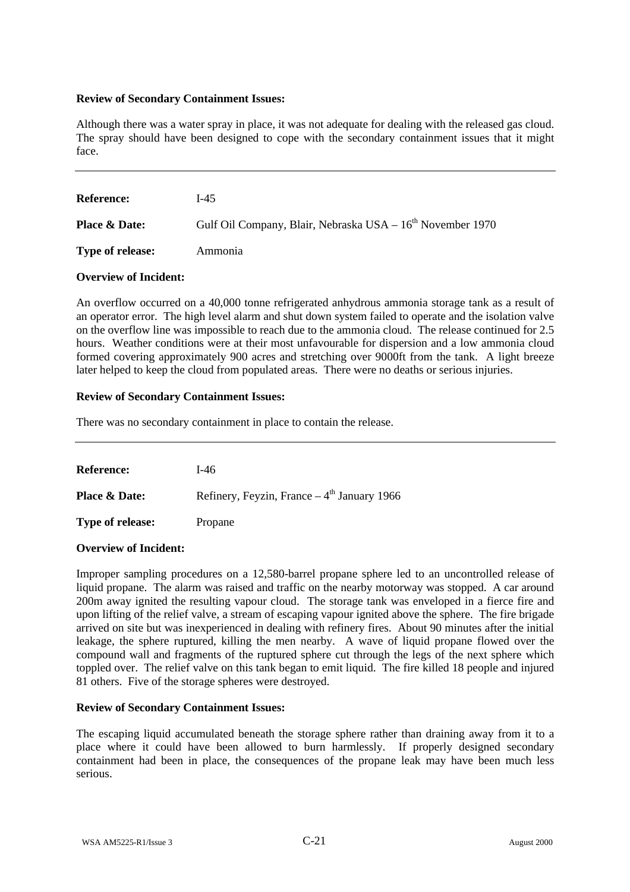**Review of Secondary Containment Issues:**

Although there was a water spray in place, it was not adequate for dealing with the released gas cloud. The spray should have been designed to cope with the secondary containment issues that it might face.

---

**Reference:** I-45

**Place & Date:** Gulf Oil Company, Blair, Nebraska USA – 16th November 1970

**Type of release:** Ammonia

**Overview of Incident:**

An overflow occurred on a 40,000 tonne refrigerated anhydrous ammonia storage tank as a result of an operator error. The high level alarm and shut down system failed to operate and the isolation valve on the overflow line was impossible to reach due to the ammonia cloud. The release continued for 2.5 hours. Weather conditions were at their most unfavourable for dispersion and a low ammonia cloud formed covering approximately 900 acres and stretching over 9000ft from the tank. A light breeze later helped to keep the cloud from populated areas. There were no deaths or serious injuries.

**Review of Secondary Containment Issues:**

There was no secondary containment in place to contain the release.

---

**Reference:** I-46

**Place & Date:** Refinery, Feyzin, France – 4th January 1966

**Type of release:** Propane

**Overview of Incident:**

Improper sampling procedures on a 12,580-barrel propane sphere led to an uncontrolled release of liquid propane. The alarm was raised and traffic on the nearby motorway was stopped. A car around 200m away ignited the resulting vapour cloud. The storage tank was enveloped in a fierce fire and upon lifting of the relief valve, a stream of escaping vapour ignited above the sphere. The fire brigade arrived on site but was inexperienced in dealing with refinery fires. About 90 minutes after the initial leakage, the sphere ruptured, killing the men nearby. A wave of liquid propane flowed over the compound wall and fragments of the ruptured sphere cut through the legs of the next sphere which toppled over. The relief valve on this tank began to emit liquid. The fire killed 18 people and injured 81 others. Five of the storage spheres were destroyed.

**Review of Secondary Containment Issues:**

The escaping liquid accumulated beneath the storage sphere rather than draining away from it to a place where it could have been allowed to burn harmlessly. If properly designed secondary containment had been in place, the consequences of the propane leak may have been much less serious.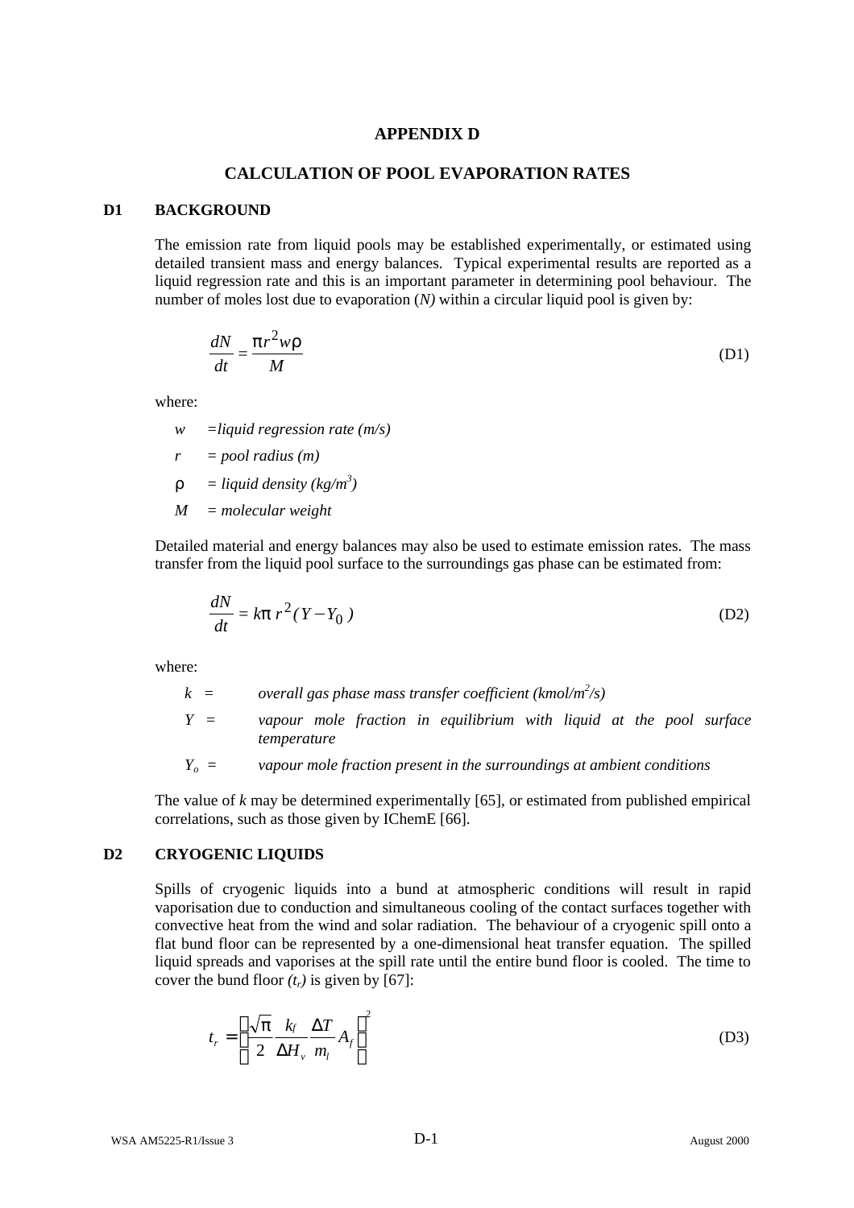# APPENDIX D

## CALCULATION OF POOL EVAPORATION RATES

### D1 BACKGROUND

The emission rate from liquid pools may be established experimentally, or estimated using detailed transient mass and energy balances. Typical experimental results are reported as a liquid regression rate and this is an important parameter in determining pool behaviour. The number of moles lost due to evaporation ($N$) within a circular liquid pool is given by:

$$\frac{dN}{dt} = \frac{\pi r^2 w \rho}{M} \tag{D1}$$

where:

- $w$ = *liquid regression rate (m/s)*
- $r$ = *pool radius (m)*
- $\rho$ = *liquid density (kg/m³)*
- $M$ = *molecular weight*

Detailed material and energy balances may also be used to estimate emission rates. The mass transfer from the liquid pool surface to the surroundings gas phase can be estimated from:

$$\frac{dN}{dt} = k\pi\, r^2 (Y - Y_0) \tag{D2}$$

where:

- $k$ = *overall gas phase mass transfer coefficient (kmol/m²/s)*
- $Y$ = *vapour mole fraction in equilibrium with liquid at the pool surface temperature*
- $Y_o$ = *vapour mole fraction present in the surroundings at ambient conditions*

The value of $k$ may be determined experimentally [65], or estimated from published empirical correlations, such as those given by IChemE [66].

### D2 CRYOGENIC LIQUIDS

Spills of cryogenic liquids into a bund at atmospheric conditions will result in rapid vaporisation due to conduction and simultaneous cooling of the contact surfaces together with convective heat from the wind and solar radiation. The behaviour of a cryogenic spill onto a flat bund floor can be represented by a one-dimensional heat transfer equation. The spilled liquid spreads and vaporises at the spill rate until the entire bund floor is cooled. The time to cover the bund floor $(t_r)$ is given by [67]:

$$t_r = \left( \frac{\sqrt{\pi}}{2} \frac{k_f}{\Delta H_v} \frac{\Delta T}{m_l} A_f \right)^2 \tag{D3}$$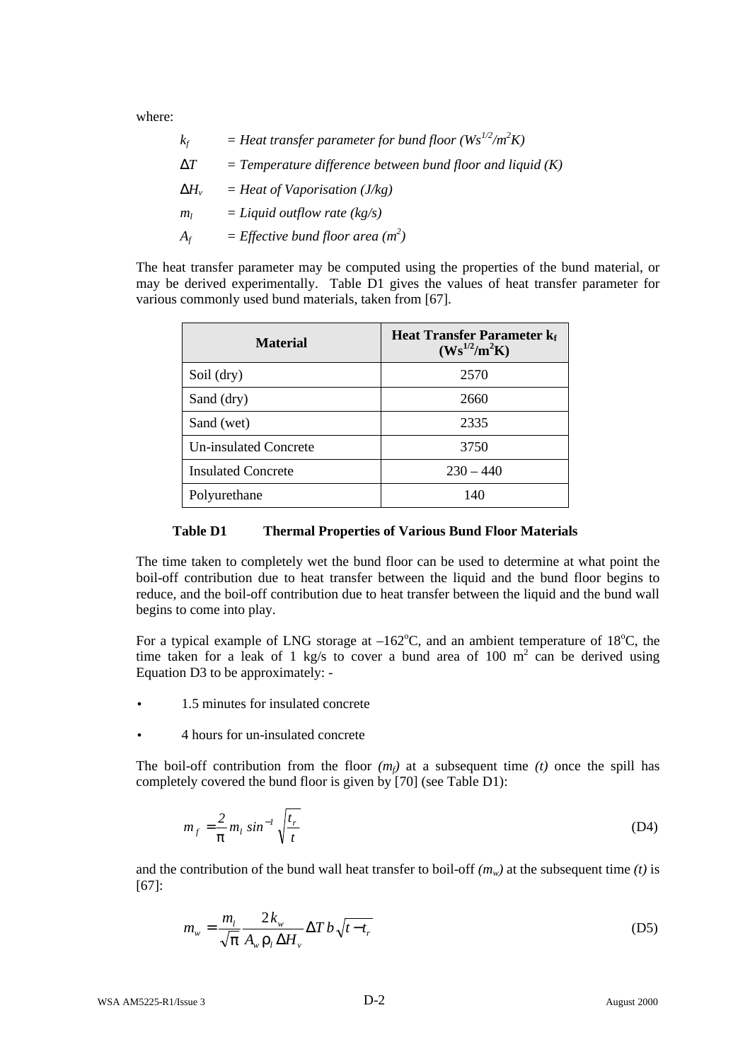where:

$k_f$ = *Heat transfer parameter for bund floor* ($Ws^{1/2}/m^2K$)

$\Delta T$ = *Temperature difference between bund floor and liquid (K)*

$\Delta H_v$ = *Heat of Vaporisation (J/kg)*

$m_l$ = *Liquid outflow rate (kg/s)*

$A_f$ = *Effective bund floor area* ($m^2$)

The heat transfer parameter may be computed using the properties of the bund material, or may be derived experimentally. Table D1 gives the values of heat transfer parameter for various commonly used bund materials, taken from [67].

| Material | Heat Transfer Parameter $k_f$ ($Ws^{1/2}/m^2K$) |
|---|---|
| Soil (dry) | 2570 |
| Sand (dry) | 2660 |
| Sand (wet) | 2335 |
| Un-insulated Concrete | 3750 |
| Insulated Concrete | 230 – 440 |
| Polyurethane | 140 |

**Table D1 Thermal Properties of Various Bund Floor Materials**

The time taken to completely wet the bund floor can be used to determine at what point the boil-off contribution due to heat transfer between the liquid and the bund floor begins to reduce, and the boil-off contribution due to heat transfer between the liquid and the bund wall begins to come into play.

For a typical example of LNG storage at –162°C, and an ambient temperature of 18°C, the time taken for a leak of 1 kg/s to cover a bund area of 100 m² can be derived using Equation D3 to be approximately: -

- 1.5 minutes for insulated concrete
- 4 hours for un-insulated concrete

The boil-off contribution from the floor *($m_f$)* at a subsequent time *(t)* once the spill has completely covered the bund floor is given by [70] (see Table D1):

$$m_f = \frac{2}{\pi} m_l \sin^{-1} \sqrt{\frac{t_r}{t}} \tag{D4}$$

and the contribution of the bund wall heat transfer to boil-off *($m_w$)* at the subsequent time *(t)* is [67]:

$$m_w = \frac{m_l}{\sqrt{\pi}} \frac{2 k_w}{A_w \rho_l \Delta H_v} \Delta T \, b \sqrt{t - t_r} \tag{D5}$$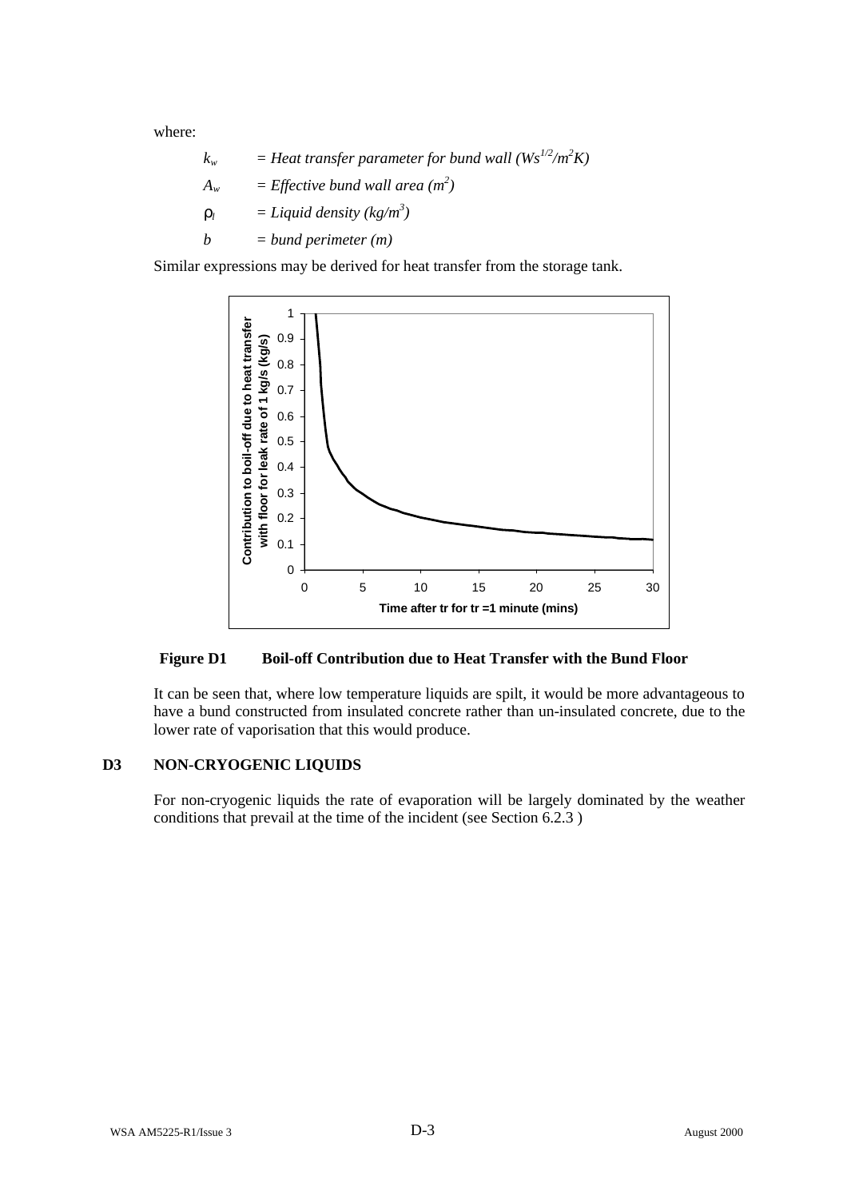where:

$k_w$ = *Heat transfer parameter for bund wall* ($Ws^{1/2}/m^2K$)

$A_w$ = *Effective bund wall area* ($m^2$)

$\rho_l$ = *Liquid density* ($kg/m^3$)

$b$ = *bund perimeter (m)*

Similar expressions may be derived for heat transfer from the storage tank.

**Figure D1 Boil-off Contribution due to Heat Transfer with the Bund Floor**

It can be seen that, where low temperature liquids are spilt, it would be more advantageous to have a bund constructed from insulated concrete rather than un-insulated concrete, due to the lower rate of vaporisation that this would produce.

## D3 NON-CRYOGENIC LIQUIDS

For non-cryogenic liquids the rate of evaporation will be largely dominated by the weather conditions that prevail at the time of the incident (see Section 6.2.3 )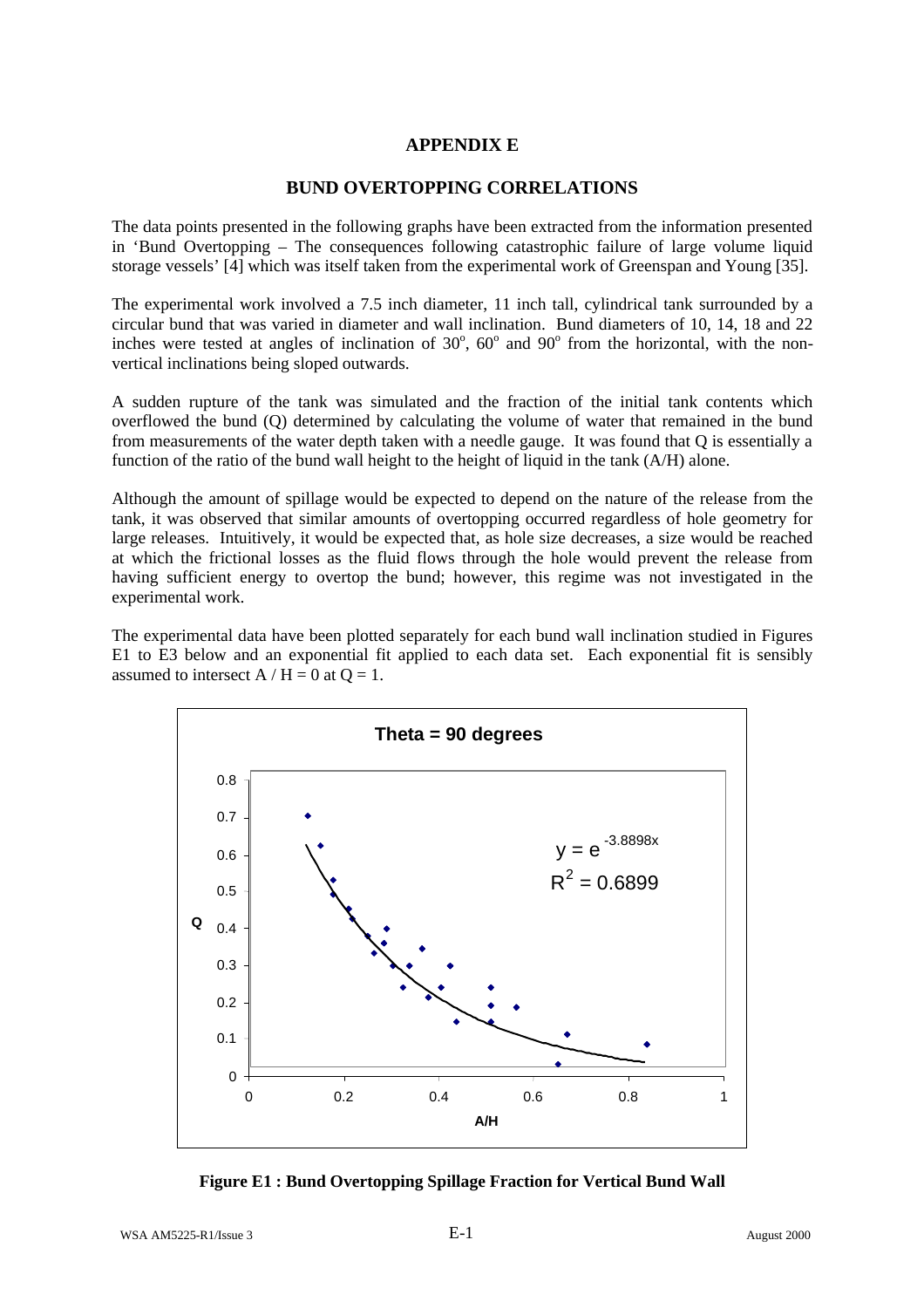# APPENDIX E

## BUND OVERTOPPING CORRELATIONS

The data points presented in the following graphs have been extracted from the information presented in 'Bund Overtopping – The consequences following catastrophic failure of large volume liquid storage vessels' [4] which was itself taken from the experimental work of Greenspan and Young [35].

The experimental work involved a 7.5 inch diameter, 11 inch tall, cylindrical tank surrounded by a circular bund that was varied in diameter and wall inclination. Bund diameters of 10, 14, 18 and 22 inches were tested at angles of inclination of $30^o$, $60^o$ and $90^o$ from the horizontal, with the non-vertical inclinations being sloped outwards.

A sudden rupture of the tank was simulated and the fraction of the initial tank contents which overflowed the bund (Q) determined by calculating the volume of water that remained in the bund from measurements of the water depth taken with a needle gauge. It was found that Q is essentially a function of the ratio of the bund wall height to the height of liquid in the tank (A/H) alone.

Although the amount of spillage would be expected to depend on the nature of the release from the tank, it was observed that similar amounts of overtopping occurred regardless of hole geometry for large releases. Intuitively, it would be expected that, as hole size decreases, a size would be reached at which the frictional losses as the fluid flows through the hole would prevent the release from having sufficient energy to overtop the bund; however, this regime was not investigated in the experimental work.

The experimental data have been plotted separately for each bund wall inclination studied in Figures E1 to E3 below and an exponential fit applied to each data set. Each exponential fit is sensibly assumed to intersect A / H = 0 at Q = 1.

**Theta = 90 degrees**

$y = e^{-3.8898x}$

$R^2 = 0.6899$

(Axes: Q vs A/H)

**Figure E1 : Bund Overtopping Spillage Fraction for Vertical Bund Wall**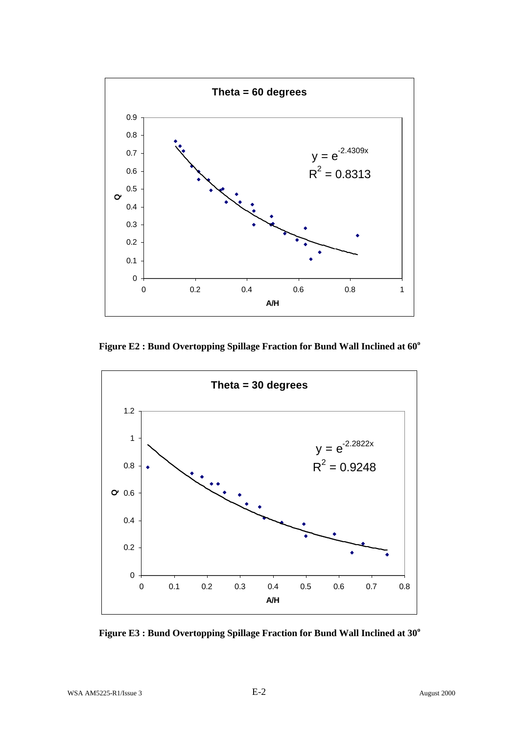Figure E2 : Bund Overtopping Spillage Fraction for Bund Wall Inclined at 60°

Figure E3 : Bund Overtopping Spillage Fraction for Bund Wall Inclined at 30°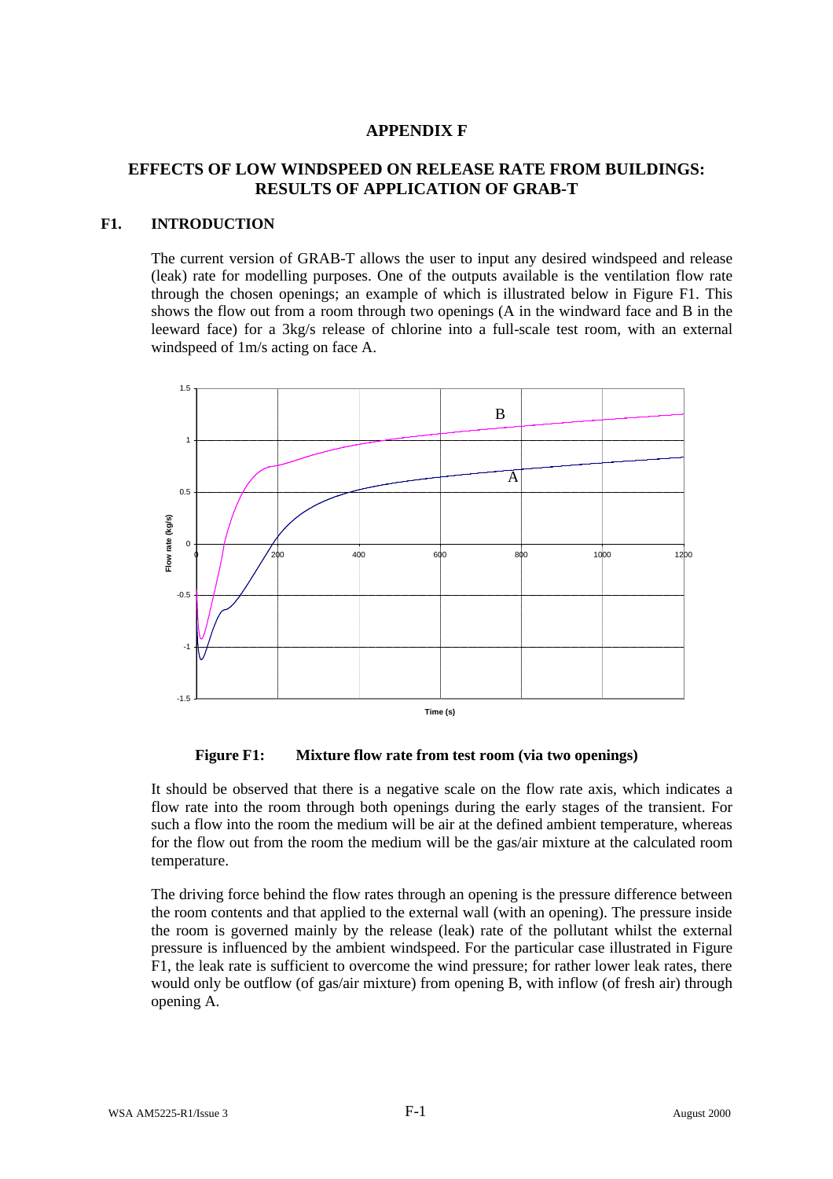# APPENDIX F

## EFFECTS OF LOW WINDSPEED ON RELEASE RATE FROM BUILDINGS: RESULTS OF APPLICATION OF GRAB-T

### F1. INTRODUCTION

The current version of GRAB-T allows the user to input any desired windspeed and release (leak) rate for modelling purposes. One of the outputs available is the ventilation flow rate through the chosen openings; an example of which is illustrated below in Figure F1. This shows the flow out from a room through two openings (A in the windward face and B in the leeward face) for a 3kg/s release of chlorine into a full-scale test room, with an external windspeed of 1m/s acting on face A.

**Figure F1: Mixture flow rate from test room (via two openings)**

It should be observed that there is a negative scale on the flow rate axis, which indicates a flow rate into the room through both openings during the early stages of the transient. For such a flow into the room the medium will be air at the defined ambient temperature, whereas for the flow out from the room the medium will be the gas/air mixture at the calculated room temperature.

The driving force behind the flow rates through an opening is the pressure difference between the room contents and that applied to the external wall (with an opening). The pressure inside the room is governed mainly by the release (leak) rate of the pollutant whilst the external pressure is influenced by the ambient windspeed. For the particular case illustrated in Figure F1, the leak rate is sufficient to overcome the wind pressure; for rather lower leak rates, there would only be outflow (of gas/air mixture) from opening B, with inflow (of fresh air) through opening A.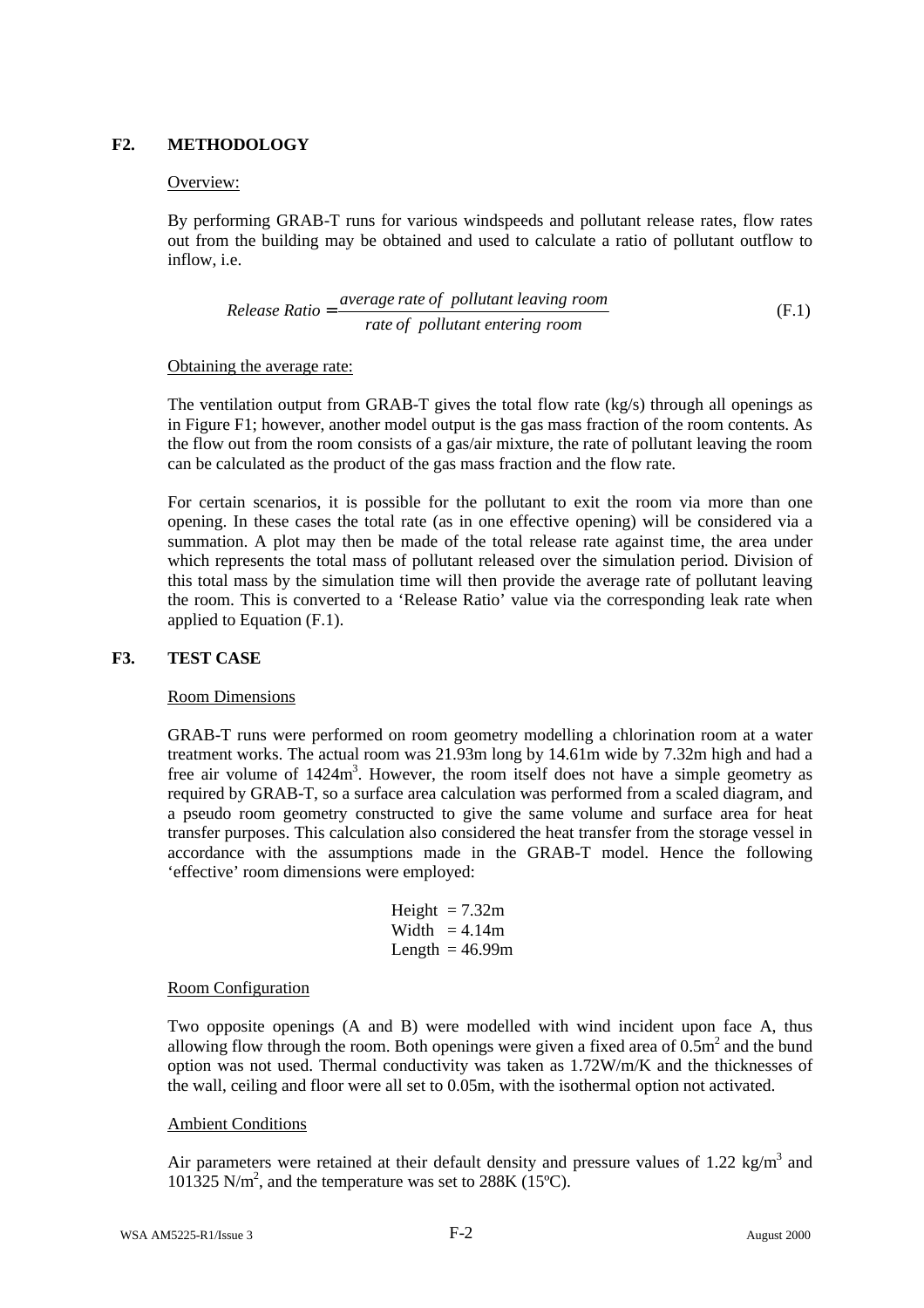## F2. METHODOLOGY

Overview:

By performing GRAB-T runs for various windspeeds and pollutant release rates, flow rates out from the building may be obtained and used to calculate a ratio of pollutant outflow to inflow, i.e.

$$Release\ Ratio = \frac{average\ rate\ of\ \ pollutant\ leaving\ room}{rate\ of\ \ pollutant\ entering\ room} \tag{F.1}$$

Obtaining the average rate:

The ventilation output from GRAB-T gives the total flow rate (kg/s) through all openings as in Figure F1; however, another model output is the gas mass fraction of the room contents. As the flow out from the room consists of a gas/air mixture, the rate of pollutant leaving the room can be calculated as the product of the gas mass fraction and the flow rate.

For certain scenarios, it is possible for the pollutant to exit the room via more than one opening. In these cases the total rate (as in one effective opening) will be considered via a summation. A plot may then be made of the total release rate against time, the area under which represents the total mass of pollutant released over the simulation period. Division of this total mass by the simulation time will then provide the average rate of pollutant leaving the room. This is converted to a 'Release Ratio' value via the corresponding leak rate when applied to Equation (F.1).

## F3. TEST CASE

Room Dimensions

GRAB-T runs were performed on room geometry modelling a chlorination room at a water treatment works. The actual room was 21.93m long by 14.61m wide by 7.32m high and had a free air volume of 1424m$^3$. However, the room itself does not have a simple geometry as required by GRAB-T, so a surface area calculation was performed from a scaled diagram, and a pseudo room geometry constructed to give the same volume and surface area for heat transfer purposes. This calculation also considered the heat transfer from the storage vessel in accordance with the assumptions made in the GRAB-T model. Hence the following 'effective' room dimensions were employed:

Height = 7.32m
Width = 4.14m
Length = 46.99m

Room Configuration

Two opposite openings (A and B) were modelled with wind incident upon face A, thus allowing flow through the room. Both openings were given a fixed area of 0.5m$^2$ and the bund option was not used. Thermal conductivity was taken as 1.72W/m/K and the thicknesses of the wall, ceiling and floor were all set to 0.05m, with the isothermal option not activated.

Ambient Conditions

Air parameters were retained at their default density and pressure values of 1.22 kg/m$^3$ and 101325 N/m$^2$, and the temperature was set to 288K (15ºC).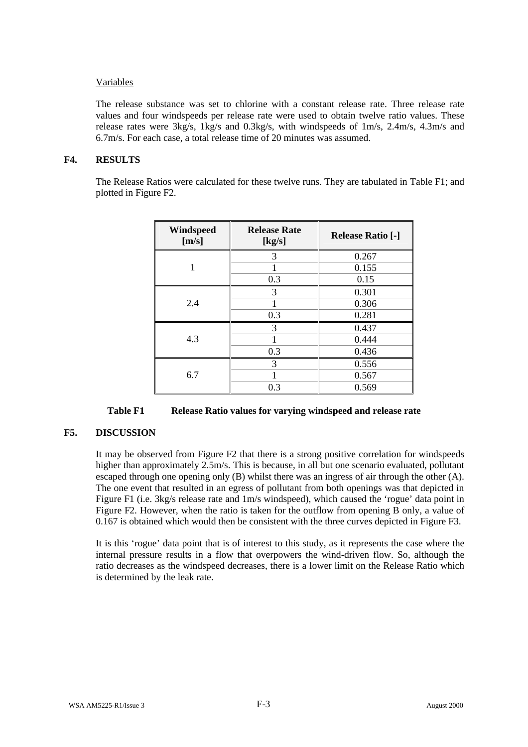Variables

The release substance was set to chlorine with a constant release rate. Three release rate values and four windspeeds per release rate were used to obtain twelve ratio values. These release rates were 3kg/s, 1kg/s and 0.3kg/s, with windspeeds of 1m/s, 2.4m/s, 4.3m/s and 6.7m/s. For each case, a total release time of 20 minutes was assumed.

## F4. RESULTS

The Release Ratios were calculated for these twelve runs. They are tabulated in Table F1; and plotted in Figure F2.

| Windspeed [m/s] | Release Rate [kg/s] | Release Ratio [-] |
|---|---|---|
| 1 | 3 | 0.267 |
| | 1 | 0.155 |
| | 0.3 | 0.15 |
| 2.4 | 3 | 0.301 |
| | 1 | 0.306 |
| | 0.3 | 0.281 |
| 4.3 | 3 | 0.437 |
| | 1 | 0.444 |
| | 0.3 | 0.436 |
| 6.7 | 3 | 0.556 |
| | 1 | 0.567 |
| | 0.3 | 0.569 |

**Table F1 Release Ratio values for varying windspeed and release rate**

## F5. DISCUSSION

It may be observed from Figure F2 that there is a strong positive correlation for windspeeds higher than approximately 2.5m/s. This is because, in all but one scenario evaluated, pollutant escaped through one opening only (B) whilst there was an ingress of air through the other (A). The one event that resulted in an egress of pollutant from both openings was that depicted in Figure F1 (i.e. 3kg/s release rate and 1m/s windspeed), which caused the 'rogue' data point in Figure F2. However, when the ratio is taken for the outflow from opening B only, a value of 0.167 is obtained which would then be consistent with the three curves depicted in Figure F3.

It is this 'rogue' data point that is of interest to this study, as it represents the case where the internal pressure results in a flow that overpowers the wind-driven flow. So, although the ratio decreases as the windspeed decreases, there is a lower limit on the Release Ratio which is determined by the leak rate.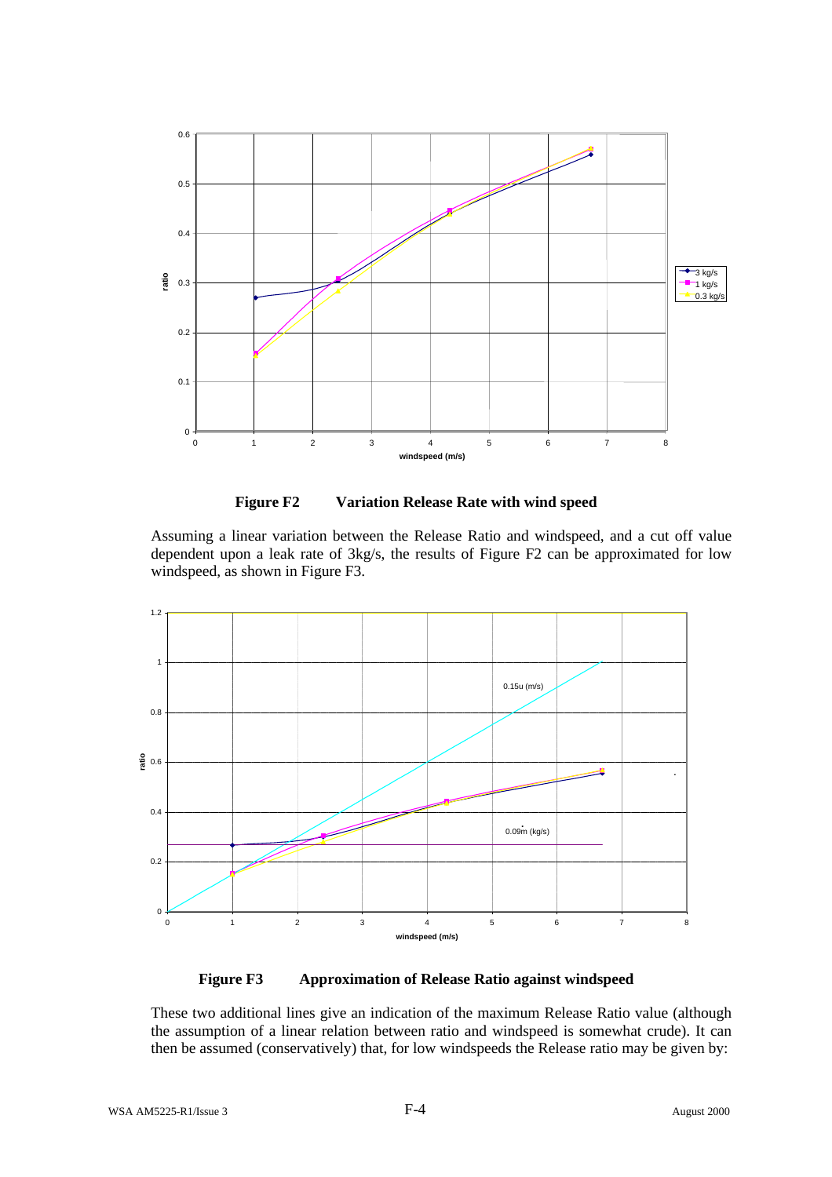**Figure F2 Variation Release Rate with wind speed**

Assuming a linear variation between the Release Ratio and windspeed, and a cut off value dependent upon a leak rate of 3kg/s, the results of Figure F2 can be approximated for low windspeed, as shown in Figure F3.

**Figure F3 Approximation of Release Ratio against windspeed**

These two additional lines give an indication of the maximum Release Ratio value (although the assumption of a linear relation between ratio and windspeed is somewhat crude). It can then be assumed (conservatively) that, for low windspeeds the Release ratio may be given by: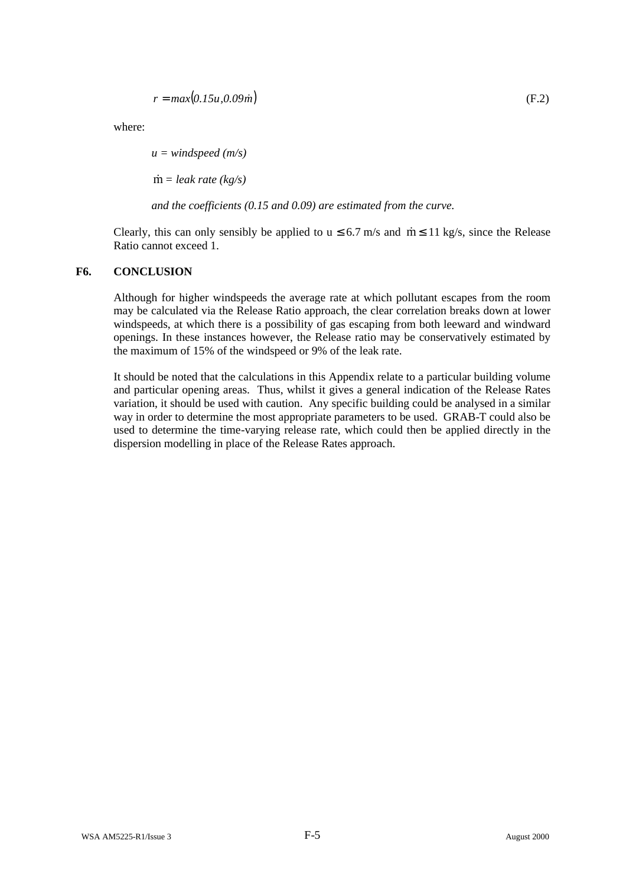$$r = max(0.15u, 0.09\dot{m}) \tag{F.2}$$

where:

*u = windspeed (m/s)*

$\dot{m}$ = *leak rate (kg/s)*

*and the coefficients (0.15 and 0.09) are estimated from the curve.*

Clearly, this can only sensibly be applied to $u \leq 6.7$ m/s and $\dot{m} \leq 11$ kg/s, since the Release Ratio cannot exceed 1.

## F6. CONCLUSION

Although for higher windspeeds the average rate at which pollutant escapes from the room may be calculated via the Release Ratio approach, the clear correlation breaks down at lower windspeeds, at which there is a possibility of gas escaping from both leeward and windward openings. In these instances however, the Release ratio may be conservatively estimated by the maximum of 15% of the windspeed or 9% of the leak rate.

It should be noted that the calculations in this Appendix relate to a particular building volume and particular opening areas. Thus, whilst it gives a general indication of the Release Rates variation, it should be used with caution. Any specific building could be analysed in a similar way in order to determine the most appropriate parameters to be used. GRAB-T could also be used to determine the time-varying release rate, which could then be applied directly in the dispersion modelling in place of the Release Rates approach.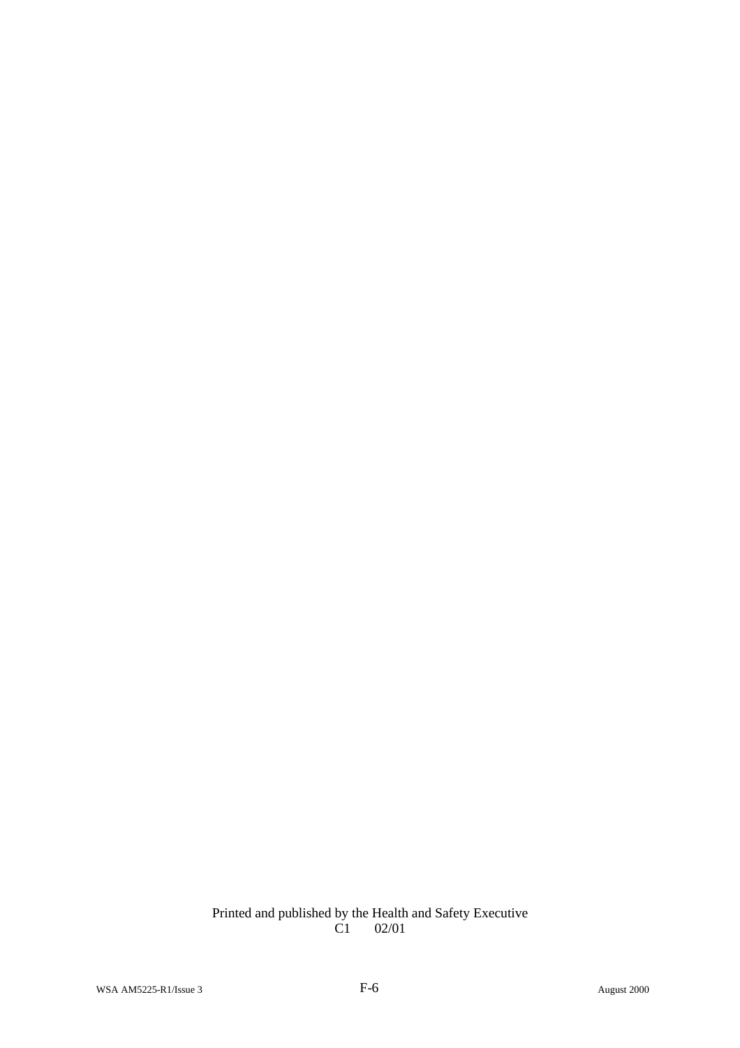Printed and published by the Health and Safety Executive
C1 02/01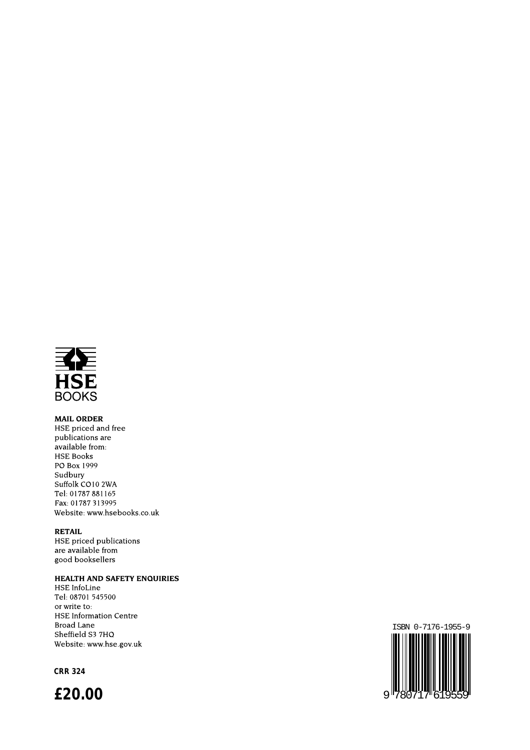HSE
BOOKS

**MAIL ORDER**
HSE priced and free
publications are
available from:
HSE Books
PO Box 1999
Sudbury
Suffolk CO10 2WA
Tel: 01787 881165
Fax: 01787 313995
Website: www.hsebooks.co.uk

**RETAIL**
HSE priced publications
are available from
good booksellers

**HEALTH AND SAFETY ENQUIRIES**
HSE InfoLine
Tel: 08701 545500
or write to:
HSE Information Centre
Broad Lane
Sheffield S3 7HQ
Website: www.hse.gov.uk

**CRR 324**

**£20.00**

ISBN 0-7176-1955-9

9 780717 619559